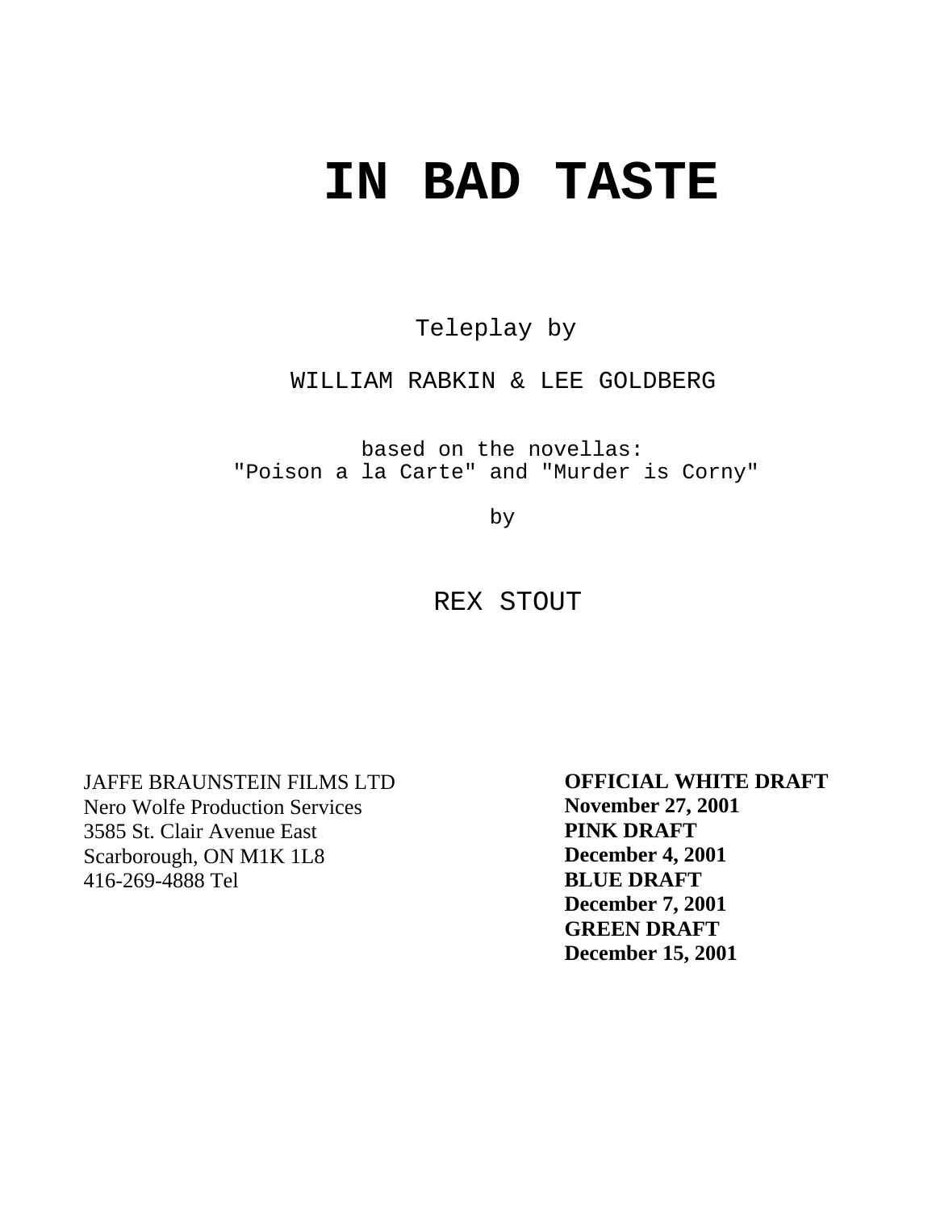# IN BAD TASTE

Teleplay by

WILLIAM RABKIN & LEE GOLDBERG

based on the novellas:
"Poison a la Carte" and "Murder is Corny"

by

REX STOUT

JAFFE BRAUNSTEIN FILMS LTD
Nero Wolfe Production Services
3585 St. Clair Avenue East
Scarborough, ON M1K 1L8
416-269-4888 Tel

**OFFICIAL WHITE DRAFT**
**November 27, 2001**
**PINK DRAFT**
**December 4, 2001**
**BLUE DRAFT**
**December 7, 2001**
**GREEN DRAFT**
**December 15, 2001**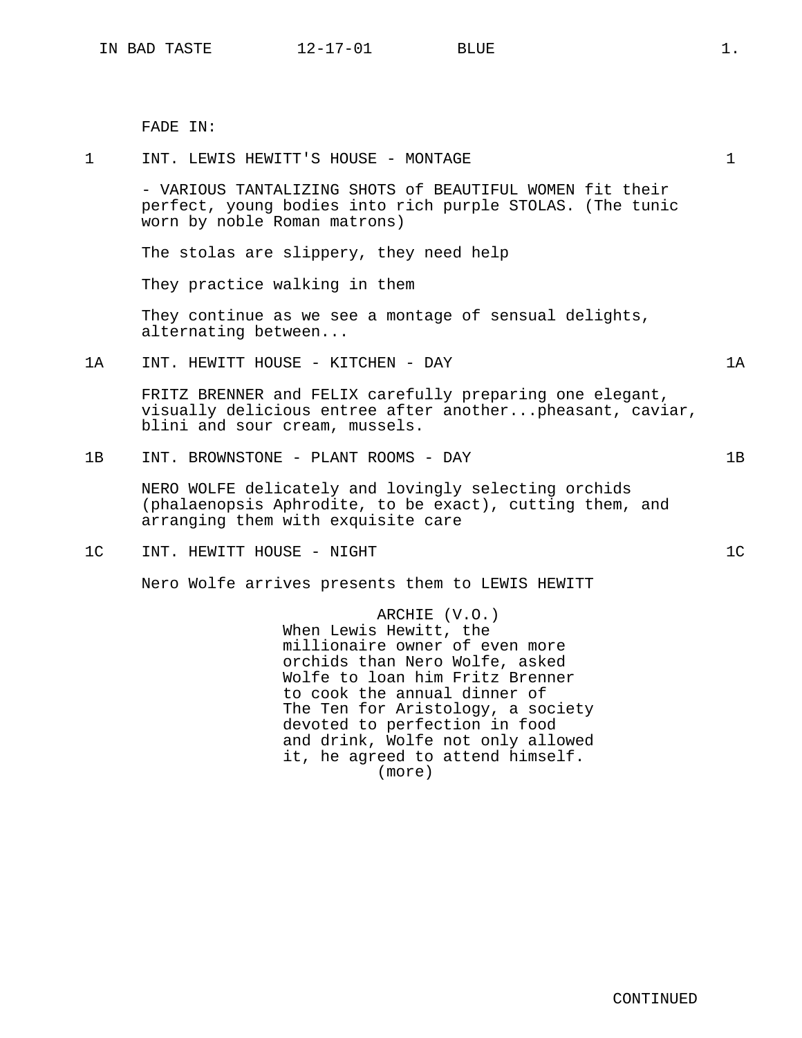FADE IN:

1 INT. LEWIS HEWITT'S HOUSE - MONTAGE 1

- VARIOUS TANTALIZING SHOTS of BEAUTIFUL WOMEN fit their perfect, young bodies into rich purple STOLAS. (The tunic worn by noble Roman matrons)

The stolas are slippery, they need help

They practice walking in them

They continue as we see a montage of sensual delights, alternating between...

1A INT. HEWITT HOUSE - KITCHEN - DAY 1A

FRITZ BRENNER and FELIX carefully preparing one elegant, visually delicious entree after another...pheasant, caviar, blini and sour cream, mussels.

1B INT. BROWNSTONE - PLANT ROOMS - DAY 1B

NERO WOLFE delicately and lovingly selecting orchids (phalaenopsis Aphrodite, to be exact), cutting them, and arranging them with exquisite care

1C INT. HEWITT HOUSE - NIGHT 1C

Nero Wolfe arrives presents them to LEWIS HEWITT

ARCHIE (V.O.)
When Lewis Hewitt, the millionaire owner of even more orchids than Nero Wolfe, asked Wolfe to loan him Fritz Brenner to cook the annual dinner of The Ten for Aristology, a society devoted to perfection in food and drink, Wolfe not only allowed it, he agreed to attend himself.
(more)

CONTINUED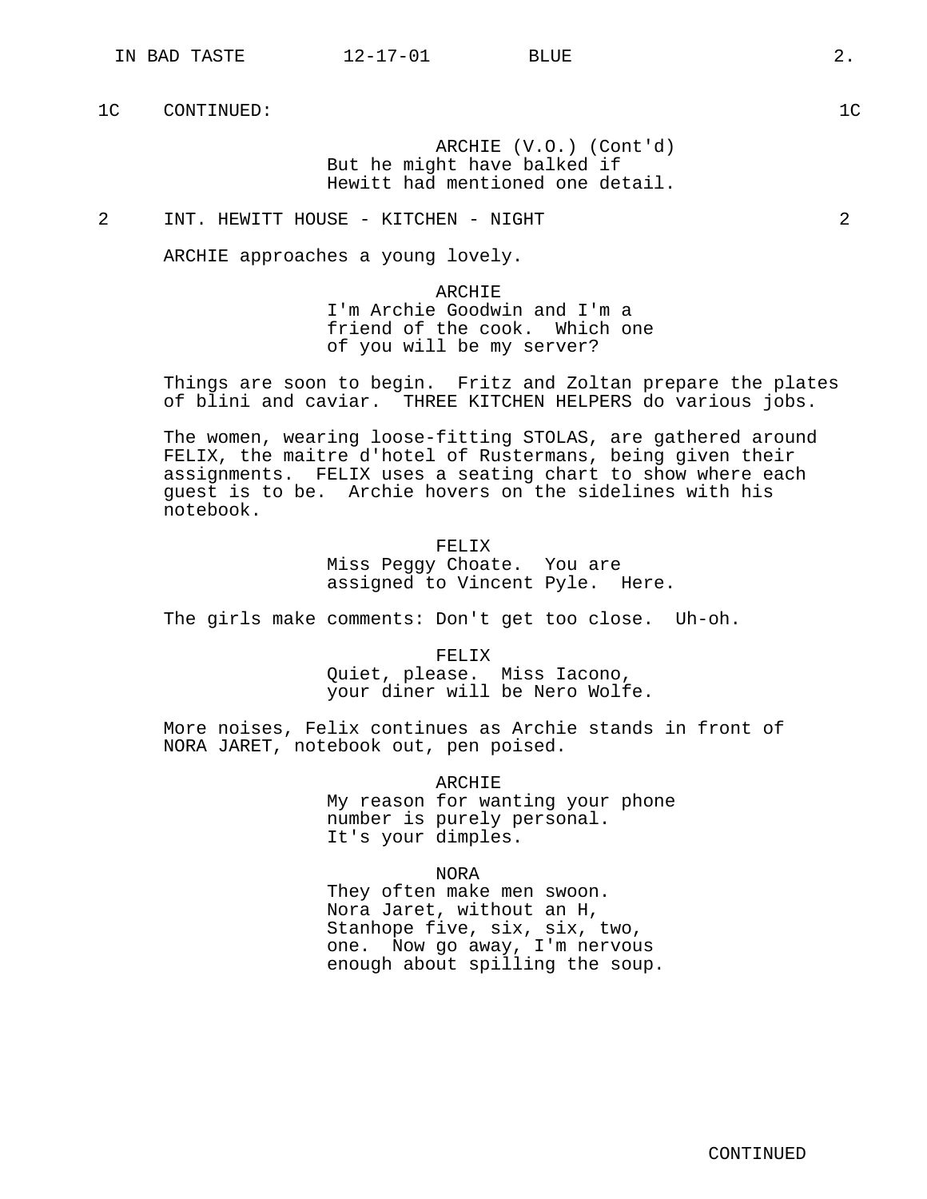1C CONTINUED: 1C

ARCHIE (V.O.) (Cont'd)
But he might have balked if
Hewitt had mentioned one detail.

2 INT. HEWITT HOUSE - KITCHEN - NIGHT 2

ARCHIE approaches a young lovely.

ARCHIE
I'm Archie Goodwin and I'm a
friend of the cook. Which one
of you will be my server?

Things are soon to begin. Fritz and Zoltan prepare the plates of blini and caviar. THREE KITCHEN HELPERS do various jobs.

The women, wearing loose-fitting STOLAS, are gathered around FELIX, the maitre d'hotel of Rustermans, being given their assignments. FELIX uses a seating chart to show where each guest is to be. Archie hovers on the sidelines with his notebook.

FELIX
Miss Peggy Choate. You are
assigned to Vincent Pyle. Here.

The girls make comments: Don't get too close. Uh-oh.

FELIX
Quiet, please. Miss Iacono,
your diner will be Nero Wolfe.

More noises, Felix continues as Archie stands in front of NORA JARET, notebook out, pen poised.

ARCHIE
My reason for wanting your phone
number is purely personal.
It's your dimples.

NORA
They often make men swoon.
Nora Jaret, without an H,
Stanhope five, six, six, two,
one. Now go away, I'm nervous
enough about spilling the soup.

CONTINUED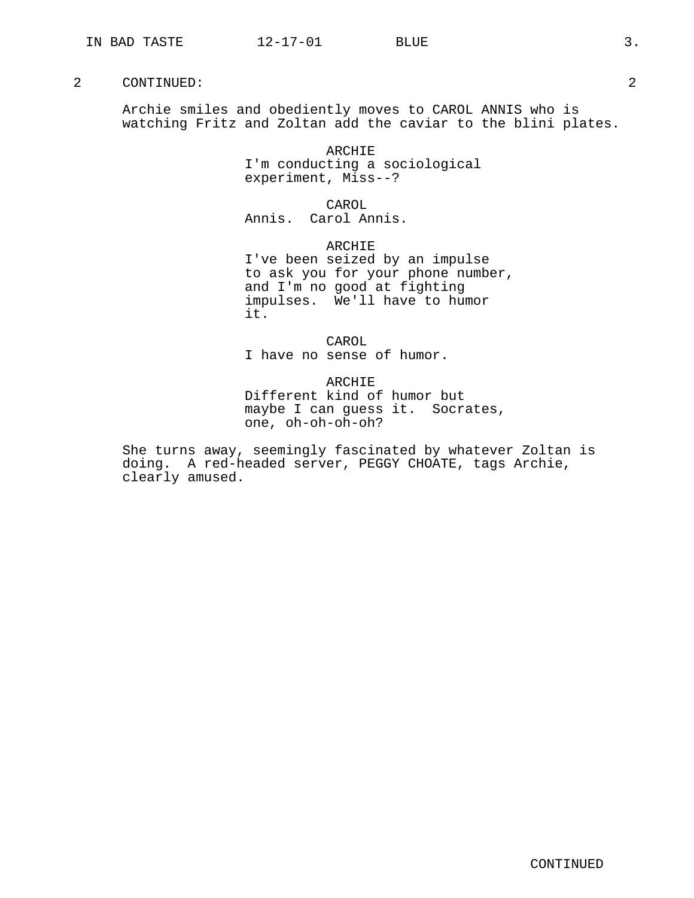2 CONTINUED: 2

Archie smiles and obediently moves to CAROL ANNIS who is watching Fritz and Zoltan add the caviar to the blini plates.

ARCHIE
I'm conducting a sociological experiment, Miss--?

CAROL
Annis. Carol Annis.

ARCHIE
I've been seized by an impulse to ask you for your phone number, and I'm no good at fighting impulses. We'll have to humor it.

CAROL
I have no sense of humor.

ARCHIE
Different kind of humor but maybe I can guess it. Socrates, one, oh-oh-oh-oh?

She turns away, seemingly fascinated by whatever Zoltan is doing. A red-headed server, PEGGY CHOATE, tags Archie, clearly amused.

CONTINUED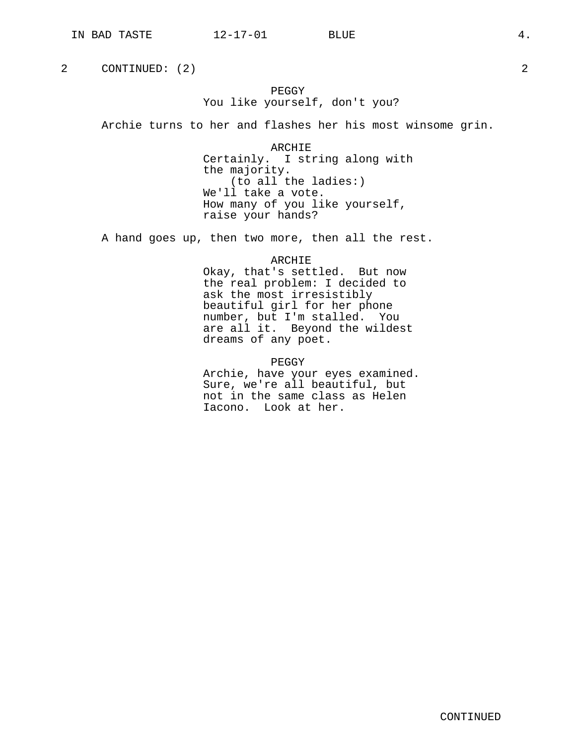2 CONTINUED: (2) 2

PEGGY
You like yourself, don't you?

Archie turns to her and flashes her his most winsome grin.

ARCHIE
Certainly. I string along with the majority.
(to all the ladies:)
We'll take a vote.
How many of you like yourself, raise your hands?

A hand goes up, then two more, then all the rest.

ARCHIE
Okay, that's settled. But now the real problem: I decided to ask the most irresistibly beautiful girl for her phone number, but I'm stalled. You are all it. Beyond the wildest dreams of any poet.

PEGGY
Archie, have your eyes examined. Sure, we're all beautiful, but not in the same class as Helen Iacono. Look at her.

CONTINUED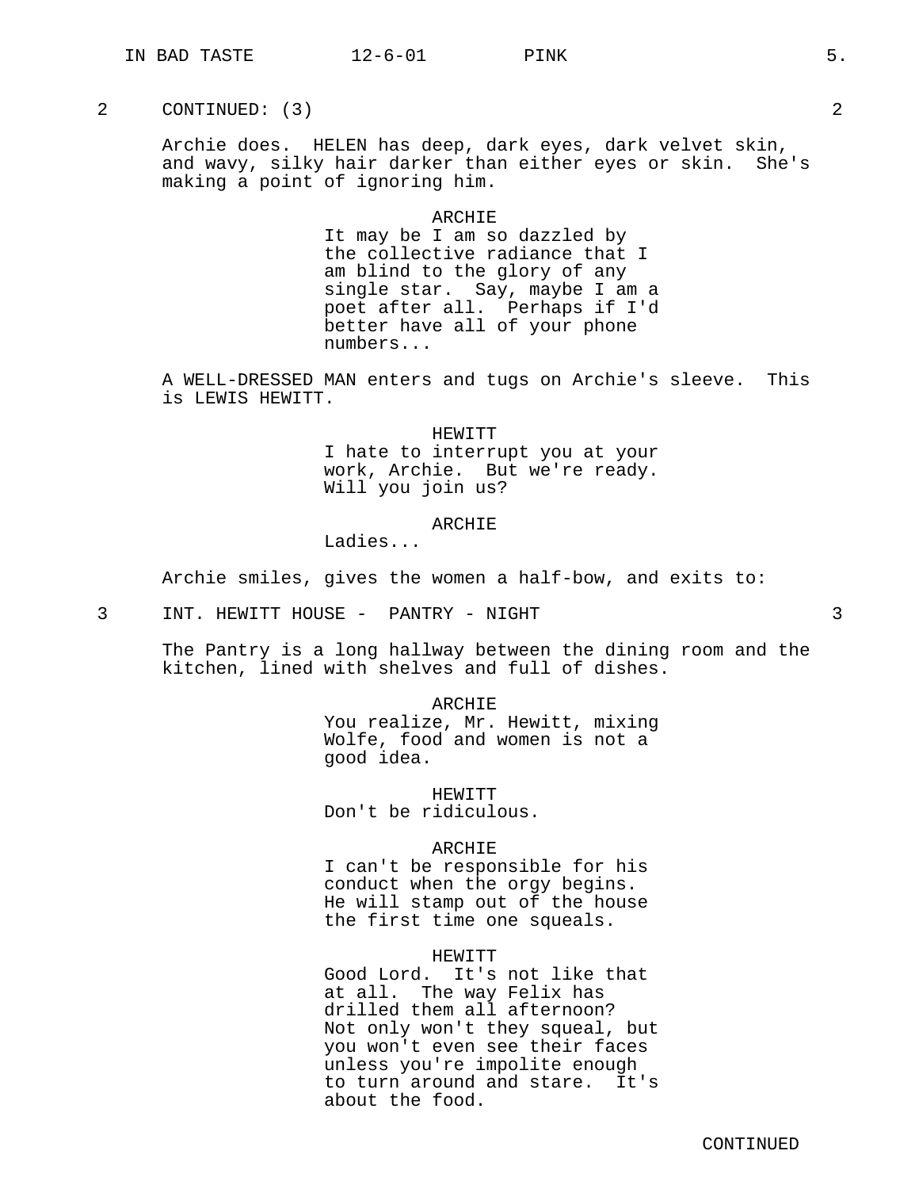2 CONTINUED: (3) 2

Archie does. HELEN has deep, dark eyes, dark velvet skin, and wavy, silky hair darker than either eyes or skin. She's making a point of ignoring him.

ARCHIE
It may be I am so dazzled by the collective radiance that I am blind to the glory of any single star. Say, maybe I am a poet after all. Perhaps if I'd better have all of your phone numbers...

A WELL-DRESSED MAN enters and tugs on Archie's sleeve. This is LEWIS HEWITT.

HEWITT
I hate to interrupt you at your work, Archie. But we're ready. Will you join us?

ARCHIE
Ladies...

Archie smiles, gives the women a half-bow, and exits to:

3 INT. HEWITT HOUSE - PANTRY - NIGHT 3

The Pantry is a long hallway between the dining room and the kitchen, lined with shelves and full of dishes.

ARCHIE
You realize, Mr. Hewitt, mixing Wolfe, food and women is not a good idea.

HEWITT
Don't be ridiculous.

ARCHIE
I can't be responsible for his conduct when the orgy begins. He will stamp out of the house the first time one squeals.

HEWITT
Good Lord. It's not like that at all. The way Felix has drilled them all afternoon? Not only won't they squeal, but you won't even see their faces unless you're impolite enough to turn around and stare. It's about the food.

CONTINUED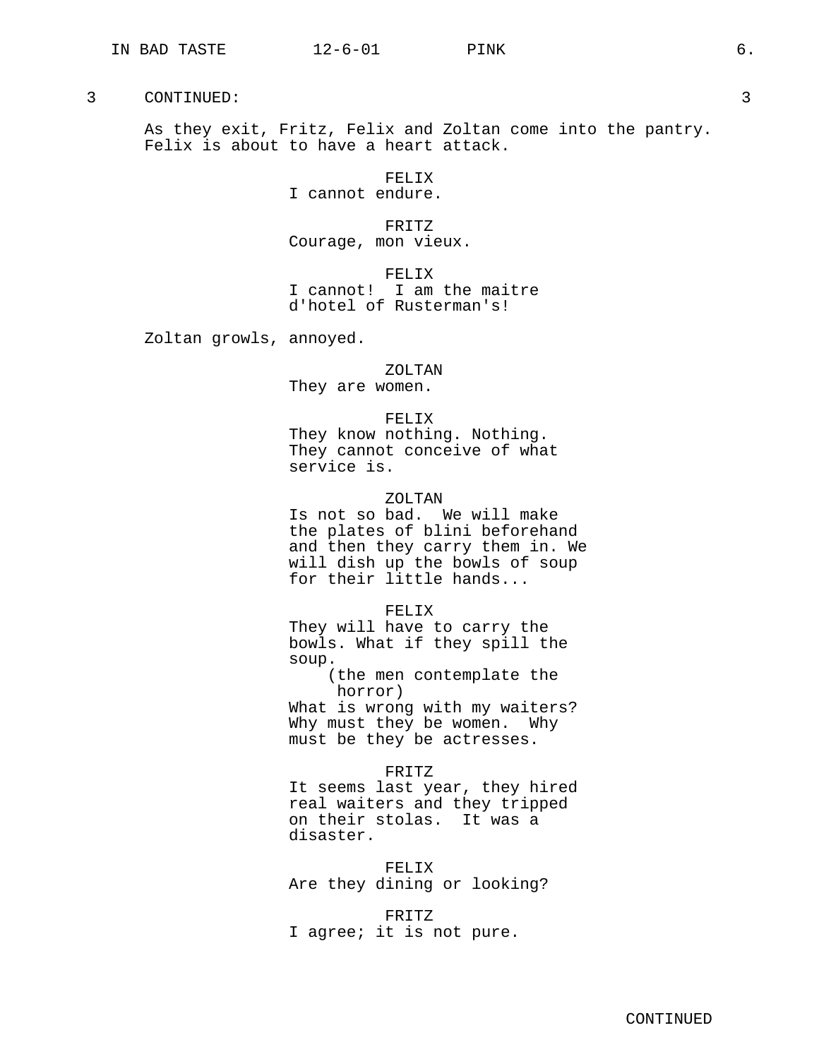3 CONTINUED: 3

As they exit, Fritz, Felix and Zoltan come into the pantry. Felix is about to have a heart attack.

FELIX
I cannot endure.

FRITZ
Courage, mon vieux.

FELIX
I cannot! I am the maitre d'hotel of Rusterman's!

Zoltan growls, annoyed.

ZOLTAN
They are women.

FELIX
They know nothing. Nothing. They cannot conceive of what service is.

ZOLTAN
Is not so bad. We will make the plates of blini beforehand and then they carry them in. We will dish up the bowls of soup for their little hands...

FELIX
They will have to carry the bowls. What if they spill the soup.
(the men contemplate the horror)
What is wrong with my waiters? Why must they be women. Why must be they be actresses.

FRITZ
It seems last year, they hired real waiters and they tripped on their stolas. It was a disaster.

FELIX
Are they dining or looking?

FRITZ
I agree; it is not pure.

CONTINUED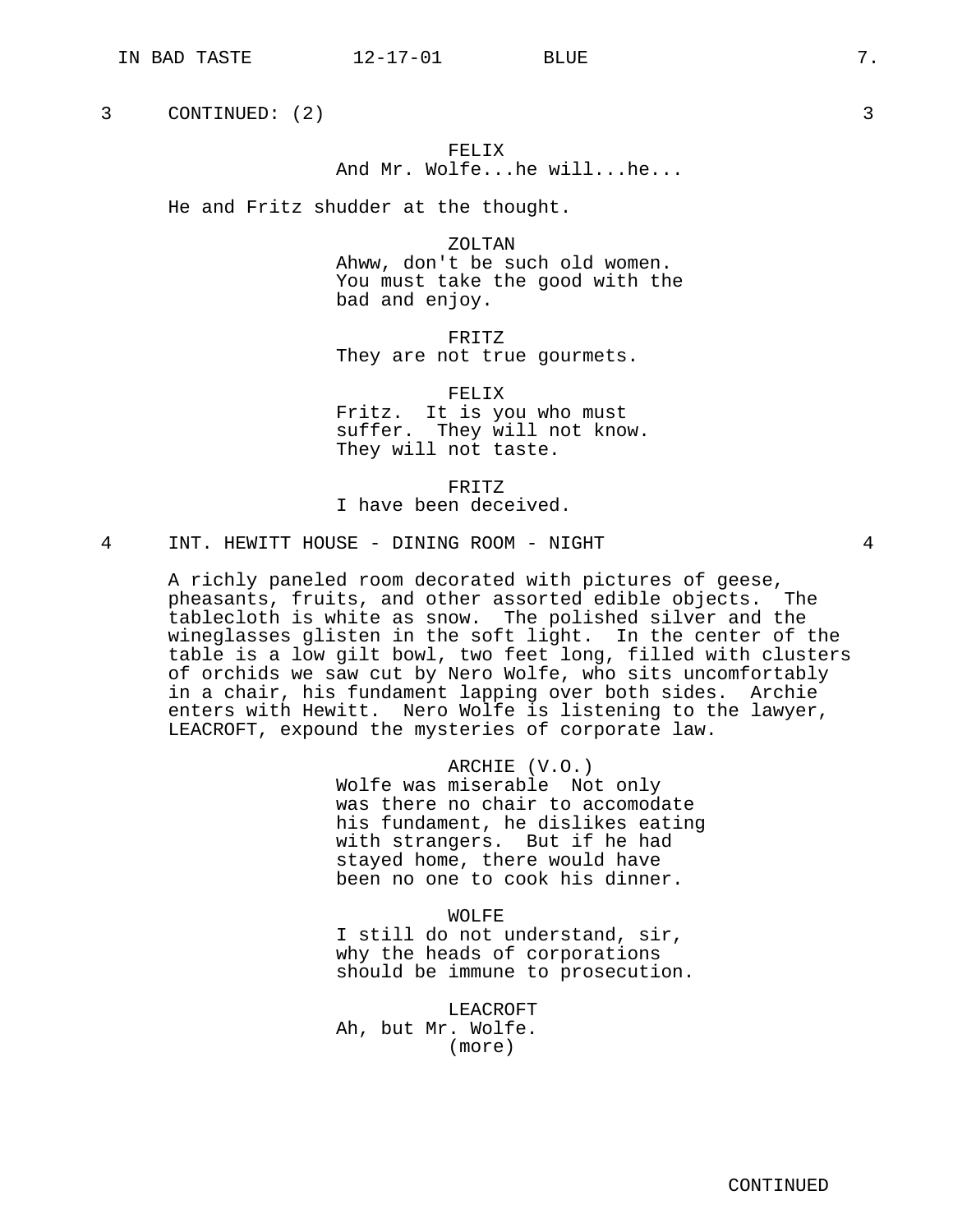3 CONTINUED: (2) 3

FELIX
And Mr. Wolfe...he will...he...

He and Fritz shudder at the thought.

ZOLTAN
Ahww, don't be such old women. You must take the good with the bad and enjoy.

FRITZ
They are not true gourmets.

FELIX
Fritz. It is you who must suffer. They will not know. They will not taste.

FRITZ
I have been deceived.

4 INT. HEWITT HOUSE - DINING ROOM - NIGHT 4

A richly paneled room decorated with pictures of geese, pheasants, fruits, and other assorted edible objects. The tablecloth is white as snow. The polished silver and the wineglasses glisten in the soft light. In the center of the table is a low gilt bowl, two feet long, filled with clusters of orchids we saw cut by Nero Wolfe, who sits uncomfortably in a chair, his fundament lapping over both sides. Archie enters with Hewitt. Nero Wolfe is listening to the lawyer, LEACROFT, expound the mysteries of corporate law.

ARCHIE (V.O.)
Wolfe was miserable Not only was there no chair to accomodate his fundament, he dislikes eating with strangers. But if he had stayed home, there would have been no one to cook his dinner.

WOLFE
I still do not understand, sir, why the heads of corporations should be immune to prosecution.

LEACROFT
Ah, but Mr. Wolfe.
(more)

CONTINUED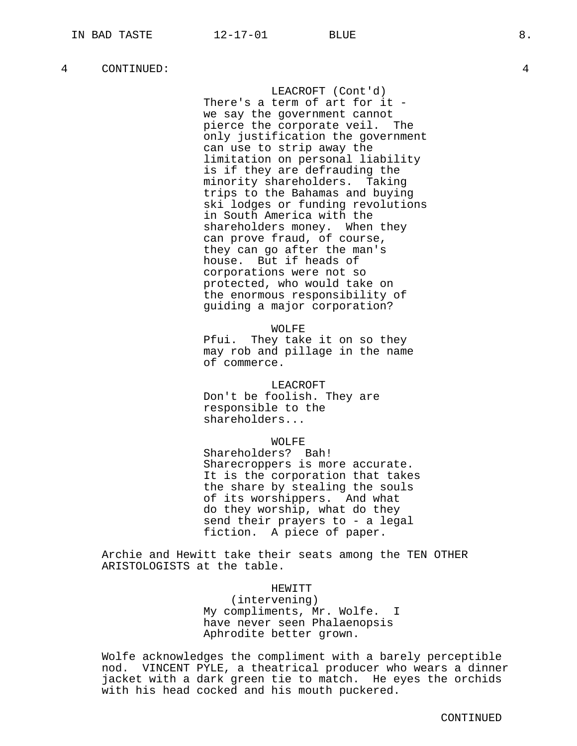4 CONTINUED: 4

LEACROFT (Cont'd)
There's a term of art for it - we say the government cannot pierce the corporate veil. The only justification the government can use to strip away the limitation on personal liability is if they are defrauding the minority shareholders. Taking trips to the Bahamas and buying ski lodges or funding revolutions in South America with the shareholders money. When they can prove fraud, of course, they can go after the man's house. But if heads of corporations were not so protected, who would take on the enormous responsibility of guiding a major corporation?

WOLFE
Pfui. They take it on so they may rob and pillage in the name of commerce.

LEACROFT
Don't be foolish. They are responsible to the shareholders...

WOLFE
Shareholders? Bah! Sharecroppers is more accurate. It is the corporation that takes the share by stealing the souls of its worshippers. And what do they worship, what do they send their prayers to - a legal fiction. A piece of paper.

Archie and Hewitt take their seats among the TEN OTHER ARISTOLOGISTS at the table.

HEWITT
(intervening)
My compliments, Mr. Wolfe. I have never seen Phalaenopsis Aphrodite better grown.

Wolfe acknowledges the compliment with a barely perceptible nod. VINCENT PYLE, a theatrical producer who wears a dinner jacket with a dark green tie to match. He eyes the orchids with his head cocked and his mouth puckered.

CONTINUED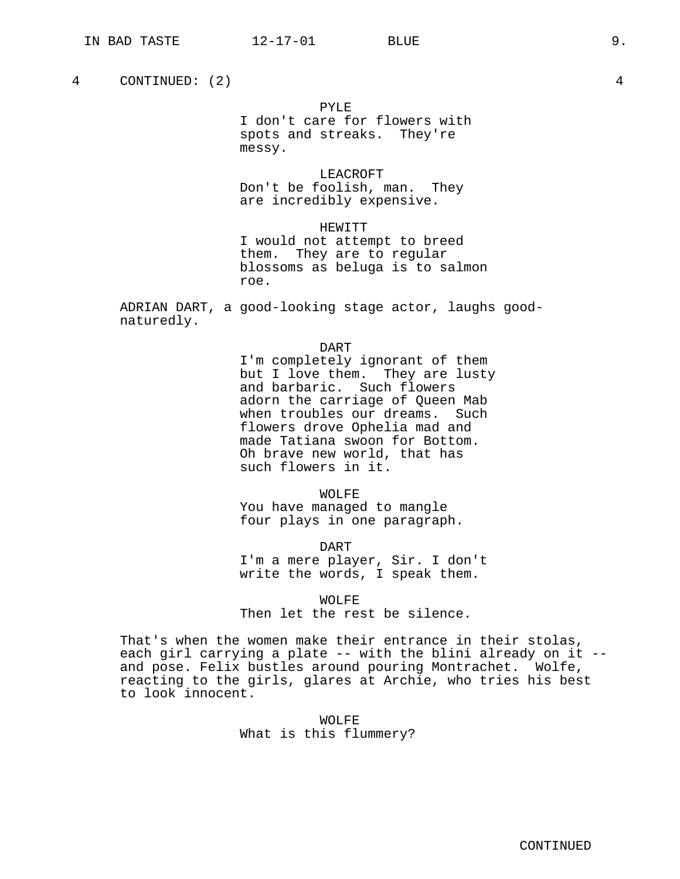4 CONTINUED: (2) 4

PYLE
I don't care for flowers with spots and streaks. They're messy.

LEACROFT
Don't be foolish, man. They are incredibly expensive.

HEWITT
I would not attempt to breed them. They are to regular blossoms as beluga is to salmon roe.

ADRIAN DART, a good-looking stage actor, laughs good-naturedly.

DART
I'm completely ignorant of them but I love them. They are lusty and barbaric. Such flowers adorn the carriage of Queen Mab when troubles our dreams. Such flowers drove Ophelia mad and made Tatiana swoon for Bottom. Oh brave new world, that has such flowers in it.

WOLFE
You have managed to mangle four plays in one paragraph.

DART
I'm a mere player, Sir. I don't write the words, I speak them.

WOLFE
Then let the rest be silence.

That's when the women make their entrance in their stolas, each girl carrying a plate -- with the blini already on it -- and pose. Felix bustles around pouring Montrachet. Wolfe, reacting to the girls, glares at Archie, who tries his best to look innocent.

WOLFE
What is this flummery?

CONTINUED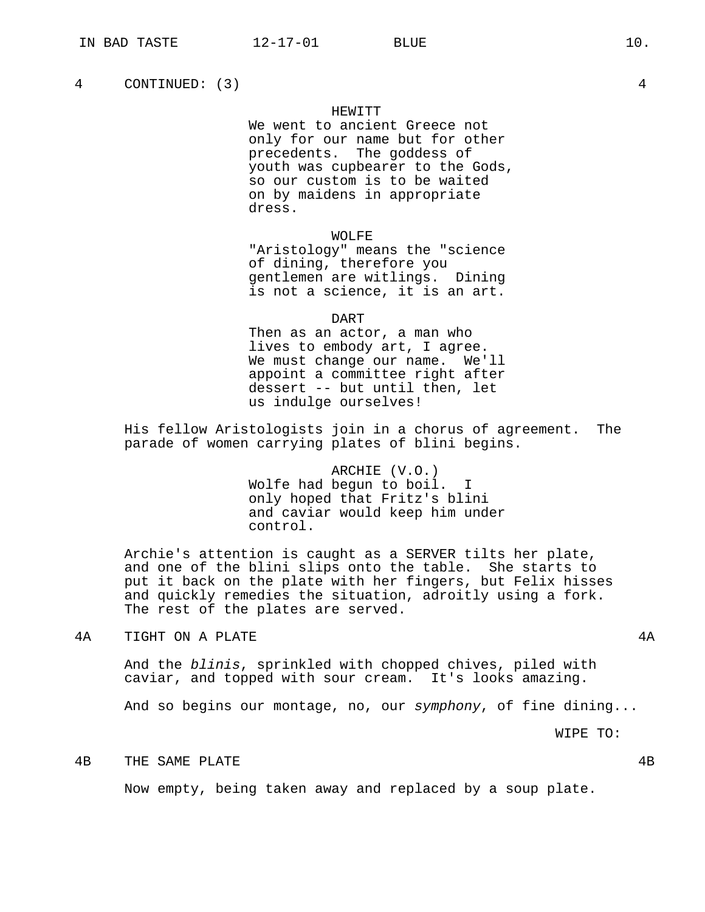4 CONTINUED: (3) 4

HEWITT
We went to ancient Greece not only for our name but for other precedents. The goddess of youth was cupbearer to the Gods, so our custom is to be waited on by maidens in appropriate dress.

WOLFE
"Aristology" means the "science of dining, therefore you gentlemen are witlings. Dining is not a science, it is an art.

DART
Then as an actor, a man who lives to embody art, I agree. We must change our name. We'll appoint a committee right after dessert -- but until then, let us indulge ourselves!

His fellow Aristologists join in a chorus of agreement. The parade of women carrying plates of blini begins.

ARCHIE (V.O.)
Wolfe had begun to boil. I only hoped that Fritz's blini and caviar would keep him under control.

Archie's attention is caught as a SERVER tilts her plate, and one of the blini slips onto the table. She starts to put it back on the plate with her fingers, but Felix hisses and quickly remedies the situation, adroitly using a fork. The rest of the plates are served.

4A TIGHT ON A PLATE 4A

And the *blinis*, sprinkled with chopped chives, piled with caviar, and topped with sour cream. It's looks amazing.

And so begins our montage, no, our *symphony*, of fine dining...

WIPE TO:

4B THE SAME PLATE 4B

Now empty, being taken away and replaced by a soup plate.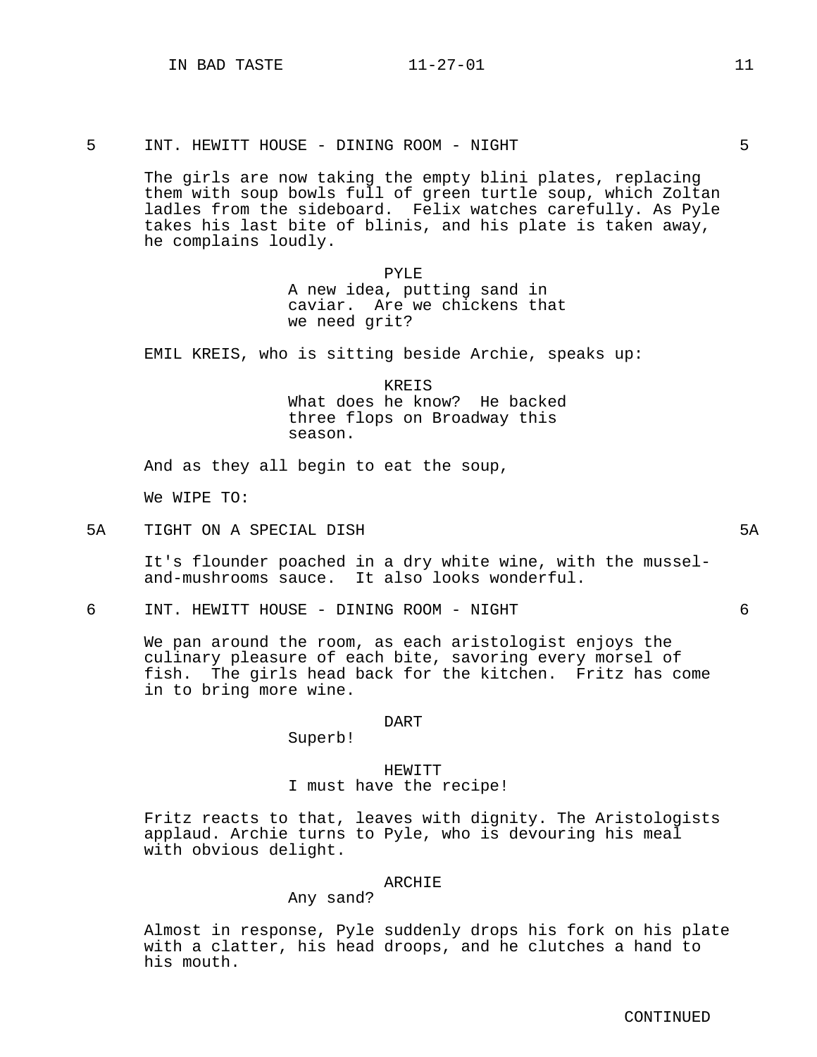5 INT. HEWITT HOUSE - DINING ROOM - NIGHT 5

The girls are now taking the empty blini plates, replacing them with soup bowls full of green turtle soup, which Zoltan ladles from the sideboard. Felix watches carefully. As Pyle takes his last bite of blinis, and his plate is taken away, he complains loudly.

PYLE
A new idea, putting sand in caviar. Are we chickens that we need grit?

EMIL KREIS, who is sitting beside Archie, speaks up:

KREIS
What does he know? He backed three flops on Broadway this season.

And as they all begin to eat the soup,

We WIPE TO:

5A TIGHT ON A SPECIAL DISH 5A

It's flounder poached in a dry white wine, with the mussel-and-mushrooms sauce. It also looks wonderful.

6 INT. HEWITT HOUSE - DINING ROOM - NIGHT 6

We pan around the room, as each aristologist enjoys the culinary pleasure of each bite, savoring every morsel of fish. The girls head back for the kitchen. Fritz has come in to bring more wine.

DART
Superb!

HEWITT
I must have the recipe!

Fritz reacts to that, leaves with dignity. The Aristologists applaud. Archie turns to Pyle, who is devouring his meal with obvious delight.

ARCHIE
Any sand?

Almost in response, Pyle suddenly drops his fork on his plate with a clatter, his head droops, and he clutches a hand to his mouth.

CONTINUED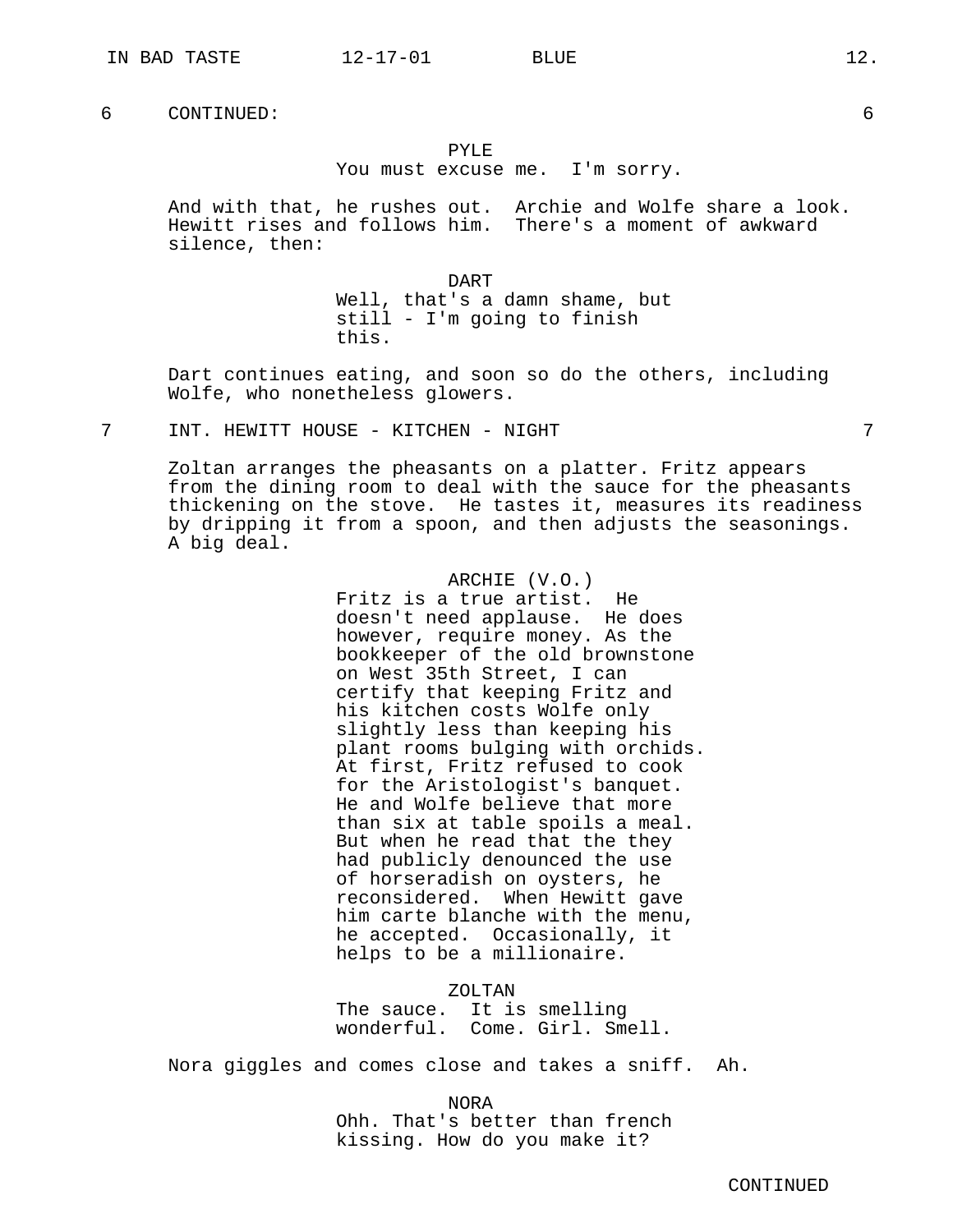6 CONTINUED: 6

PYLE
You must excuse me. I'm sorry.

And with that, he rushes out. Archie and Wolfe share a look. Hewitt rises and follows him. There's a moment of awkward silence, then:

DART
Well, that's a damn shame, but still - I'm going to finish this.

Dart continues eating, and soon so do the others, including Wolfe, who nonetheless glowers.

7 INT. HEWITT HOUSE - KITCHEN - NIGHT 7

Zoltan arranges the pheasants on a platter. Fritz appears from the dining room to deal with the sauce for the pheasants thickening on the stove. He tastes it, measures its readiness by dripping it from a spoon, and then adjusts the seasonings. A big deal.

ARCHIE (V.O.)
Fritz is a true artist. He doesn't need applause. He does however, require money. As the bookkeeper of the old brownstone on West 35th Street, I can certify that keeping Fritz and his kitchen costs Wolfe only slightly less than keeping his plant rooms bulging with orchids. At first, Fritz refused to cook for the Aristologist's banquet. He and Wolfe believe that more than six at table spoils a meal. But when he read that the they had publicly denounced the use of horseradish on oysters, he reconsidered. When Hewitt gave him carte blanche with the menu, he accepted. Occasionally, it helps to be a millionaire.

ZOLTAN
The sauce. It is smelling wonderful. Come. Girl. Smell.

Nora giggles and comes close and takes a sniff. Ah.

NORA
Ohh. That's better than french kissing. How do you make it?

CONTINUED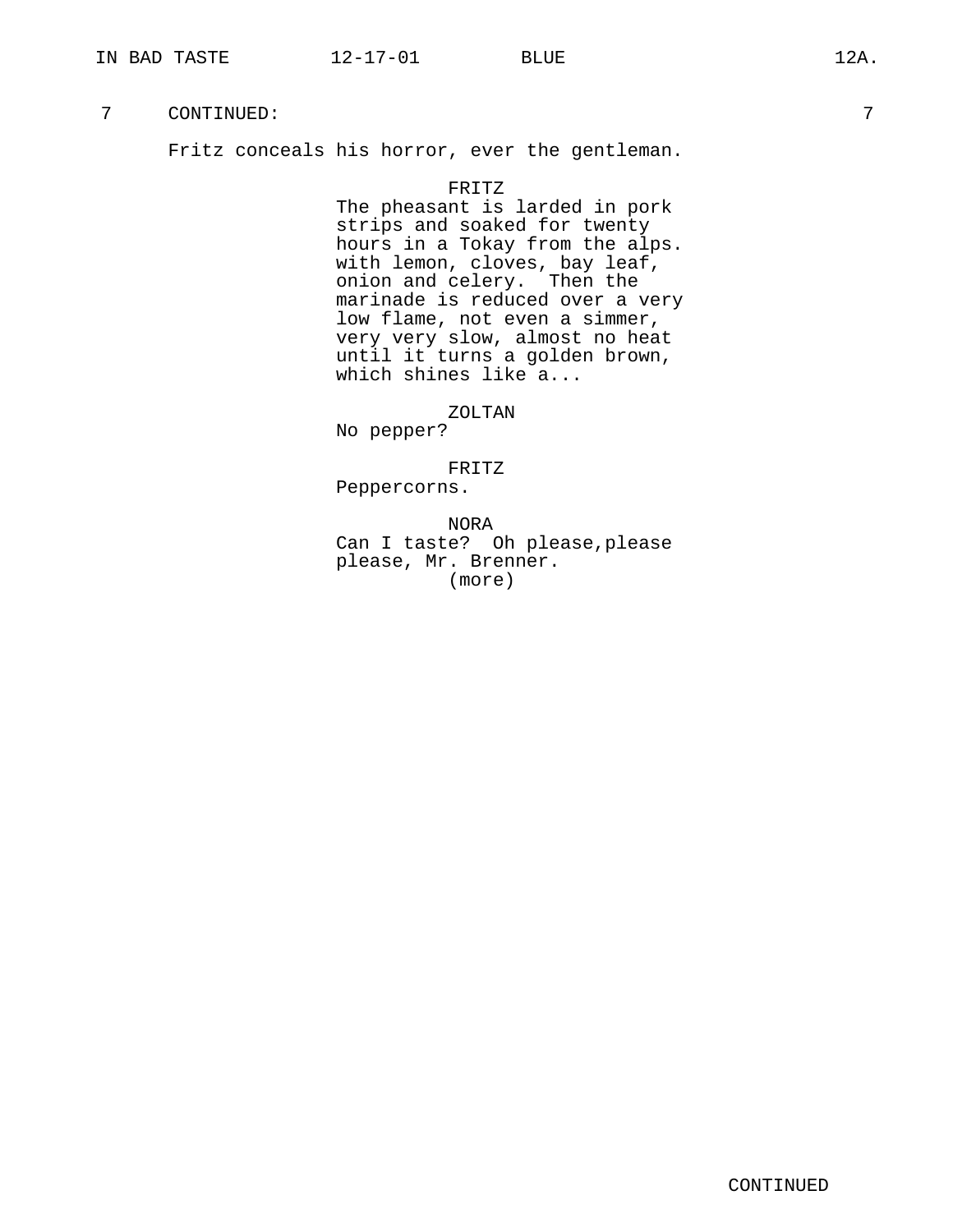7 CONTINUED: 7

Fritz conceals his horror, ever the gentleman.

FRITZ
The pheasant is larded in pork strips and soaked for twenty hours in a Tokay from the alps. with lemon, cloves, bay leaf, onion and celery. Then the marinade is reduced over a very low flame, not even a simmer, very very slow, almost no heat until it turns a golden brown, which shines like a...

ZOLTAN
No pepper?

FRITZ
Peppercorns.

NORA
Can I taste? Oh please,please please, Mr. Brenner.
(more)

CONTINUED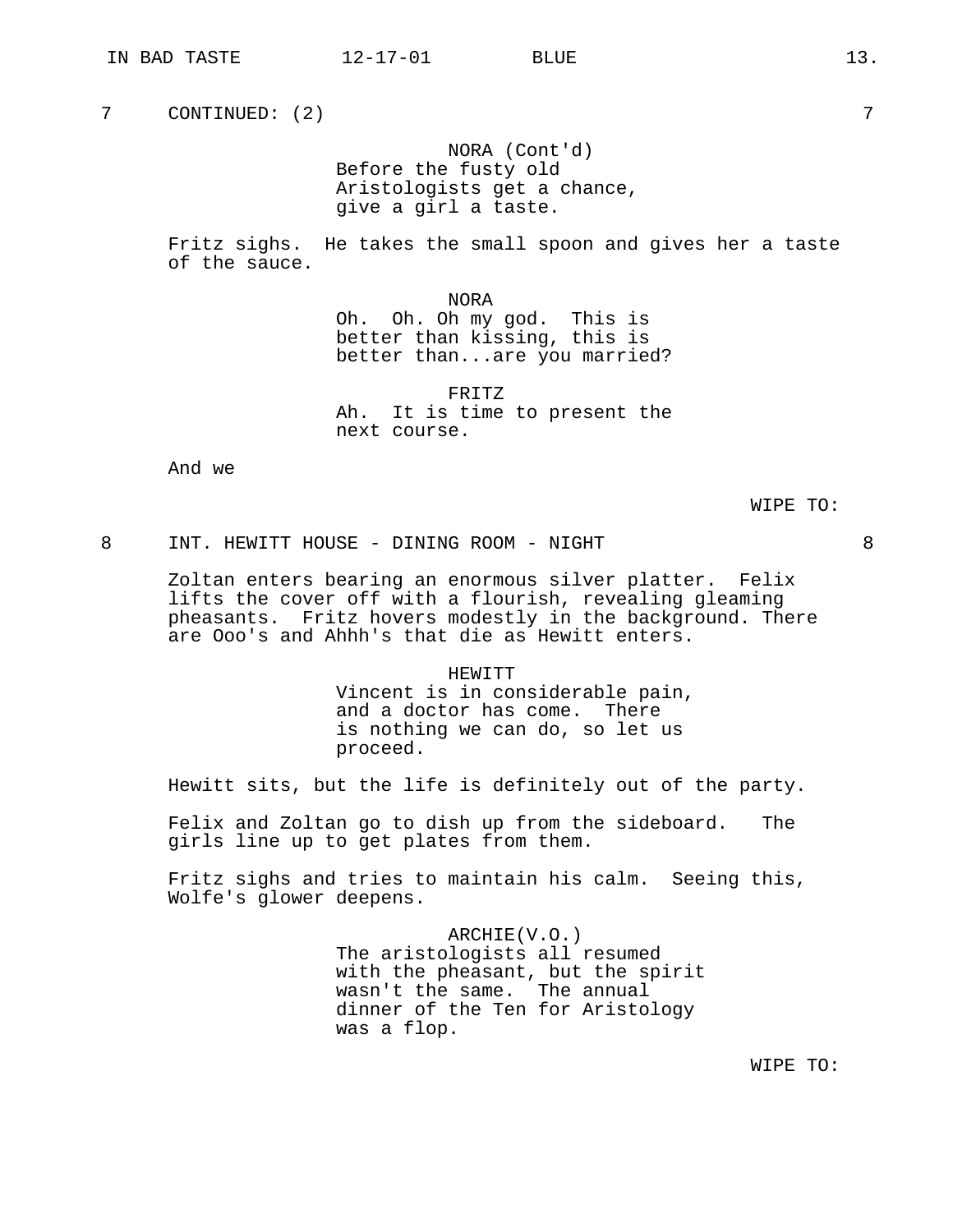7 CONTINUED: (2) 7

NORA (Cont'd)
Before the fusty old Aristologists get a chance, give a girl a taste.

Fritz sighs. He takes the small spoon and gives her a taste of the sauce.

NORA
Oh. Oh. Oh my god. This is better than kissing, this is better than...are you married?

FRITZ
Ah. It is time to present the next course.

And we

WIPE TO:

8 INT. HEWITT HOUSE - DINING ROOM - NIGHT 8

Zoltan enters bearing an enormous silver platter. Felix lifts the cover off with a flourish, revealing gleaming pheasants. Fritz hovers modestly in the background. There are Ooo's and Ahhh's that die as Hewitt enters.

HEWITT
Vincent is in considerable pain, and a doctor has come. There is nothing we can do, so let us proceed.

Hewitt sits, but the life is definitely out of the party.

Felix and Zoltan go to dish up from the sideboard. The girls line up to get plates from them.

Fritz sighs and tries to maintain his calm. Seeing this, Wolfe's glower deepens.

ARCHIE(V.O.)
The aristologists all resumed with the pheasant, but the spirit wasn't the same. The annual dinner of the Ten for Aristology was a flop.

WIPE TO: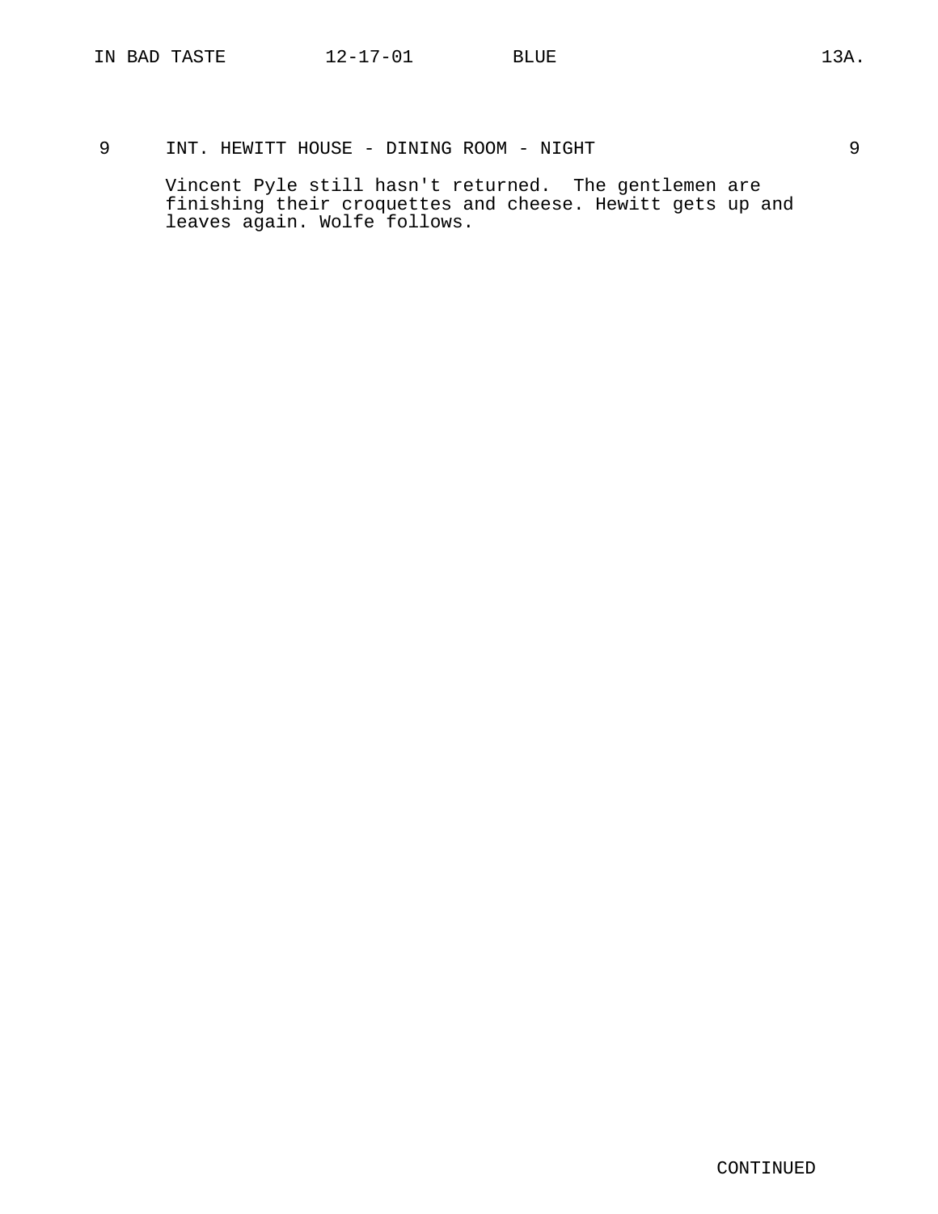9 INT. HEWITT HOUSE - DINING ROOM - NIGHT 9

Vincent Pyle still hasn't returned.  The gentlemen are finishing their croquettes and cheese. Hewitt gets up and leaves again. Wolfe follows.

CONTINUED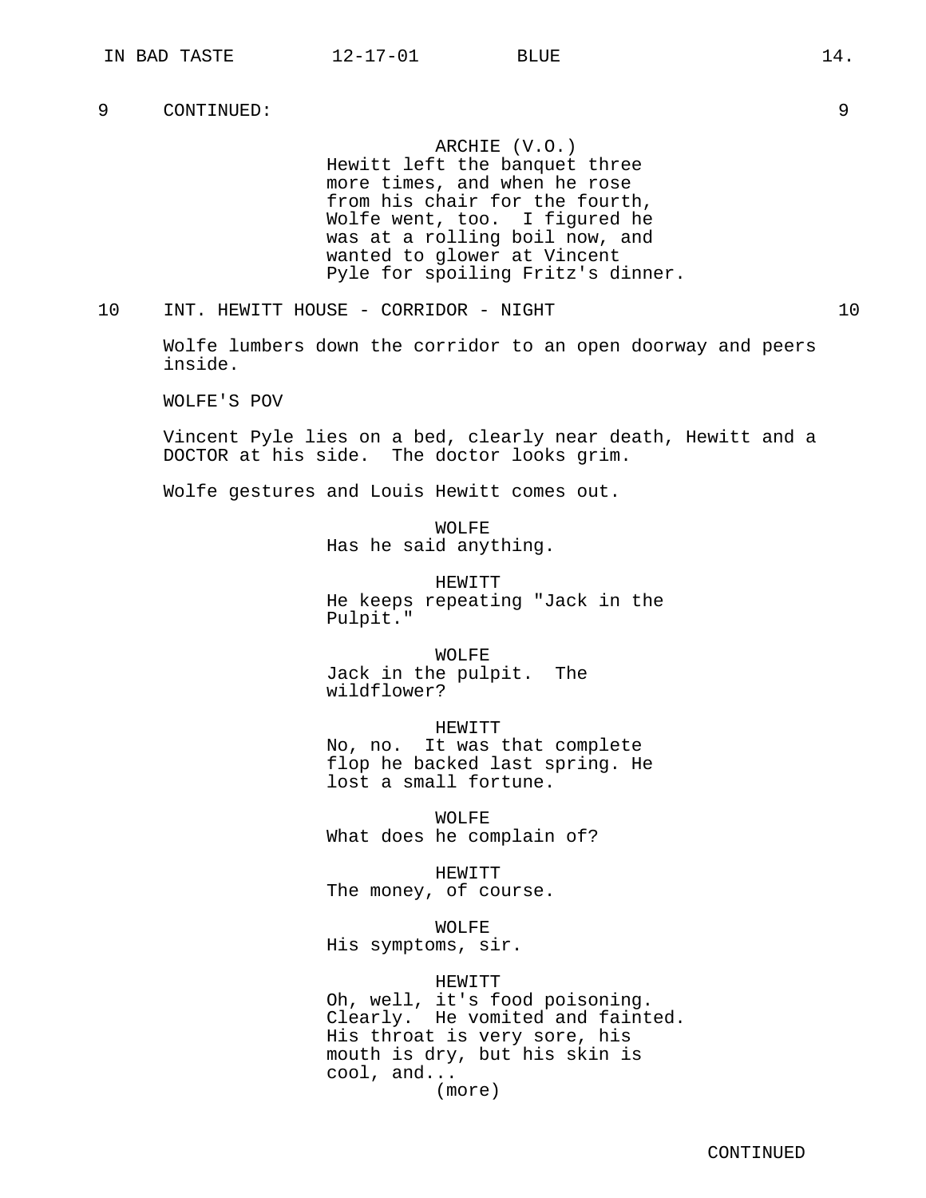9 CONTINUED: 9

ARCHIE (V.O.)
Hewitt left the banquet three more times, and when he rose from his chair for the fourth, Wolfe went, too. I figured he was at a rolling boil now, and wanted to glower at Vincent Pyle for spoiling Fritz's dinner.

10 INT. HEWITT HOUSE - CORRIDOR - NIGHT 10

Wolfe lumbers down the corridor to an open doorway and peers inside.

WOLFE'S POV

Vincent Pyle lies on a bed, clearly near death, Hewitt and a DOCTOR at his side. The doctor looks grim.

Wolfe gestures and Louis Hewitt comes out.

WOLFE
Has he said anything.

HEWITT
He keeps repeating "Jack in the Pulpit."

WOLFE
Jack in the pulpit. The wildflower?

HEWITT
No, no. It was that complete flop he backed last spring. He lost a small fortune.

WOLFE
What does he complain of?

HEWITT
The money, of course.

WOLFE
His symptoms, sir.

HEWITT
Oh, well, it's food poisoning. Clearly. He vomited and fainted. His throat is very sore, his mouth is dry, but his skin is cool, and...
(more)

CONTINUED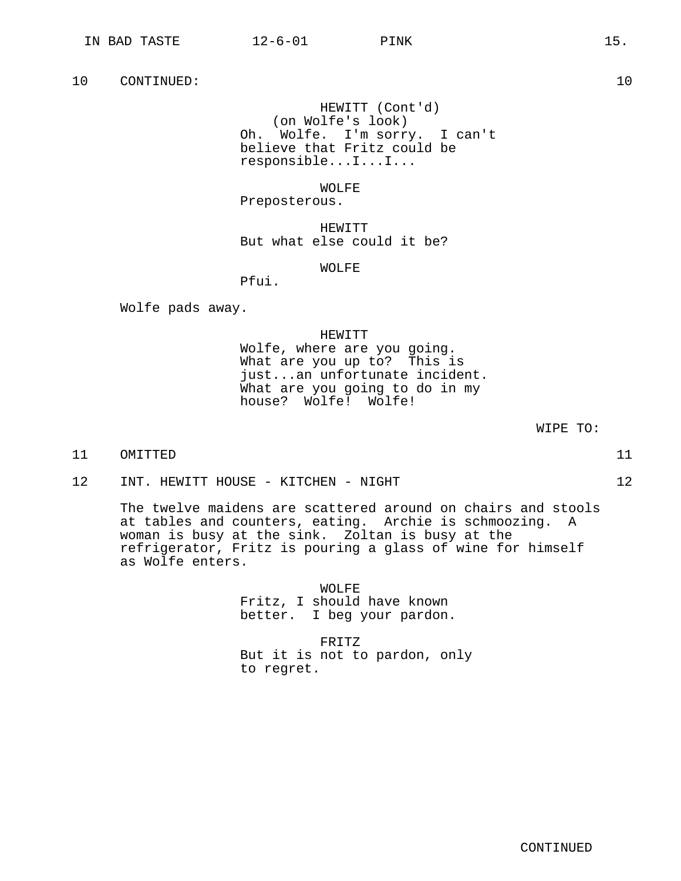10 CONTINUED: 10

HEWITT (Cont'd)
(on Wolfe's look)
Oh. Wolfe. I'm sorry. I can't believe that Fritz could be responsible...I...I...

WOLFE
Preposterous.

HEWITT
But what else could it be?

WOLFE
Pfui.

Wolfe pads away.

HEWITT
Wolfe, where are you going. What are you up to? This is just...an unfortunate incident. What are you going to do in my house? Wolfe! Wolfe!

WIPE TO:

11 OMITTED 11

12 INT. HEWITT HOUSE - KITCHEN - NIGHT 12

The twelve maidens are scattered around on chairs and stools at tables and counters, eating. Archie is schmoozing. A woman is busy at the sink. Zoltan is busy at the refrigerator, Fritz is pouring a glass of wine for himself as Wolfe enters.

WOLFE
Fritz, I should have known better. I beg your pardon.

FRITZ
But it is not to pardon, only to regret.

CONTINUED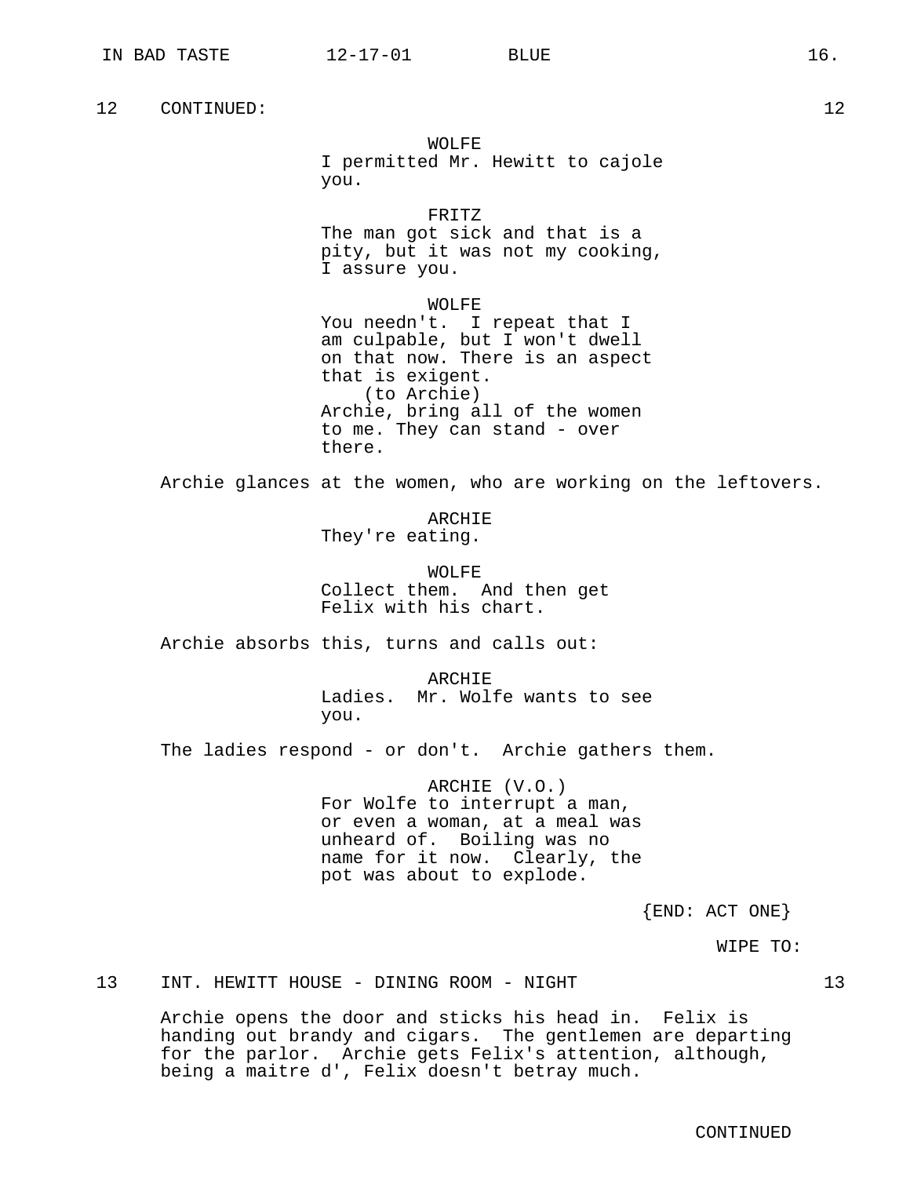12 CONTINUED: 12

WOLFE
I permitted Mr. Hewitt to cajole you.

FRITZ
The man got sick and that is a pity, but it was not my cooking, I assure you.

WOLFE
You needn't. I repeat that I am culpable, but I won't dwell on that now. There is an aspect that is exigent.
(to Archie)
Archie, bring all of the women to me. They can stand - over there.

Archie glances at the women, who are working on the leftovers.

ARCHIE
They're eating.

WOLFE
Collect them. And then get Felix with his chart.

Archie absorbs this, turns and calls out:

ARCHIE
Ladies. Mr. Wolfe wants to see you.

The ladies respond - or don't. Archie gathers them.

ARCHIE (V.O.)
For Wolfe to interrupt a man, or even a woman, at a meal was unheard of. Boiling was no name for it now. Clearly, the pot was about to explode.

{END: ACT ONE}

WIPE TO:

13 INT. HEWITT HOUSE - DINING ROOM - NIGHT 13

Archie opens the door and sticks his head in. Felix is handing out brandy and cigars. The gentlemen are departing for the parlor. Archie gets Felix's attention, although, being a maitre d', Felix doesn't betray much.

CONTINUED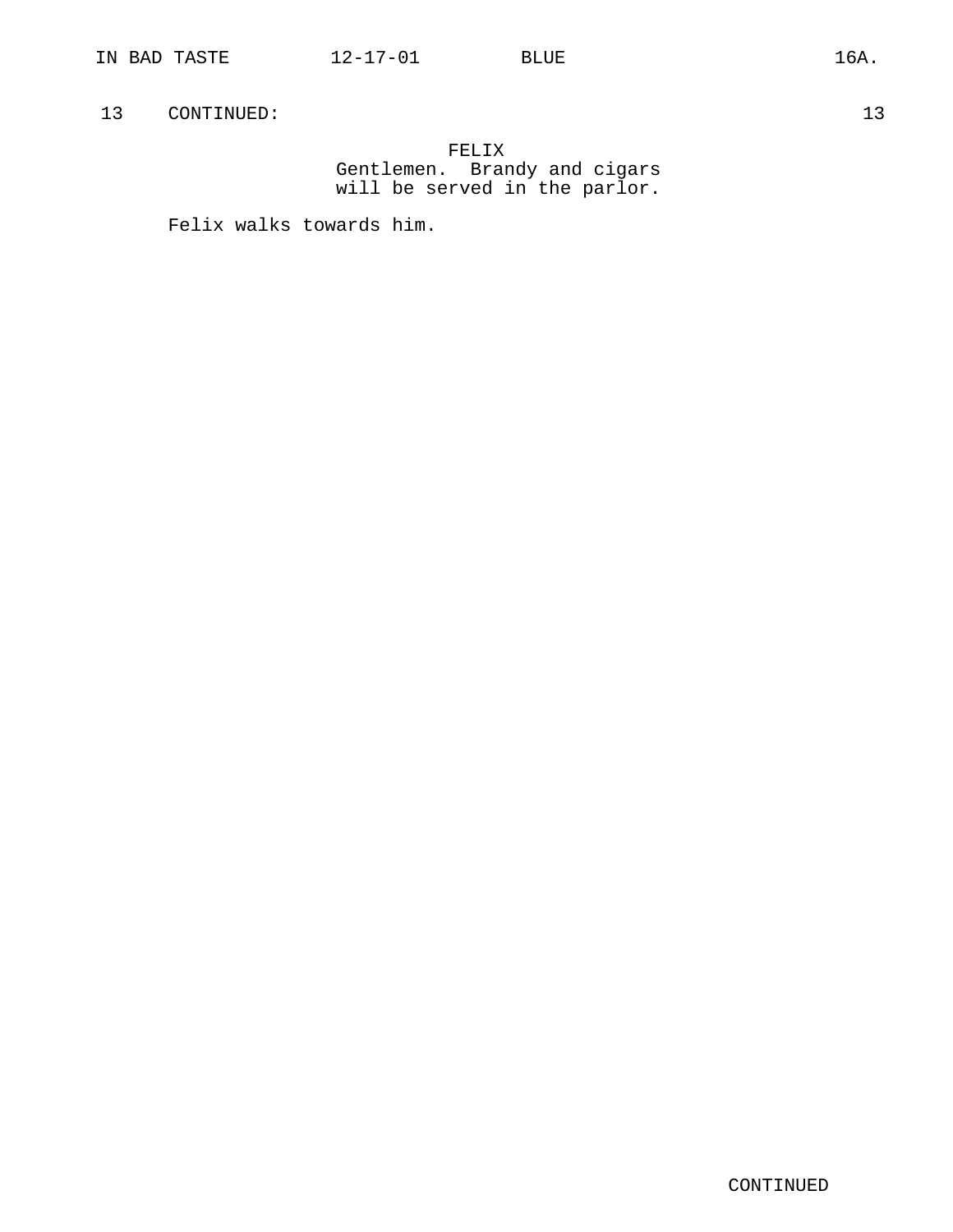13 CONTINUED: 13

FELIX
Gentlemen. Brandy and cigars will be served in the parlor.

Felix walks towards him.

CONTINUED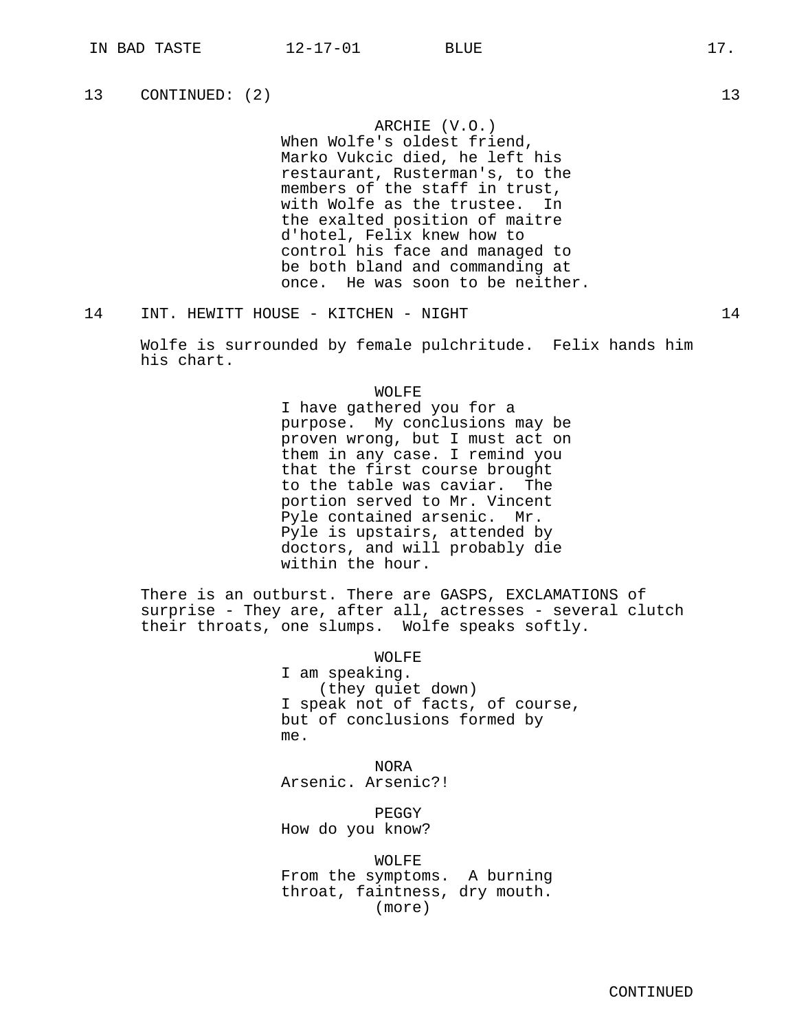13 CONTINUED: (2) 13

ARCHIE (V.O.)
When Wolfe's oldest friend, Marko Vukcic died, he left his restaurant, Rusterman's, to the members of the staff in trust, with Wolfe as the trustee. In the exalted position of maitre d'hotel, Felix knew how to control his face and managed to be both bland and commanding at once. He was soon to be neither.

14 INT. HEWITT HOUSE - KITCHEN - NIGHT 14

Wolfe is surrounded by female pulchritude. Felix hands him his chart.

WOLFE
I have gathered you for a purpose. My conclusions may be proven wrong, but I must act on them in any case. I remind you that the first course brought to the table was caviar. The portion served to Mr. Vincent Pyle contained arsenic. Mr. Pyle is upstairs, attended by doctors, and will probably die within the hour.

There is an outburst. There are GASPS, EXCLAMATIONS of surprise - They are, after all, actresses - several clutch their throats, one slumps. Wolfe speaks softly.

WOLFE
I am speaking.
(they quiet down)
I speak not of facts, of course, but of conclusions formed by me.

NORA
Arsenic. Arsenic?!

PEGGY
How do you know?

WOLFE
From the symptoms. A burning throat, faintness, dry mouth.
(more)

CONTINUED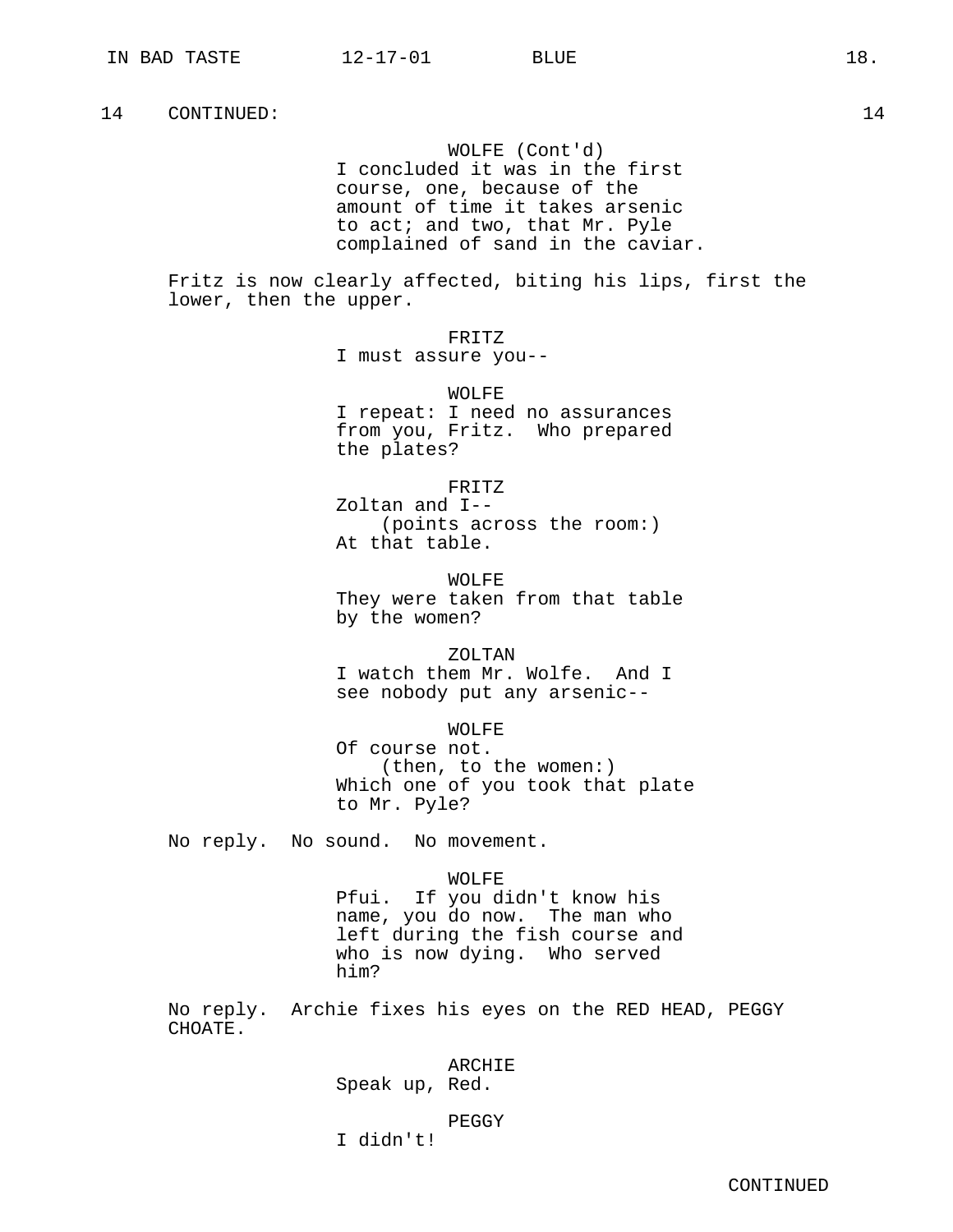14 CONTINUED: 14

WOLFE (Cont'd)
I concluded it was in the first course, one, because of the amount of time it takes arsenic to act; and two, that Mr. Pyle complained of sand in the caviar.

Fritz is now clearly affected, biting his lips, first the lower, then the upper.

FRITZ
I must assure you--

WOLFE
I repeat: I need no assurances from you, Fritz. Who prepared the plates?

FRITZ
Zoltan and I--
(points across the room:)
At that table.

WOLFE
They were taken from that table by the women?

ZOLTAN
I watch them Mr. Wolfe. And I see nobody put any arsenic--

WOLFE
Of course not.
(then, to the women:)
Which one of you took that plate to Mr. Pyle?

No reply. No sound. No movement.

WOLFE
Pfui. If you didn't know his name, you do now. The man who left during the fish course and who is now dying. Who served him?

No reply. Archie fixes his eyes on the RED HEAD, PEGGY CHOATE.

ARCHIE
Speak up, Red.

PEGGY
I didn't!

CONTINUED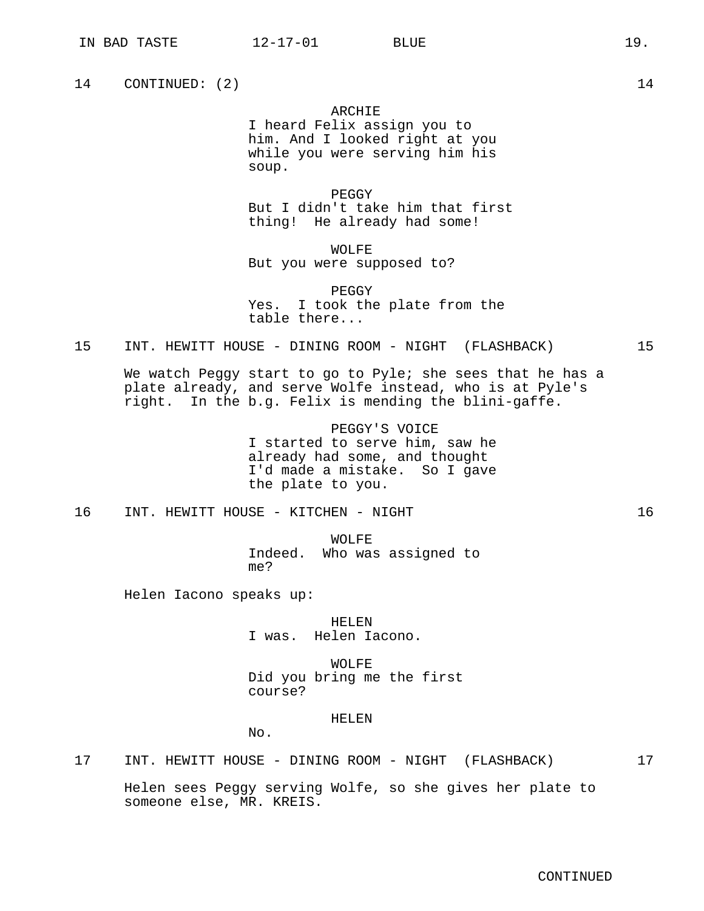14 CONTINUED: (2) 14

ARCHIE
I heard Felix assign you to him. And I looked right at you while you were serving him his soup.

PEGGY
But I didn't take him that first thing! He already had some!

WOLFE
But you were supposed to?

PEGGY
Yes. I took the plate from the table there...

15 INT. HEWITT HOUSE - DINING ROOM - NIGHT (FLASHBACK) 15

We watch Peggy start to go to Pyle; she sees that he has a plate already, and serve Wolfe instead, who is at Pyle's right. In the b.g. Felix is mending the blini-gaffe.

PEGGY'S VOICE
I started to serve him, saw he already had some, and thought I'd made a mistake. So I gave the plate to you.

16 INT. HEWITT HOUSE - KITCHEN - NIGHT 16

WOLFE
Indeed. Who was assigned to me?

Helen Iacono speaks up:

HELEN
I was. Helen Iacono.

WOLFE
Did you bring me the first course?

HELEN
No.

17 INT. HEWITT HOUSE - DINING ROOM - NIGHT (FLASHBACK) 17

Helen sees Peggy serving Wolfe, so she gives her plate to someone else, MR. KREIS.

CONTINUED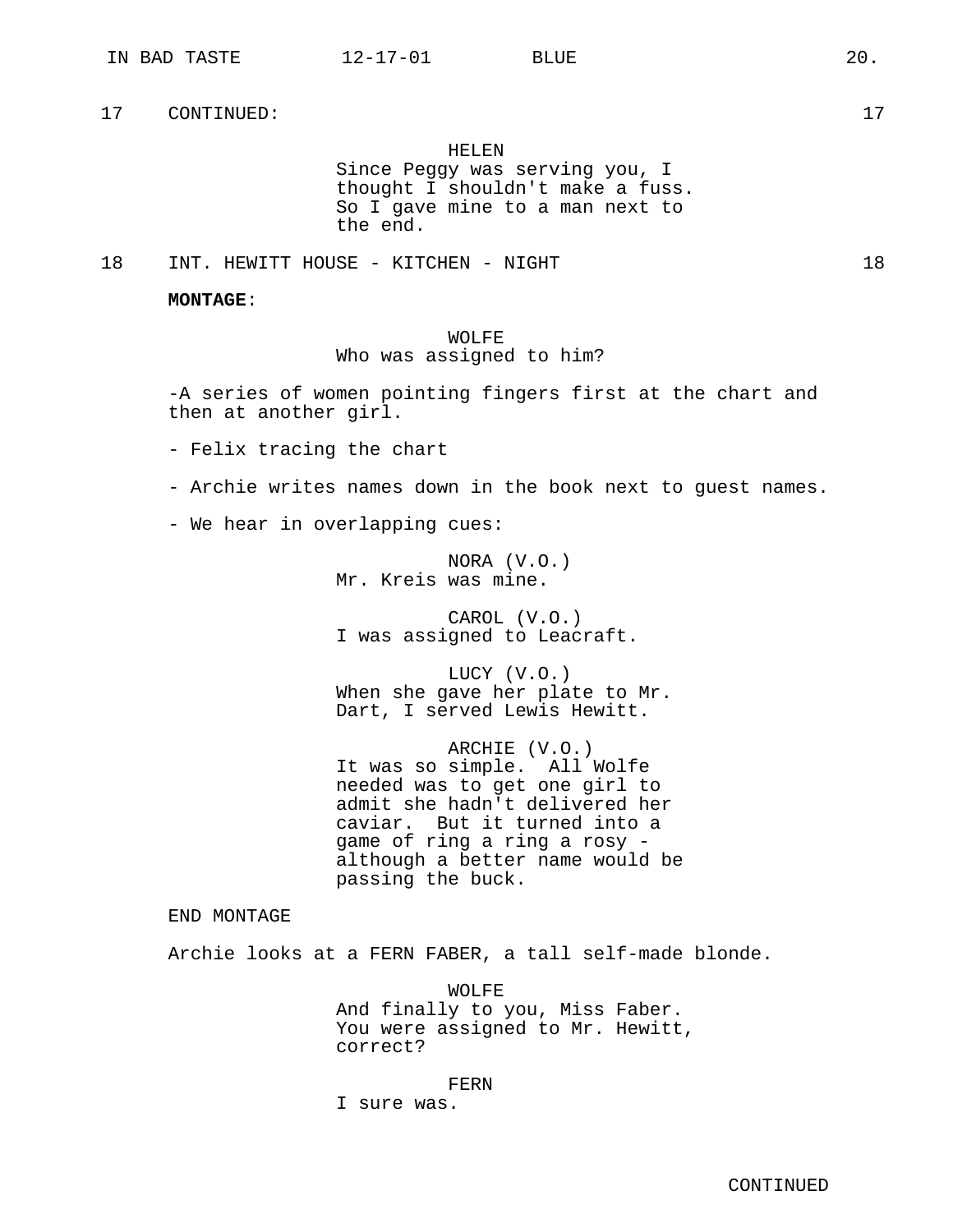17 CONTINUED: 17

HELEN
Since Peggy was serving you, I thought I shouldn't make a fuss. So I gave mine to a man next to the end.

18 INT. HEWITT HOUSE - KITCHEN - NIGHT 18

**MONTAGE**:

WOLFE
Who was assigned to him?

-A series of women pointing fingers first at the chart and then at another girl.

- Felix tracing the chart

- Archie writes names down in the book next to guest names.

- We hear in overlapping cues:

NORA (V.O.)
Mr. Kreis was mine.

CAROL (V.O.)
I was assigned to Leacraft.

LUCY (V.O.)
When she gave her plate to Mr. Dart, I served Lewis Hewitt.

ARCHIE (V.O.)
It was so simple.  All Wolfe needed was to get one girl to admit she hadn't delivered her caviar.  But it turned into a game of ring a ring a rosy - although a better name would be passing the buck.

END MONTAGE

Archie looks at a FERN FABER, a tall self-made blonde.

WOLFE
And finally to you, Miss Faber. You were assigned to Mr. Hewitt, correct?

FERN
I sure was.

CONTINUED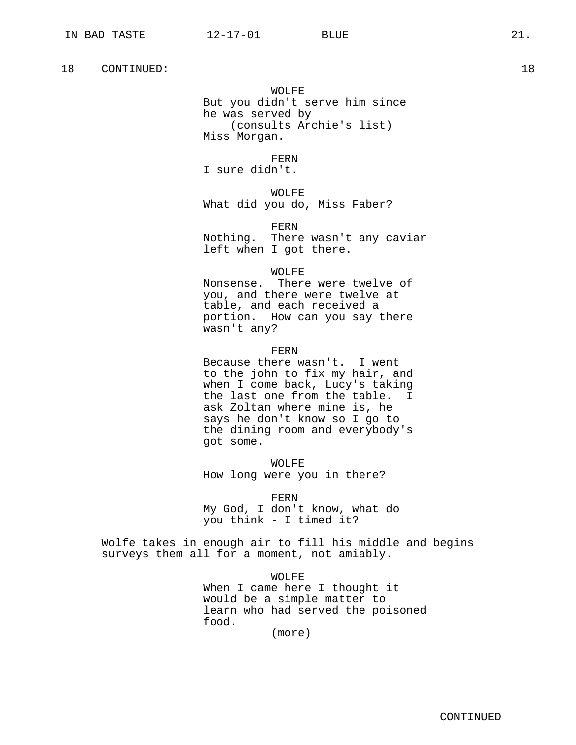18 CONTINUED: 18

WOLFE
But you didn't serve him since he was served by
(consults Archie's list)
Miss Morgan.

FERN
I sure didn't.

WOLFE
What did you do, Miss Faber?

FERN
Nothing. There wasn't any caviar left when I got there.

WOLFE
Nonsense. There were twelve of you, and there were twelve at table, and each received a portion. How can you say there wasn't any?

FERN
Because there wasn't. I went to the john to fix my hair, and when I come back, Lucy's taking the last one from the table. I ask Zoltan where mine is, he says he don't know so I go to the dining room and everybody's got some.

WOLFE
How long were you in there?

FERN
My God, I don't know, what do you think - I timed it?

Wolfe takes in enough air to fill his middle and begins surveys them all for a moment, not amiably.

WOLFE
When I came here I thought it would be a simple matter to learn who had served the poisoned food.
(more)

CONTINUED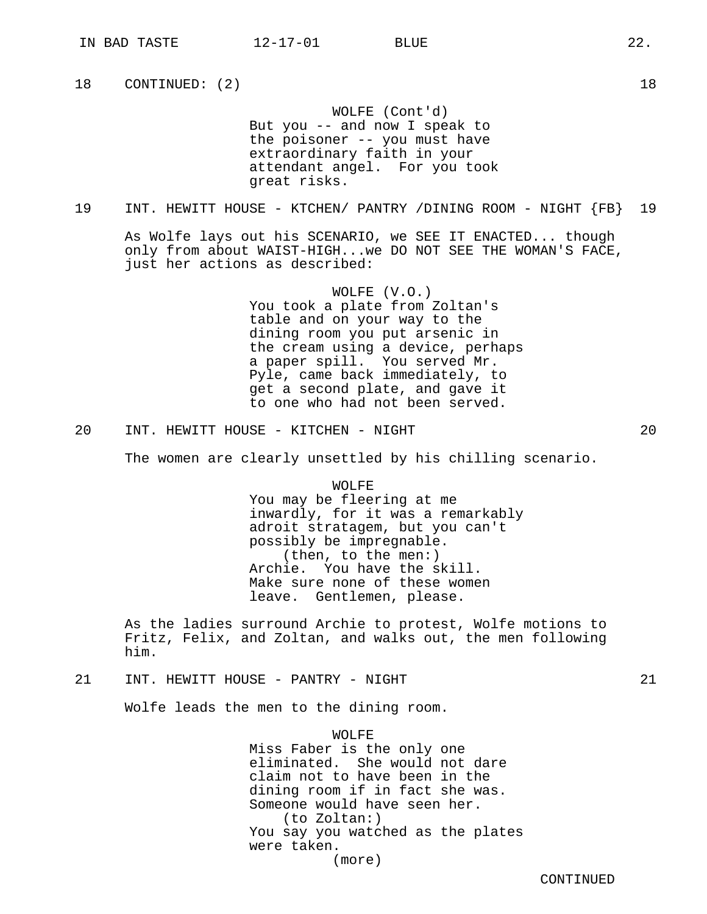18 CONTINUED: (2) 18

WOLFE (Cont'd)
But you -- and now I speak to the poisoner -- you must have extraordinary faith in your attendant angel. For you took great risks.

19 INT. HEWITT HOUSE - KTCHEN/ PANTRY /DINING ROOM - NIGHT {FB} 19

As Wolfe lays out his SCENARIO, we SEE IT ENACTED... though only from about WAIST-HIGH...we DO NOT SEE THE WOMAN'S FACE, just her actions as described:

WOLFE (V.O.)
You took a plate from Zoltan's table and on your way to the dining room you put arsenic in the cream using a device, perhaps a paper spill. You served Mr. Pyle, came back immediately, to get a second plate, and gave it to one who had not been served.

20 INT. HEWITT HOUSE - KITCHEN - NIGHT 20

The women are clearly unsettled by his chilling scenario.

WOLFE
You may be fleering at me inwardly, for it was a remarkably adroit stratagem, but you can't possibly be impregnable.
(then, to the men:)
Archie. You have the skill. Make sure none of these women leave. Gentlemen, please.

As the ladies surround Archie to protest, Wolfe motions to Fritz, Felix, and Zoltan, and walks out, the men following him.

21 INT. HEWITT HOUSE - PANTRY - NIGHT 21

Wolfe leads the men to the dining room.

WOLFE
Miss Faber is the only one eliminated. She would not dare claim not to have been in the dining room if in fact she was. Someone would have seen her.
(to Zoltan:)
You say you watched as the plates were taken.
(more)

CONTINUED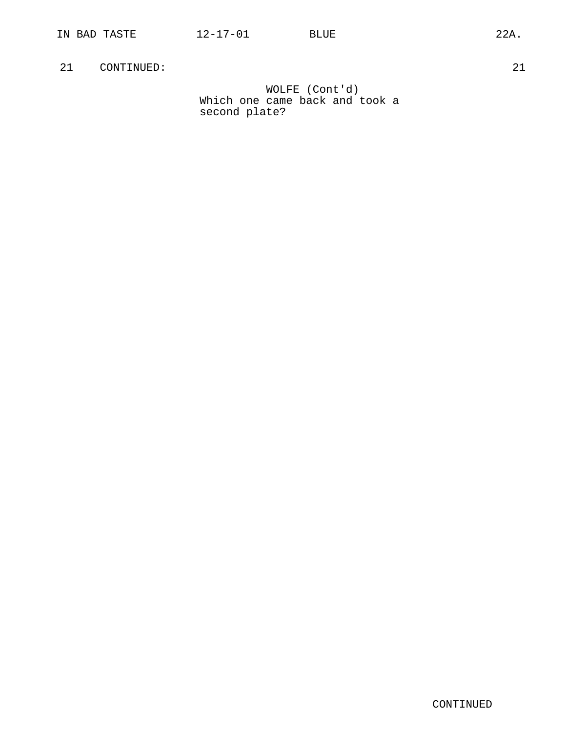21 CONTINUED: 21

WOLFE (Cont'd)
Which one came back and took a second plate?

CONTINUED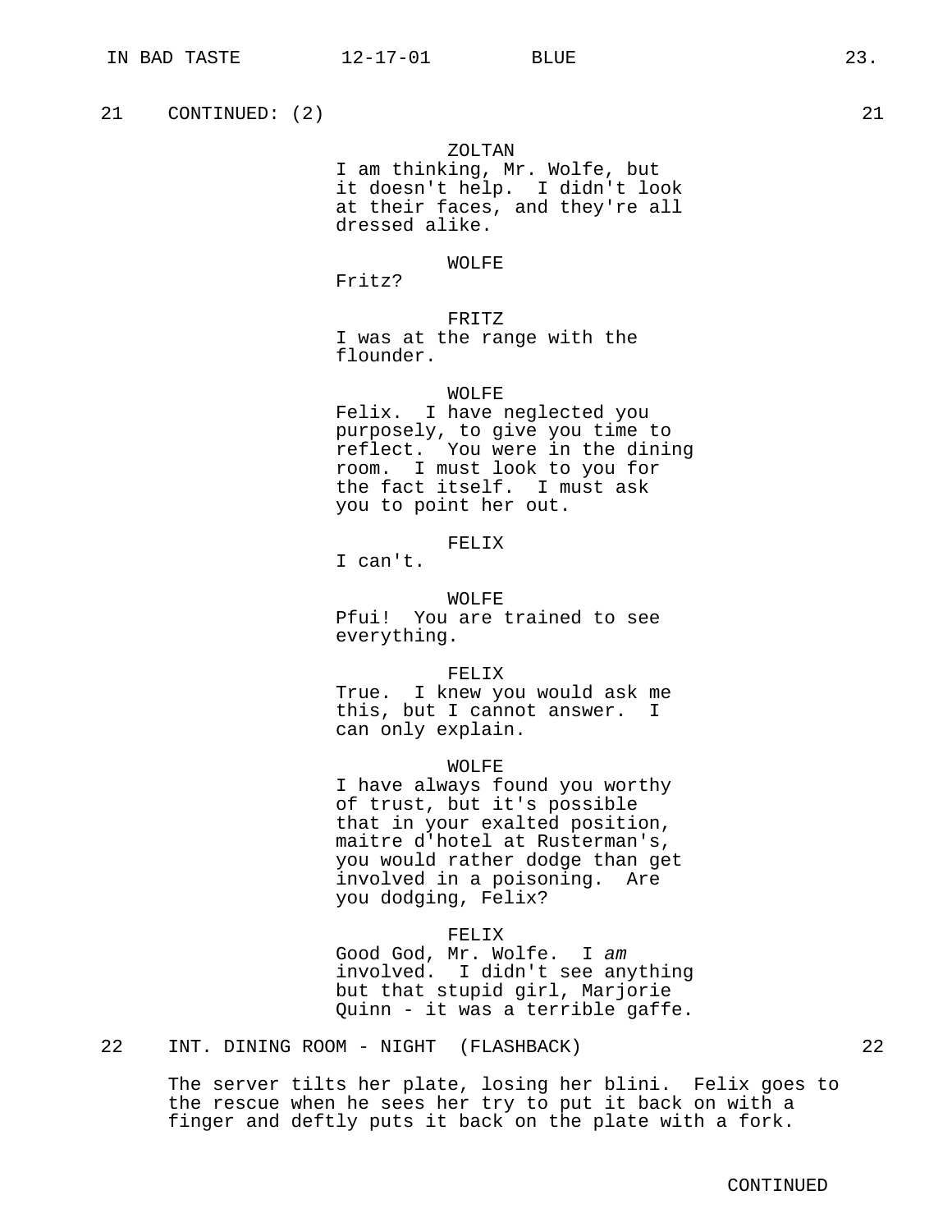21 CONTINUED: (2) 21

ZOLTAN
I am thinking, Mr. Wolfe, but it doesn't help. I didn't look at their faces, and they're all dressed alike.

WOLFE
Fritz?

FRITZ
I was at the range with the flounder.

WOLFE
Felix. I have neglected you purposely, to give you time to reflect. You were in the dining room. I must look to you for the fact itself. I must ask you to point her out.

FELIX
I can't.

WOLFE
Pfui! You are trained to see everything.

FELIX
True. I knew you would ask me this, but I cannot answer. I can only explain.

WOLFE
I have always found you worthy of trust, but it's possible that in your exalted position, maitre d'hotel at Rusterman's, you would rather dodge than get involved in a poisoning. Are you dodging, Felix?

FELIX
Good God, Mr. Wolfe. I *am* involved. I didn't see anything but that stupid girl, Marjorie Quinn - it was a terrible gaffe.

22 INT. DINING ROOM - NIGHT (FLASHBACK) 22

The server tilts her plate, losing her blini. Felix goes to the rescue when he sees her try to put it back on with a finger and deftly puts it back on the plate with a fork.

CONTINUED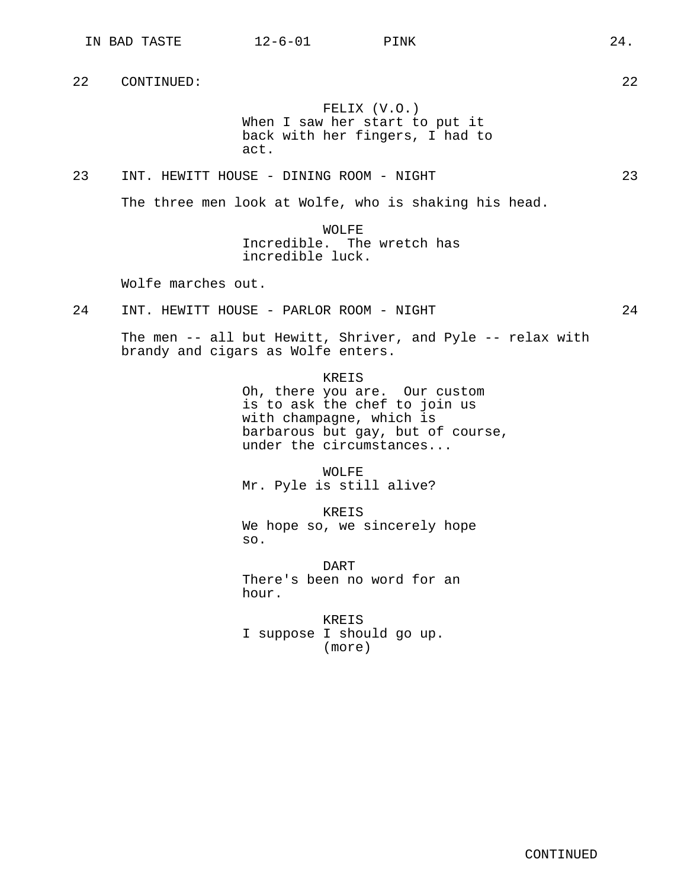22 CONTINUED: 22

FELIX (V.O.)
When I saw her start to put it back with her fingers, I had to act.

23 INT. HEWITT HOUSE - DINING ROOM - NIGHT 23

The three men look at Wolfe, who is shaking his head.

WOLFE
Incredible. The wretch has incredible luck.

Wolfe marches out.

24 INT. HEWITT HOUSE - PARLOR ROOM - NIGHT 24

The men -- all but Hewitt, Shriver, and Pyle -- relax with brandy and cigars as Wolfe enters.

KREIS
Oh, there you are. Our custom is to ask the chef to join us with champagne, which is barbarous but gay, but of course, under the circumstances...

WOLFE
Mr. Pyle is still alive?

KREIS
We hope so, we sincerely hope so.

DART
There's been no word for an hour.

KREIS
I suppose I should go up.
(more)

CONTINUED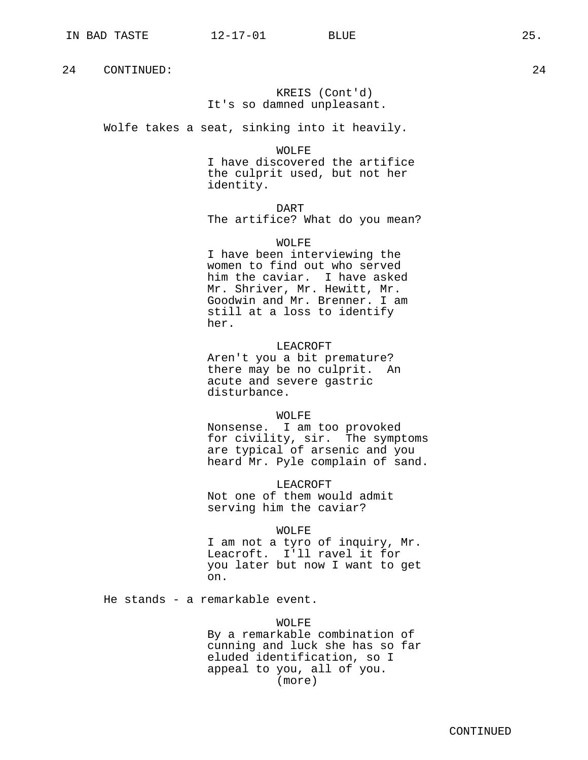24 CONTINUED: 24

KREIS (Cont'd)
It's so damned unpleasant.

Wolfe takes a seat, sinking into it heavily.

WOLFE
I have discovered the artifice the culprit used, but not her identity.

DART
The artifice? What do you mean?

WOLFE
I have been interviewing the women to find out who served him the caviar. I have asked Mr. Shriver, Mr. Hewitt, Mr. Goodwin and Mr. Brenner. I am still at a loss to identify her.

LEACROFT
Aren't you a bit premature? there may be no culprit. An acute and severe gastric disturbance.

WOLFE
Nonsense. I am too provoked for civility, sir. The symptoms are typical of arsenic and you heard Mr. Pyle complain of sand.

LEACROFT
Not one of them would admit serving him the caviar?

WOLFE
I am not a tyro of inquiry, Mr. Leacroft. I'll ravel it for you later but now I want to get on.

He stands - a remarkable event.

WOLFE
By a remarkable combination of cunning and luck she has so far eluded identification, so I appeal to you, all of you.
(more)

CONTINUED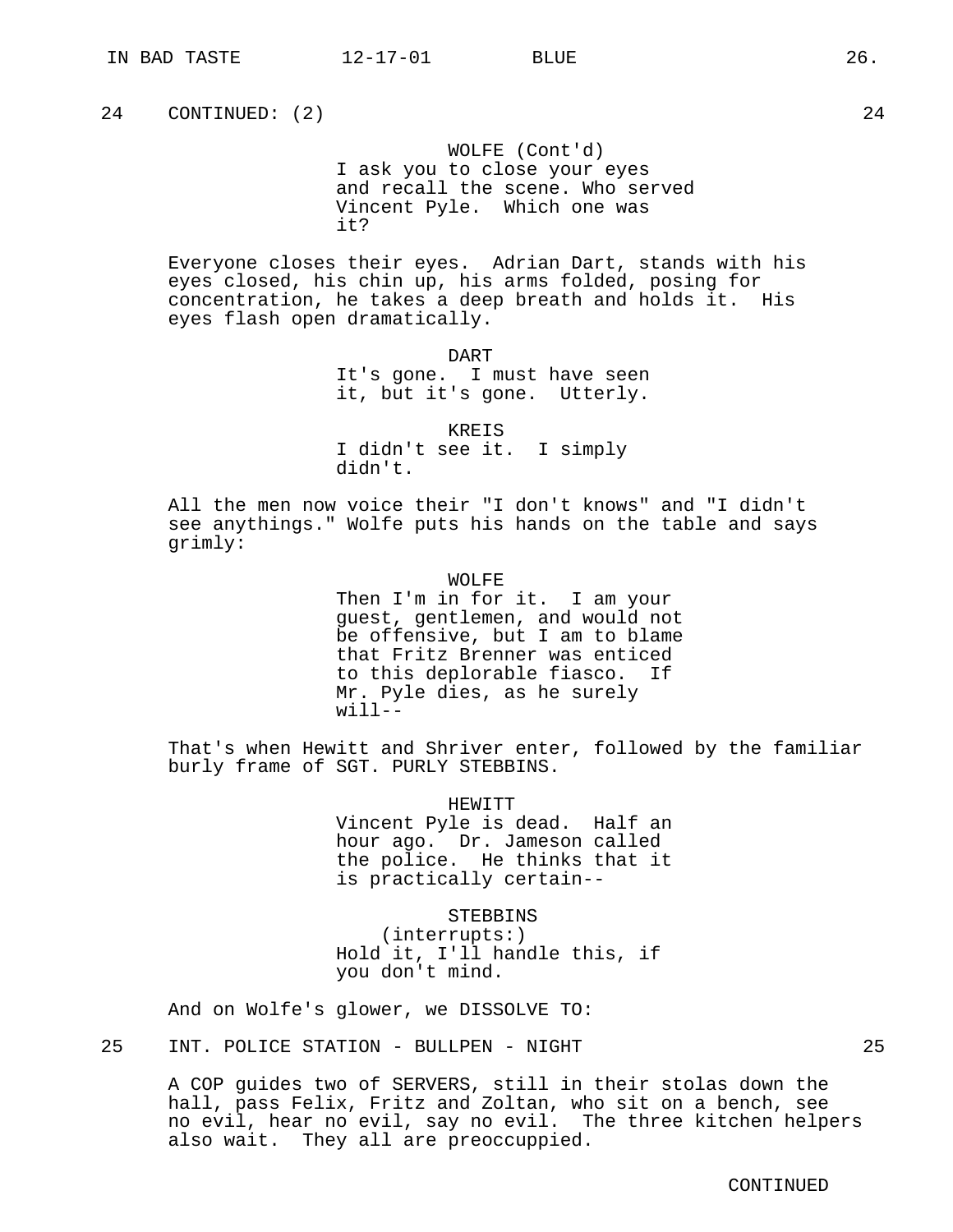24 CONTINUED: (2) 24

WOLFE (Cont'd)
I ask you to close your eyes and recall the scene. Who served Vincent Pyle. Which one was it?

Everyone closes their eyes. Adrian Dart, stands with his eyes closed, his chin up, his arms folded, posing for concentration, he takes a deep breath and holds it. His eyes flash open dramatically.

DART
It's gone. I must have seen it, but it's gone. Utterly.

KREIS
I didn't see it. I simply didn't.

All the men now voice their "I don't knows" and "I didn't see anythings." Wolfe puts his hands on the table and says grimly:

WOLFE
Then I'm in for it. I am your guest, gentlemen, and would not be offensive, but I am to blame that Fritz Brenner was enticed to this deplorable fiasco. If Mr. Pyle dies, as he surely will--

That's when Hewitt and Shriver enter, followed by the familiar burly frame of SGT. PURLY STEBBINS.

HEWITT
Vincent Pyle is dead. Half an hour ago. Dr. Jameson called the police. He thinks that it is practically certain--

STEBBINS
(interrupts:)
Hold it, I'll handle this, if you don't mind.

And on Wolfe's glower, we DISSOLVE TO:

25 INT. POLICE STATION - BULLPEN - NIGHT 25

A COP guides two of SERVERS, still in their stolas down the hall, pass Felix, Fritz and Zoltan, who sit on a bench, see no evil, hear no evil, say no evil. The three kitchen helpers also wait. They all are preoccuppied.

CONTINUED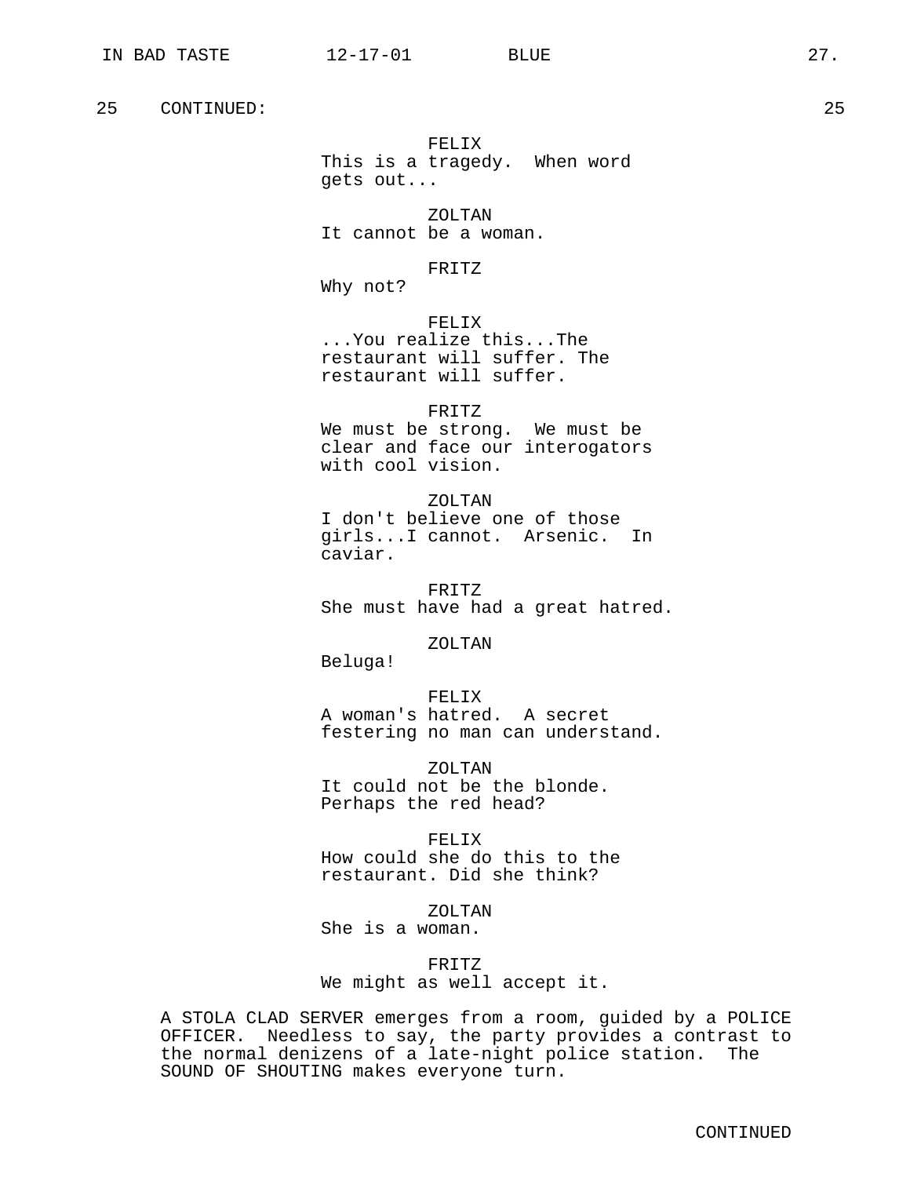25 CONTINUED: 25

FELIX
This is a tragedy. When word gets out...

ZOLTAN
It cannot be a woman.

FRITZ
Why not?

FELIX
...You realize this...The restaurant will suffer. The restaurant will suffer.

FRITZ
We must be strong. We must be clear and face our interogators with cool vision.

ZOLTAN
I don't believe one of those girls...I cannot. Arsenic. In caviar.

FRITZ
She must have had a great hatred.

ZOLTAN
Beluga!

FELIX
A woman's hatred. A secret festering no man can understand.

ZOLTAN
It could not be the blonde. Perhaps the red head?

FELIX
How could she do this to the restaurant. Did she think?

ZOLTAN
She is a woman.

FRITZ
We might as well accept it.

A STOLA CLAD SERVER emerges from a room, guided by a POLICE OFFICER. Needless to say, the party provides a contrast to the normal denizens of a late-night police station. The SOUND OF SHOUTING makes everyone turn.

CONTINUED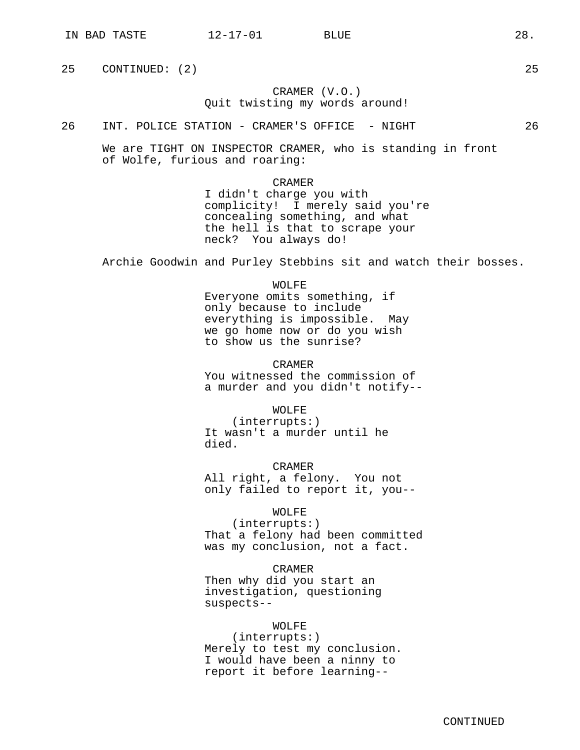25 CONTINUED: (2) 25

CRAMER (V.O.)
Quit twisting my words around!

26 INT. POLICE STATION - CRAMER'S OFFICE - NIGHT 26

We are TIGHT ON INSPECTOR CRAMER, who is standing in front of Wolfe, furious and roaring:

CRAMER
I didn't charge you with complicity! I merely said you're concealing something, and what the hell is that to scrape your neck? You always do!

Archie Goodwin and Purley Stebbins sit and watch their bosses.

WOLFE
Everyone omits something, if only because to include everything is impossible. May we go home now or do you wish to show us the sunrise?

CRAMER
You witnessed the commission of a murder and you didn't notify--

WOLFE
(interrupts:)
It wasn't a murder until he died.

CRAMER
All right, a felony. You not only failed to report it, you--

WOLFE
(interrupts:)
That a felony had been committed was my conclusion, not a fact.

CRAMER
Then why did you start an investigation, questioning suspects--

WOLFE
(interrupts:)
Merely to test my conclusion. I would have been a ninny to report it before learning--

CONTINUED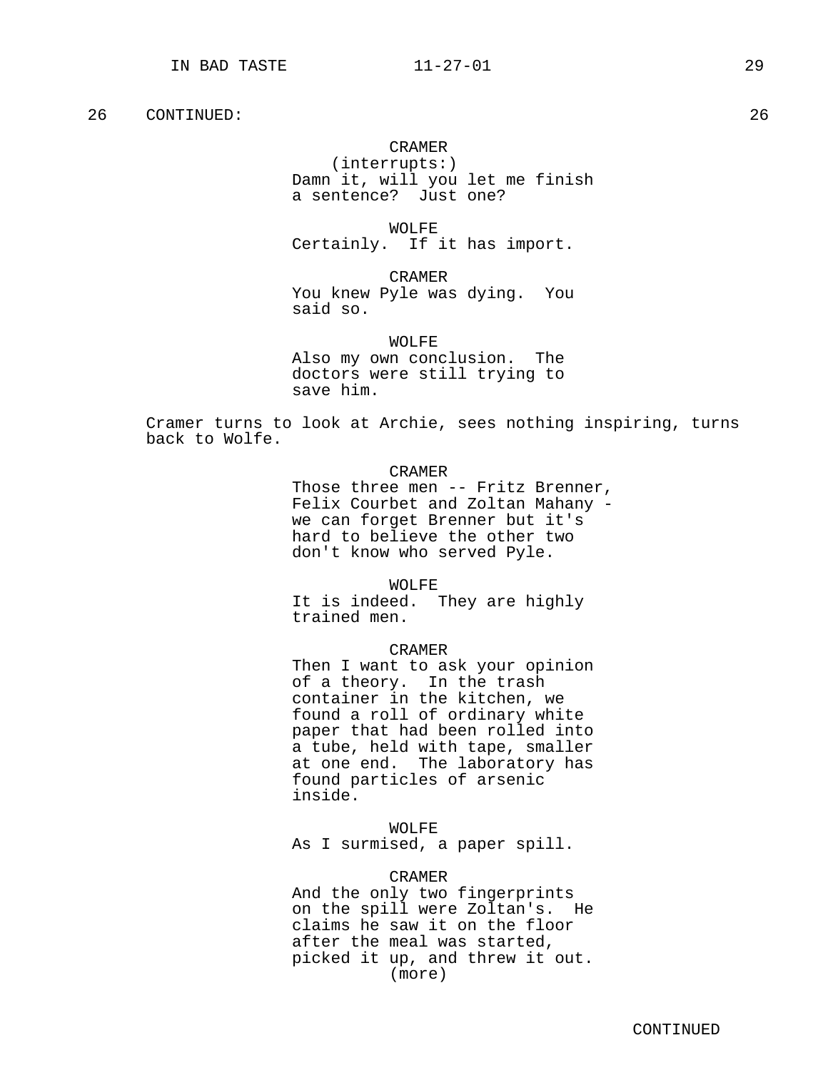26 CONTINUED: 26

CRAMER
(interrupts:)
Damn it, will you let me finish a sentence? Just one?

WOLFE
Certainly. If it has import.

CRAMER
You knew Pyle was dying. You said so.

WOLFE
Also my own conclusion. The doctors were still trying to save him.

Cramer turns to look at Archie, sees nothing inspiring, turns back to Wolfe.

CRAMER
Those three men -- Fritz Brenner, Felix Courbet and Zoltan Mahany - we can forget Brenner but it's hard to believe the other two don't know who served Pyle.

WOLFE
It is indeed. They are highly trained men.

CRAMER
Then I want to ask your opinion of a theory. In the trash container in the kitchen, we found a roll of ordinary white paper that had been rolled into a tube, held with tape, smaller at one end. The laboratory has found particles of arsenic inside.

WOLFE
As I surmised, a paper spill.

CRAMER
And the only two fingerprints on the spill were Zoltan's. He claims he saw it on the floor after the meal was started, picked it up, and threw it out.
(more)

CONTINUED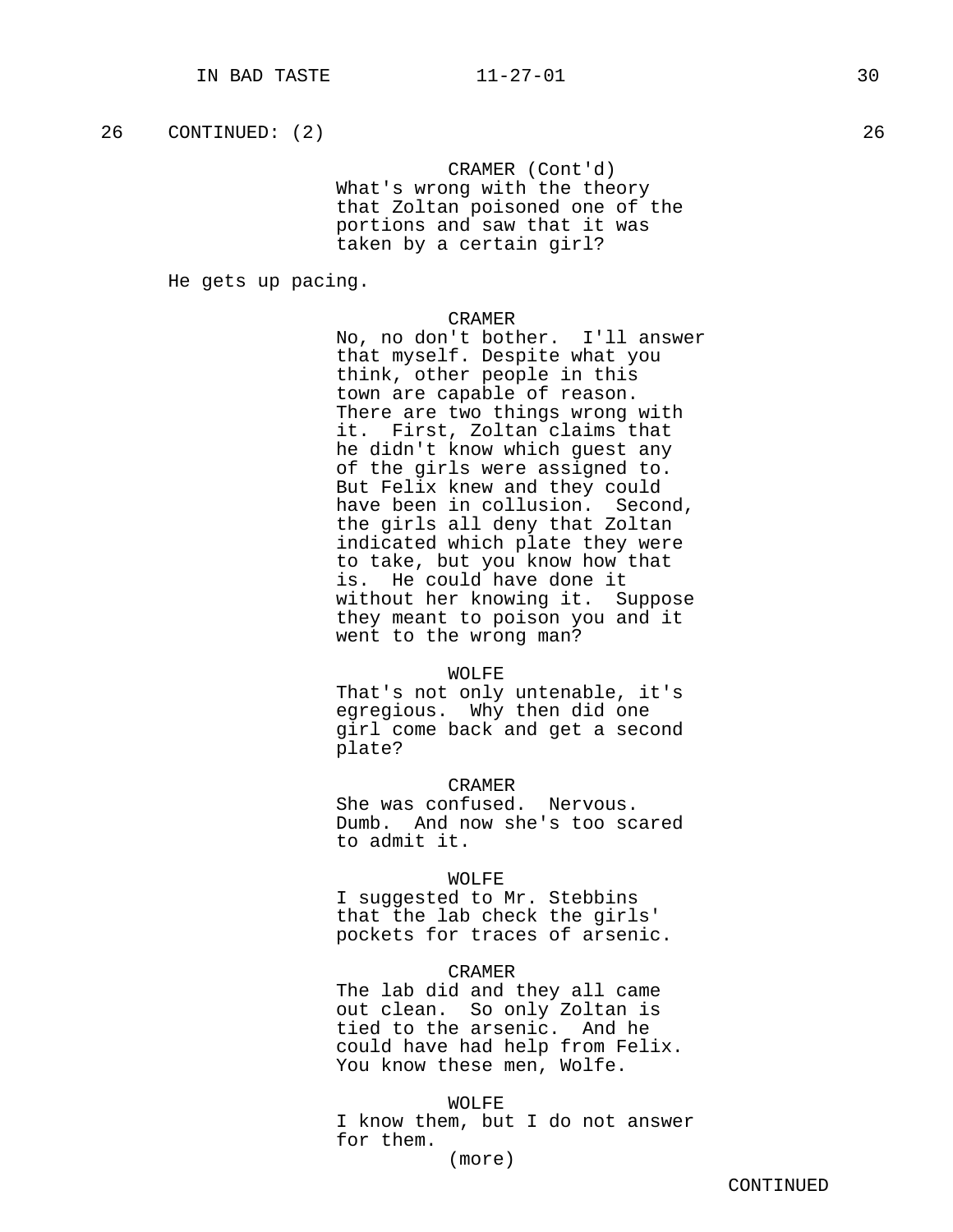26 CONTINUED: (2) 26

CRAMER (Cont'd)
What's wrong with the theory that Zoltan poisoned one of the portions and saw that it was taken by a certain girl?

He gets up pacing.

CRAMER
No, no don't bother. I'll answer that myself. Despite what you think, other people in this town are capable of reason. There are two things wrong with it. First, Zoltan claims that he didn't know which guest any of the girls were assigned to. But Felix knew and they could have been in collusion. Second, the girls all deny that Zoltan indicated which plate they were to take, but you know how that is. He could have done it without her knowing it. Suppose they meant to poison you and it went to the wrong man?

WOLFE
That's not only untenable, it's egregious. Why then did one girl come back and get a second plate?

CRAMER
She was confused. Nervous. Dumb. And now she's too scared to admit it.

WOLFE
I suggested to Mr. Stebbins that the lab check the girls' pockets for traces of arsenic.

CRAMER
The lab did and they all came out clean. So only Zoltan is tied to the arsenic. And he could have had help from Felix. You know these men, Wolfe.

WOLFE
I know them, but I do not answer for them.
(more)

CONTINUED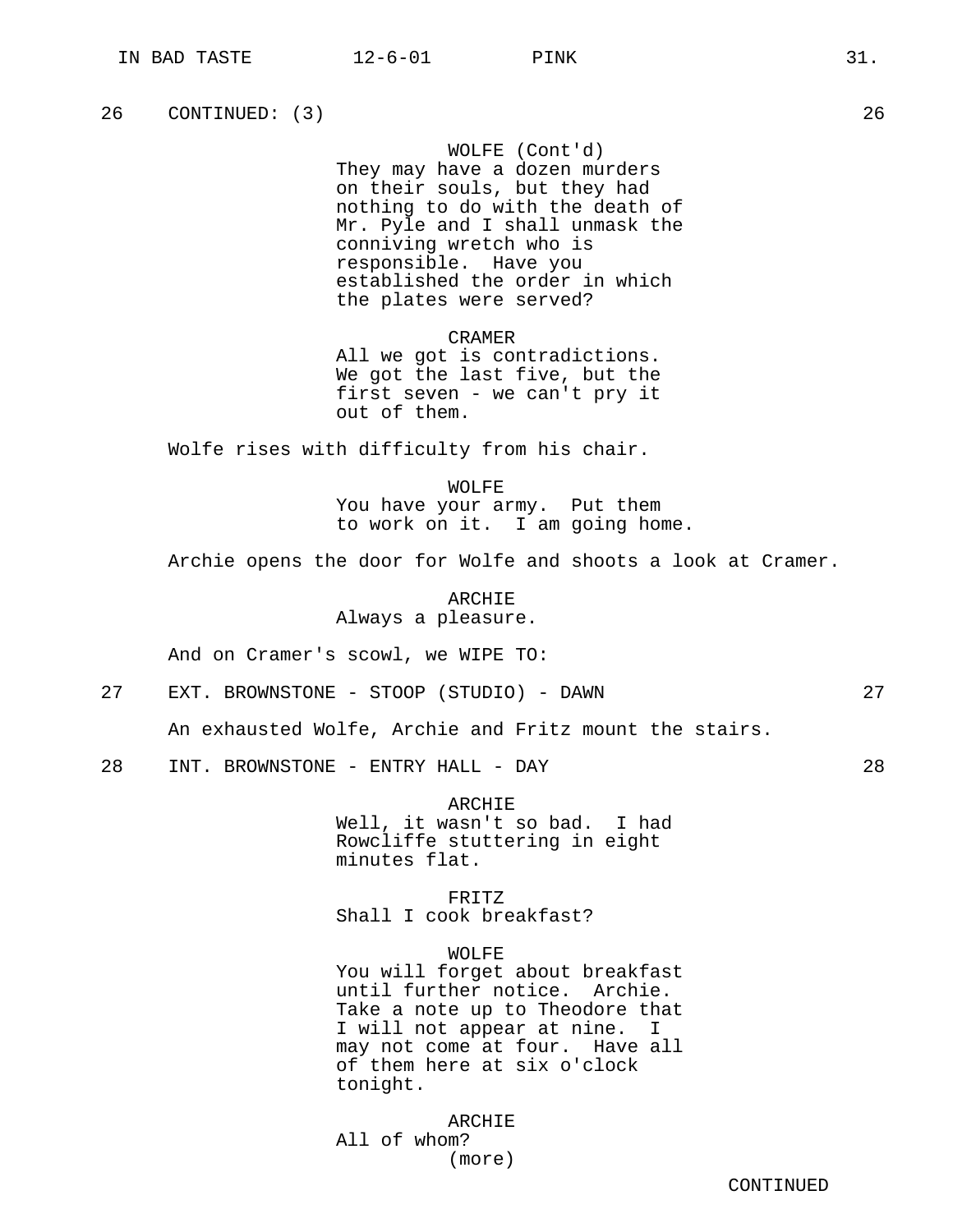26 CONTINUED: (3) 26

WOLFE (Cont'd)
They may have a dozen murders on their souls, but they had nothing to do with the death of Mr. Pyle and I shall unmask the conniving wretch who is responsible. Have you established the order in which the plates were served?

CRAMER
All we got is contradictions. We got the last five, but the first seven - we can't pry it out of them.

Wolfe rises with difficulty from his chair.

WOLFE
You have your army. Put them to work on it. I am going home.

Archie opens the door for Wolfe and shoots a look at Cramer.

ARCHIE
Always a pleasure.

And on Cramer's scowl, we WIPE TO:

27 EXT. BROWNSTONE - STOOP (STUDIO) - DAWN 27

An exhausted Wolfe, Archie and Fritz mount the stairs.

28 INT. BROWNSTONE - ENTRY HALL - DAY 28

ARCHIE
Well, it wasn't so bad. I had Rowcliffe stuttering in eight minutes flat.

FRITZ
Shall I cook breakfast?

WOLFE
You will forget about breakfast until further notice. Archie. Take a note up to Theodore that I will not appear at nine. I may not come at four. Have all of them here at six o'clock tonight.

ARCHIE
All of whom?
(more)

CONTINUED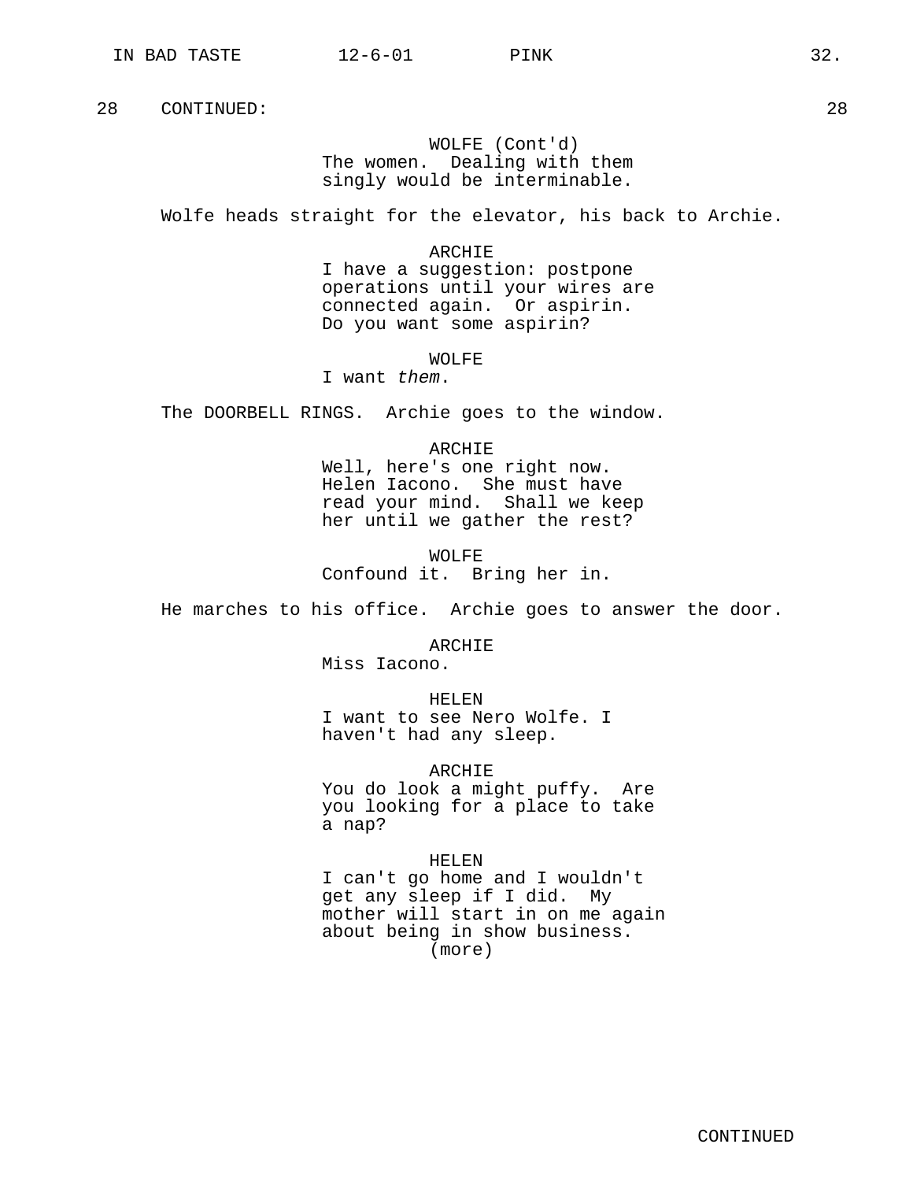28 CONTINUED: 28

WOLFE (Cont'd)
The women. Dealing with them singly would be interminable.

Wolfe heads straight for the elevator, his back to Archie.

ARCHIE
I have a suggestion: postpone operations until your wires are connected again. Or aspirin. Do you want some aspirin?

WOLFE
I want *them*.

The DOORBELL RINGS. Archie goes to the window.

ARCHIE
Well, here's one right now. Helen Iacono. She must have read your mind. Shall we keep her until we gather the rest?

WOLFE
Confound it. Bring her in.

He marches to his office. Archie goes to answer the door.

ARCHIE
Miss Iacono.

HELEN
I want to see Nero Wolfe. I haven't had any sleep.

ARCHIE
You do look a might puffy. Are you looking for a place to take a nap?

HELEN
I can't go home and I wouldn't get any sleep if I did. My mother will start in on me again about being in show business.
(more)

CONTINUED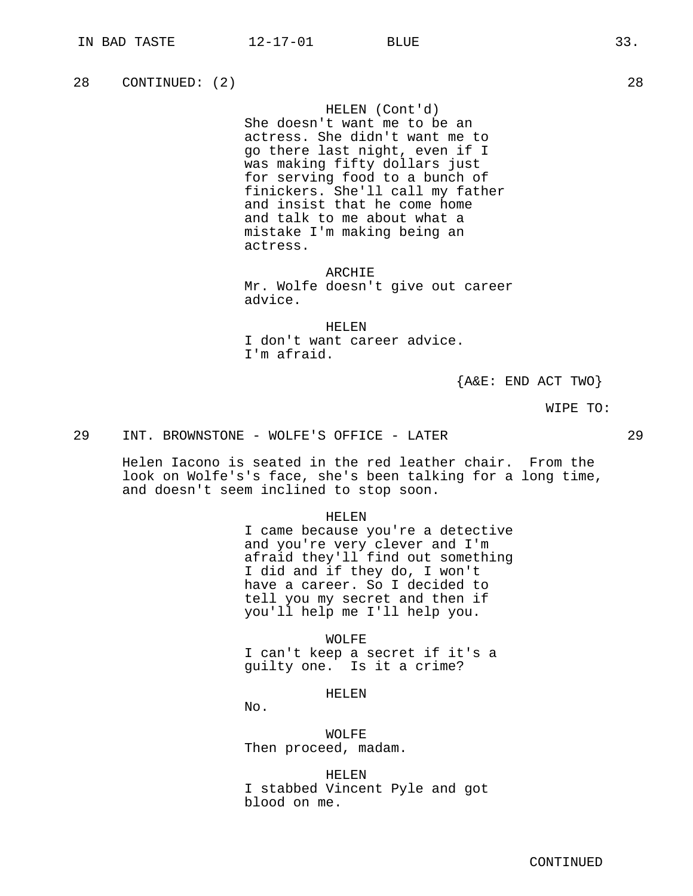28 CONTINUED: (2) 28

HELEN (Cont'd)
She doesn't want me to be an actress. She didn't want me to go there last night, even if I was making fifty dollars just for serving food to a bunch of finickers. She'll call my father and insist that he come home and talk to me about what a mistake I'm making being an actress.

ARCHIE
Mr. Wolfe doesn't give out career advice.

HELEN
I don't want career advice. I'm afraid.

{A&E: END ACT TWO}

WIPE TO:

29 INT. BROWNSTONE - WOLFE'S OFFICE - LATER 29

Helen Iacono is seated in the red leather chair. From the look on Wolfe's's face, she's been talking for a long time, and doesn't seem inclined to stop soon.

HELEN
I came because you're a detective and you're very clever and I'm afraid they'll find out something I did and if they do, I won't have a career. So I decided to tell you my secret and then if you'll help me I'll help you.

WOLFE
I can't keep a secret if it's a guilty one. Is it a crime?

HELEN
No.

WOLFE
Then proceed, madam.

HELEN
I stabbed Vincent Pyle and got blood on me.

CONTINUED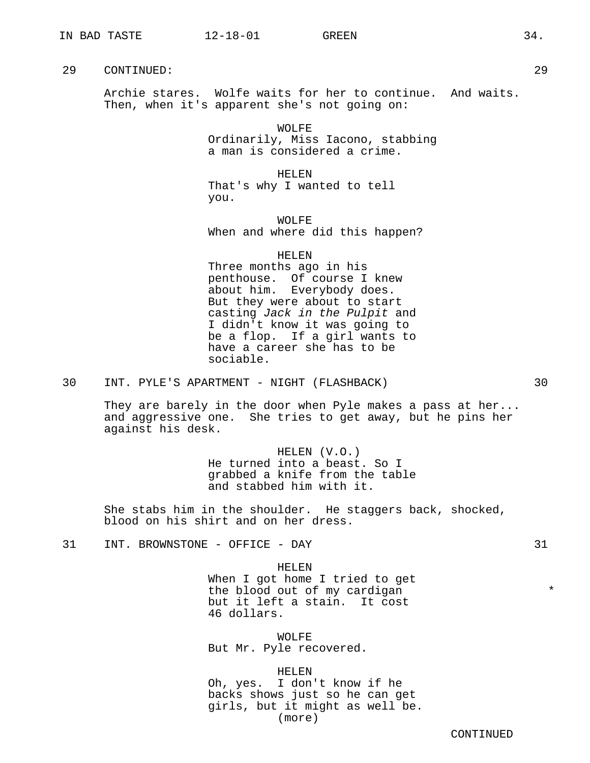29 CONTINUED: 29

Archie stares. Wolfe waits for her to continue. And waits. Then, when it's apparent she's not going on:

WOLFE
Ordinarily, Miss Iacono, stabbing a man is considered a crime.

HELEN
That's why I wanted to tell you.

WOLFE
When and where did this happen?

HELEN
Three months ago in his penthouse. Of course I knew about him. Everybody does. But they were about to start casting *Jack in the Pulpit* and I didn't know it was going to be a flop. If a girl wants to have a career she has to be sociable.

30 INT. PYLE'S APARTMENT - NIGHT (FLASHBACK) 30

They are barely in the door when Pyle makes a pass at her... and aggressive one. She tries to get away, but he pins her against his desk.

HELEN (V.O.)
He turned into a beast. So I grabbed a knife from the table and stabbed him with it.

She stabs him in the shoulder. He staggers back, shocked, blood on his shirt and on her dress.

31 INT. BROWNSTONE - OFFICE - DAY 31

HELEN
When I got home I tried to get the blood out of my cardigan * but it left a stain. It cost 46 dollars.

WOLFE
But Mr. Pyle recovered.

HELEN
Oh, yes. I don't know if he backs shows just so he can get girls, but it might as well be.
(more)

CONTINUED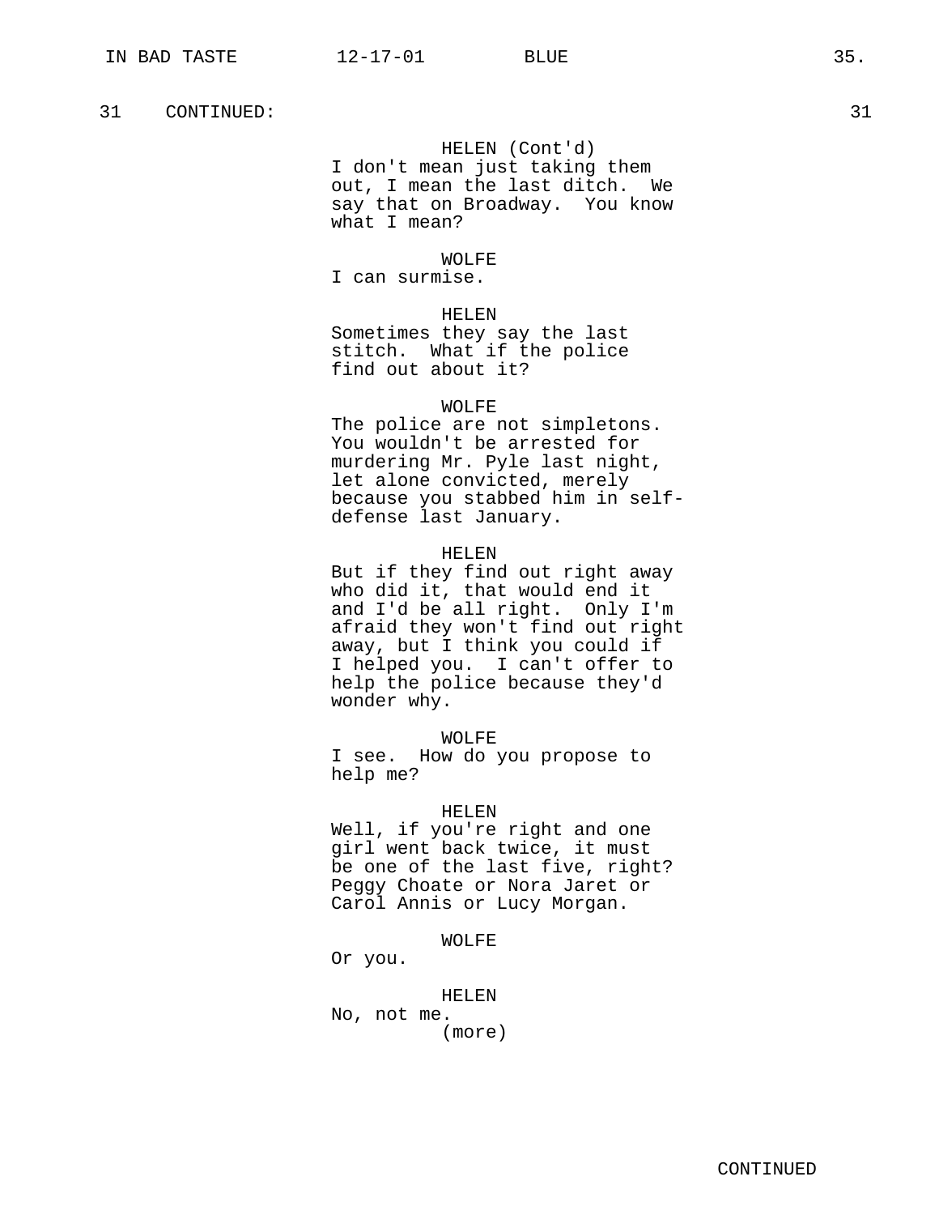31 CONTINUED: 31

HELEN (Cont'd)
I don't mean just taking them out, I mean the last ditch. We say that on Broadway. You know what I mean?

WOLFE
I can surmise.

HELEN
Sometimes they say the last stitch. What if the police find out about it?

WOLFE
The police are not simpletons. You wouldn't be arrested for murdering Mr. Pyle last night, let alone convicted, merely because you stabbed him in self-defense last January.

HELEN
But if they find out right away who did it, that would end it and I'd be all right. Only I'm afraid they won't find out right away, but I think you could if I helped you. I can't offer to help the police because they'd wonder why.

WOLFE
I see. How do you propose to help me?

HELEN
Well, if you're right and one girl went back twice, it must be one of the last five, right? Peggy Choate or Nora Jaret or Carol Annis or Lucy Morgan.

WOLFE
Or you.

HELEN
No, not me.
(more)

CONTINUED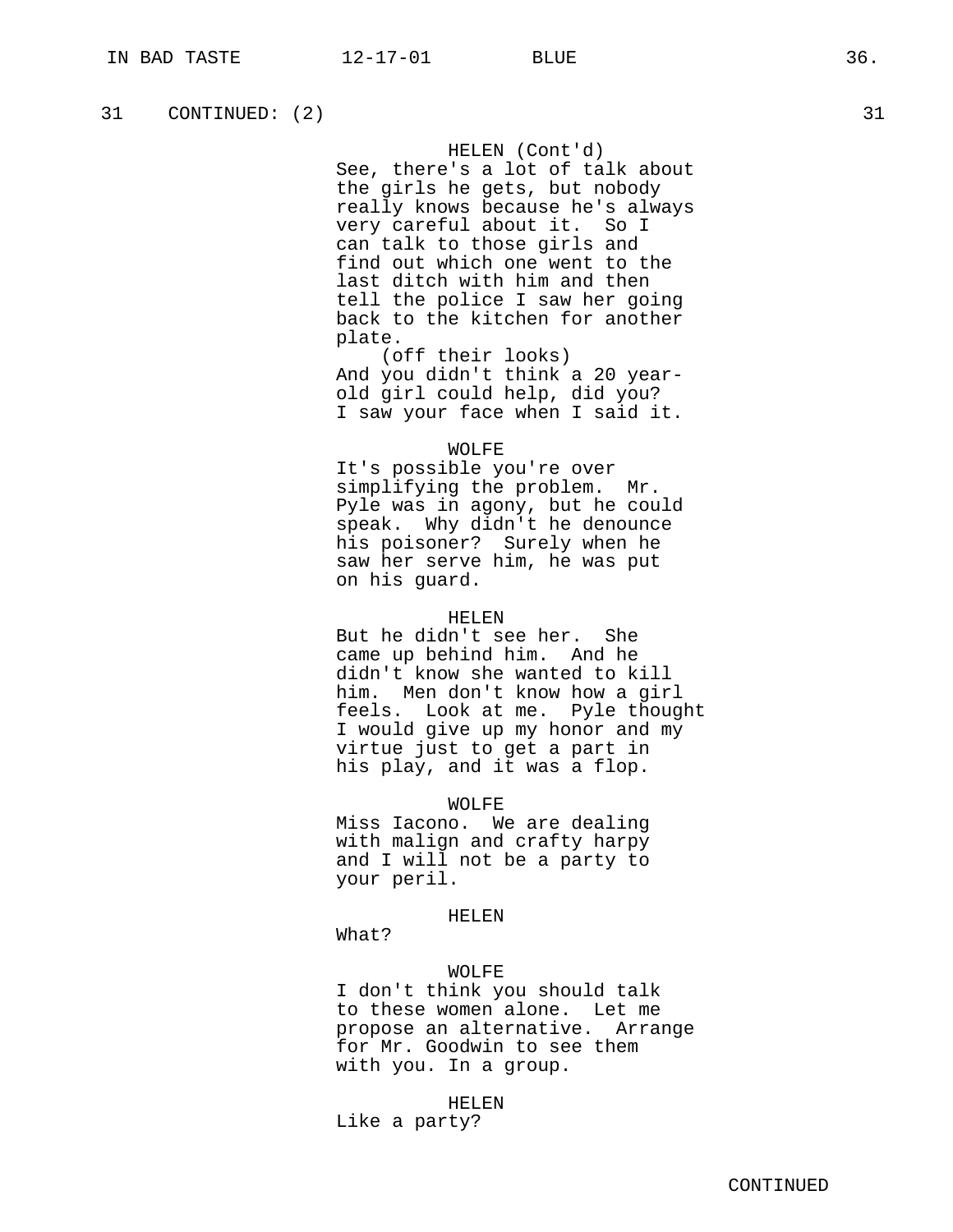31 CONTINUED: (2) 31

HELEN (Cont'd)
See, there's a lot of talk about the girls he gets, but nobody really knows because he's always very careful about it. So I can talk to those girls and find out which one went to the last ditch with him and then tell the police I saw her going back to the kitchen for another plate.
(off their looks)
And you didn't think a 20 year-old girl could help, did you? I saw your face when I said it.

WOLFE
It's possible you're over simplifying the problem. Mr. Pyle was in agony, but he could speak. Why didn't he denounce his poisoner? Surely when he saw her serve him, he was put on his guard.

HELEN
But he didn't see her. She came up behind him. And he didn't know she wanted to kill him. Men don't know how a girl feels. Look at me. Pyle thought I would give up my honor and my virtue just to get a part in his play, and it was a flop.

WOLFE
Miss Iacono. We are dealing with malign and crafty harpy and I will not be a party to your peril.

HELEN
What?

WOLFE
I don't think you should talk to these women alone. Let me propose an alternative. Arrange for Mr. Goodwin to see them with you. In a group.

HELEN
Like a party?

CONTINUED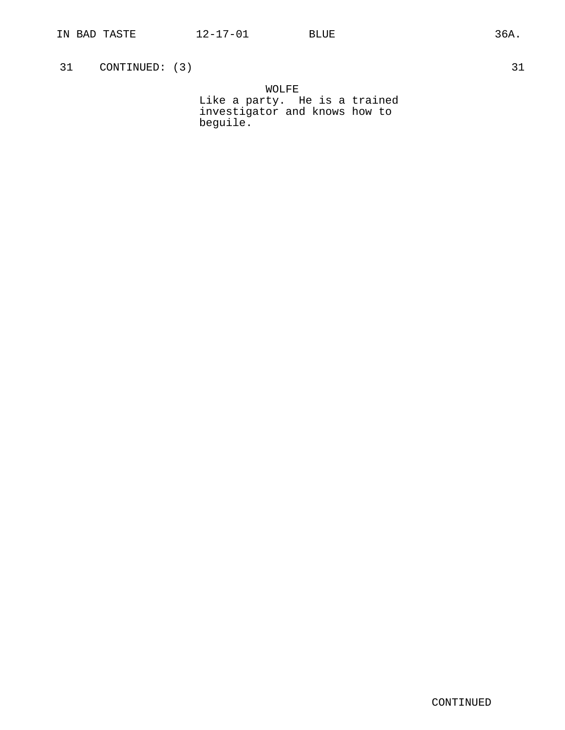31 CONTINUED: (3) 31

WOLFE
Like a party. He is a trained investigator and knows how to beguile.

CONTINUED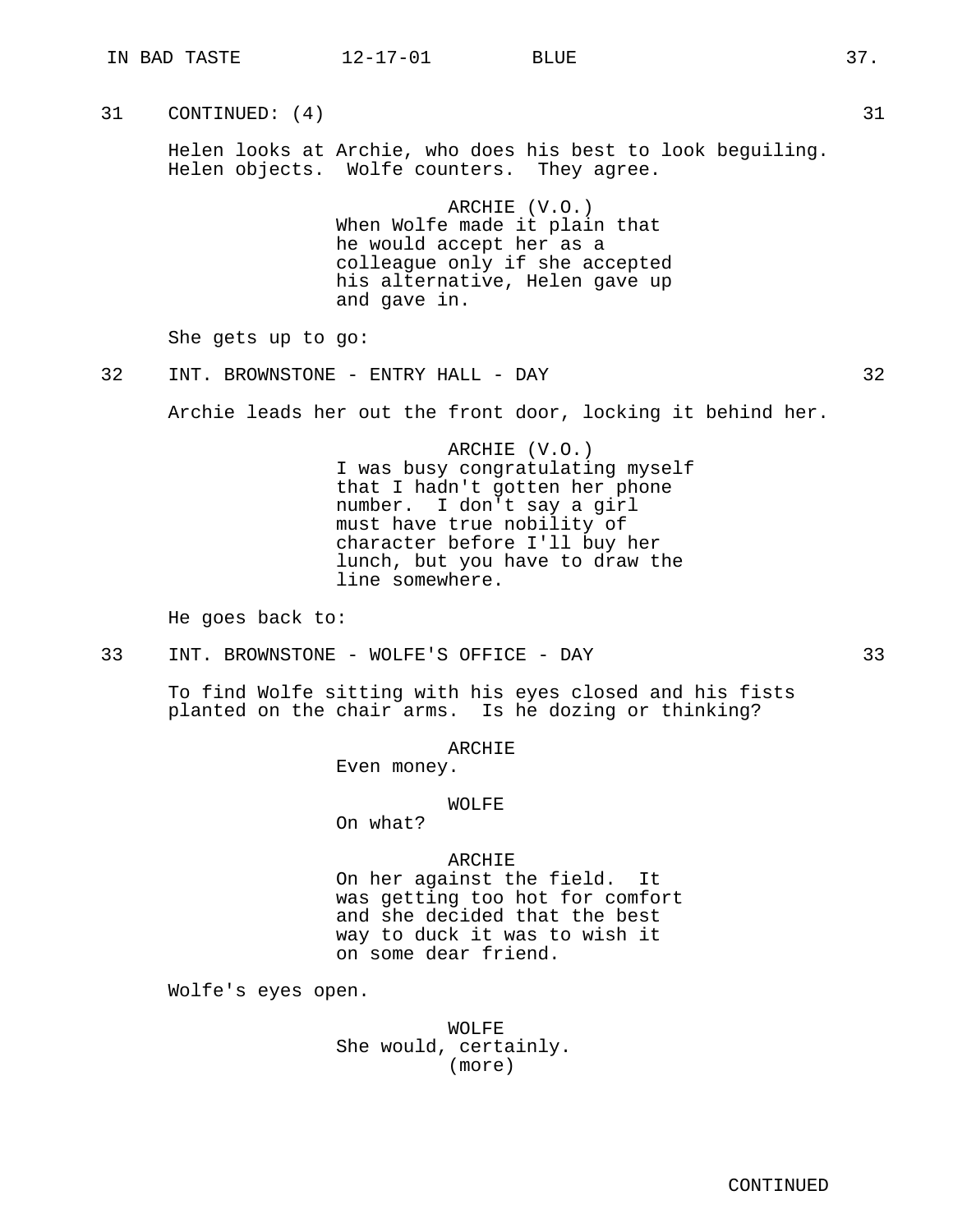31 CONTINUED: (4) 31

Helen looks at Archie, who does his best to look beguiling. Helen objects. Wolfe counters. They agree.

ARCHIE (V.O.)
When Wolfe made it plain that he would accept her as a colleague only if she accepted his alternative, Helen gave up and gave in.

She gets up to go:

32 INT. BROWNSTONE - ENTRY HALL - DAY 32

Archie leads her out the front door, locking it behind her.

ARCHIE (V.O.)
I was busy congratulating myself that I hadn't gotten her phone number. I don't say a girl must have true nobility of character before I'll buy her lunch, but you have to draw the line somewhere.

He goes back to:

33 INT. BROWNSTONE - WOLFE'S OFFICE - DAY 33

To find Wolfe sitting with his eyes closed and his fists planted on the chair arms. Is he dozing or thinking?

ARCHIE
Even money.

WOLFE
On what?

ARCHIE
On her against the field. It was getting too hot for comfort and she decided that the best way to duck it was to wish it on some dear friend.

Wolfe's eyes open.

WOLFE
She would, certainly.
(more)

CONTINUED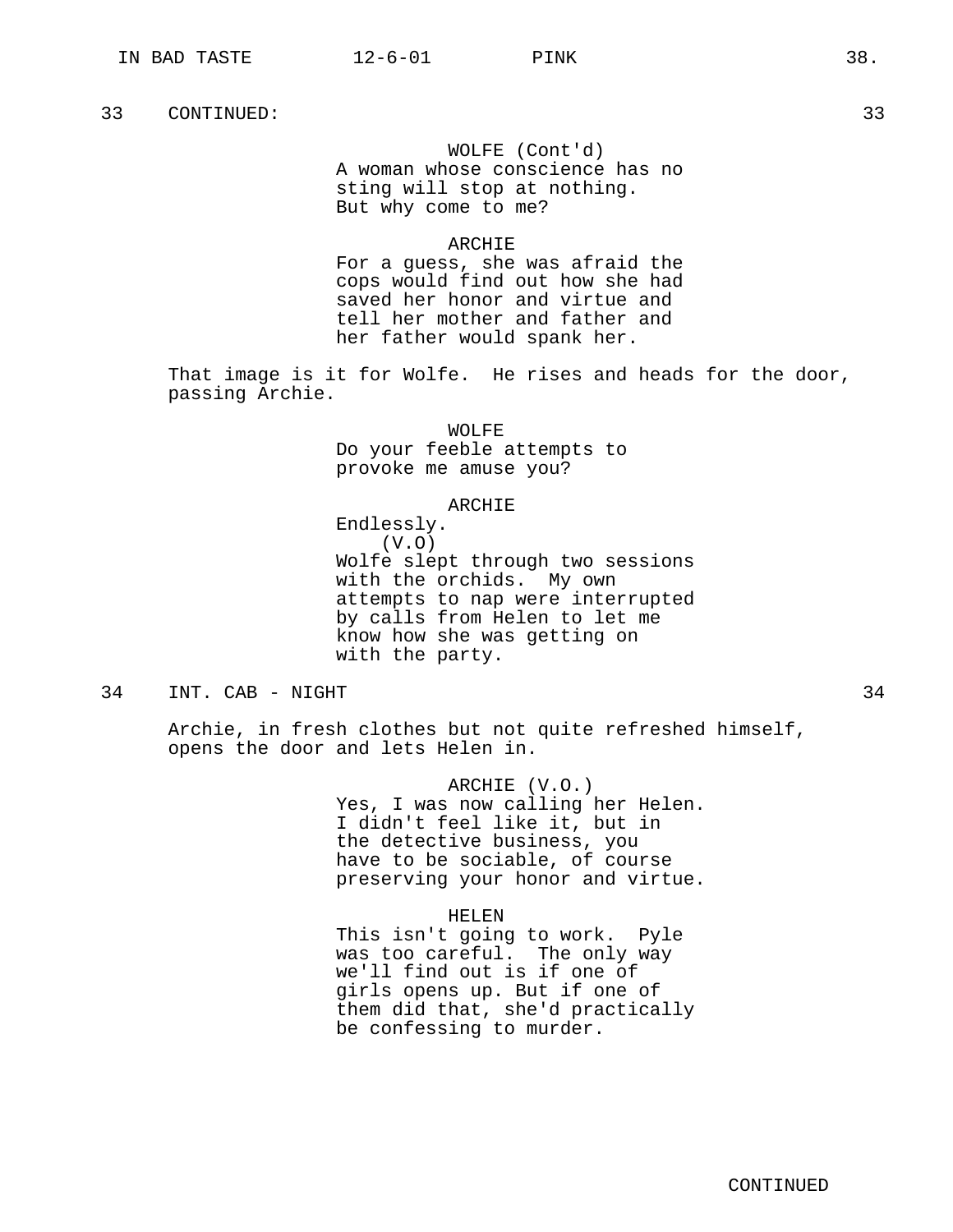33 CONTINUED: 33

WOLFE (Cont'd)
A woman whose conscience has no sting will stop at nothing. But why come to me?

ARCHIE
For a guess, she was afraid the cops would find out how she had saved her honor and virtue and tell her mother and father and her father would spank her.

That image is it for Wolfe. He rises and heads for the door, passing Archie.

WOLFE
Do your feeble attempts to provoke me amuse you?

ARCHIE
Endlessly.
(V.O)
Wolfe slept through two sessions with the orchids. My own attempts to nap were interrupted by calls from Helen to let me know how she was getting on with the party.

34 INT. CAB - NIGHT 34

Archie, in fresh clothes but not quite refreshed himself, opens the door and lets Helen in.

ARCHIE (V.O.)
Yes, I was now calling her Helen. I didn't feel like it, but in the detective business, you have to be sociable, of course preserving your honor and virtue.

HELEN
This isn't going to work. Pyle was too careful. The only way we'll find out is if one of girls opens up. But if one of them did that, she'd practically be confessing to murder.

CONTINUED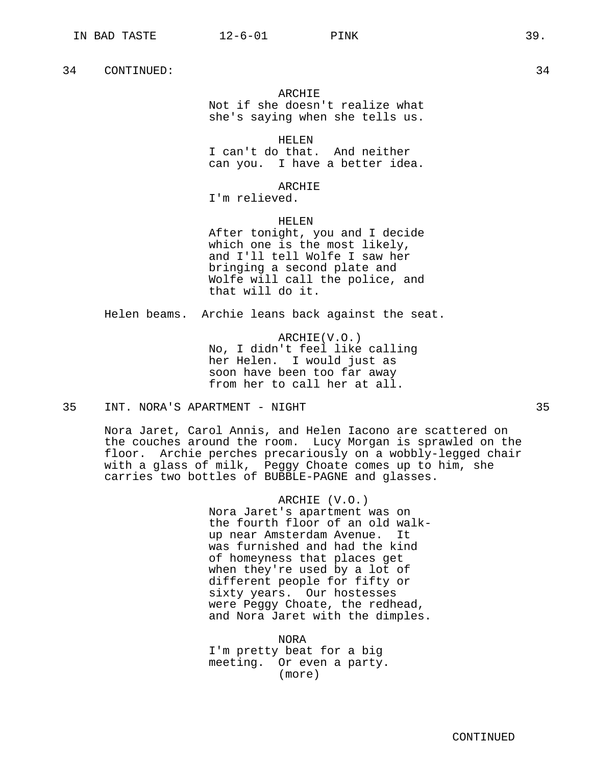34 CONTINUED: 34

ARCHIE
Not if she doesn't realize what she's saying when she tells us.

HELEN
I can't do that. And neither can you. I have a better idea.

ARCHIE
I'm relieved.

HELEN
After tonight, you and I decide which one is the most likely, and I'll tell Wolfe I saw her bringing a second plate and Wolfe will call the police, and that will do it.

Helen beams. Archie leans back against the seat.

ARCHIE(V.O.)
No, I didn't feel like calling her Helen. I would just as soon have been too far away from her to call her at all.

35 INT. NORA'S APARTMENT - NIGHT 35

Nora Jaret, Carol Annis, and Helen Iacono are scattered on the couches around the room. Lucy Morgan is sprawled on the floor. Archie perches precariously on a wobbly-legged chair with a glass of milk, Peggy Choate comes up to him, she carries two bottles of BUBBLE-PAGNE and glasses.

ARCHIE (V.O.)
Nora Jaret's apartment was on the fourth floor of an old walk-up near Amsterdam Avenue. It was furnished and had the kind of homeyness that places get when they're used by a lot of different people for fifty or sixty years. Our hostesses were Peggy Choate, the redhead, and Nora Jaret with the dimples.

NORA
I'm pretty beat for a big meeting. Or even a party.
(more)

CONTINUED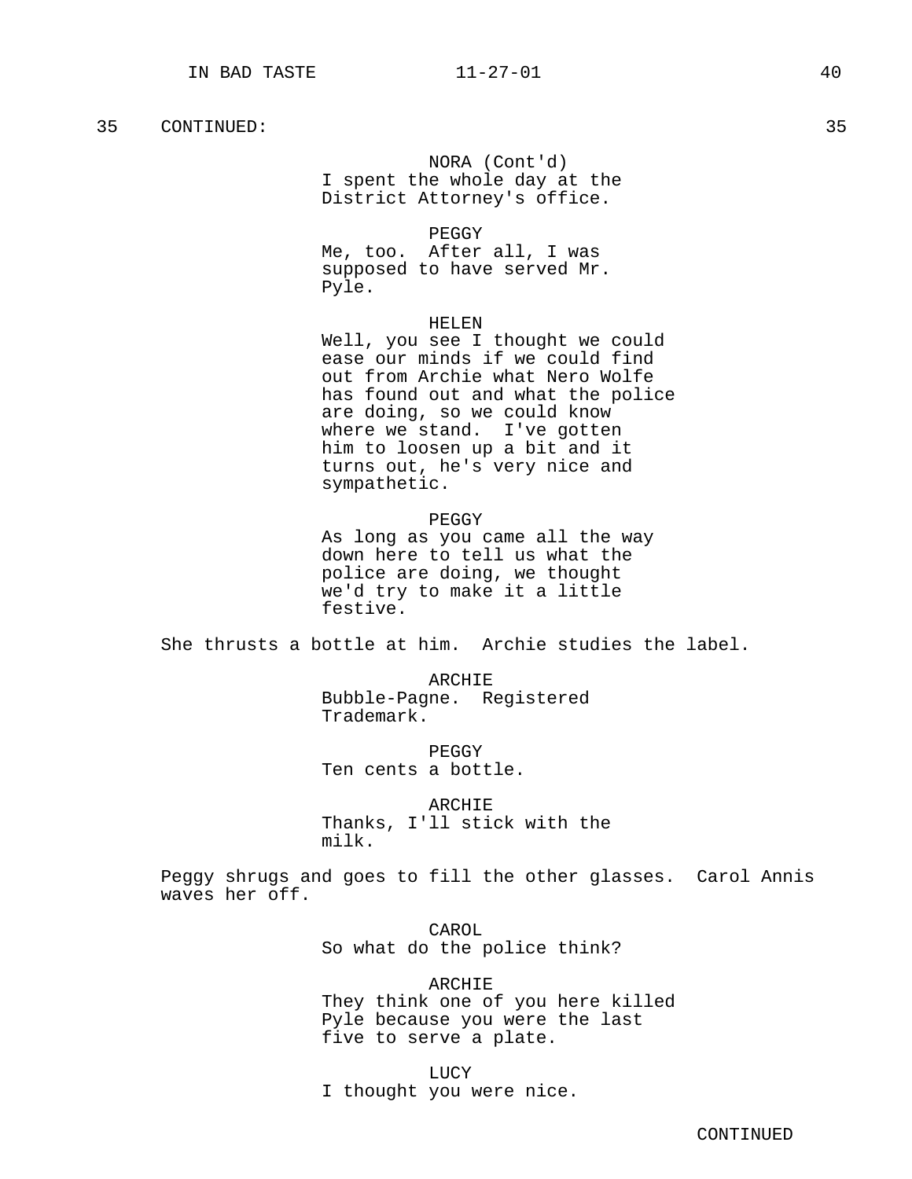35 CONTINUED: 35

NORA (Cont'd)
I spent the whole day at the District Attorney's office.

PEGGY
Me, too. After all, I was supposed to have served Mr. Pyle.

HELEN
Well, you see I thought we could ease our minds if we could find out from Archie what Nero Wolfe has found out and what the police are doing, so we could know where we stand. I've gotten him to loosen up a bit and it turns out, he's very nice and sympathetic.

PEGGY
As long as you came all the way down here to tell us what the police are doing, we thought we'd try to make it a little festive.

She thrusts a bottle at him. Archie studies the label.

ARCHIE
Bubble-Pagne. Registered Trademark.

PEGGY
Ten cents a bottle.

ARCHIE
Thanks, I'll stick with the milk.

Peggy shrugs and goes to fill the other glasses. Carol Annis waves her off.

CAROL
So what do the police think?

ARCHIE
They think one of you here killed Pyle because you were the last five to serve a plate.

LUCY
I thought you were nice.

CONTINUED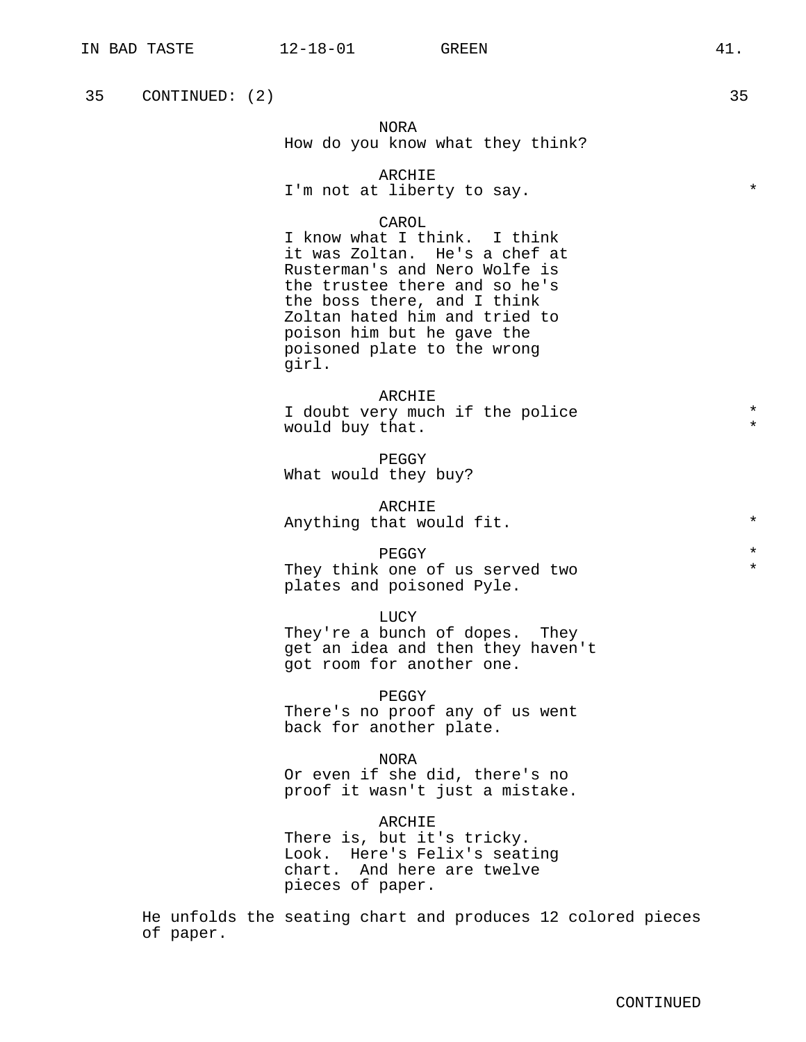35 CONTINUED: (2) 35

NORA
How do you know what they think?

ARCHIE
I'm not at liberty to say. *

CAROL
I know what I think. I think it was Zoltan. He's a chef at Rusterman's and Nero Wolfe is the trustee there and so he's the boss there, and I think Zoltan hated him and tried to poison him but he gave the poisoned plate to the wrong girl.

ARCHIE
I doubt very much if the police would buy that. *

PEGGY
What would they buy?

ARCHIE
Anything that would fit. *

PEGGY *
They think one of us served two plates and poisoned Pyle. *

LUCY
They're a bunch of dopes. They get an idea and then they haven't got room for another one.

PEGGY
There's no proof any of us went back for another plate.

NORA
Or even if she did, there's no proof it wasn't just a mistake.

ARCHIE
There is, but it's tricky. Look. Here's Felix's seating chart. And here are twelve pieces of paper.

He unfolds the seating chart and produces 12 colored pieces of paper.

CONTINUED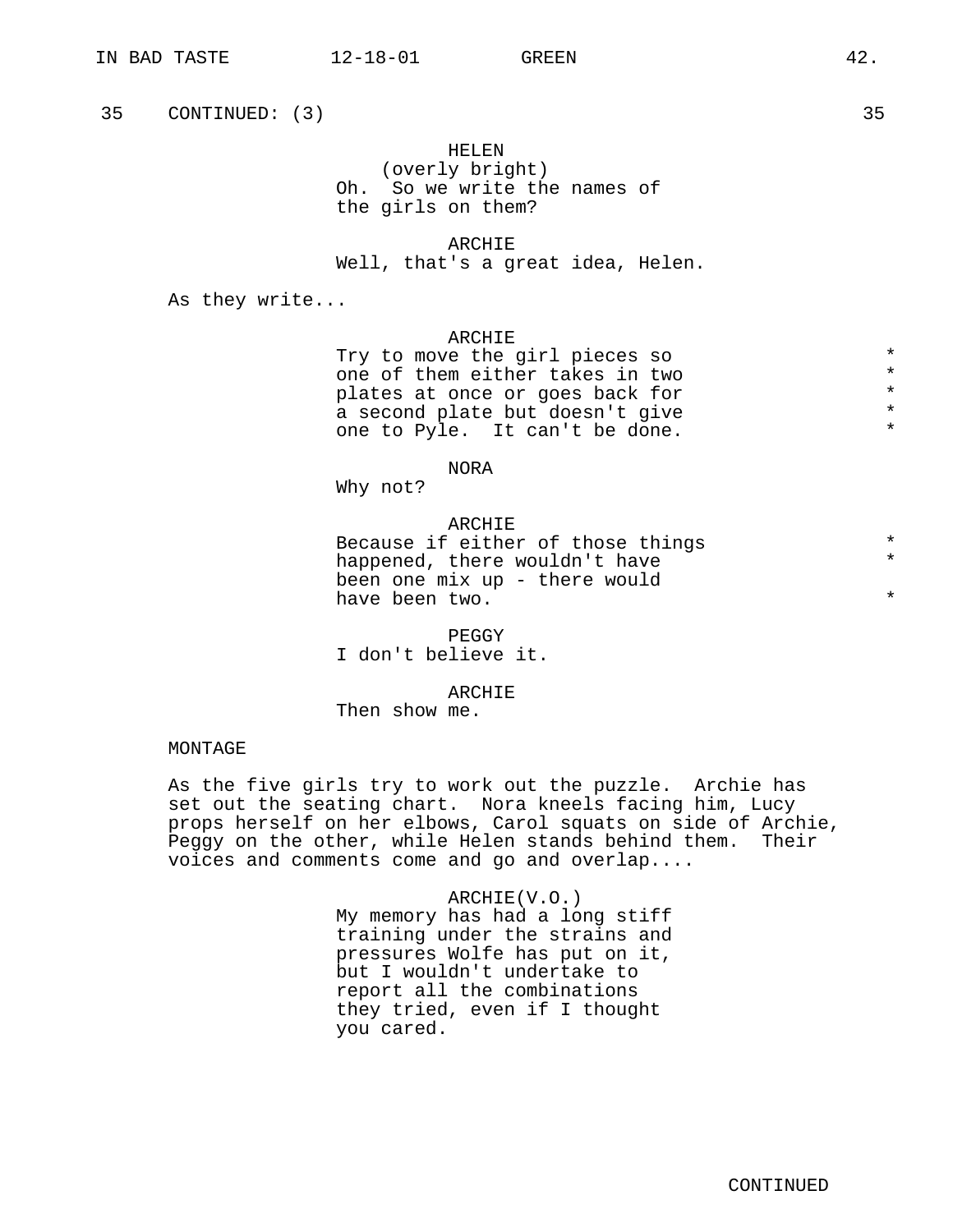35 CONTINUED: (3) 35

HELEN
(overly bright)
Oh. So we write the names of the girls on them?

ARCHIE
Well, that's a great idea, Helen.

As they write...

ARCHIE
Try to move the girl pieces so one of them either takes in two plates at once or goes back for a second plate but doesn't give one to Pyle. It can't be done. *

NORA
Why not?

ARCHIE
Because if either of those things happened, there wouldn't have been one mix up - there would have been two. *

PEGGY
I don't believe it.

ARCHIE
Then show me.

MONTAGE

As the five girls try to work out the puzzle. Archie has set out the seating chart. Nora kneels facing him, Lucy props herself on her elbows, Carol squats on side of Archie, Peggy on the other, while Helen stands behind them. Their voices and comments come and go and overlap....

ARCHIE(V.O.)
My memory has had a long stiff training under the strains and pressures Wolfe has put on it, but I wouldn't undertake to report all the combinations they tried, even if I thought you cared.

CONTINUED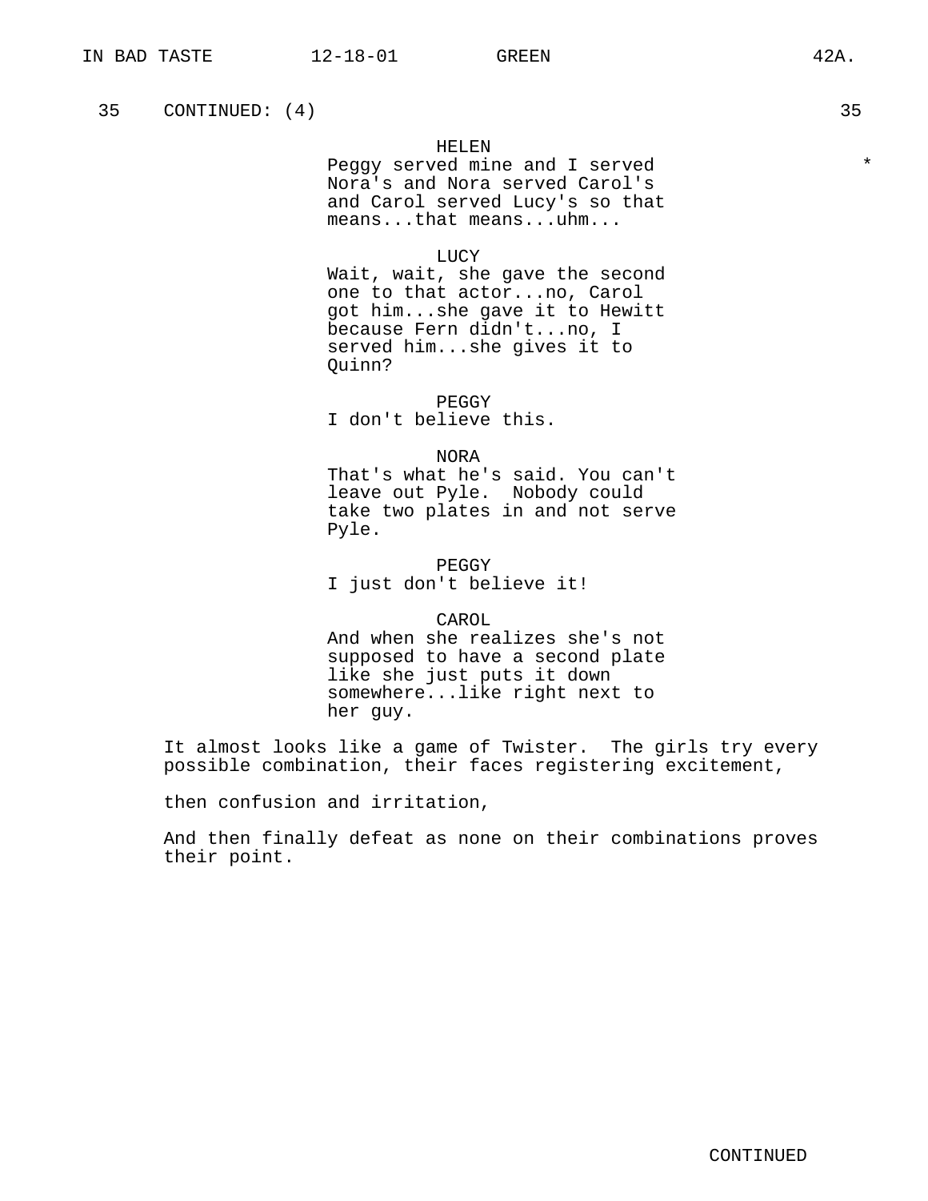35 CONTINUED: (4) 35

HELEN
Peggy served mine and I served *
Nora's and Nora served Carol's
and Carol served Lucy's so that
means...that means...uhm...

LUCY
Wait, wait, she gave the second
one to that actor...no, Carol
got him...she gave it to Hewitt
because Fern didn't...no, I
served him...she gives it to
Quinn?

PEGGY
I don't believe this.

NORA
That's what he's said. You can't
leave out Pyle. Nobody could
take two plates in and not serve
Pyle.

PEGGY
I just don't believe it!

CAROL
And when she realizes she's not
supposed to have a second plate
like she just puts it down
somewhere...like right next to
her guy.

It almost looks like a game of Twister. The girls try every possible combination, their faces registering excitement,

then confusion and irritation,

And then finally defeat as none on their combinations proves their point.

CONTINUED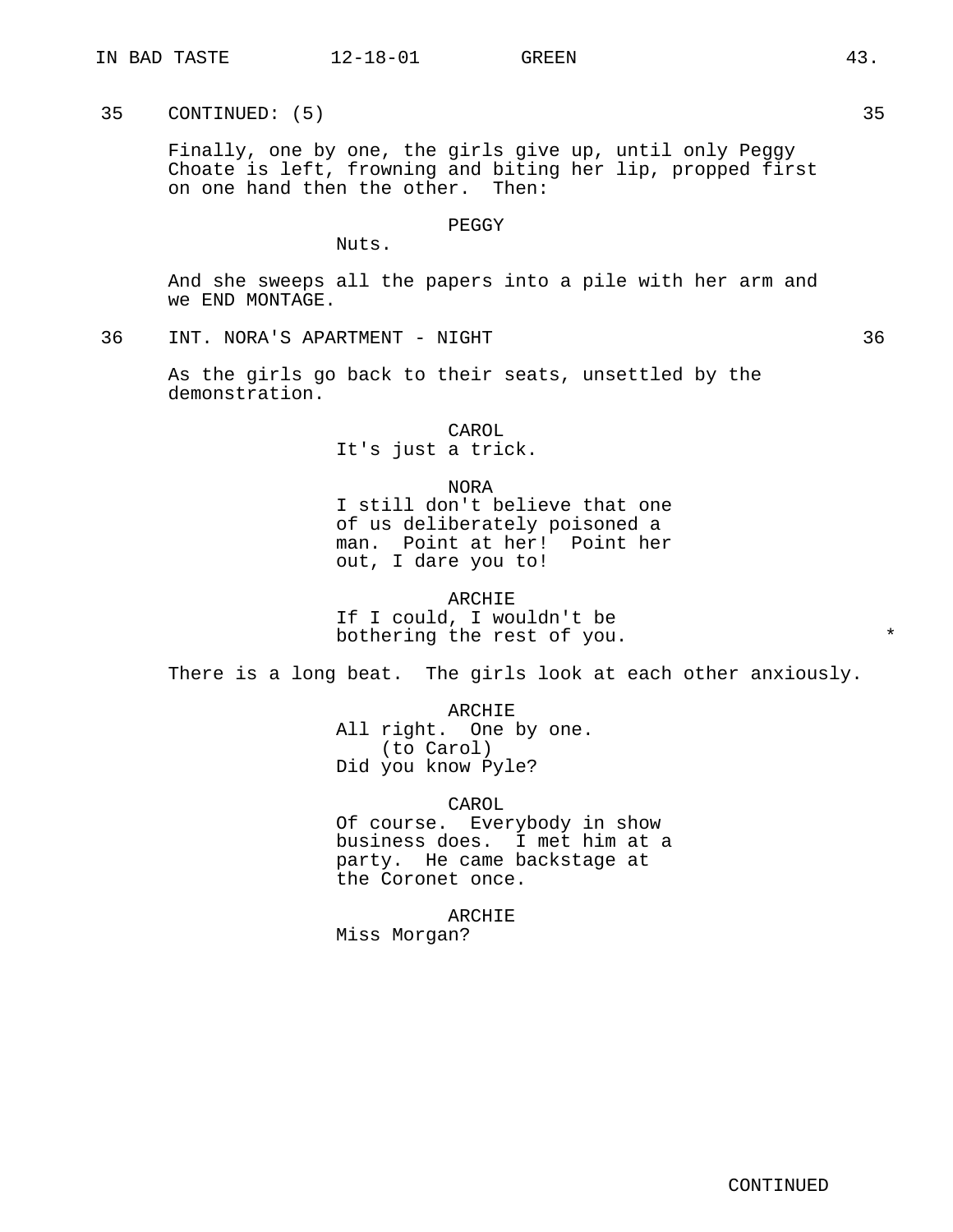35 CONTINUED: (5) 35

Finally, one by one, the girls give up, until only Peggy Choate is left, frowning and biting her lip, propped first on one hand then the other. Then:

PEGGY
Nuts.

And she sweeps all the papers into a pile with her arm and we END MONTAGE.

36 INT. NORA'S APARTMENT - NIGHT 36

As the girls go back to their seats, unsettled by the demonstration.

CAROL
It's just a trick.

NORA
I still don't believe that one of us deliberately poisoned a man. Point at her! Point her out, I dare you to!

ARCHIE
If I could, I wouldn't be bothering the rest of you. *

There is a long beat. The girls look at each other anxiously.

ARCHIE
All right. One by one.
(to Carol)
Did you know Pyle?

CAROL
Of course. Everybody in show business does. I met him at a party. He came backstage at the Coronet once.

ARCHIE
Miss Morgan?

CONTINUED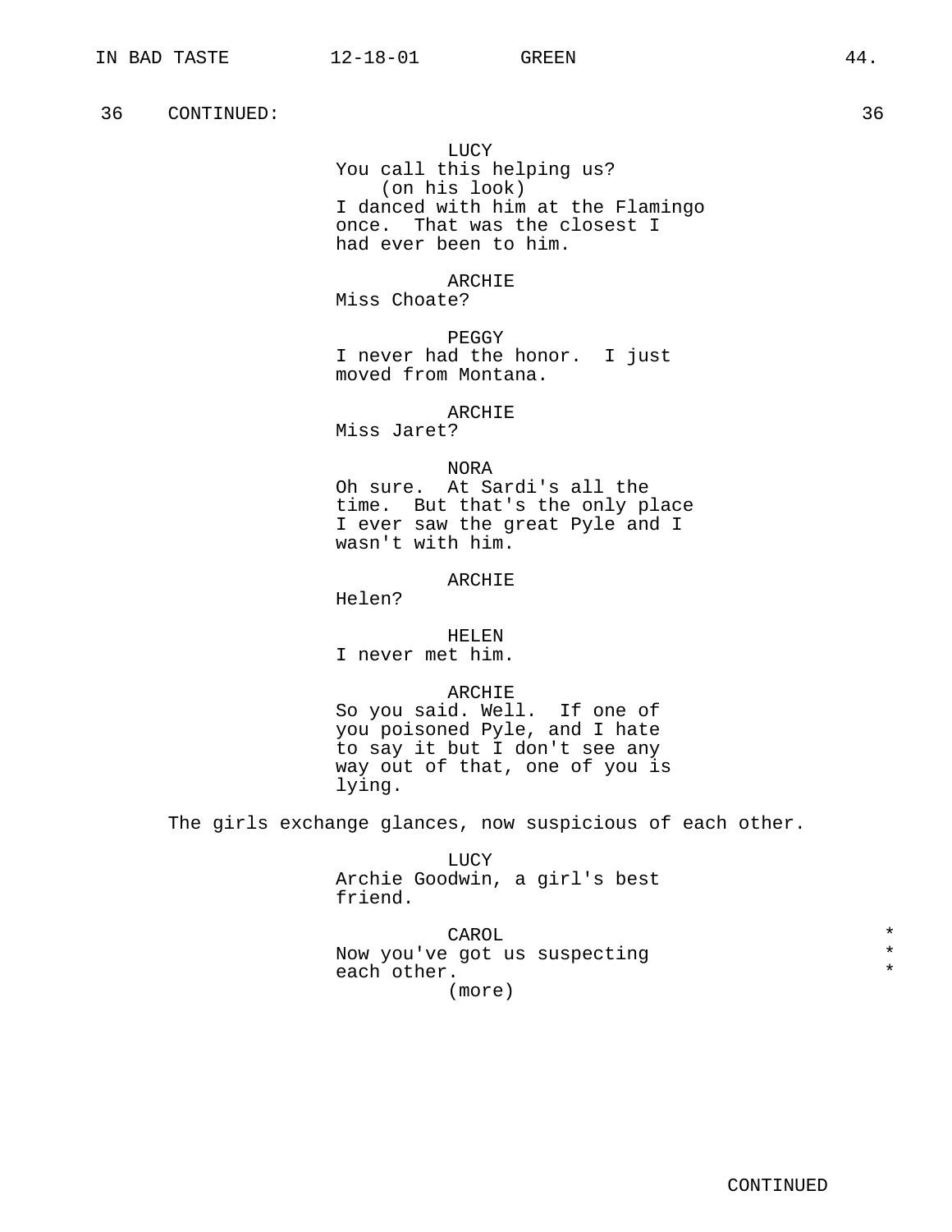36 CONTINUED: 36

LUCY
You call this helping us?
(on his look)
I danced with him at the Flamingo once. That was the closest I had ever been to him.

ARCHIE
Miss Choate?

PEGGY
I never had the honor. I just moved from Montana.

ARCHIE
Miss Jaret?

NORA
Oh sure. At Sardi's all the time. But that's the only place I ever saw the great Pyle and I wasn't with him.

ARCHIE
Helen?

HELEN
I never met him.

ARCHIE
So you said. Well. If one of you poisoned Pyle, and I hate to say it but I don't see any way out of that, one of you is lying.

The girls exchange glances, now suspicious of each other.

LUCY
Archie Goodwin, a girl's best friend.

CAROL *
Now you've got us suspecting *
each other. *
(more)

CONTINUED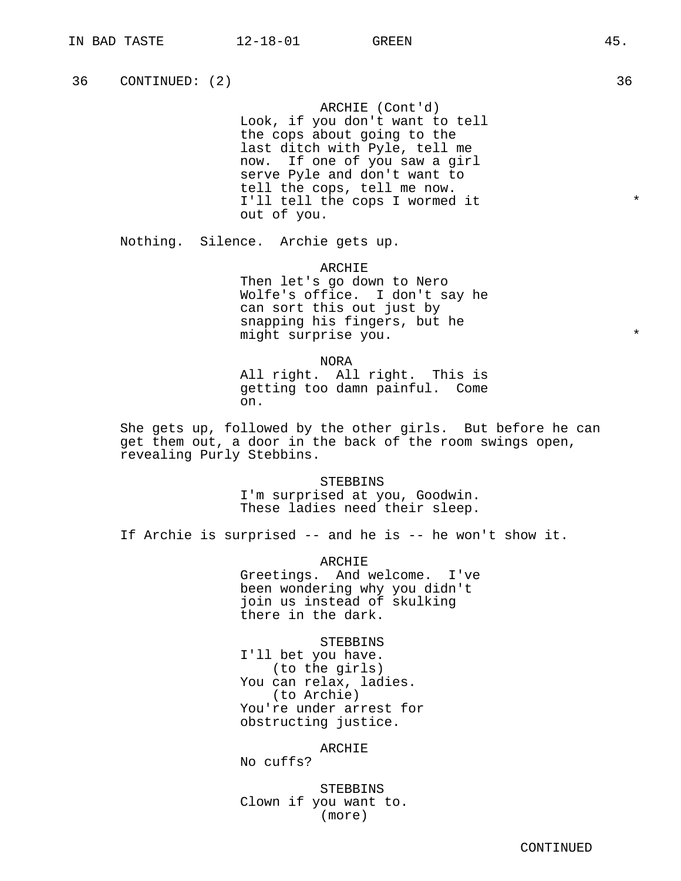36 CONTINUED: (2) 36

ARCHIE (Cont'd)
Look, if you don't want to tell the cops about going to the last ditch with Pyle, tell me now. If one of you saw a girl serve Pyle and don't want to tell the cops, tell me now. I'll tell the cops I wormed it out of you. *

Nothing. Silence. Archie gets up.

ARCHIE
Then let's go down to Nero Wolfe's office. I don't say he can sort this out just by snapping his fingers, but he might surprise you. *

NORA
All right. All right. This is getting too damn painful. Come on.

She gets up, followed by the other girls. But before he can get them out, a door in the back of the room swings open, revealing Purly Stebbins.

STEBBINS
I'm surprised at you, Goodwin. These ladies need their sleep.

If Archie is surprised -- and he is -- he won't show it.

ARCHIE
Greetings. And welcome. I've been wondering why you didn't join us instead of skulking there in the dark.

STEBBINS
I'll bet you have.
(to the girls)
You can relax, ladies.
(to Archie)
You're under arrest for obstructing justice.

ARCHIE
No cuffs?

STEBBINS
Clown if you want to.
(more)

CONTINUED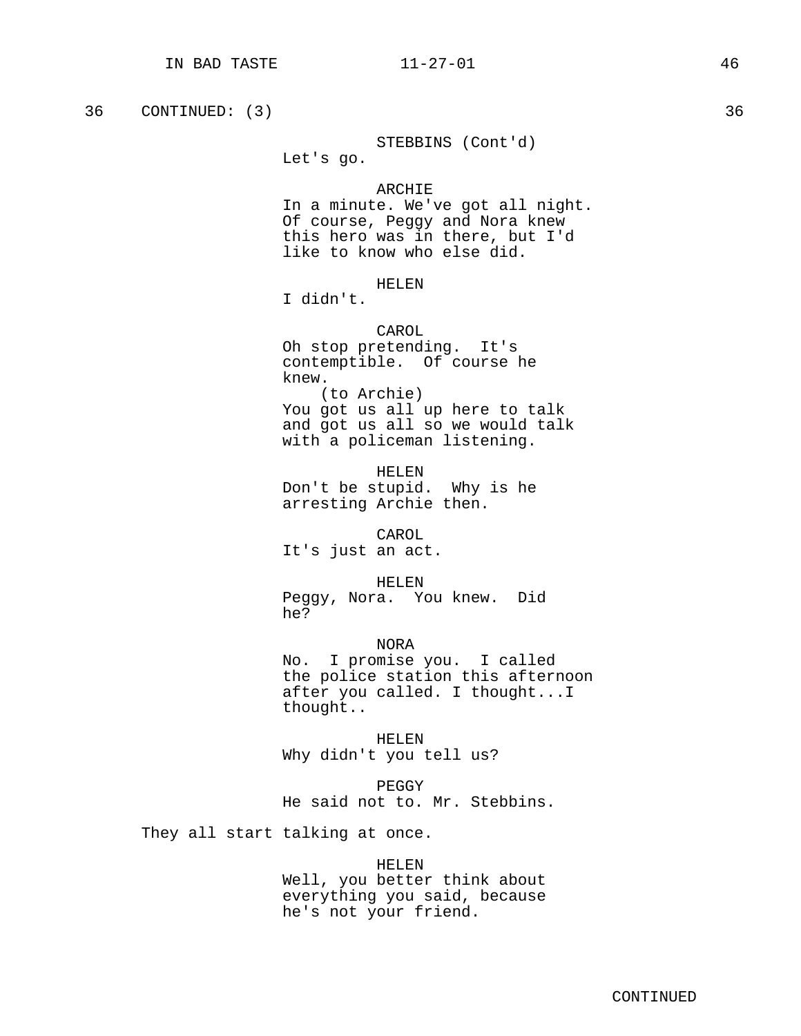36 CONTINUED: (3) 36

STEBBINS (Cont'd)
Let's go.

ARCHIE
In a minute. We've got all night. Of course, Peggy and Nora knew this hero was in there, but I'd like to know who else did.

HELEN
I didn't.

CAROL
Oh stop pretending. It's contemptible. Of course he knew.
(to Archie)
You got us all up here to talk and got us all so we would talk with a policeman listening.

HELEN
Don't be stupid. Why is he arresting Archie then.

CAROL
It's just an act.

HELEN
Peggy, Nora. You knew. Did he?

NORA
No. I promise you. I called the police station this afternoon after you called. I thought...I thought..

HELEN
Why didn't you tell us?

PEGGY
He said not to. Mr. Stebbins.

They all start talking at once.

HELEN
Well, you better think about everything you said, because he's not your friend.

CONTINUED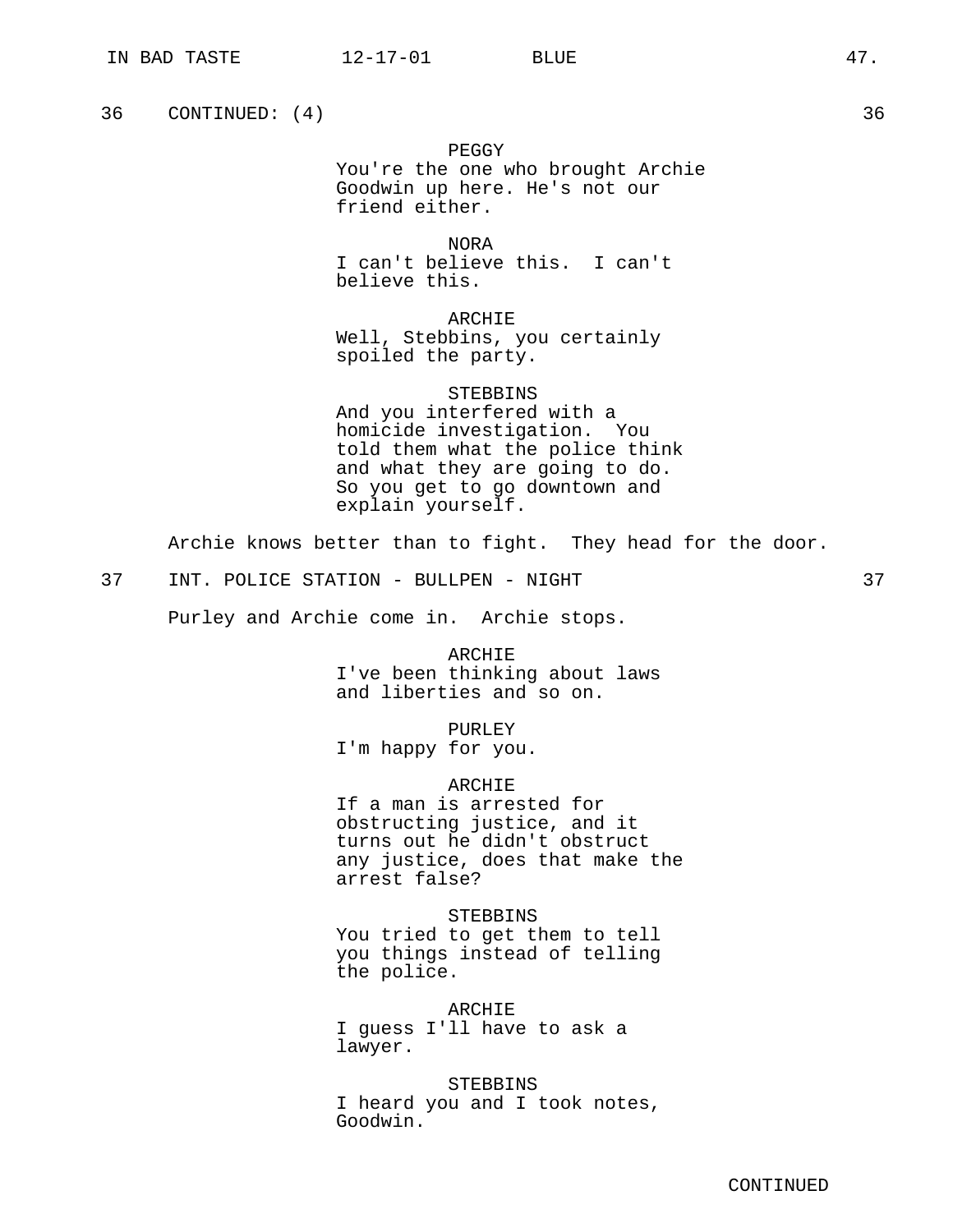36 CONTINUED: (4) 36

PEGGY
You're the one who brought Archie Goodwin up here. He's not our friend either.

NORA
I can't believe this. I can't believe this.

ARCHIE
Well, Stebbins, you certainly spoiled the party.

STEBBINS
And you interfered with a homicide investigation. You told them what the police think and what they are going to do. So you get to go downtown and explain yourself.

Archie knows better than to fight. They head for the door.

37 INT. POLICE STATION - BULLPEN - NIGHT 37

Purley and Archie come in. Archie stops.

ARCHIE
I've been thinking about laws and liberties and so on.

PURLEY
I'm happy for you.

ARCHIE
If a man is arrested for obstructing justice, and it turns out he didn't obstruct any justice, does that make the arrest false?

STEBBINS
You tried to get them to tell you things instead of telling the police.

ARCHIE
I guess I'll have to ask a lawyer.

STEBBINS
I heard you and I took notes, Goodwin.

CONTINUED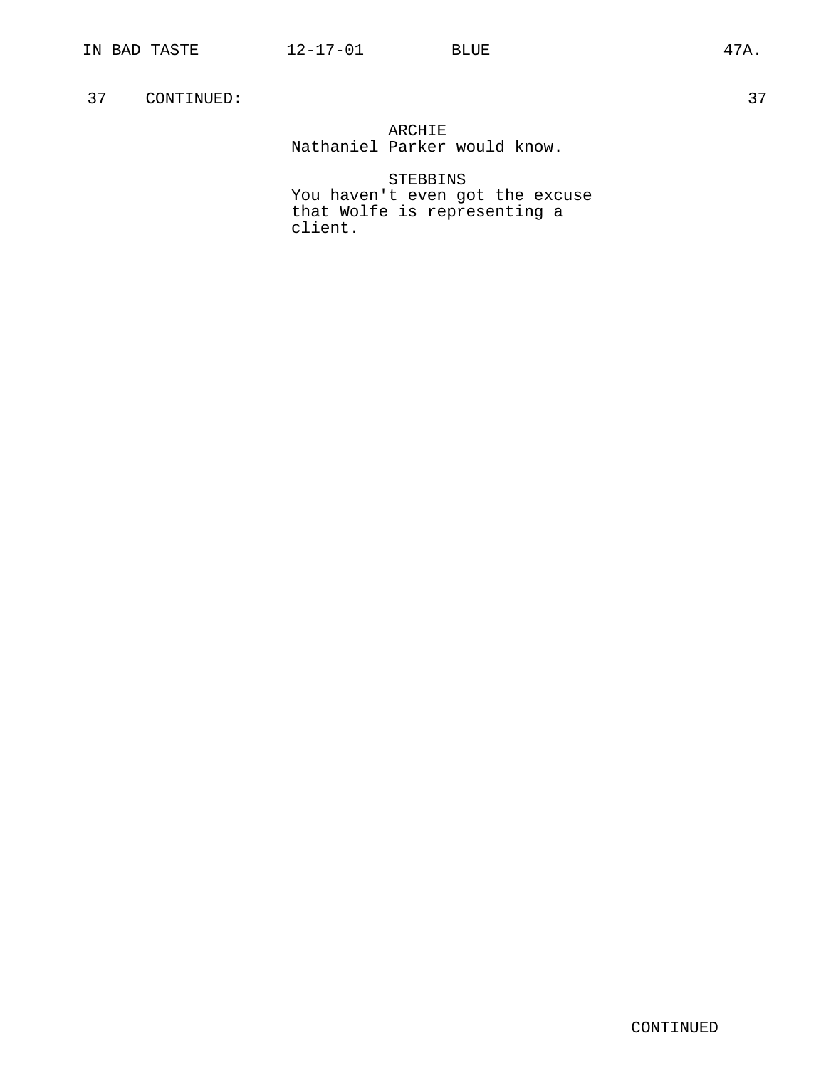37    CONTINUED:                                                    37

ARCHIE
Nathaniel Parker would know.

STEBBINS
You haven't even got the excuse that Wolfe is representing a client.

CONTINUED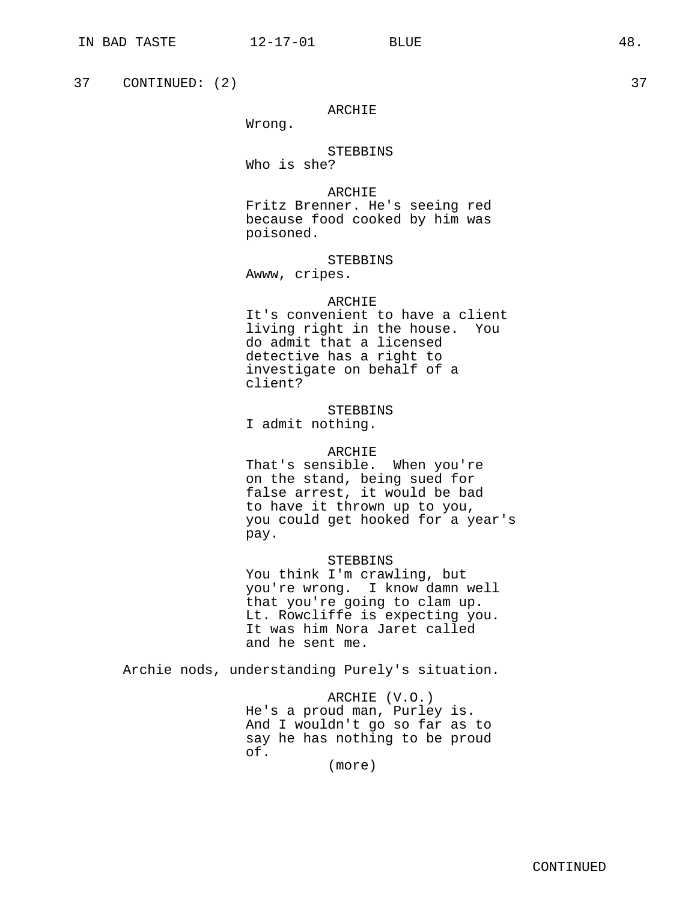37 CONTINUED: (2) 37

ARCHIE
Wrong.

STEBBINS
Who is she?

ARCHIE
Fritz Brenner. He's seeing red because food cooked by him was poisoned.

STEBBINS
Awww, cripes.

ARCHIE
It's convenient to have a client living right in the house. You do admit that a licensed detective has a right to investigate on behalf of a client?

STEBBINS
I admit nothing.

ARCHIE
That's sensible. When you're on the stand, being sued for false arrest, it would be bad to have it thrown up to you, you could get hooked for a year's pay.

STEBBINS
You think I'm crawling, but you're wrong. I know damn well that you're going to clam up. Lt. Rowcliffe is expecting you. It was him Nora Jaret called and he sent me.

Archie nods, understanding Purely's situation.

ARCHIE (V.O.)
He's a proud man, Purley is. And I wouldn't go so far as to say he has nothing to be proud of.
(more)

CONTINUED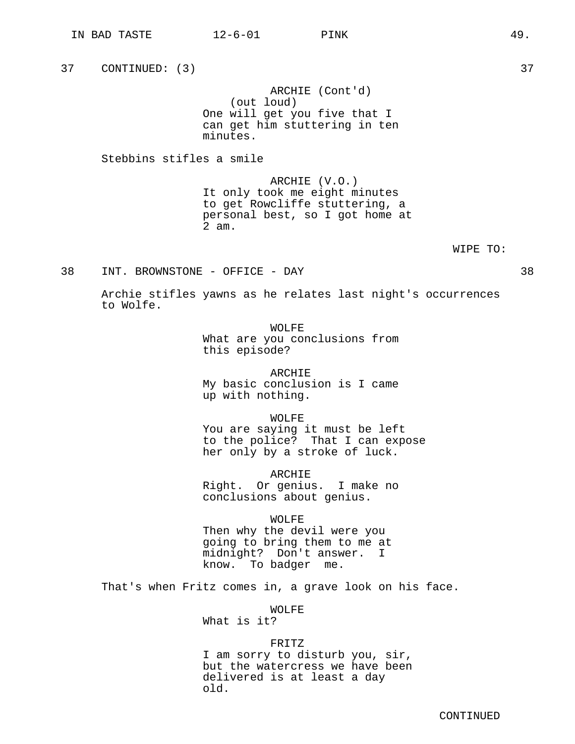37 CONTINUED: (3) 37

ARCHIE (Cont'd)
(out loud)
One will get you five that I can get him stuttering in ten minutes.

Stebbins stifles a smile

ARCHIE (V.O.)
It only took me eight minutes to get Rowcliffe stuttering, a personal best, so I got home at 2 am.

WIPE TO:

38 INT. BROWNSTONE - OFFICE - DAY 38

Archie stifles yawns as he relates last night's occurrences to Wolfe.

WOLFE
What are you conclusions from this episode?

ARCHIE
My basic conclusion is I came up with nothing.

WOLFE
You are saying it must be left to the police? That I can expose her only by a stroke of luck.

ARCHIE
Right. Or genius. I make no conclusions about genius.

WOLFE
Then why the devil were you going to bring them to me at midnight? Don't answer. I know. To badger me.

That's when Fritz comes in, a grave look on his face.

WOLFE
What is it?

FRITZ
I am sorry to disturb you, sir, but the watercress we have been delivered is at least a day old.

CONTINUED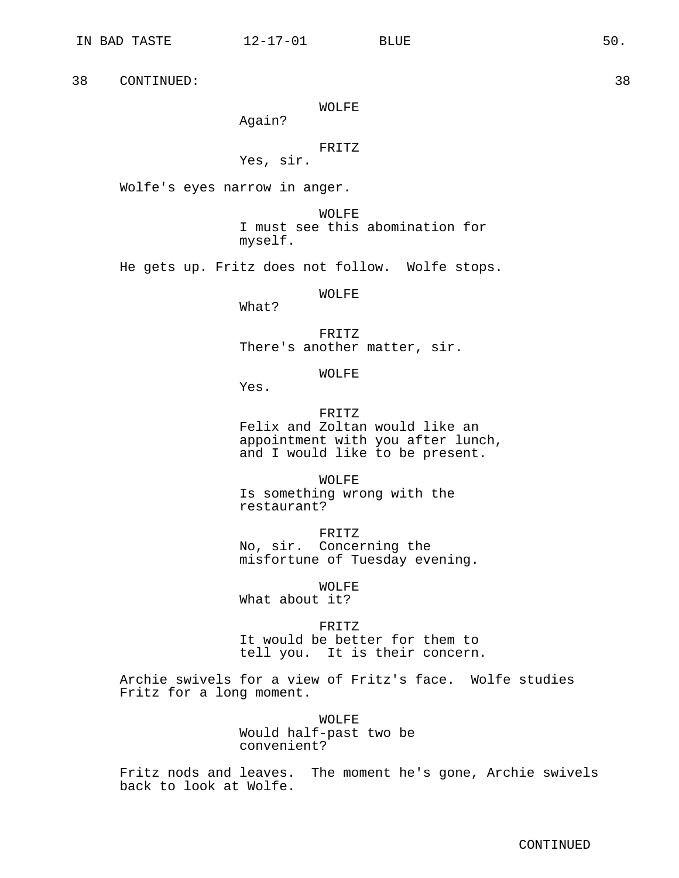38 CONTINUED: 38

WOLFE
Again?

FRITZ
Yes, sir.

Wolfe's eyes narrow in anger.

WOLFE
I must see this abomination for myself.

He gets up. Fritz does not follow. Wolfe stops.

WOLFE
What?

FRITZ
There's another matter, sir.

WOLFE
Yes.

FRITZ
Felix and Zoltan would like an appointment with you after lunch, and I would like to be present.

WOLFE
Is something wrong with the restaurant?

FRITZ
No, sir. Concerning the misfortune of Tuesday evening.

WOLFE
What about it?

FRITZ
It would be better for them to tell you. It is their concern.

Archie swivels for a view of Fritz's face. Wolfe studies Fritz for a long moment.

WOLFE
Would half-past two be convenient?

Fritz nods and leaves. The moment he's gone, Archie swivels back to look at Wolfe.

CONTINUED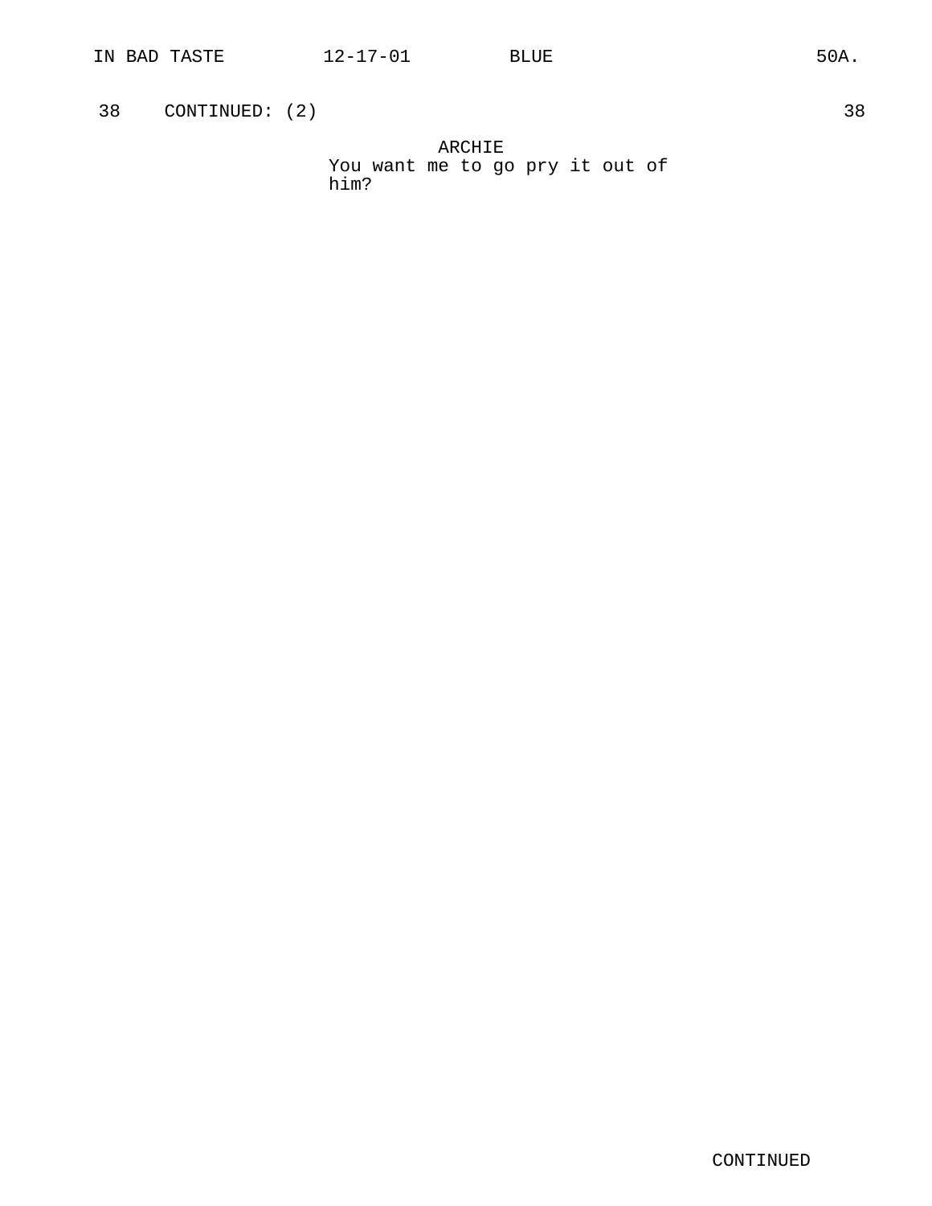38 CONTINUED: (2) 38

ARCHIE
You want me to go pry it out of him?

CONTINUED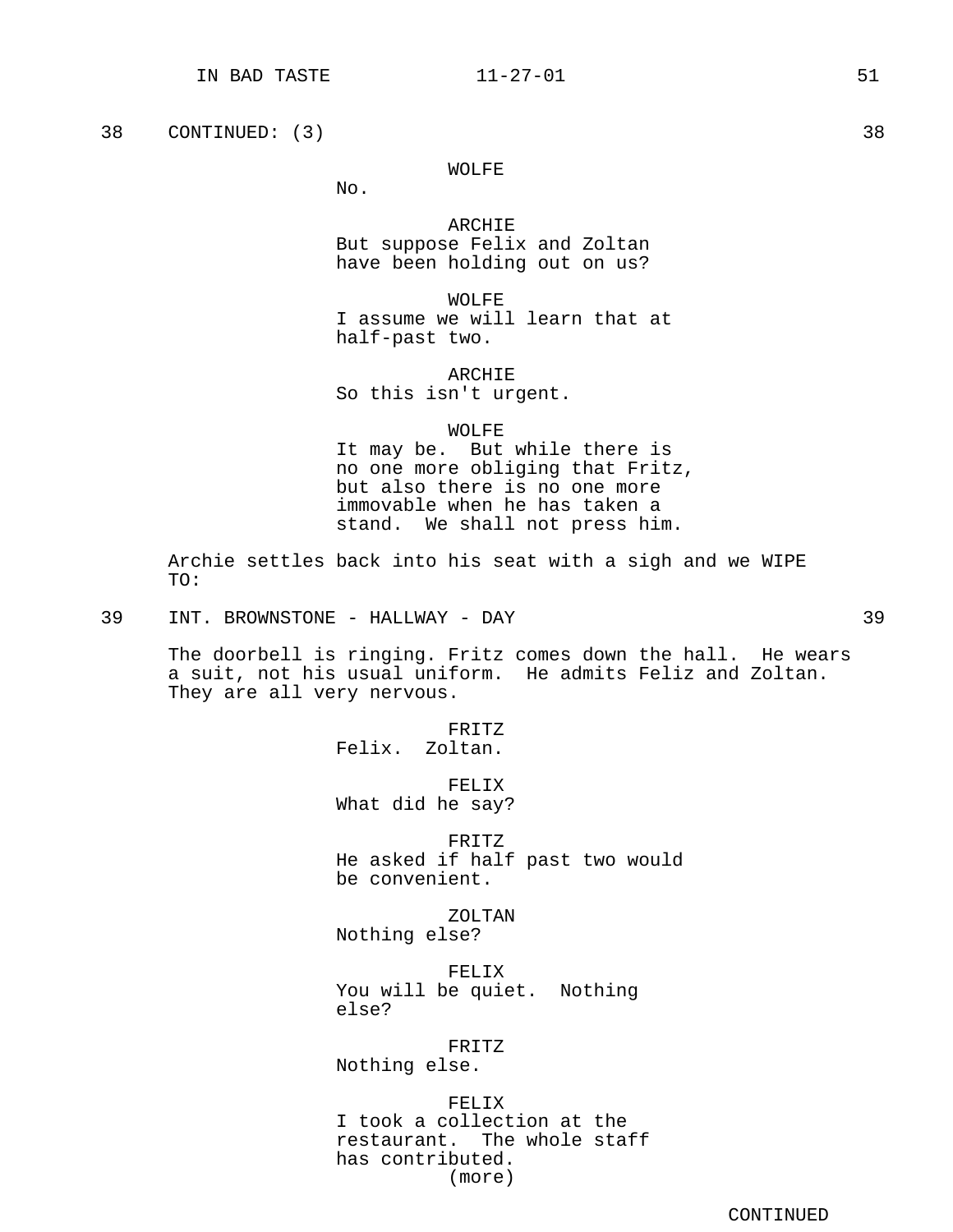38 CONTINUED: (3) 38

WOLFE
No.

ARCHIE
But suppose Felix and Zoltan have been holding out on us?

WOLFE
I assume we will learn that at half-past two.

ARCHIE
So this isn't urgent.

WOLFE
It may be. But while there is no one more obliging that Fritz, but also there is no one more immovable when he has taken a stand. We shall not press him.

Archie settles back into his seat with a sigh and we WIPE TO:

39 INT. BROWNSTONE - HALLWAY - DAY 39

The doorbell is ringing. Fritz comes down the hall. He wears a suit, not his usual uniform. He admits Feliz and Zoltan. They are all very nervous.

FRITZ
Felix. Zoltan.

FELIX
What did he say?

FRITZ
He asked if half past two would be convenient.

ZOLTAN
Nothing else?

FELIX
You will be quiet. Nothing else?

FRITZ
Nothing else.

FELIX
I took a collection at the restaurant. The whole staff has contributed.
(more)

CONTINUED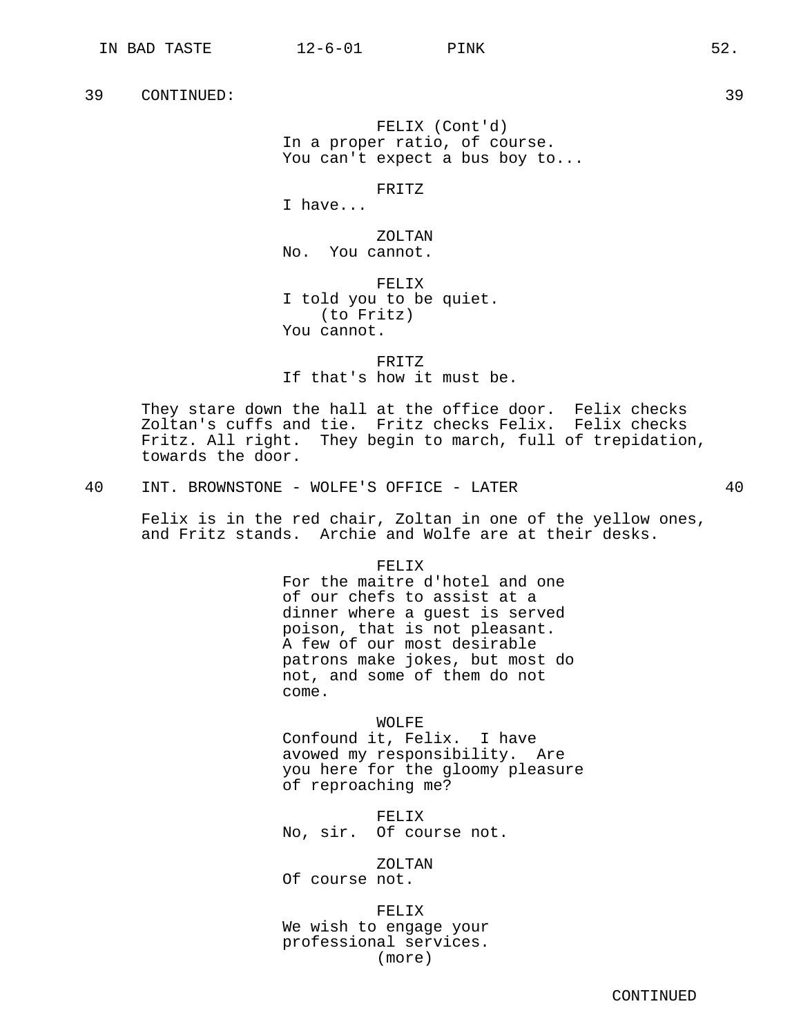39 CONTINUED: 39

FELIX (Cont'd)
In a proper ratio, of course.
You can't expect a bus boy to...

FRITZ
I have...

ZOLTAN
No. You cannot.

FELIX
I told you to be quiet.
(to Fritz)
You cannot.

FRITZ
If that's how it must be.

They stare down the hall at the office door. Felix checks Zoltan's cuffs and tie. Fritz checks Felix. Felix checks Fritz. All right. They begin to march, full of trepidation, towards the door.

40 INT. BROWNSTONE - WOLFE'S OFFICE - LATER 40

Felix is in the red chair, Zoltan in one of the yellow ones, and Fritz stands. Archie and Wolfe are at their desks.

FELIX
For the maitre d'hotel and one of our chefs to assist at a dinner where a guest is served poison, that is not pleasant. A few of our most desirable patrons make jokes, but most do not, and some of them do not come.

WOLFE
Confound it, Felix. I have avowed my responsibility. Are you here for the gloomy pleasure of reproaching me?

FELIX
No, sir. Of course not.

ZOLTAN
Of course not.

FELIX
We wish to engage your professional services.
(more)

CONTINUED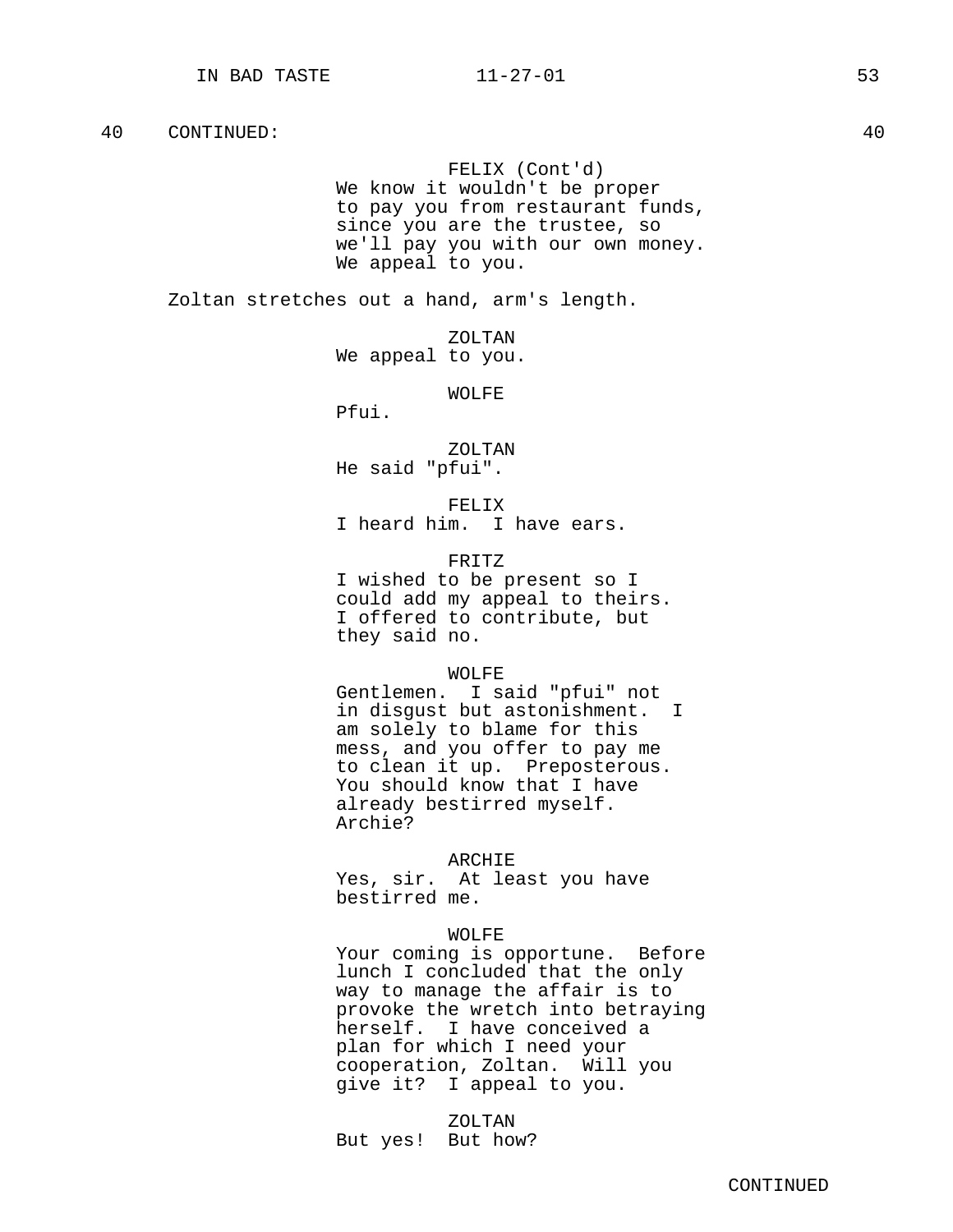40 CONTINUED: 40

FELIX (Cont'd)
We know it wouldn't be proper to pay you from restaurant funds, since you are the trustee, so we'll pay you with our own money. We appeal to you.

Zoltan stretches out a hand, arm's length.

ZOLTAN
We appeal to you.

WOLFE
Pfui.

ZOLTAN
He said "pfui".

FELIX
I heard him. I have ears.

FRITZ
I wished to be present so I could add my appeal to theirs. I offered to contribute, but they said no.

WOLFE
Gentlemen. I said "pfui" not in disgust but astonishment. I am solely to blame for this mess, and you offer to pay me to clean it up. Preposterous. You should know that I have already bestirred myself. Archie?

ARCHIE
Yes, sir. At least you have bestirred me.

WOLFE
Your coming is opportune. Before lunch I concluded that the only way to manage the affair is to provoke the wretch into betraying herself. I have conceived a plan for which I need your cooperation, Zoltan. Will you give it? I appeal to you.

ZOLTAN
But yes! But how?

CONTINUED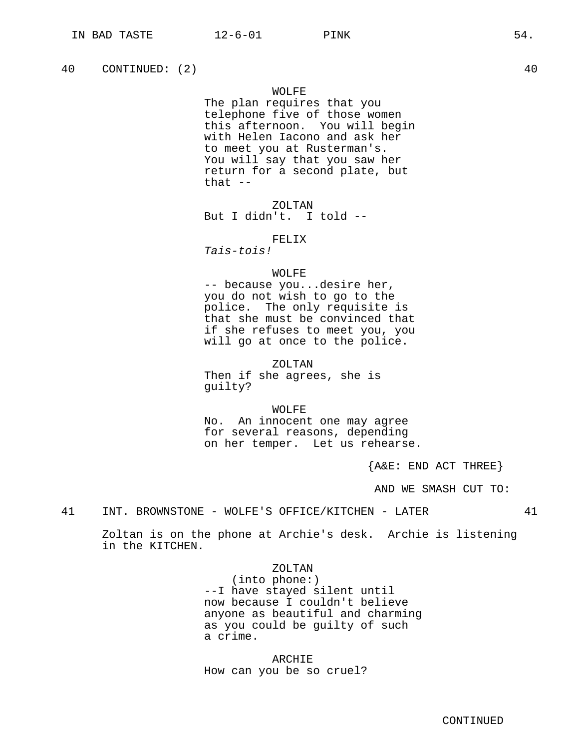40 CONTINUED: (2) 40

WOLFE
The plan requires that you telephone five of those women this afternoon. You will begin with Helen Iacono and ask her to meet you at Rusterman's. You will say that you saw her return for a second plate, but that --

ZOLTAN
But I didn't. I told --

FELIX
*Tais-tois!*

WOLFE
-- because you...desire her, you do not wish to go to the police. The only requisite is that she must be convinced that if she refuses to meet you, you will go at once to the police.

ZOLTAN
Then if she agrees, she is guilty?

WOLFE
No. An innocent one may agree for several reasons, depending on her temper. Let us rehearse.

{A&E: END ACT THREE}

AND WE SMASH CUT TO:

41 INT. BROWNSTONE - WOLFE'S OFFICE/KITCHEN - LATER 41

Zoltan is on the phone at Archie's desk. Archie is listening in the KITCHEN.

ZOLTAN
(into phone:)
--I have stayed silent until now because I couldn't believe anyone as beautiful and charming as you could be guilty of such a crime.

ARCHIE
How can you be so cruel?

CONTINUED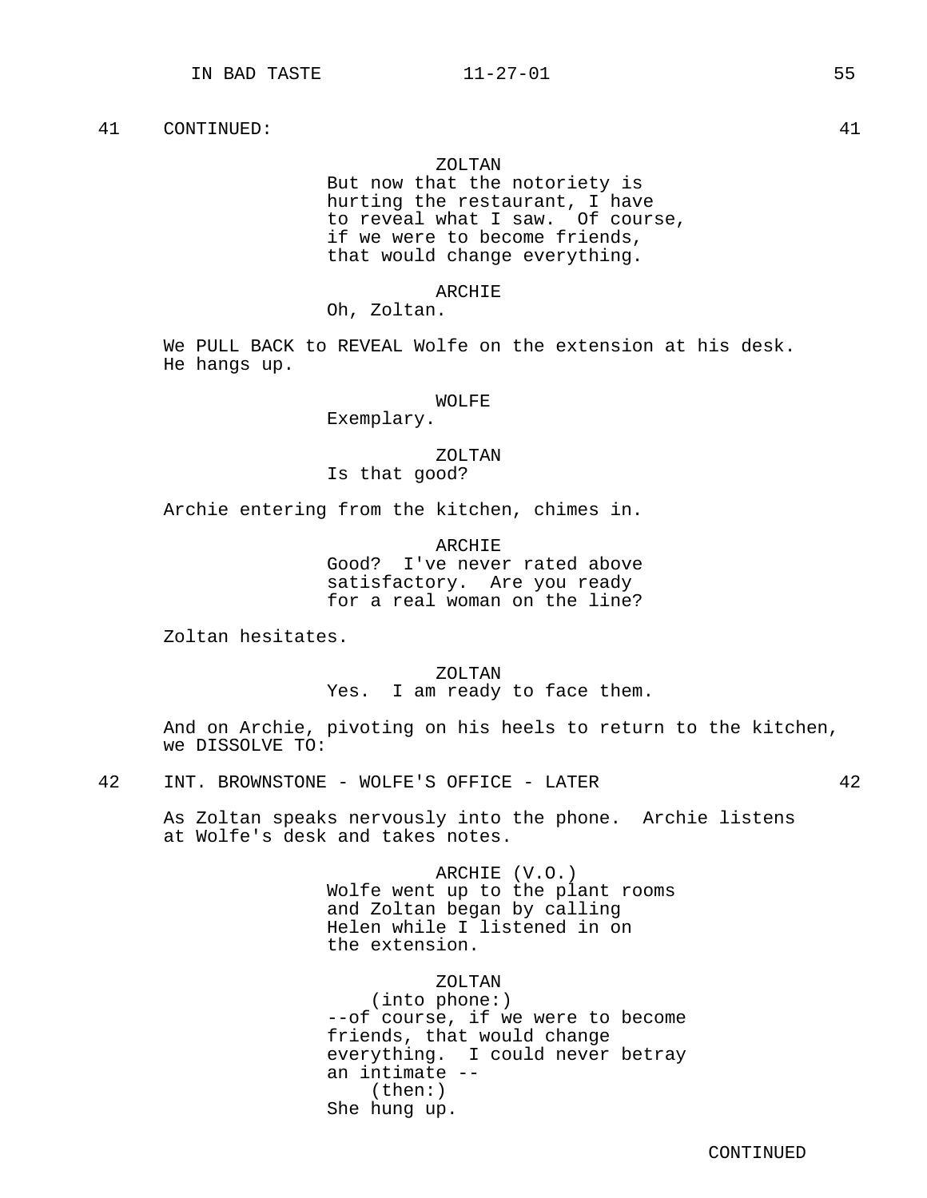41 CONTINUED: 41

ZOLTAN
But now that the notoriety is hurting the restaurant, I have to reveal what I saw. Of course, if we were to become friends, that would change everything.

ARCHIE
Oh, Zoltan.

We PULL BACK to REVEAL Wolfe on the extension at his desk. He hangs up.

WOLFE
Exemplary.

ZOLTAN
Is that good?

Archie entering from the kitchen, chimes in.

ARCHIE
Good? I've never rated above satisfactory. Are you ready for a real woman on the line?

Zoltan hesitates.

ZOLTAN
Yes. I am ready to face them.

And on Archie, pivoting on his heels to return to the kitchen, we DISSOLVE TO:

42 INT. BROWNSTONE - WOLFE'S OFFICE - LATER 42

As Zoltan speaks nervously into the phone. Archie listens at Wolfe's desk and takes notes.

ARCHIE (V.O.)
Wolfe went up to the plant rooms and Zoltan began by calling Helen while I listened in on the extension.

ZOLTAN
(into phone:)
--of course, if we were to become friends, that would change everything. I could never betray an intimate --
(then:)
She hung up.

CONTINUED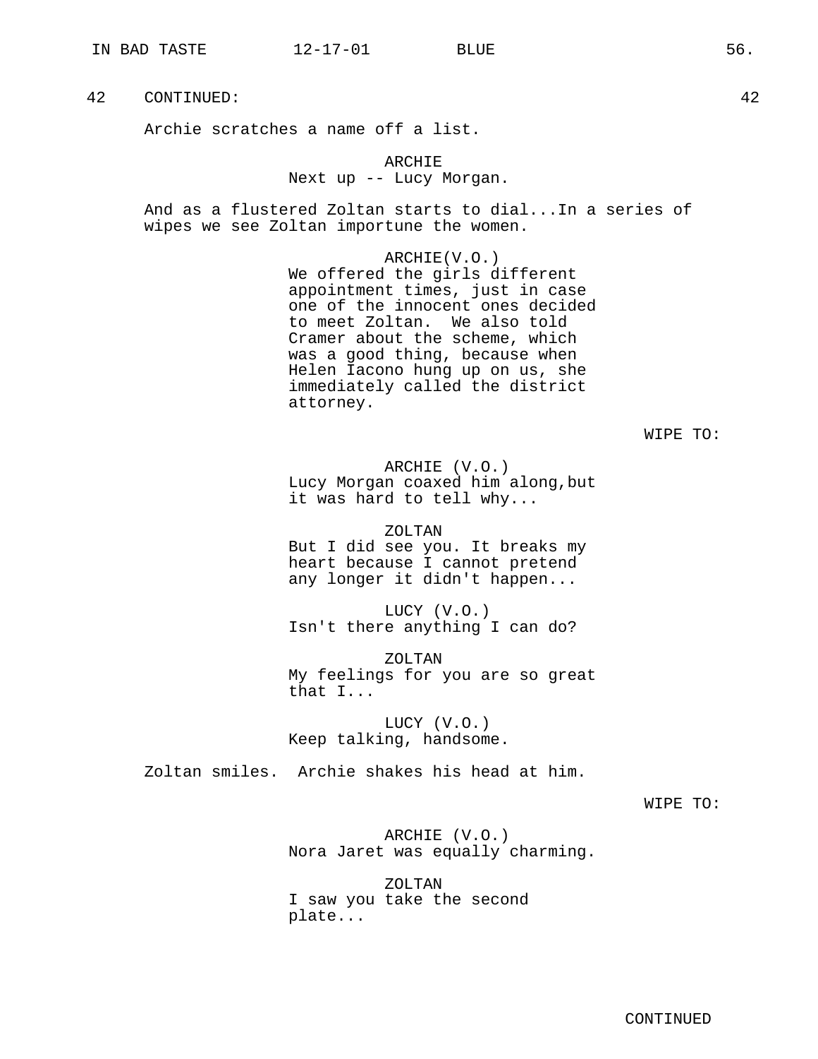42 CONTINUED: 42

Archie scratches a name off a list.

ARCHIE
Next up -- Lucy Morgan.

And as a flustered Zoltan starts to dial...In a series of wipes we see Zoltan importune the women.

ARCHIE(V.O.)
We offered the girls different appointment times, just in case one of the innocent ones decided to meet Zoltan. We also told Cramer about the scheme, which was a good thing, because when Helen Iacono hung up on us, she immediately called the district attorney.

WIPE TO:

ARCHIE (V.O.)
Lucy Morgan coaxed him along,but it was hard to tell why...

ZOLTAN
But I did see you. It breaks my heart because I cannot pretend any longer it didn't happen...

LUCY (V.O.)
Isn't there anything I can do?

ZOLTAN
My feelings for you are so great that I...

LUCY (V.O.)
Keep talking, handsome.

Zoltan smiles. Archie shakes his head at him.

WIPE TO:

ARCHIE (V.O.)
Nora Jaret was equally charming.

ZOLTAN
I saw you take the second plate...

CONTINUED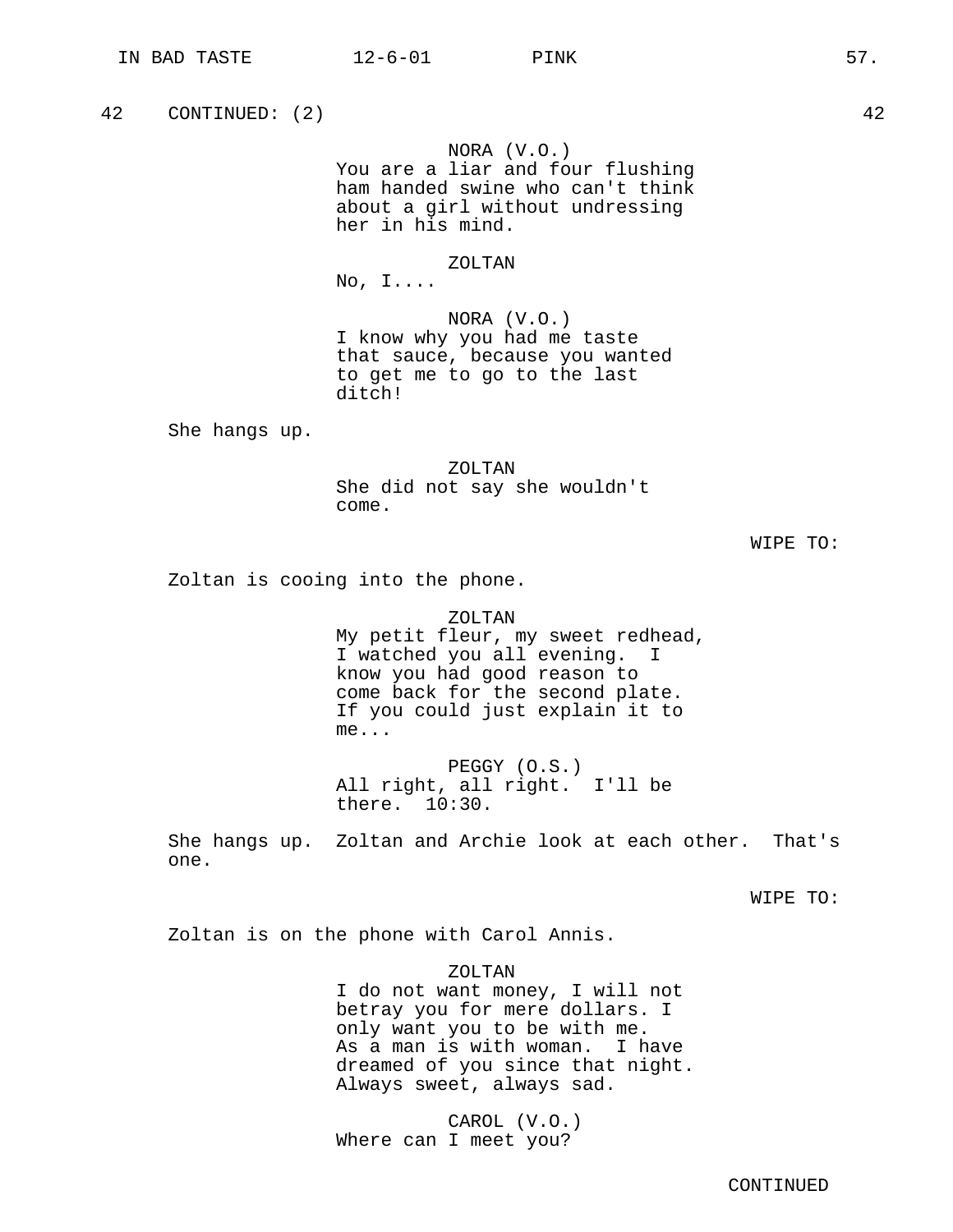42 CONTINUED: (2) 42

NORA (V.O.)
You are a liar and four flushing ham handed swine who can't think about a girl without undressing her in his mind.

ZOLTAN
No, I....

NORA (V.O.)
I know why you had me taste that sauce, because you wanted to get me to go to the last ditch!

She hangs up.

ZOLTAN
She did not say she wouldn't come.

WIPE TO:

Zoltan is cooing into the phone.

ZOLTAN
My petit fleur, my sweet redhead, I watched you all evening. I know you had good reason to come back for the second plate. If you could just explain it to me...

PEGGY (O.S.)
All right, all right. I'll be there. 10:30.

She hangs up. Zoltan and Archie look at each other. That's one.

WIPE TO:

Zoltan is on the phone with Carol Annis.

ZOLTAN
I do not want money, I will not betray you for mere dollars. I only want you to be with me. As a man is with woman. I have dreamed of you since that night. Always sweet, always sad.

CAROL (V.O.)
Where can I meet you?

CONTINUED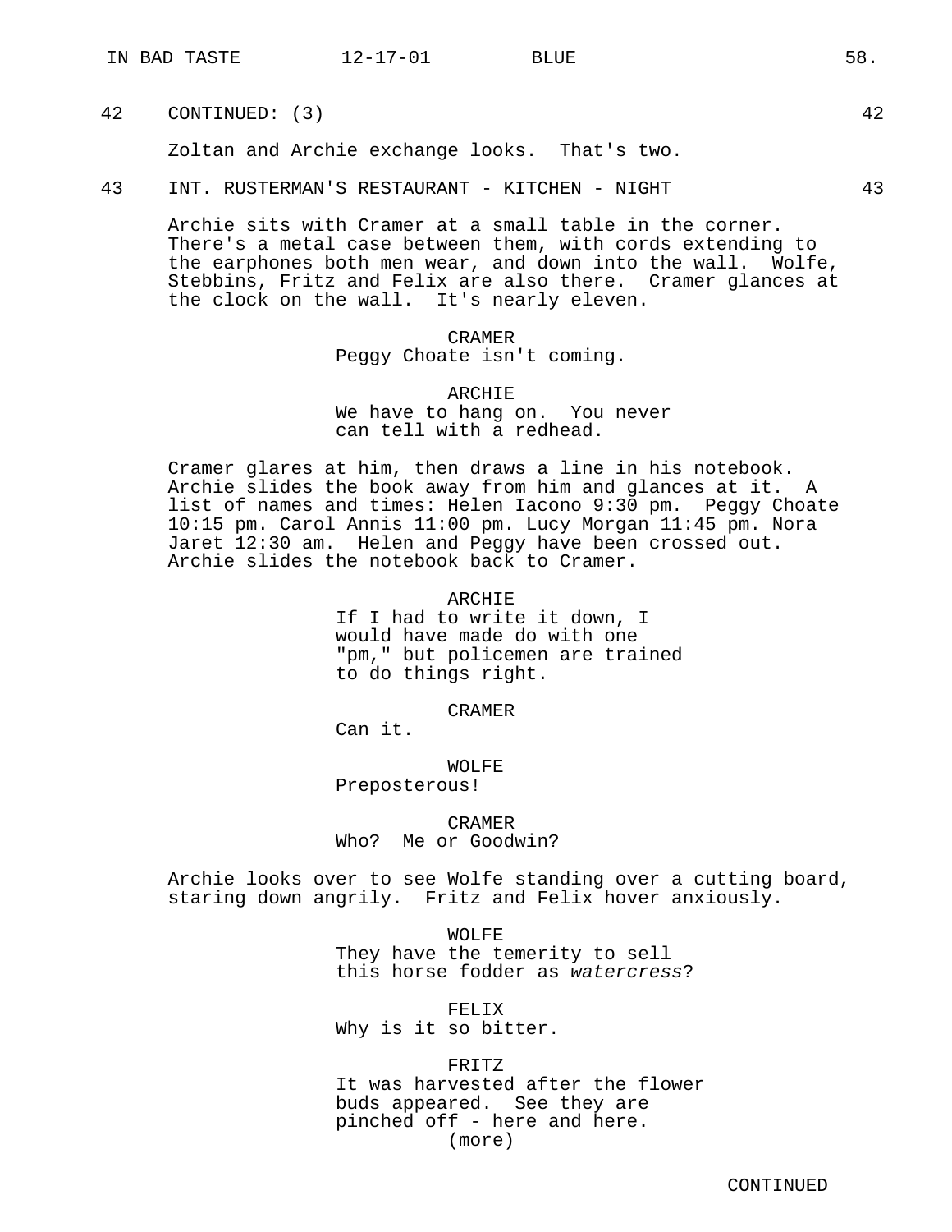42 CONTINUED: (3) 42

Zoltan and Archie exchange looks. That's two.

43 INT. RUSTERMAN'S RESTAURANT - KITCHEN - NIGHT 43

Archie sits with Cramer at a small table in the corner. There's a metal case between them, with cords extending to the earphones both men wear, and down into the wall. Wolfe, Stebbins, Fritz and Felix are also there. Cramer glances at the clock on the wall. It's nearly eleven.

CRAMER
Peggy Choate isn't coming.

ARCHIE
We have to hang on. You never can tell with a redhead.

Cramer glares at him, then draws a line in his notebook. Archie slides the book away from him and glances at it. A list of names and times: Helen Iacono 9:30 pm. Peggy Choate 10:15 pm. Carol Annis 11:00 pm. Lucy Morgan 11:45 pm. Nora Jaret 12:30 am. Helen and Peggy have been crossed out. Archie slides the notebook back to Cramer.

ARCHIE
If I had to write it down, I would have made do with one "pm," but policemen are trained to do things right.

CRAMER
Can it.

WOLFE
Preposterous!

CRAMER
Who? Me or Goodwin?

Archie looks over to see Wolfe standing over a cutting board, staring down angrily. Fritz and Felix hover anxiously.

WOLFE
They have the temerity to sell this horse fodder as *watercress*?

FELIX
Why is it so bitter.

FRITZ
It was harvested after the flower buds appeared. See they are pinched off - here and here.
(more)

CONTINUED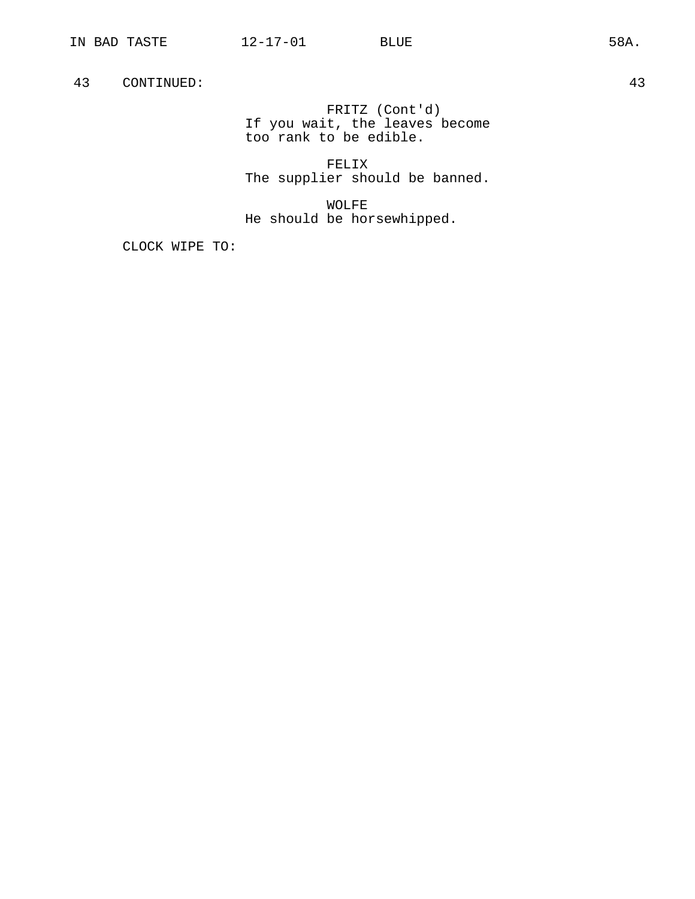43 CONTINUED: 43

FRITZ (Cont'd)
If you wait, the leaves become too rank to be edible.

FELIX
The supplier should be banned.

WOLFE
He should be horsewhipped.

CLOCK WIPE TO: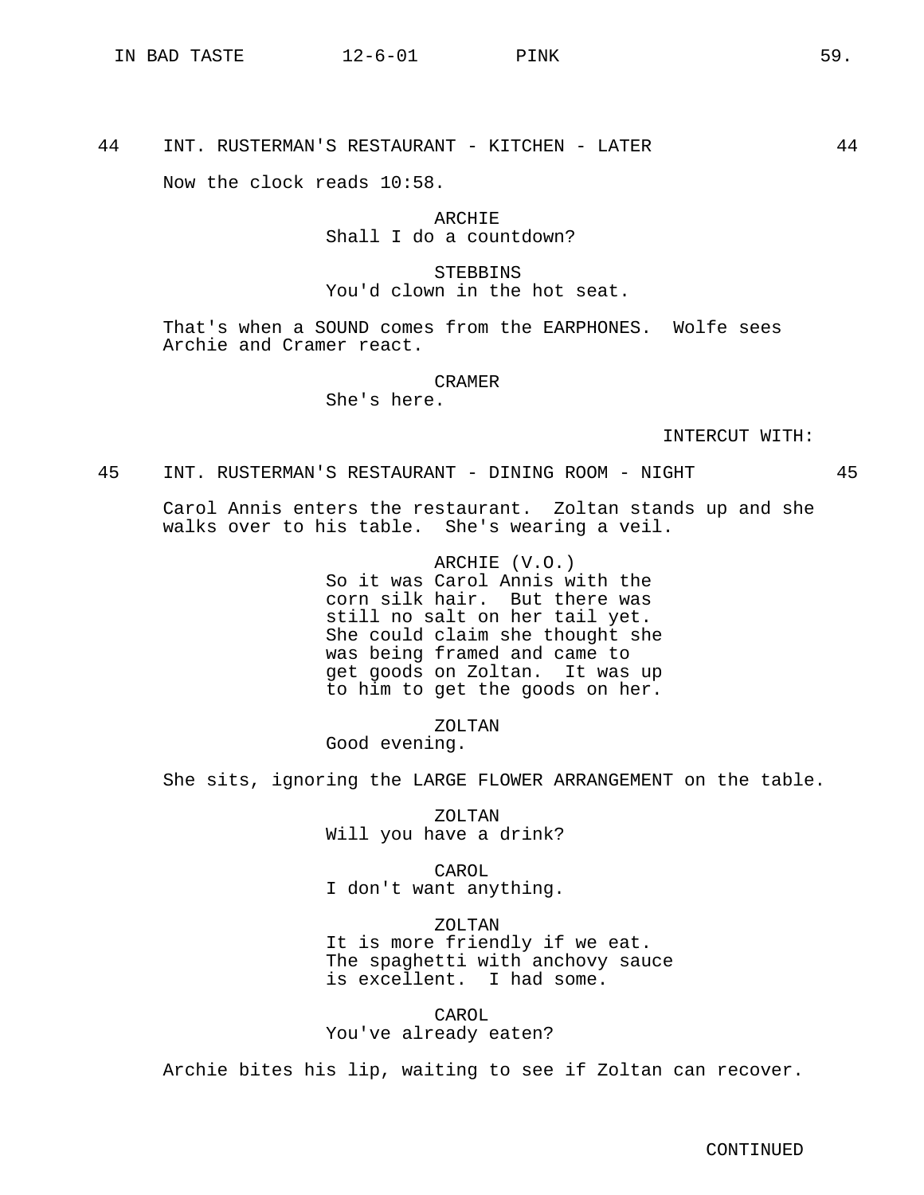44 INT. RUSTERMAN'S RESTAURANT - KITCHEN - LATER 44

Now the clock reads 10:58.

ARCHIE
Shall I do a countdown?

STEBBINS
You'd clown in the hot seat.

That's when a SOUND comes from the EARPHONES. Wolfe sees Archie and Cramer react.

CRAMER
She's here.

INTERCUT WITH:

45 INT. RUSTERMAN'S RESTAURANT - DINING ROOM - NIGHT 45

Carol Annis enters the restaurant. Zoltan stands up and she walks over to his table. She's wearing a veil.

ARCHIE (V.O.)
So it was Carol Annis with the corn silk hair. But there was still no salt on her tail yet. She could claim she thought she was being framed and came to get goods on Zoltan. It was up to him to get the goods on her.

ZOLTAN
Good evening.

She sits, ignoring the LARGE FLOWER ARRANGEMENT on the table.

ZOLTAN
Will you have a drink?

CAROL
I don't want anything.

ZOLTAN
It is more friendly if we eat. The spaghetti with anchovy sauce is excellent. I had some.

CAROL
You've already eaten?

Archie bites his lip, waiting to see if Zoltan can recover.

CONTINUED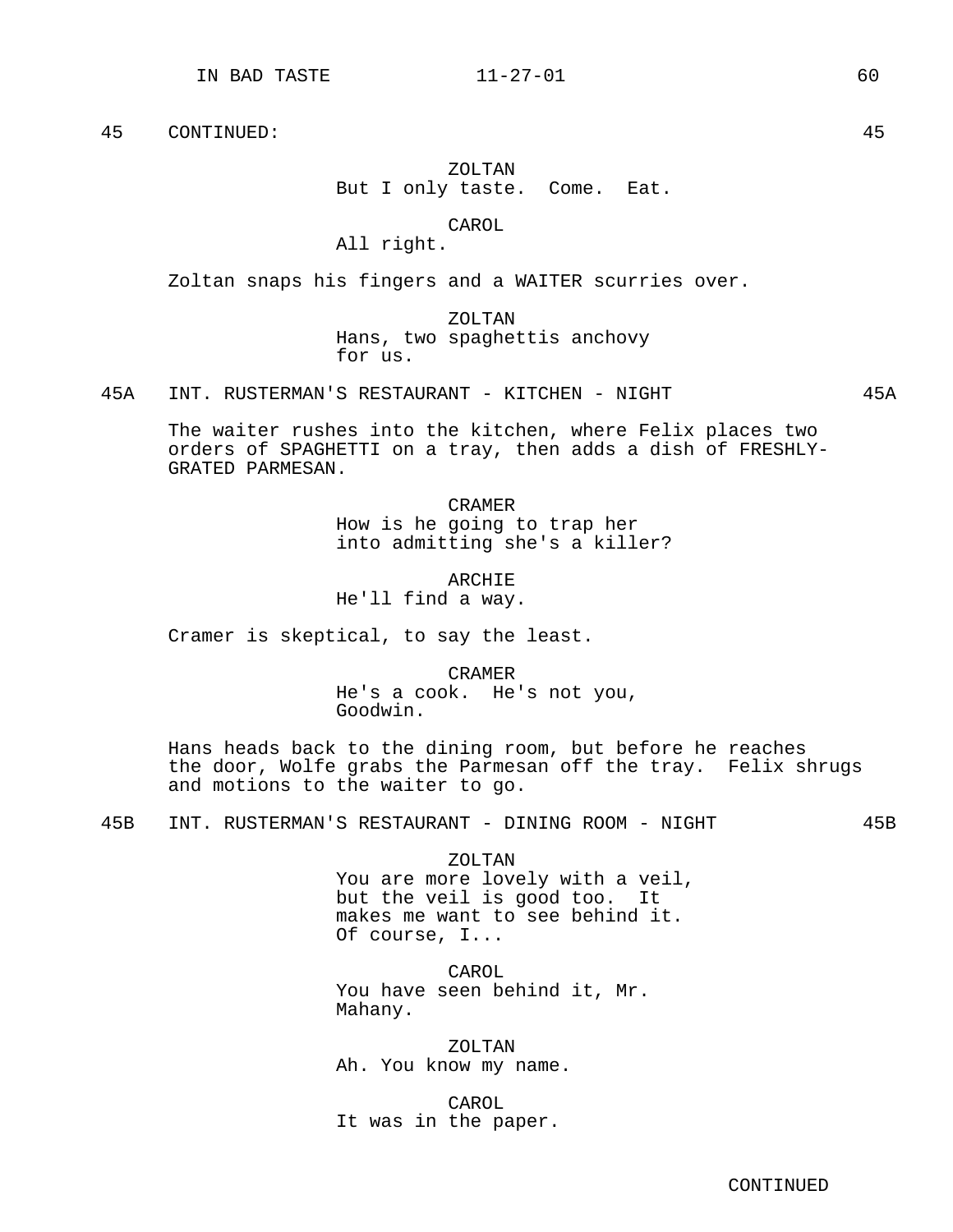45 CONTINUED: 45

ZOLTAN
But I only taste. Come. Eat.

CAROL
All right.

Zoltan snaps his fingers and a WAITER scurries over.

ZOLTAN
Hans, two spaghettis anchovy for us.

## 45A INT. RUSTERMAN'S RESTAURANT - KITCHEN - NIGHT 45A

The waiter rushes into the kitchen, where Felix places two orders of SPAGHETTI on a tray, then adds a dish of FRESHLY-GRATED PARMESAN.

CRAMER
How is he going to trap her into admitting she's a killer?

ARCHIE
He'll find a way.

Cramer is skeptical, to say the least.

CRAMER
He's a cook. He's not you, Goodwin.

Hans heads back to the dining room, but before he reaches the door, Wolfe grabs the Parmesan off the tray. Felix shrugs and motions to the waiter to go.

## 45B INT. RUSTERMAN'S RESTAURANT - DINING ROOM - NIGHT 45B

ZOLTAN
You are more lovely with a veil, but the veil is good too. It makes me want to see behind it. Of course, I...

CAROL
You have seen behind it, Mr. Mahany.

ZOLTAN
Ah. You know my name.

CAROL
It was in the paper.

CONTINUED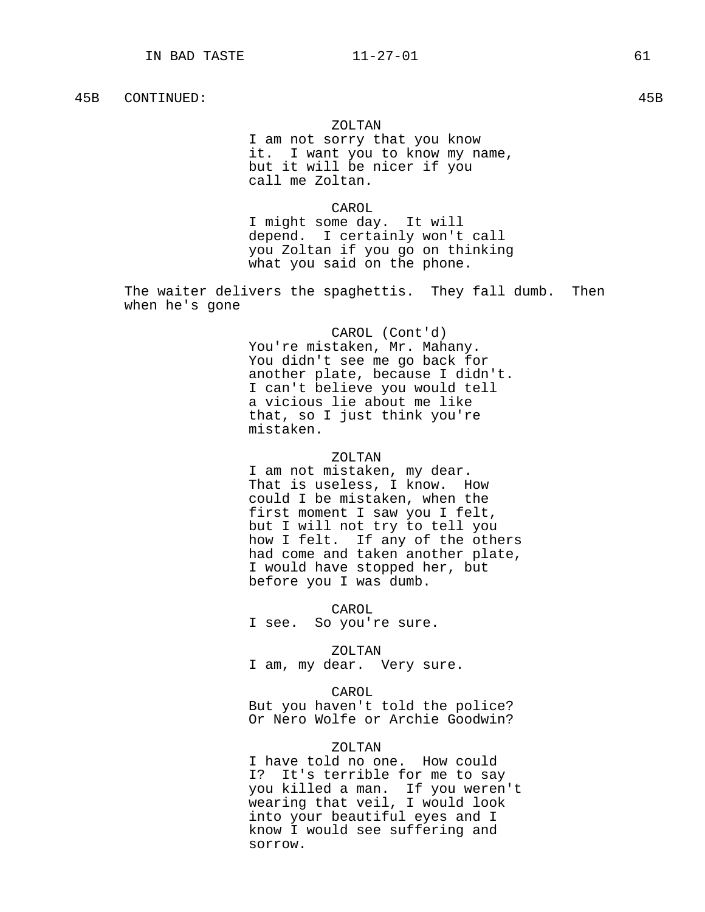45B CONTINUED: 45B

ZOLTAN
I am not sorry that you know it. I want you to know my name, but it will be nicer if you call me Zoltan.

CAROL
I might some day. It will depend. I certainly won't call you Zoltan if you go on thinking what you said on the phone.

The waiter delivers the spaghettis. They fall dumb. Then when he's gone

CAROL (Cont'd)
You're mistaken, Mr. Mahany. You didn't see me go back for another plate, because I didn't. I can't believe you would tell a vicious lie about me like that, so I just think you're mistaken.

ZOLTAN
I am not mistaken, my dear. That is useless, I know. How could I be mistaken, when the first moment I saw you I felt, but I will not try to tell you how I felt. If any of the others had come and taken another plate, I would have stopped her, but before you I was dumb.

CAROL
I see. So you're sure.

ZOLTAN
I am, my dear. Very sure.

CAROL
But you haven't told the police? Or Nero Wolfe or Archie Goodwin?

ZOLTAN
I have told no one. How could I? It's terrible for me to say you killed a man. If you weren't wearing that veil, I would look into your beautiful eyes and I know I would see suffering and sorrow.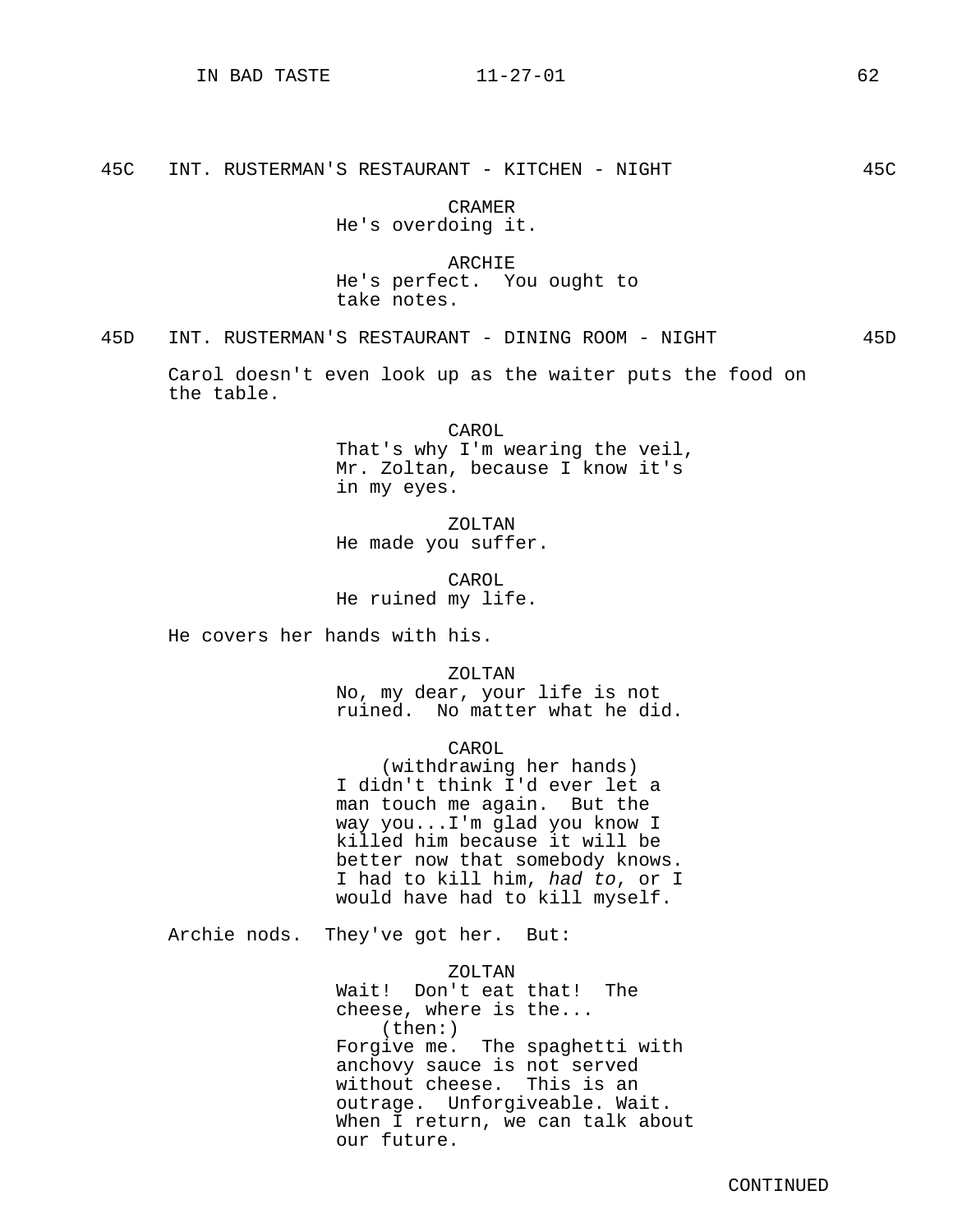45C INT. RUSTERMAN'S RESTAURANT - KITCHEN - NIGHT 45C

CRAMER
He's overdoing it.

ARCHIE
He's perfect. You ought to take notes.

45D INT. RUSTERMAN'S RESTAURANT - DINING ROOM - NIGHT 45D

Carol doesn't even look up as the waiter puts the food on the table.

CAROL
That's why I'm wearing the veil, Mr. Zoltan, because I know it's in my eyes.

ZOLTAN
He made you suffer.

CAROL
He ruined my life.

He covers her hands with his.

ZOLTAN
No, my dear, your life is not ruined. No matter what he did.

CAROL
(withdrawing her hands)
I didn't think I'd ever let a man touch me again. But the way you...I'm glad you know I killed him because it will be better now that somebody knows. I had to kill him, *had to*, or I would have had to kill myself.

Archie nods. They've got her. But:

ZOLTAN
Wait! Don't eat that! The cheese, where is the...
(then:)
Forgive me. The spaghetti with anchovy sauce is not served without cheese. This is an outrage. Unforgiveable. Wait. When I return, we can talk about our future.

CONTINUED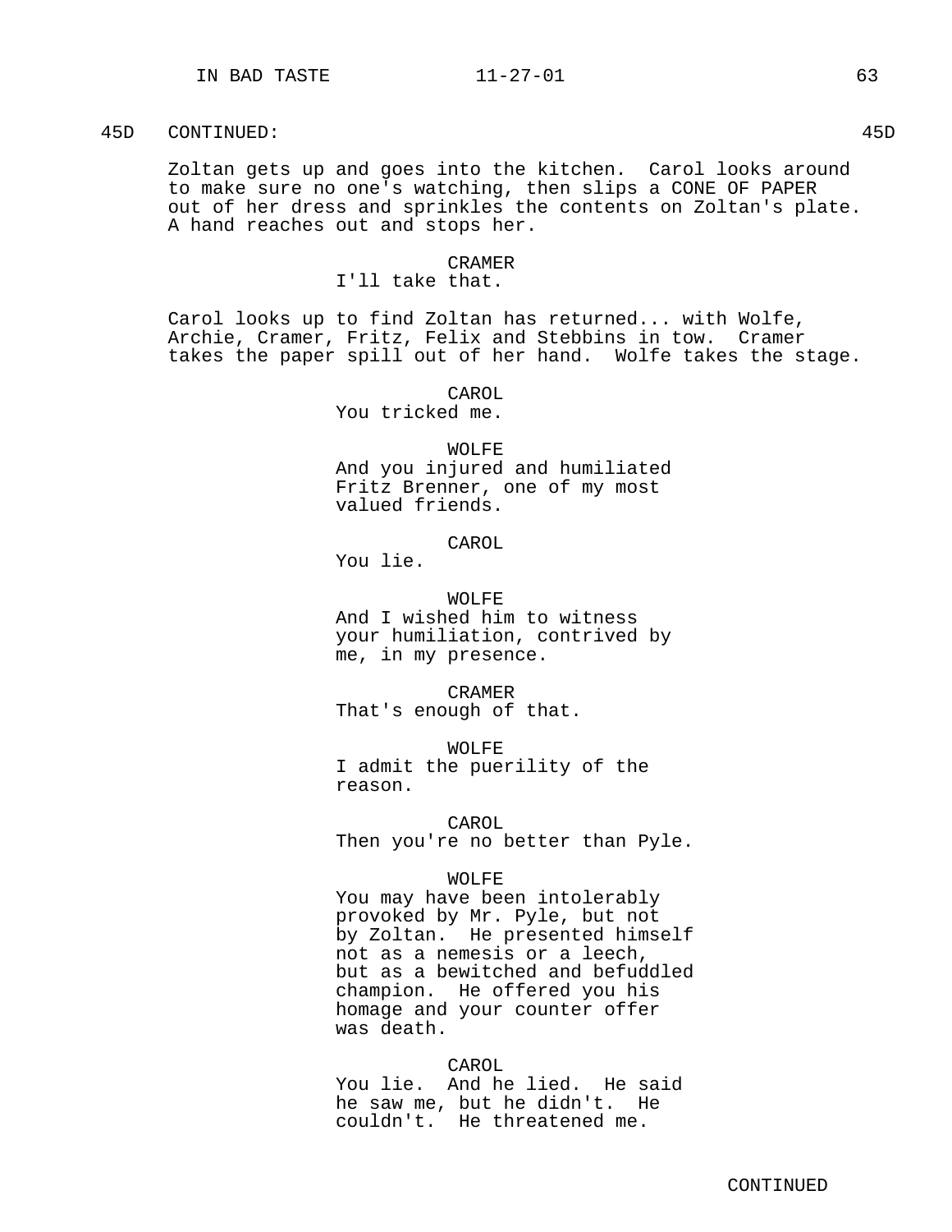45D CONTINUED: 45D

Zoltan gets up and goes into the kitchen. Carol looks around to make sure no one's watching, then slips a CONE OF PAPER out of her dress and sprinkles the contents on Zoltan's plate. A hand reaches out and stops her.

CRAMER
I'll take that.

Carol looks up to find Zoltan has returned... with Wolfe, Archie, Cramer, Fritz, Felix and Stebbins in tow. Cramer takes the paper spill out of her hand. Wolfe takes the stage.

CAROL
You tricked me.

WOLFE
And you injured and humiliated Fritz Brenner, one of my most valued friends.

CAROL
You lie.

WOLFE
And I wished him to witness your humiliation, contrived by me, in my presence.

CRAMER
That's enough of that.

WOLFE
I admit the puerility of the reason.

CAROL
Then you're no better than Pyle.

WOLFE
You may have been intolerably provoked by Mr. Pyle, but not by Zoltan. He presented himself not as a nemesis or a leech, but as a bewitched and befuddled champion. He offered you his homage and your counter offer was death.

CAROL
You lie. And he lied. He said he saw me, but he didn't. He couldn't. He threatened me.

CONTINUED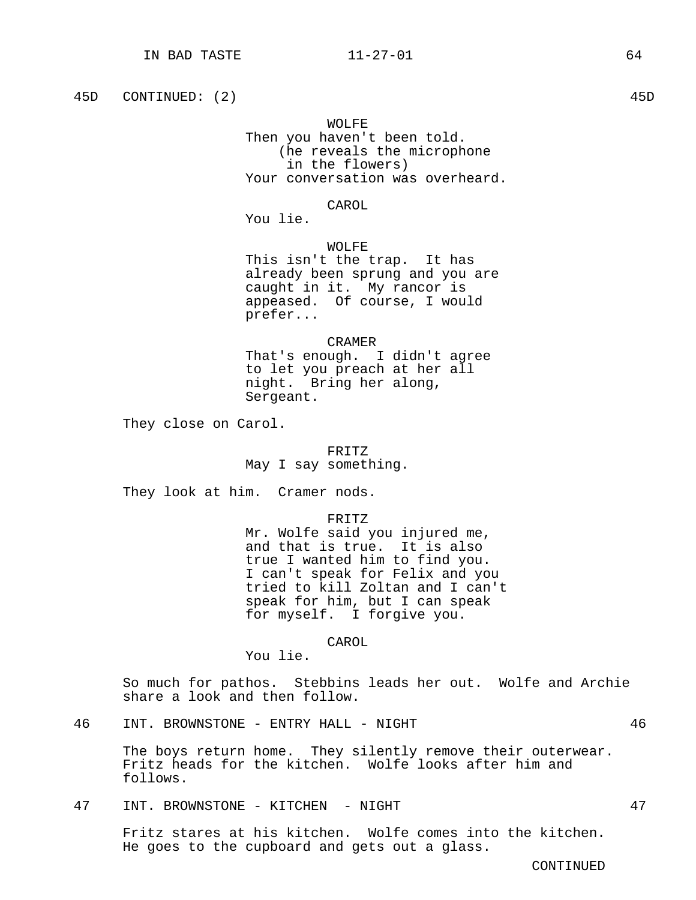45D CONTINUED: (2) 45D

WOLFE
Then you haven't been told.
(he reveals the microphone in the flowers)
Your conversation was overheard.

CAROL
You lie.

WOLFE
This isn't the trap. It has already been sprung and you are caught in it. My rancor is appeased. Of course, I would prefer...

CRAMER
That's enough. I didn't agree to let you preach at her all night. Bring her along, Sergeant.

They close on Carol.

FRITZ
May I say something.

They look at him. Cramer nods.

FRITZ
Mr. Wolfe said you injured me, and that is true. It is also true I wanted him to find you. I can't speak for Felix and you tried to kill Zoltan and I can't speak for him, but I can speak for myself. I forgive you.

CAROL
You lie.

So much for pathos. Stebbins leads her out. Wolfe and Archie share a look and then follow.

46 INT. BROWNSTONE - ENTRY HALL - NIGHT 46

The boys return home. They silently remove their outerwear. Fritz heads for the kitchen. Wolfe looks after him and follows.

47 INT. BROWNSTONE - KITCHEN - NIGHT 47

Fritz stares at his kitchen. Wolfe comes into the kitchen. He goes to the cupboard and gets out a glass.

CONTINUED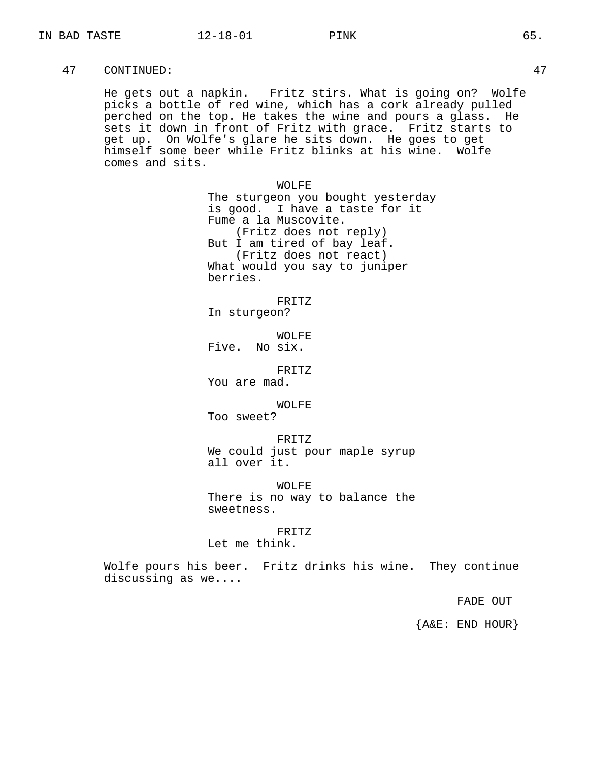47 CONTINUED: 47

He gets out a napkin. Fritz stirs. What is going on? Wolfe picks a bottle of red wine, which has a cork already pulled perched on the top. He takes the wine and pours a glass. He sets it down in front of Fritz with grace. Fritz starts to get up. On Wolfe's glare he sits down. He goes to get himself some beer while Fritz blinks at his wine. Wolfe comes and sits.

WOLFE
The sturgeon you bought yesterday is good. I have a taste for it Fume a la Muscovite.
(Fritz does not reply)
But I am tired of bay leaf.
(Fritz does not react)
What would you say to juniper berries.

FRITZ
In sturgeon?

WOLFE
Five. No six.

FRITZ
You are mad.

WOLFE
Too sweet?

FRITZ
We could just pour maple syrup all over it.

WOLFE
There is no way to balance the sweetness.

FRITZ
Let me think.

Wolfe pours his beer. Fritz drinks his wine. They continue discussing as we....

FADE OUT

{A&E: END HOUR}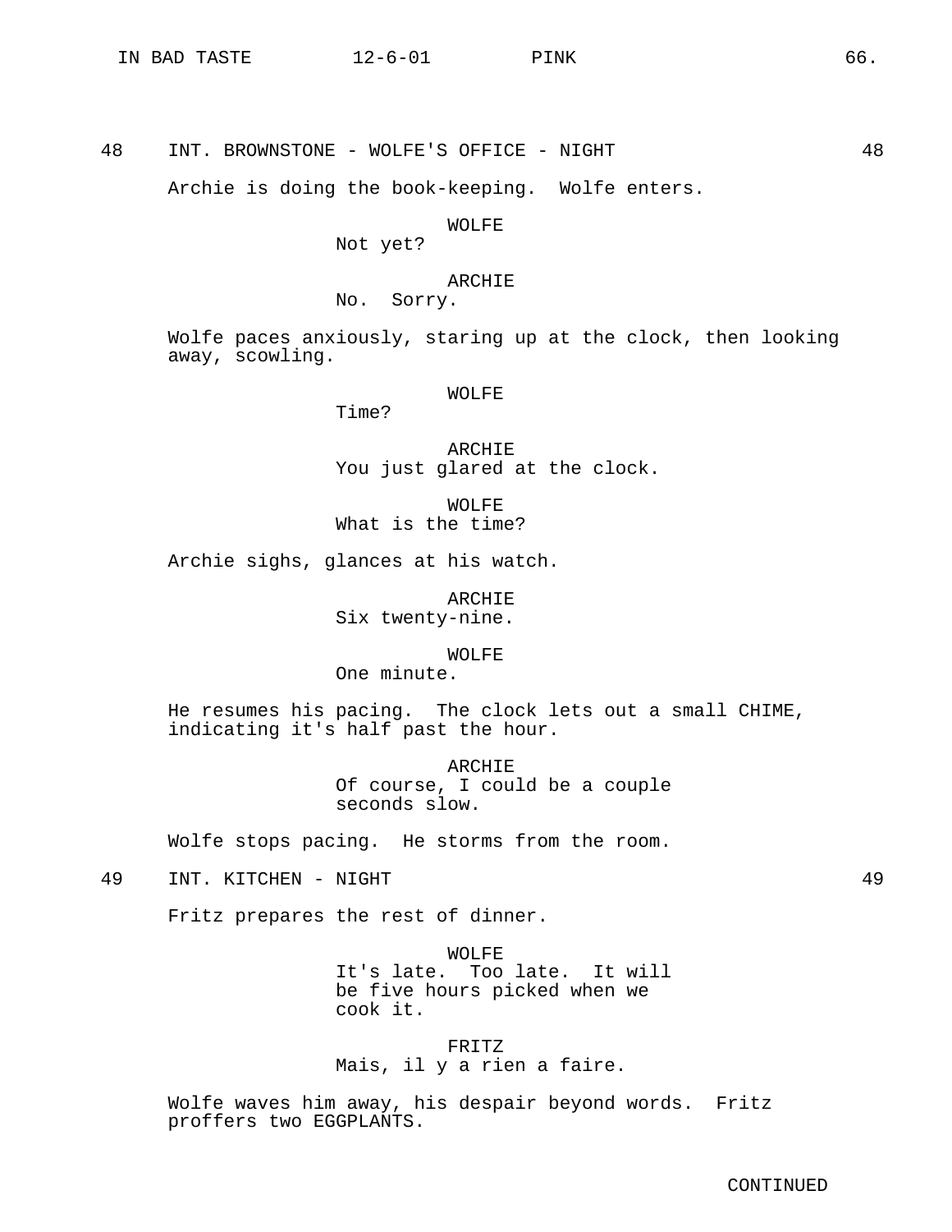48 INT. BROWNSTONE - WOLFE'S OFFICE - NIGHT 48

Archie is doing the book-keeping. Wolfe enters.

WOLFE
Not yet?

ARCHIE
No. Sorry.

Wolfe paces anxiously, staring up at the clock, then looking away, scowling.

WOLFE
Time?

ARCHIE
You just glared at the clock.

WOLFE
What is the time?

Archie sighs, glances at his watch.

ARCHIE
Six twenty-nine.

WOLFE
One minute.

He resumes his pacing. The clock lets out a small CHIME, indicating it's half past the hour.

ARCHIE
Of course, I could be a couple seconds slow.

Wolfe stops pacing. He storms from the room.

49 INT. KITCHEN - NIGHT 49

Fritz prepares the rest of dinner.

WOLFE
It's late. Too late. It will be five hours picked when we cook it.

FRITZ
Mais, il y a rien a faire.

Wolfe waves him away, his despair beyond words. Fritz proffers two EGGPLANTS.

CONTINUED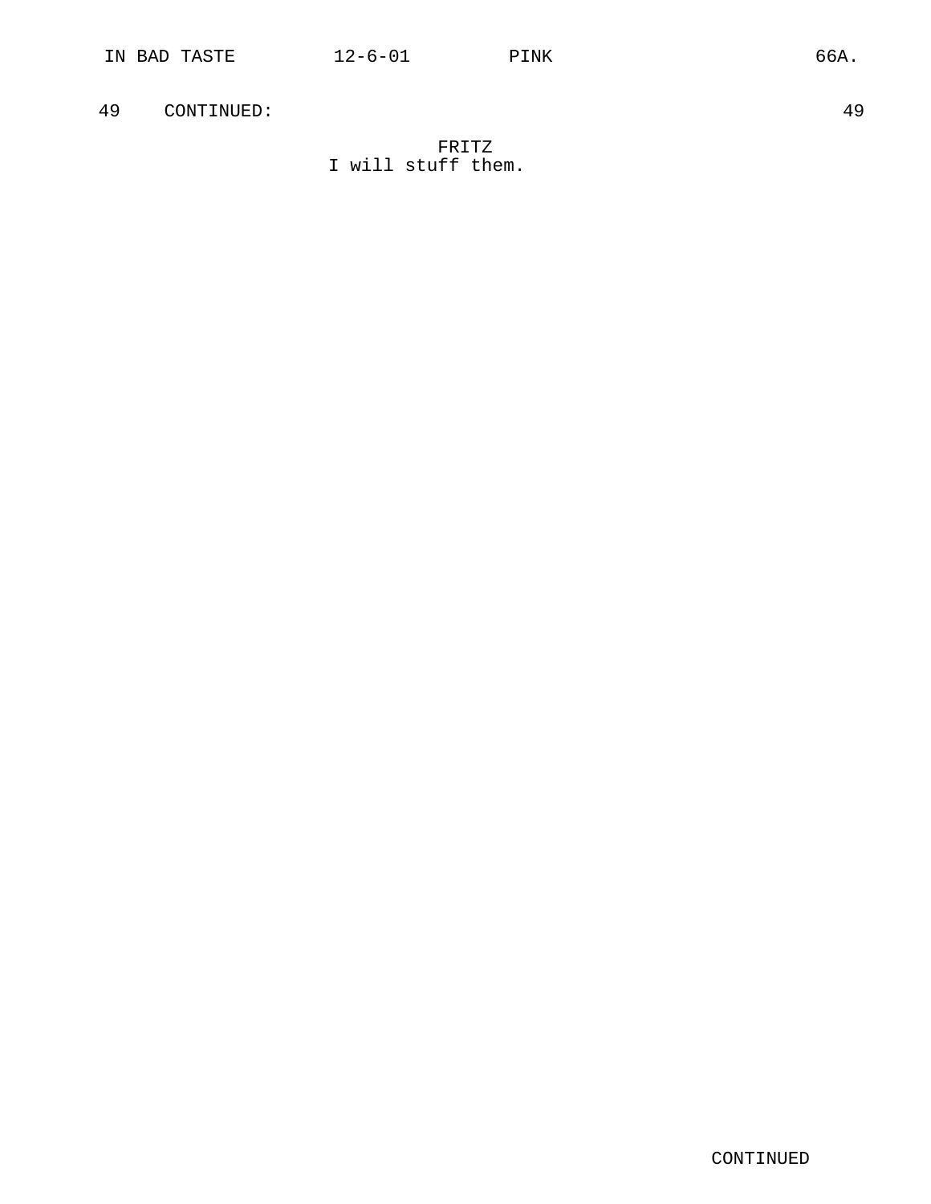49 CONTINUED: 49

FRITZ
I will stuff them.

CONTINUED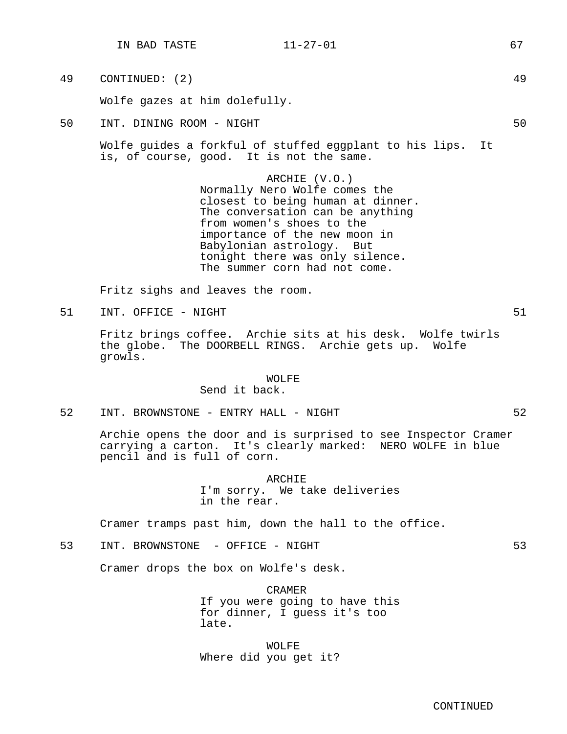49 CONTINUED: (2) 49

Wolfe gazes at him dolefully.

50 INT. DINING ROOM - NIGHT 50

Wolfe guides a forkful of stuffed eggplant to his lips. It is, of course, good. It is not the same.

ARCHIE (V.O.)
Normally Nero Wolfe comes the closest to being human at dinner. The conversation can be anything from women's shoes to the importance of the new moon in Babylonian astrology. But tonight there was only silence. The summer corn had not come.

Fritz sighs and leaves the room.

51 INT. OFFICE - NIGHT 51

Fritz brings coffee. Archie sits at his desk. Wolfe twirls the globe. The DOORBELL RINGS. Archie gets up. Wolfe growls.

WOLFE
Send it back.

52 INT. BROWNSTONE - ENTRY HALL - NIGHT 52

Archie opens the door and is surprised to see Inspector Cramer carrying a carton. It's clearly marked: NERO WOLFE in blue pencil and is full of corn.

ARCHIE
I'm sorry. We take deliveries in the rear.

Cramer tramps past him, down the hall to the office.

53 INT. BROWNSTONE - OFFICE - NIGHT 53

Cramer drops the box on Wolfe's desk.

CRAMER
If you were going to have this for dinner, I guess it's too late.

WOLFE
Where did you get it?

CONTINUED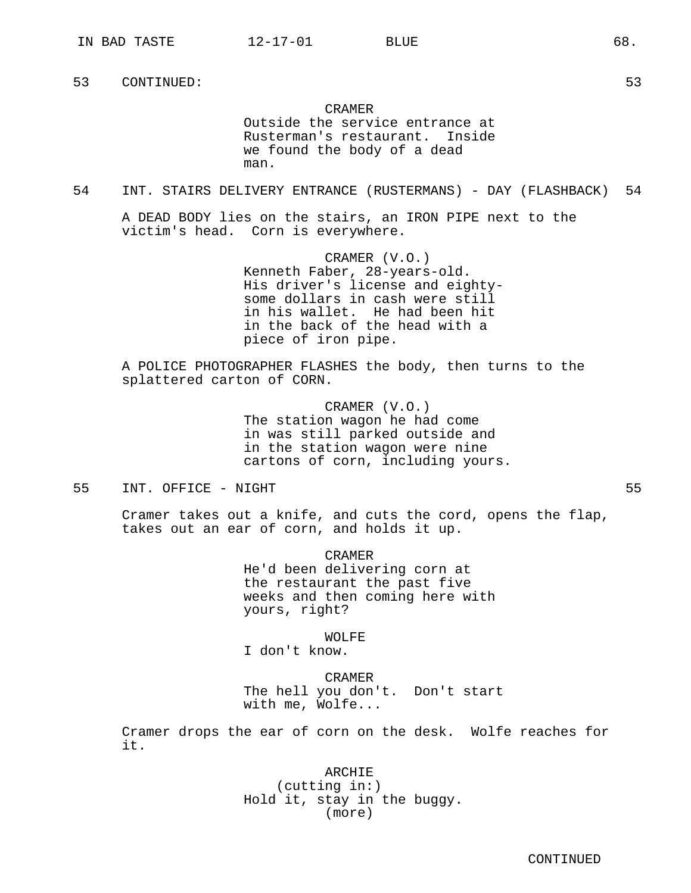53 CONTINUED: 53

CRAMER
Outside the service entrance at Rusterman's restaurant. Inside we found the body of a dead man.

54 INT. STAIRS DELIVERY ENTRANCE (RUSTERMANS) - DAY (FLASHBACK) 54

A DEAD BODY lies on the stairs, an IRON PIPE next to the victim's head. Corn is everywhere.

CRAMER (V.O.)
Kenneth Faber, 28-years-old. His driver's license and eighty-some dollars in cash were still in his wallet. He had been hit in the back of the head with a piece of iron pipe.

A POLICE PHOTOGRAPHER FLASHES the body, then turns to the splattered carton of CORN.

CRAMER (V.O.)
The station wagon he had come in was still parked outside and in the station wagon were nine cartons of corn, including yours.

55 INT. OFFICE - NIGHT 55

Cramer takes out a knife, and cuts the cord, opens the flap, takes out an ear of corn, and holds it up.

CRAMER
He'd been delivering corn at the restaurant the past five weeks and then coming here with yours, right?

WOLFE
I don't know.

CRAMER
The hell you don't. Don't start with me, Wolfe...

Cramer drops the ear of corn on the desk. Wolfe reaches for it.

ARCHIE
(cutting in:)
Hold it, stay in the buggy.
(more)

CONTINUED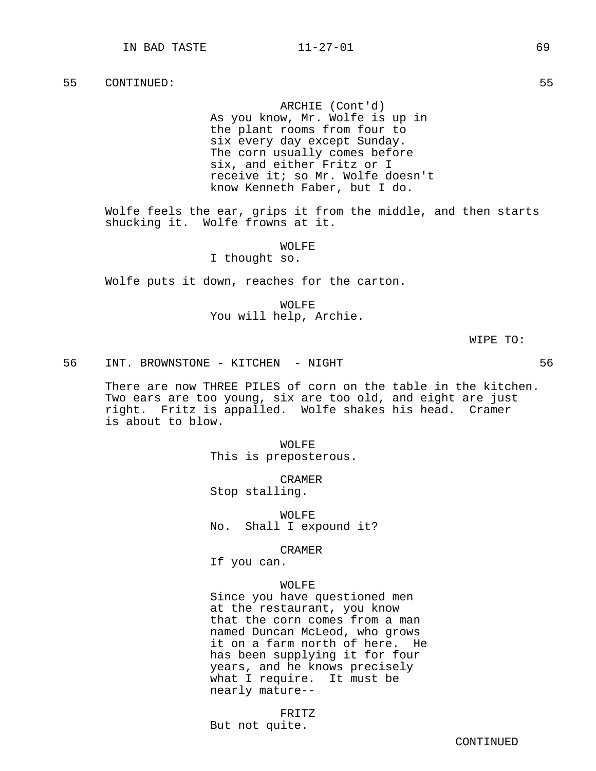55 CONTINUED: 55

ARCHIE (Cont'd)
As you know, Mr. Wolfe is up in the plant rooms from four to six every day except Sunday. The corn usually comes before six, and either Fritz or I receive it; so Mr. Wolfe doesn't know Kenneth Faber, but I do.

Wolfe feels the ear, grips it from the middle, and then starts shucking it. Wolfe frowns at it.

WOLFE
I thought so.

Wolfe puts it down, reaches for the carton.

WOLFE
You will help, Archie.

WIPE TO:

56 INT. BROWNSTONE - KITCHEN - NIGHT 56

There are now THREE PILES of corn on the table in the kitchen. Two ears are too young, six are too old, and eight are just right. Fritz is appalled. Wolfe shakes his head. Cramer is about to blow.

WOLFE
This is preposterous.

CRAMER
Stop stalling.

WOLFE
No. Shall I expound it?

CRAMER
If you can.

WOLFE
Since you have questioned men at the restaurant, you know that the corn comes from a man named Duncan McLeod, who grows it on a farm north of here. He has been supplying it for four years, and he knows precisely what I require. It must be nearly mature--

FRITZ
But not quite.

CONTINUED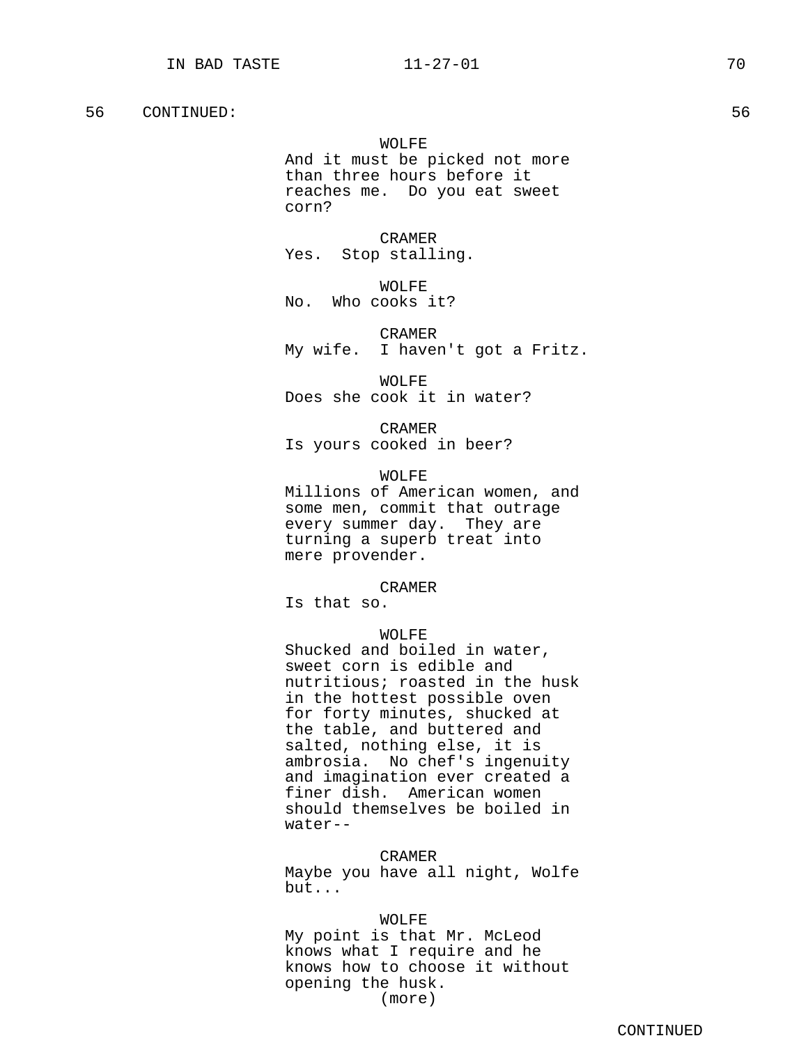56 CONTINUED: 56

WOLFE
And it must be picked not more than three hours before it reaches me. Do you eat sweet corn?

CRAMER
Yes. Stop stalling.

WOLFE
No. Who cooks it?

CRAMER
My wife. I haven't got a Fritz.

WOLFE
Does she cook it in water?

CRAMER
Is yours cooked in beer?

WOLFE
Millions of American women, and some men, commit that outrage every summer day. They are turning a superb treat into mere provender.

CRAMER
Is that so.

WOLFE
Shucked and boiled in water, sweet corn is edible and nutritious; roasted in the husk in the hottest possible oven for forty minutes, shucked at the table, and buttered and salted, nothing else, it is ambrosia. No chef's ingenuity and imagination ever created a finer dish. American women should themselves be boiled in water--

CRAMER
Maybe you have all night, Wolfe but...

WOLFE
My point is that Mr. McLeod knows what I require and he knows how to choose it without opening the husk.
(more)

CONTINUED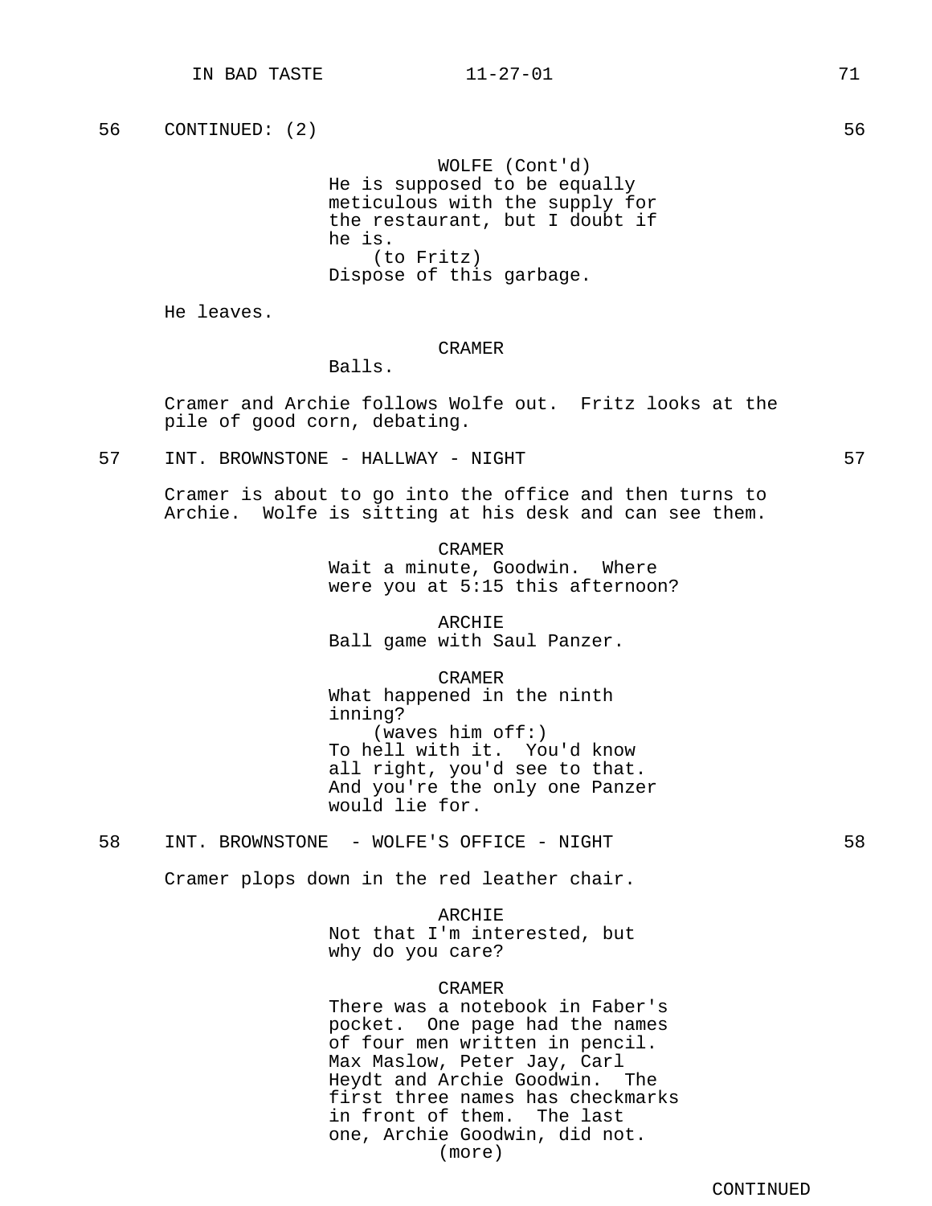56 CONTINUED: (2) 56

WOLFE (Cont'd)
He is supposed to be equally meticulous with the supply for the restaurant, but I doubt if he is.
(to Fritz)
Dispose of this garbage.

He leaves.

CRAMER
Balls.

Cramer and Archie follows Wolfe out. Fritz looks at the pile of good corn, debating.

57 INT. BROWNSTONE - HALLWAY - NIGHT 57

Cramer is about to go into the office and then turns to Archie. Wolfe is sitting at his desk and can see them.

CRAMER
Wait a minute, Goodwin. Where were you at 5:15 this afternoon?

ARCHIE
Ball game with Saul Panzer.

CRAMER
What happened in the ninth inning?
(waves him off:)
To hell with it. You'd know all right, you'd see to that. And you're the only one Panzer would lie for.

58 INT. BROWNSTONE - WOLFE'S OFFICE - NIGHT 58

Cramer plops down in the red leather chair.

ARCHIE
Not that I'm interested, but why do you care?

CRAMER
There was a notebook in Faber's pocket. One page had the names of four men written in pencil. Max Maslow, Peter Jay, Carl Heydt and Archie Goodwin. The first three names has checkmarks in front of them. The last one, Archie Goodwin, did not.
(more)

CONTINUED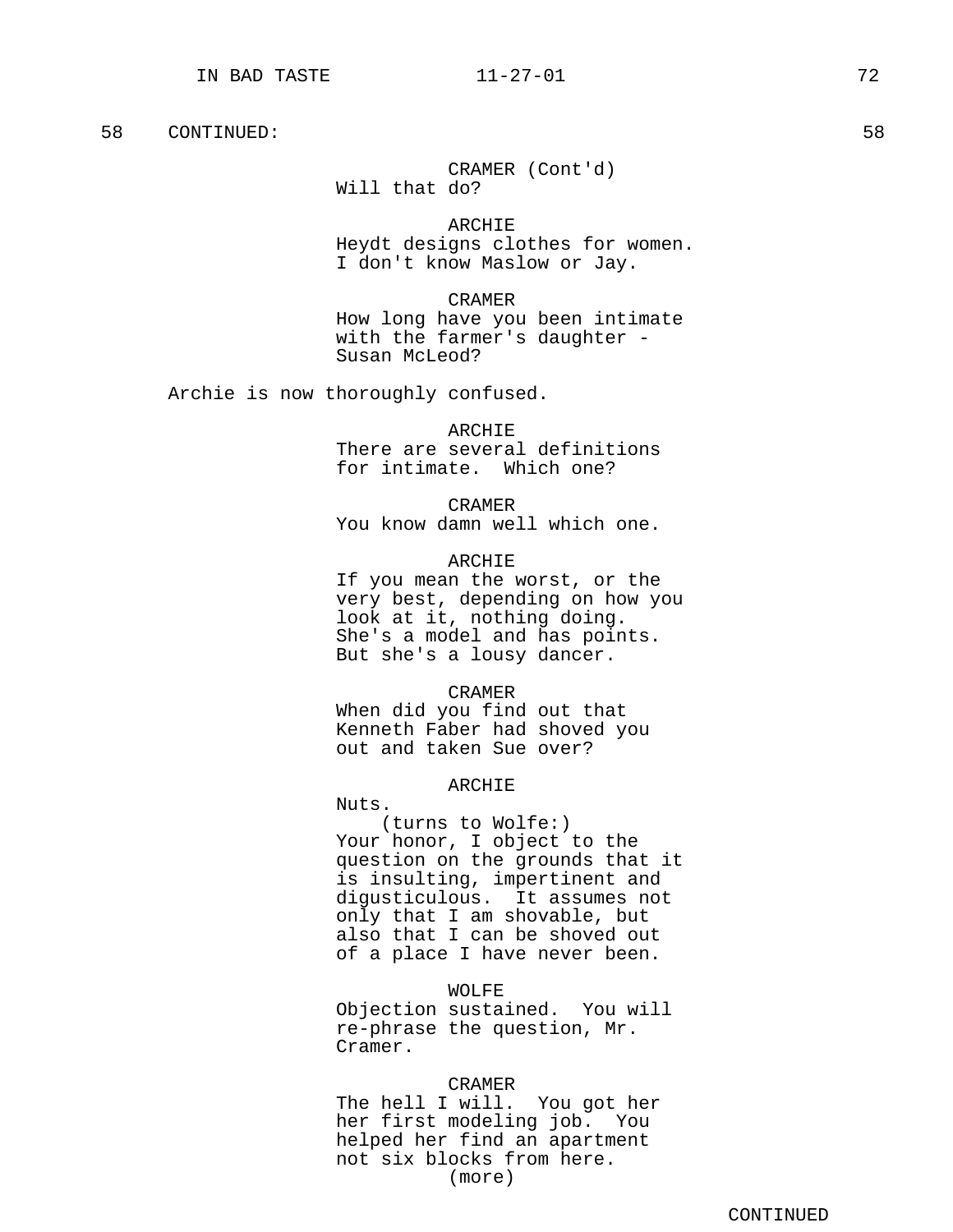58 CONTINUED: 58

CRAMER (Cont'd)
Will that do?

ARCHIE
Heydt designs clothes for women.
I don't know Maslow or Jay.

CRAMER
How long have you been intimate
with the farmer's daughter -
Susan McLeod?

Archie is now thoroughly confused.

ARCHIE
There are several definitions
for intimate. Which one?

CRAMER
You know damn well which one.

ARCHIE
If you mean the worst, or the
very best, depending on how you
look at it, nothing doing.
She's a model and has points.
But she's a lousy dancer.

CRAMER
When did you find out that
Kenneth Faber had shoved you
out and taken Sue over?

ARCHIE
Nuts.
(turns to Wolfe:)
Your honor, I object to the
question on the grounds that it
is insulting, impertinent and
digusticulous. It assumes not
only that I am shovable, but
also that I can be shoved out
of a place I have never been.

WOLFE
Objection sustained. You will
re-phrase the question, Mr.
Cramer.

CRAMER
The hell I will. You got her
her first modeling job. You
helped her find an apartment
not six blocks from here.
(more)

CONTINUED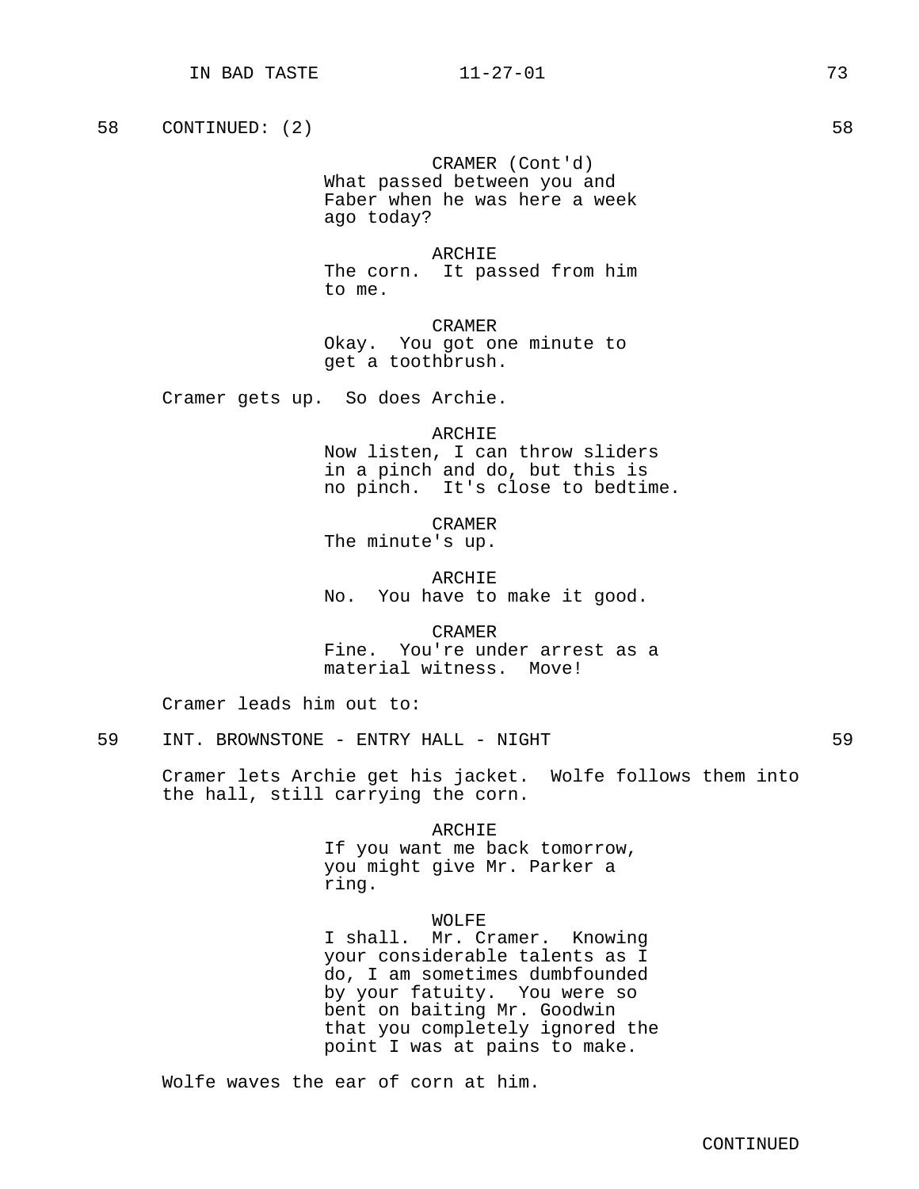58 CONTINUED: (2) 58

CRAMER (Cont'd)
What passed between you and Faber when he was here a week ago today?

ARCHIE
The corn. It passed from him to me.

CRAMER
Okay. You got one minute to get a toothbrush.

Cramer gets up. So does Archie.

ARCHIE
Now listen, I can throw sliders in a pinch and do, but this is no pinch. It's close to bedtime.

CRAMER
The minute's up.

ARCHIE
No. You have to make it good.

CRAMER
Fine. You're under arrest as a material witness. Move!

Cramer leads him out to:

59 INT. BROWNSTONE - ENTRY HALL - NIGHT 59

Cramer lets Archie get his jacket. Wolfe follows them into the hall, still carrying the corn.

ARCHIE
If you want me back tomorrow, you might give Mr. Parker a ring.

WOLFE
I shall. Mr. Cramer. Knowing your considerable talents as I do, I am sometimes dumbfounded by your fatuity. You were so bent on baiting Mr. Goodwin that you completely ignored the point I was at pains to make.

Wolfe waves the ear of corn at him.

CONTINUED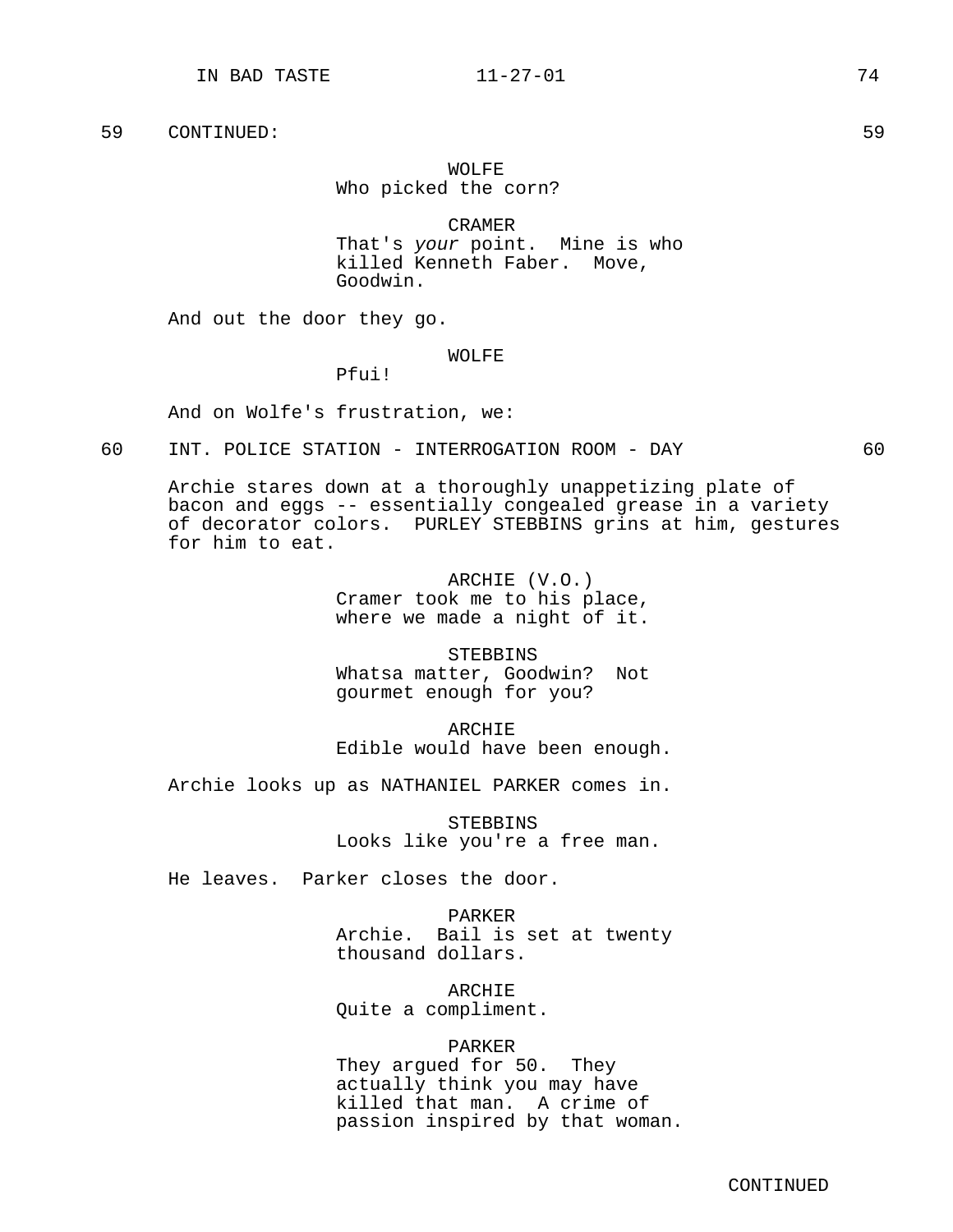59 CONTINUED: 59

WOLFE
Who picked the corn?

CRAMER
That's *your* point. Mine is who killed Kenneth Faber. Move, Goodwin.

And out the door they go.

WOLFE
Pfui!

And on Wolfe's frustration, we:

60 INT. POLICE STATION - INTERROGATION ROOM - DAY 60

Archie stares down at a thoroughly unappetizing plate of bacon and eggs -- essentially congealed grease in a variety of decorator colors. PURLEY STEBBINS grins at him, gestures for him to eat.

ARCHIE (V.O.)
Cramer took me to his place, where we made a night of it.

STEBBINS
Whatsa matter, Goodwin? Not gourmet enough for you?

ARCHIE
Edible would have been enough.

Archie looks up as NATHANIEL PARKER comes in.

STEBBINS
Looks like you're a free man.

He leaves. Parker closes the door.

PARKER
Archie. Bail is set at twenty thousand dollars.

ARCHIE
Quite a compliment.

PARKER
They argued for 50. They actually think you may have killed that man. A crime of passion inspired by that woman.

CONTINUED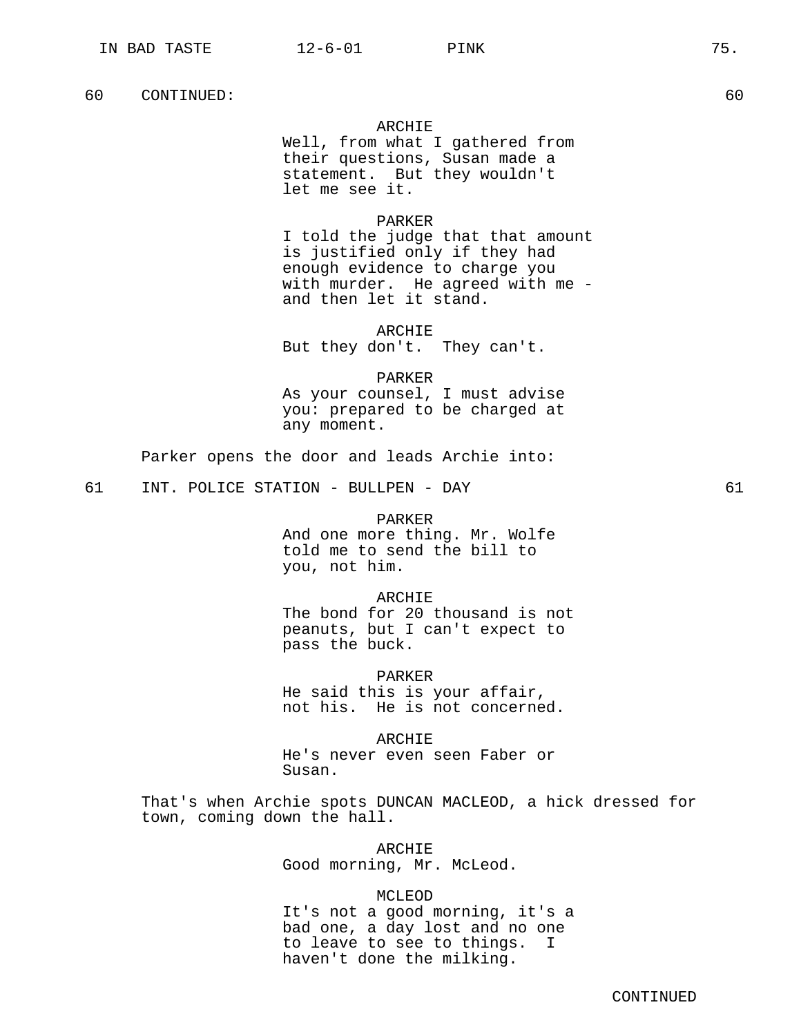60 CONTINUED: 60

ARCHIE
Well, from what I gathered from their questions, Susan made a statement. But they wouldn't let me see it.

PARKER
I told the judge that that amount is justified only if they had enough evidence to charge you with murder. He agreed with me - and then let it stand.

ARCHIE
But they don't. They can't.

PARKER
As your counsel, I must advise you: prepared to be charged at any moment.

Parker opens the door and leads Archie into:

61 INT. POLICE STATION - BULLPEN - DAY 61

PARKER
And one more thing. Mr. Wolfe told me to send the bill to you, not him.

ARCHIE
The bond for 20 thousand is not peanuts, but I can't expect to pass the buck.

PARKER
He said this is your affair, not his. He is not concerned.

ARCHIE
He's never even seen Faber or Susan.

That's when Archie spots DUNCAN MACLEOD, a hick dressed for town, coming down the hall.

ARCHIE
Good morning, Mr. McLeod.

MCLEOD
It's not a good morning, it's a bad one, a day lost and no one to leave to see to things. I haven't done the milking.

CONTINUED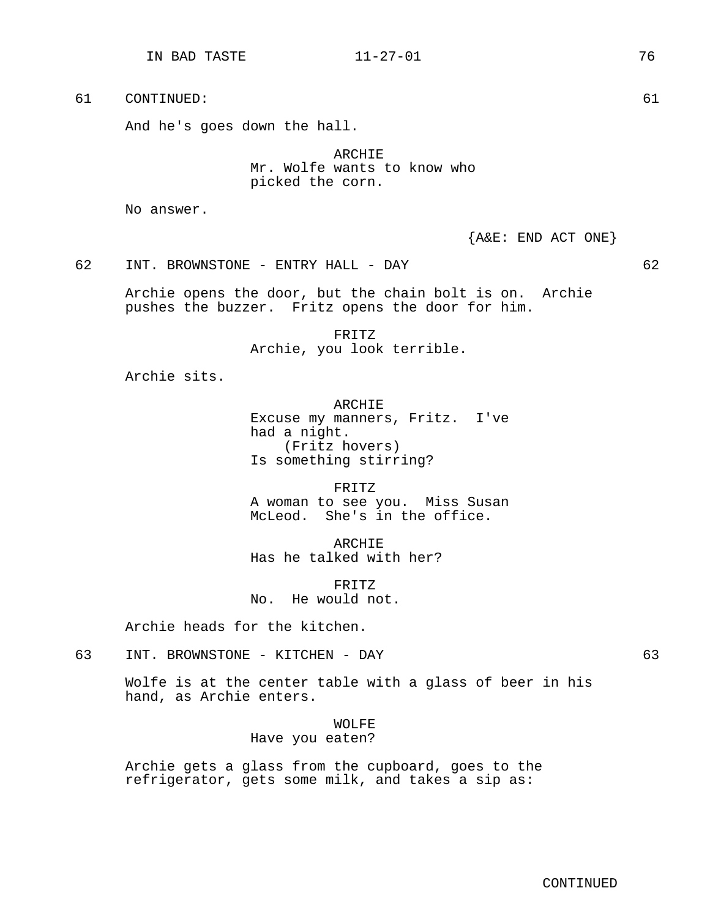61 CONTINUED: 61

And he's goes down the hall.

ARCHIE
Mr. Wolfe wants to know who picked the corn.

No answer.

{A&E: END ACT ONE}

62 INT. BROWNSTONE - ENTRY HALL - DAY 62

Archie opens the door, but the chain bolt is on. Archie pushes the buzzer. Fritz opens the door for him.

FRITZ
Archie, you look terrible.

Archie sits.

ARCHIE
Excuse my manners, Fritz. I've had a night.
(Fritz hovers)
Is something stirring?

FRITZ
A woman to see you. Miss Susan McLeod. She's in the office.

ARCHIE
Has he talked with her?

FRITZ
No. He would not.

Archie heads for the kitchen.

63 INT. BROWNSTONE - KITCHEN - DAY 63

Wolfe is at the center table with a glass of beer in his hand, as Archie enters.

WOLFE
Have you eaten?

Archie gets a glass from the cupboard, goes to the refrigerator, gets some milk, and takes a sip as:

CONTINUED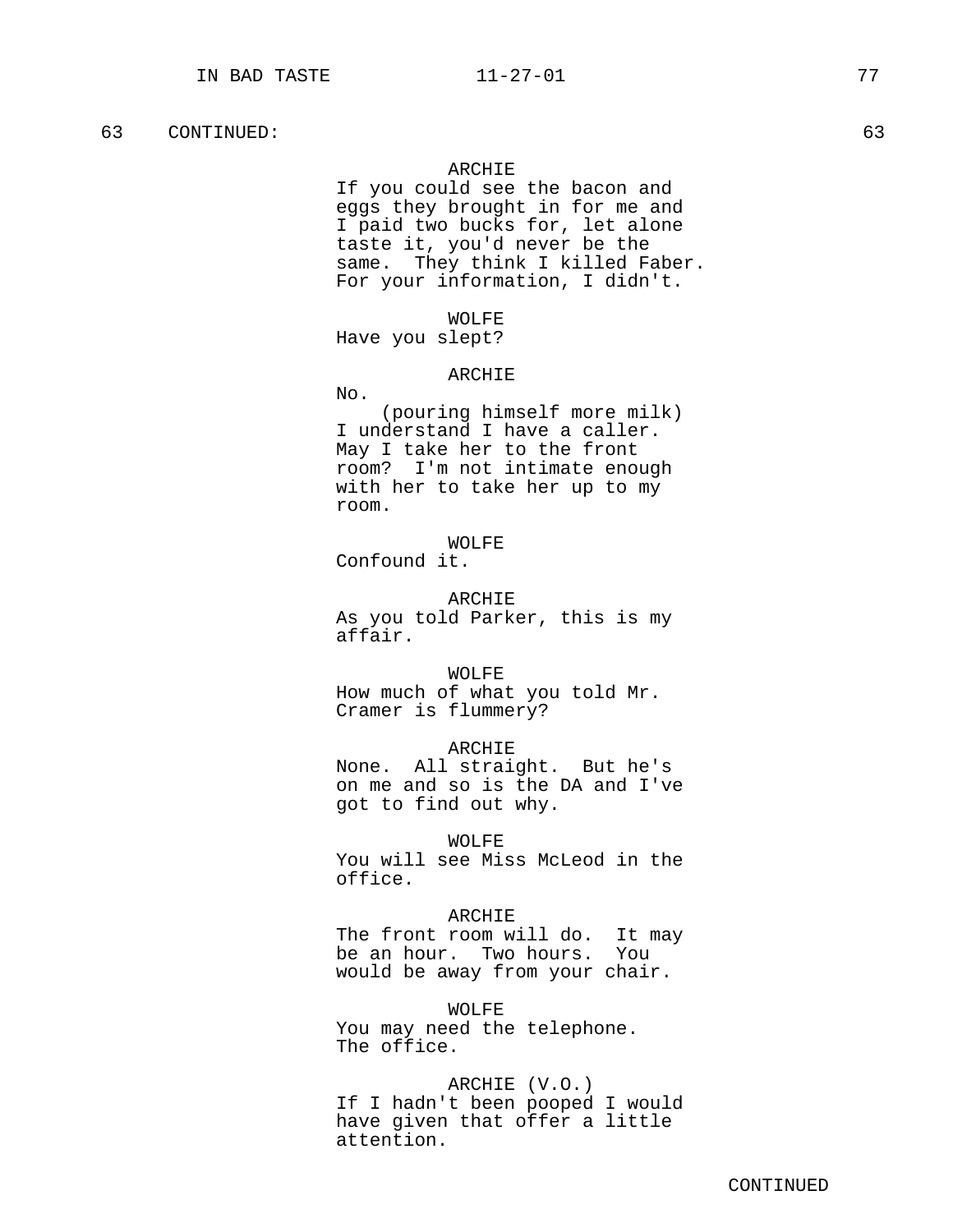63 CONTINUED: 63

ARCHIE

If you could see the bacon and eggs they brought in for me and I paid two bucks for, let alone taste it, you'd never be the same. They think I killed Faber. For your information, I didn't.

WOLFE

Have you slept?

ARCHIE

No.

(pouring himself more milk)

I understand I have a caller. May I take her to the front room? I'm not intimate enough with her to take her up to my room.

WOLFE

Confound it.

ARCHIE

As you told Parker, this is my affair.

WOLFE

How much of what you told Mr. Cramer is flummery?

ARCHIE

None. All straight. But he's on me and so is the DA and I've got to find out why.

WOLFE

You will see Miss McLeod in the office.

ARCHIE

The front room will do. It may be an hour. Two hours. You would be away from your chair.

WOLFE

You may need the telephone. The office.

ARCHIE (V.O.)

If I hadn't been pooped I would have given that offer a little attention.

CONTINUED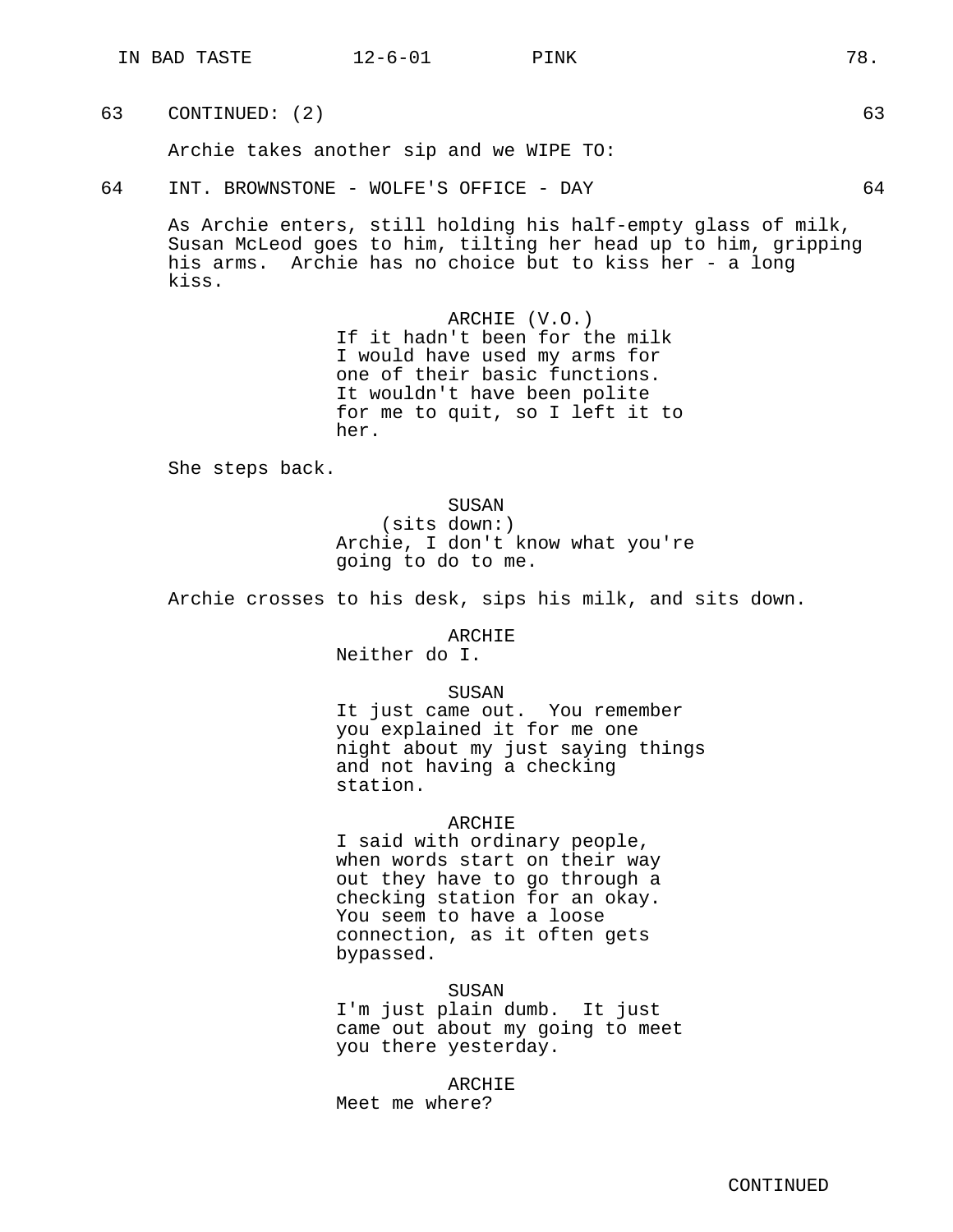63 CONTINUED: (2) 63

Archie takes another sip and we WIPE TO:

64 INT. BROWNSTONE - WOLFE'S OFFICE - DAY 64

As Archie enters, still holding his half-empty glass of milk, Susan McLeod goes to him, tilting her head up to him, gripping his arms. Archie has no choice but to kiss her - a long kiss.

ARCHIE (V.O.)
If it hadn't been for the milk I would have used my arms for one of their basic functions. It wouldn't have been polite for me to quit, so I left it to her.

She steps back.

SUSAN
(sits down:)
Archie, I don't know what you're going to do to me.

Archie crosses to his desk, sips his milk, and sits down.

ARCHIE
Neither do I.

SUSAN
It just came out. You remember you explained it for me one night about my just saying things and not having a checking station.

ARCHIE
I said with ordinary people, when words start on their way out they have to go through a checking station for an okay. You seem to have a loose connection, as it often gets bypassed.

SUSAN
I'm just plain dumb. It just came out about my going to meet you there yesterday.

ARCHIE
Meet me where?

CONTINUED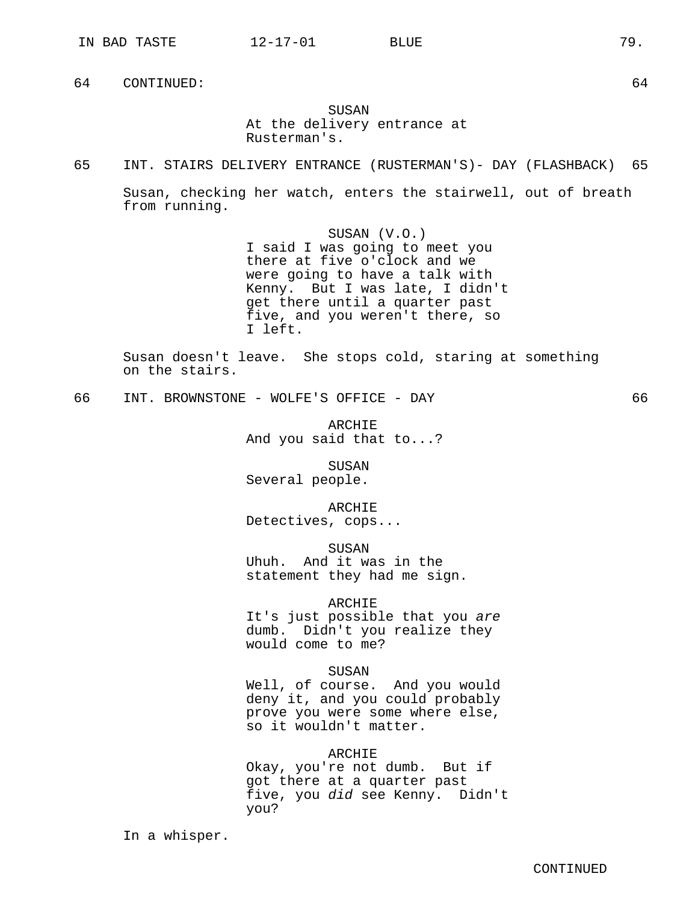64 CONTINUED: 64

SUSAN
At the delivery entrance at Rusterman's.

65 INT. STAIRS DELIVERY ENTRANCE (RUSTERMAN'S)- DAY (FLASHBACK) 65

Susan, checking her watch, enters the stairwell, out of breath from running.

SUSAN (V.O.)
I said I was going to meet you there at five o'clock and we were going to have a talk with Kenny. But I was late, I didn't get there until a quarter past five, and you weren't there, so I left.

Susan doesn't leave. She stops cold, staring at something on the stairs.

66 INT. BROWNSTONE - WOLFE'S OFFICE - DAY 66

ARCHIE
And you said that to...?

SUSAN
Several people.

ARCHIE
Detectives, cops...

SUSAN
Uhuh. And it was in the statement they had me sign.

ARCHIE
It's just possible that you *are* dumb. Didn't you realize they would come to me?

SUSAN
Well, of course. And you would deny it, and you could probably prove you were some where else, so it wouldn't matter.

ARCHIE
Okay, you're not dumb. But if got there at a quarter past five, you *did* see Kenny. Didn't you?

In a whisper.

CONTINUED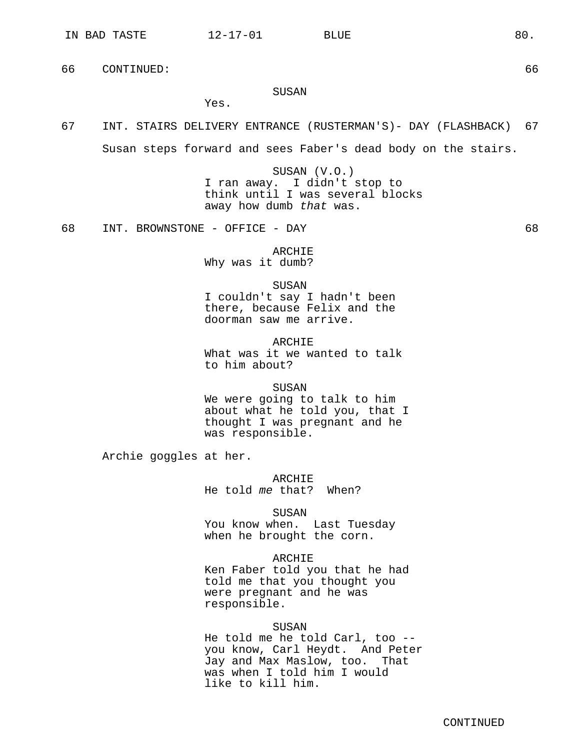66 CONTINUED: 66

SUSAN
Yes.

67 INT. STAIRS DELIVERY ENTRANCE (RUSTERMAN'S)- DAY (FLASHBACK) 67

Susan steps forward and sees Faber's dead body on the stairs.

SUSAN (V.O.)
I ran away. I didn't stop to think until I was several blocks away how dumb *that* was.

68 INT. BROWNSTONE - OFFICE - DAY 68

ARCHIE
Why was it dumb?

SUSAN
I couldn't say I hadn't been there, because Felix and the doorman saw me arrive.

ARCHIE
What was it we wanted to talk to him about?

SUSAN
We were going to talk to him about what he told you, that I thought I was pregnant and he was responsible.

Archie goggles at her.

ARCHIE
He told *me* that? When?

SUSAN
You know when. Last Tuesday when he brought the corn.

ARCHIE
Ken Faber told you that he had told me that you thought you were pregnant and he was responsible.

SUSAN
He told me he told Carl, too -- you know, Carl Heydt. And Peter Jay and Max Maslow, too. That was when I told him I would like to kill him.

CONTINUED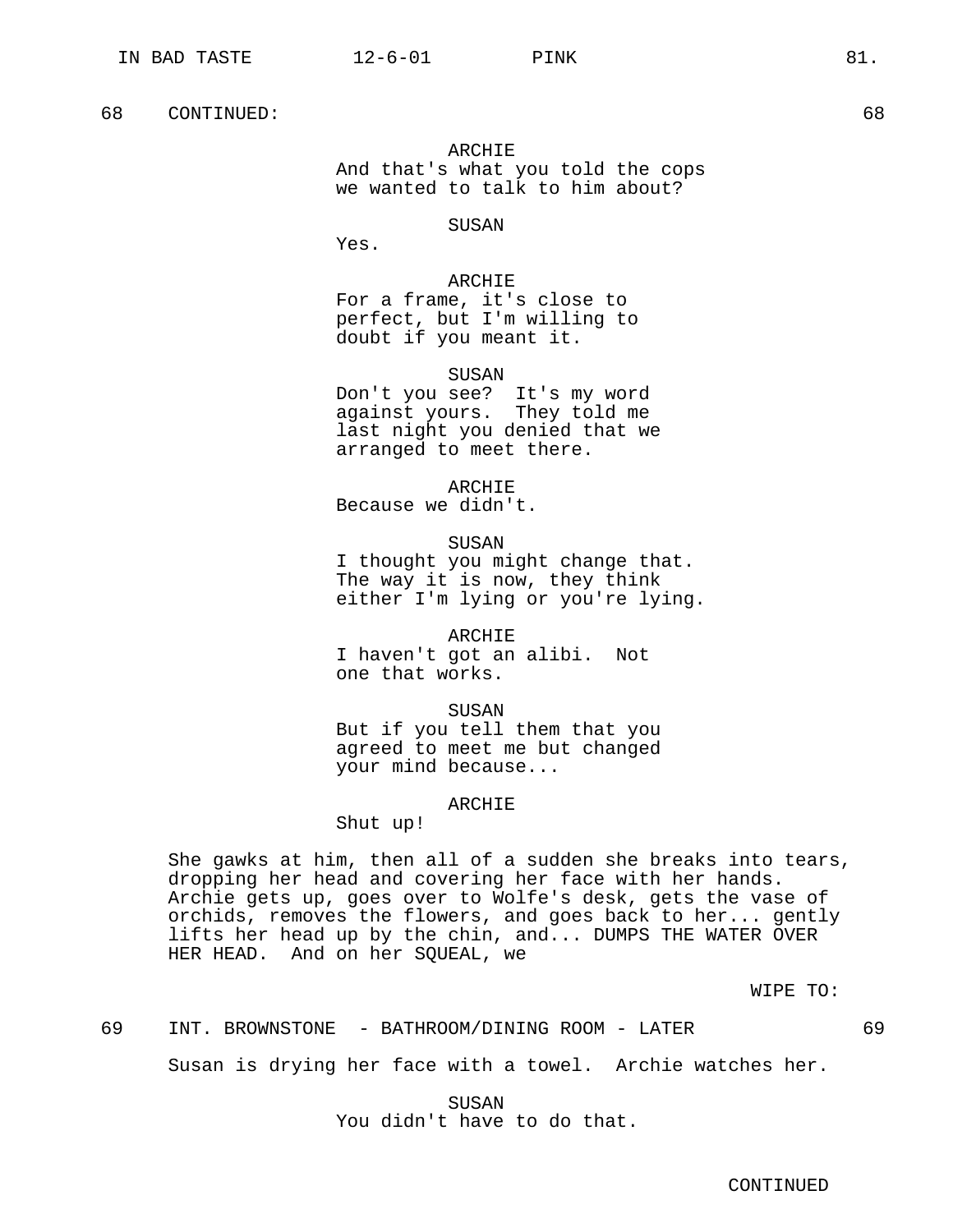68 CONTINUED: 68

ARCHIE
And that's what you told the cops we wanted to talk to him about?

SUSAN
Yes.

ARCHIE
For a frame, it's close to perfect, but I'm willing to doubt if you meant it.

SUSAN
Don't you see? It's my word against yours. They told me last night you denied that we arranged to meet there.

ARCHIE
Because we didn't.

SUSAN
I thought you might change that. The way it is now, they think either I'm lying or you're lying.

ARCHIE
I haven't got an alibi. Not one that works.

SUSAN
But if you tell them that you agreed to meet me but changed your mind because...

ARCHIE
Shut up!

She gawks at him, then all of a sudden she breaks into tears, dropping her head and covering her face with her hands. Archie gets up, goes over to Wolfe's desk, gets the vase of orchids, removes the flowers, and goes back to her... gently lifts her head up by the chin, and... DUMPS THE WATER OVER HER HEAD. And on her SQUEAL, we

WIPE TO:

69 INT. BROWNSTONE - BATHROOM/DINING ROOM - LATER 69

Susan is drying her face with a towel. Archie watches her.

SUSAN
You didn't have to do that.

CONTINUED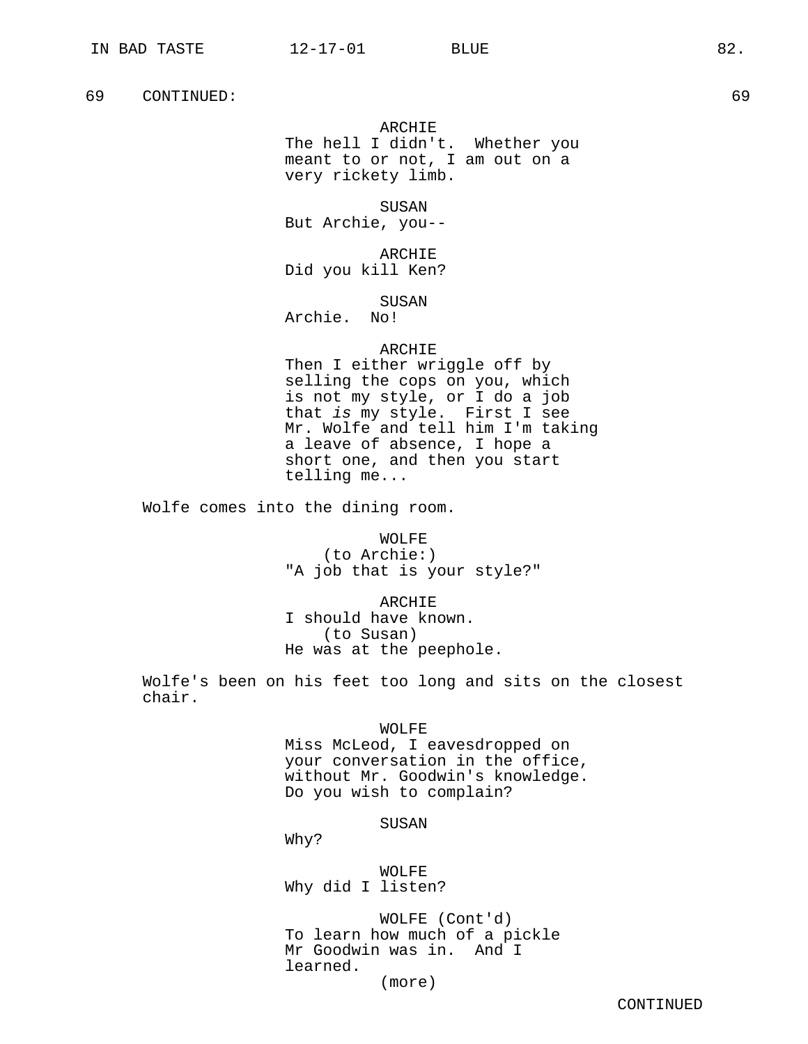69 CONTINUED: 69

ARCHIE
The hell I didn't. Whether you meant to or not, I am out on a very rickety limb.

SUSAN
But Archie, you--

ARCHIE
Did you kill Ken?

SUSAN
Archie. No!

ARCHIE
Then I either wriggle off by selling the cops on you, which is not my style, or I do a job that *is* my style. First I see Mr. Wolfe and tell him I'm taking a leave of absence, I hope a short one, and then you start telling me...

Wolfe comes into the dining room.

WOLFE
(to Archie:)
"A job that is your style?"

ARCHIE
I should have known.
(to Susan)
He was at the peephole.

Wolfe's been on his feet too long and sits on the closest chair.

WOLFE
Miss McLeod, I eavesdropped on your conversation in the office, without Mr. Goodwin's knowledge. Do you wish to complain?

SUSAN
Why?

WOLFE
Why did I listen?

WOLFE (Cont'd)
To learn how much of a pickle Mr Goodwin was in. And I learned.
(more)

CONTINUED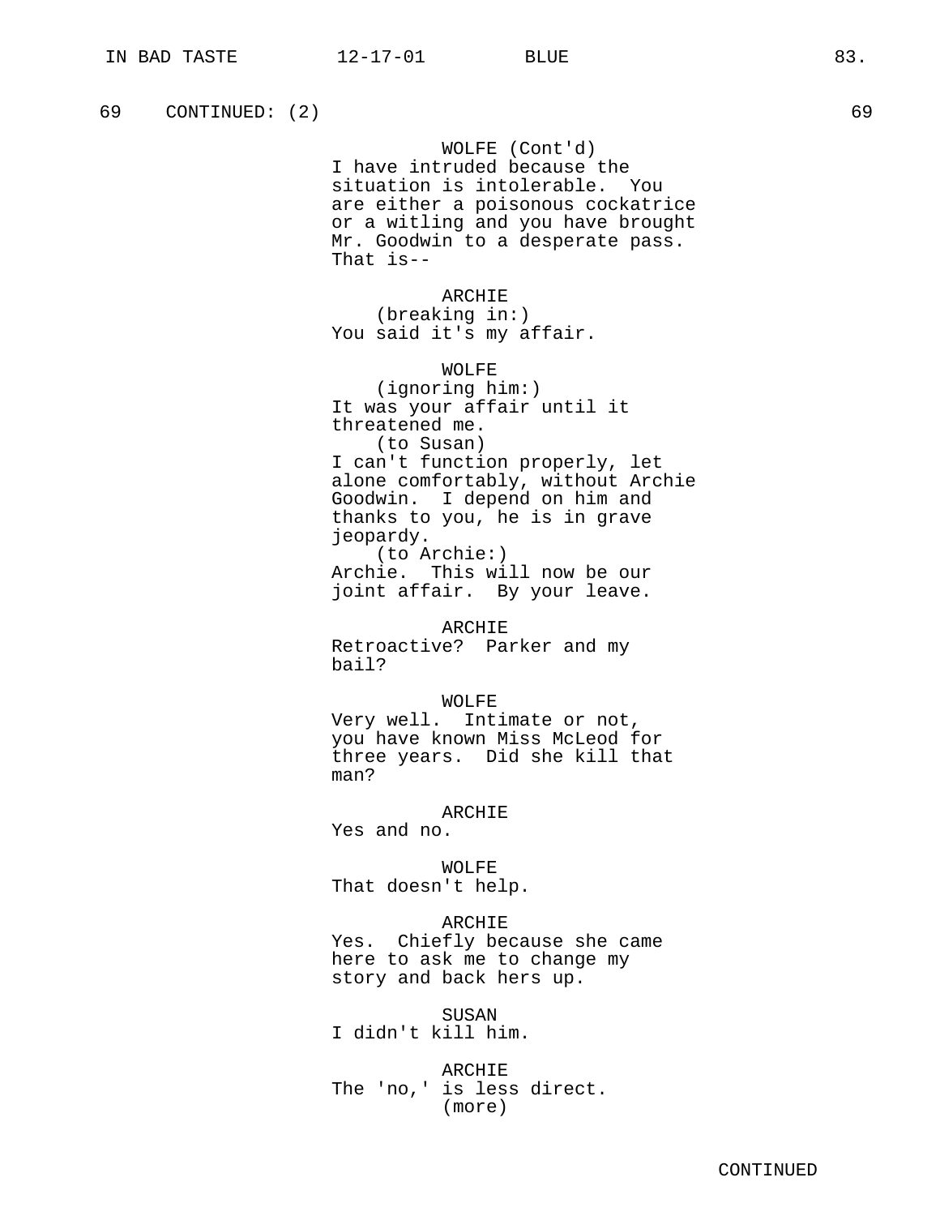69 CONTINUED: (2) 69

WOLFE (Cont'd)
I have intruded because the situation is intolerable. You are either a poisonous cockatrice or a witling and you have brought Mr. Goodwin to a desperate pass. That is--

ARCHIE
(breaking in:)
You said it's my affair.

WOLFE
(ignoring him:)
It was your affair until it threatened me.
(to Susan)
I can't function properly, let alone comfortably, without Archie Goodwin. I depend on him and thanks to you, he is in grave jeopardy.
(to Archie:)
Archie. This will now be our joint affair. By your leave.

ARCHIE
Retroactive? Parker and my bail?

WOLFE
Very well. Intimate or not, you have known Miss McLeod for three years. Did she kill that man?

ARCHIE
Yes and no.

WOLFE
That doesn't help.

ARCHIE
Yes. Chiefly because she came here to ask me to change my story and back hers up.

SUSAN
I didn't kill him.

ARCHIE
The 'no,' is less direct.
(more)

CONTINUED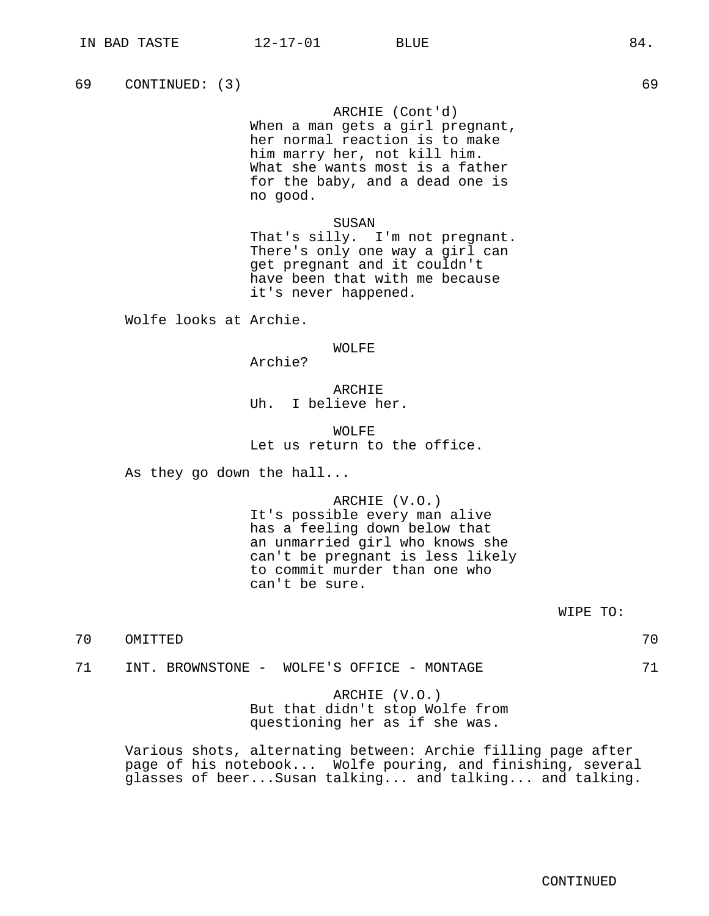69 CONTINUED: (3) 69

ARCHIE (Cont'd)
When a man gets a girl pregnant, her normal reaction is to make him marry her, not kill him. What she wants most is a father for the baby, and a dead one is no good.

SUSAN
That's silly. I'm not pregnant. There's only one way a girl can get pregnant and it couldn't have been that with me because it's never happened.

Wolfe looks at Archie.

WOLFE
Archie?

ARCHIE
Uh. I believe her.

WOLFE
Let us return to the office.

As they go down the hall...

ARCHIE (V.O.)
It's possible every man alive has a feeling down below that an unmarried girl who knows she can't be pregnant is less likely to commit murder than one who can't be sure.

WIPE TO:

70 OMITTED 70

71 INT. BROWNSTONE - WOLFE'S OFFICE - MONTAGE 71

ARCHIE (V.O.)
But that didn't stop Wolfe from questioning her as if she was.

Various shots, alternating between: Archie filling page after page of his notebook... Wolfe pouring, and finishing, several glasses of beer...Susan talking... and talking... and talking.

CONTINUED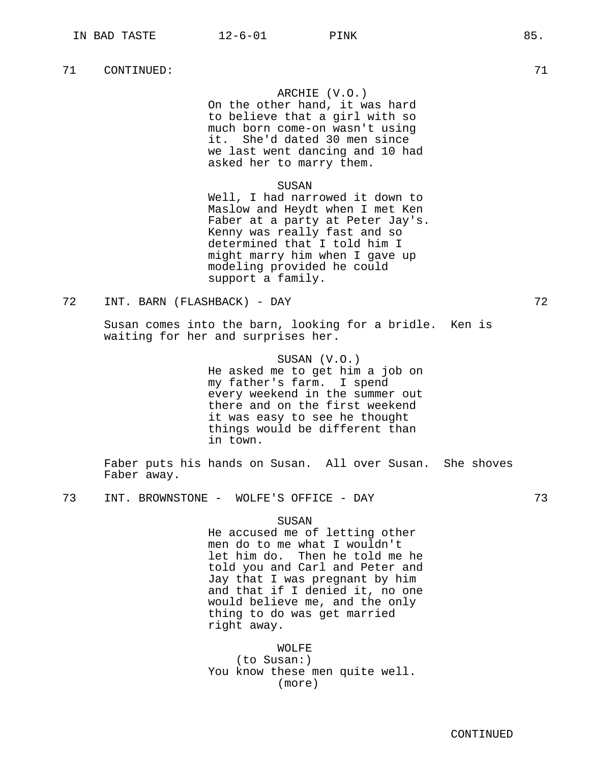71 CONTINUED: 71

ARCHIE (V.O.)
On the other hand, it was hard to believe that a girl with so much born come-on wasn't using it. She'd dated 30 men since we last went dancing and 10 had asked her to marry them.

SUSAN
Well, I had narrowed it down to Maslow and Heydt when I met Ken Faber at a party at Peter Jay's. Kenny was really fast and so determined that I told him I might marry him when I gave up modeling provided he could support a family.

72 INT. BARN (FLASHBACK) - DAY 72

Susan comes into the barn, looking for a bridle. Ken is waiting for her and surprises her.

SUSAN (V.O.)
He asked me to get him a job on my father's farm. I spend every weekend in the summer out there and on the first weekend it was easy to see he thought things would be different than in town.

Faber puts his hands on Susan. All over Susan. She shoves Faber away.

73 INT. BROWNSTONE - WOLFE'S OFFICE - DAY 73

SUSAN
He accused me of letting other men do to me what I wouldn't let him do. Then he told me he told you and Carl and Peter and Jay that I was pregnant by him and that if I denied it, no one would believe me, and the only thing to do was get married right away.

WOLFE
(to Susan:)
You know these men quite well.
(more)

CONTINUED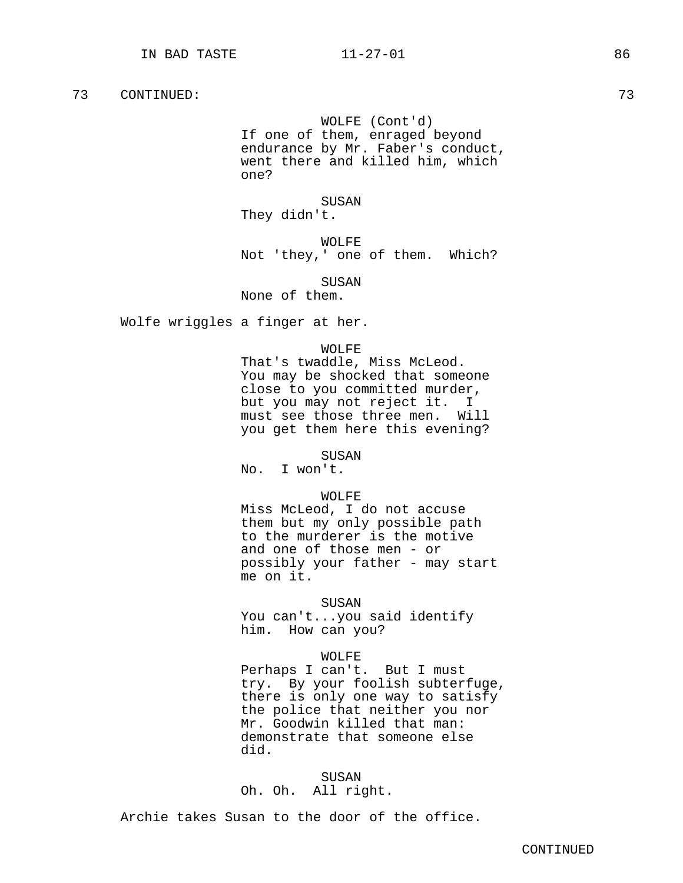73 CONTINUED: 73

WOLFE (Cont'd)
If one of them, enraged beyond endurance by Mr. Faber's conduct, went there and killed him, which one?

SUSAN
They didn't.

WOLFE
Not 'they,' one of them. Which?

SUSAN
None of them.

Wolfe wriggles a finger at her.

WOLFE
That's twaddle, Miss McLeod. You may be shocked that someone close to you committed murder, but you may not reject it. I must see those three men. Will you get them here this evening?

SUSAN
No. I won't.

WOLFE
Miss McLeod, I do not accuse them but my only possible path to the murderer is the motive and one of those men - or possibly your father - may start me on it.

SUSAN
You can't...you said identify him. How can you?

WOLFE
Perhaps I can't. But I must try. By your foolish subterfuge, there is only one way to satisfy the police that neither you nor Mr. Goodwin killed that man: demonstrate that someone else did.

SUSAN
Oh. Oh. All right.

Archie takes Susan to the door of the office.

CONTINUED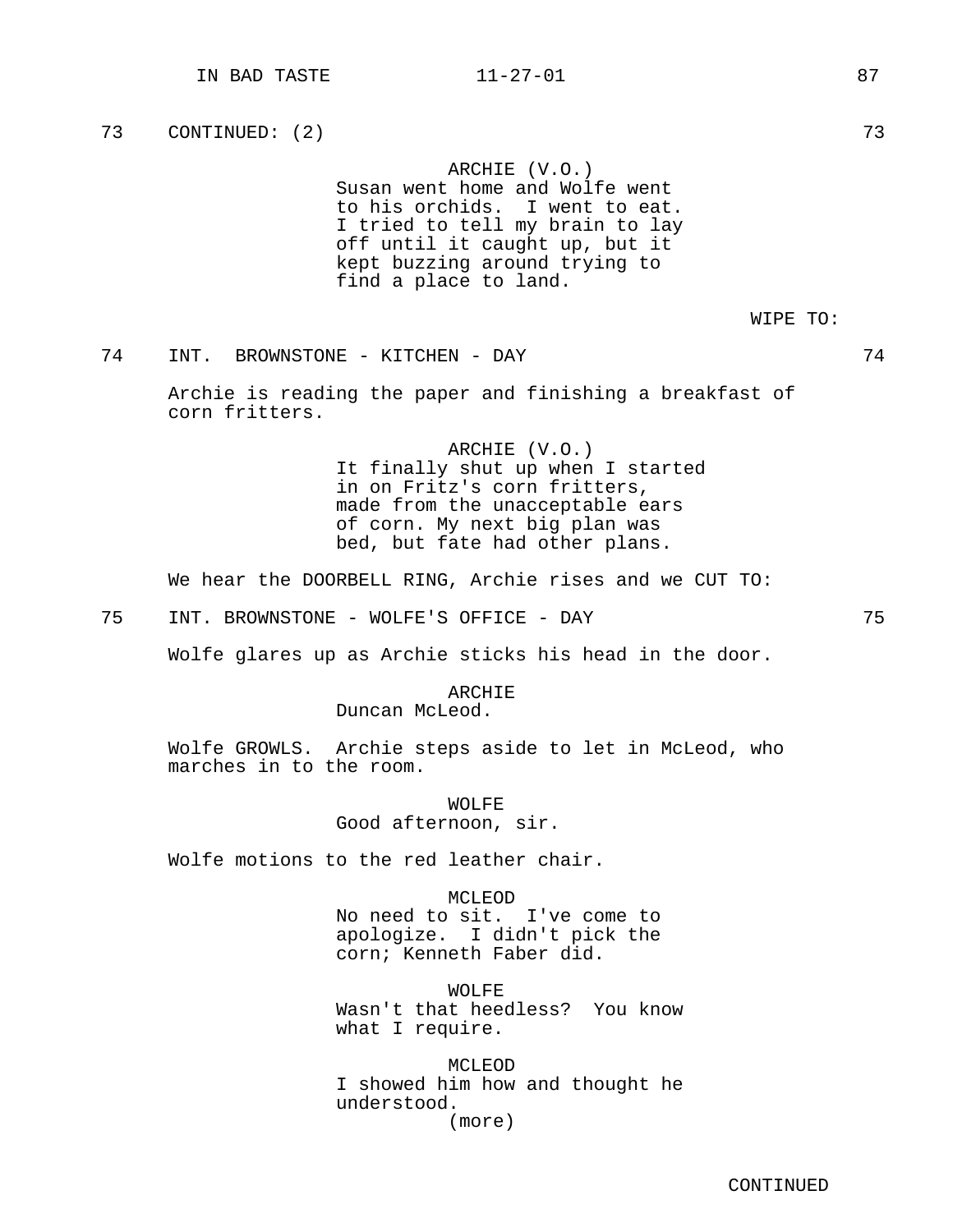73 CONTINUED: (2) 73

ARCHIE (V.O.)
Susan went home and Wolfe went to his orchids. I went to eat. I tried to tell my brain to lay off until it caught up, but it kept buzzing around trying to find a place to land.

WIPE TO:

74 INT. BROWNSTONE - KITCHEN - DAY 74

Archie is reading the paper and finishing a breakfast of corn fritters.

ARCHIE (V.O.)
It finally shut up when I started in on Fritz's corn fritters, made from the unacceptable ears of corn. My next big plan was bed, but fate had other plans.

We hear the DOORBELL RING, Archie rises and we CUT TO:

75 INT. BROWNSTONE - WOLFE'S OFFICE - DAY 75

Wolfe glares up as Archie sticks his head in the door.

ARCHIE
Duncan McLeod.

Wolfe GROWLS. Archie steps aside to let in McLeod, who marches in to the room.

WOLFE
Good afternoon, sir.

Wolfe motions to the red leather chair.

MCLEOD
No need to sit. I've come to apologize. I didn't pick the corn; Kenneth Faber did.

WOLFE
Wasn't that heedless? You know what I require.

MCLEOD
I showed him how and thought he understood.
(more)

CONTINUED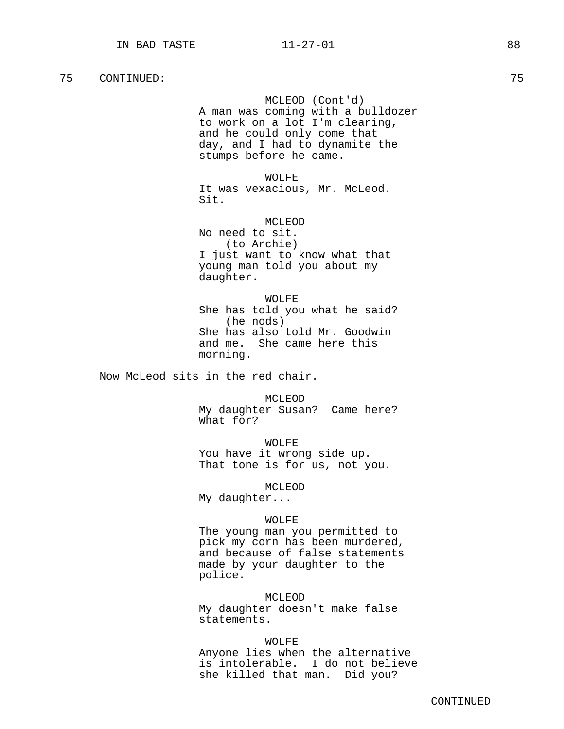75 CONTINUED: 75

MCLEOD (Cont'd)
A man was coming with a bulldozer to work on a lot I'm clearing, and he could only come that day, and I had to dynamite the stumps before he came.

WOLFE
It was vexacious, Mr. McLeod. Sit.

MCLEOD
No need to sit.
(to Archie)
I just want to know what that young man told you about my daughter.

WOLFE
She has told you what he said?
(he nods)
She has also told Mr. Goodwin and me. She came here this morning.

Now McLeod sits in the red chair.

MCLEOD
My daughter Susan? Came here? What for?

WOLFE
You have it wrong side up. That tone is for us, not you.

MCLEOD
My daughter...

WOLFE
The young man you permitted to pick my corn has been murdered, and because of false statements made by your daughter to the police.

MCLEOD
My daughter doesn't make false statements.

WOLFE
Anyone lies when the alternative is intolerable. I do not believe she killed that man. Did you?

CONTINUED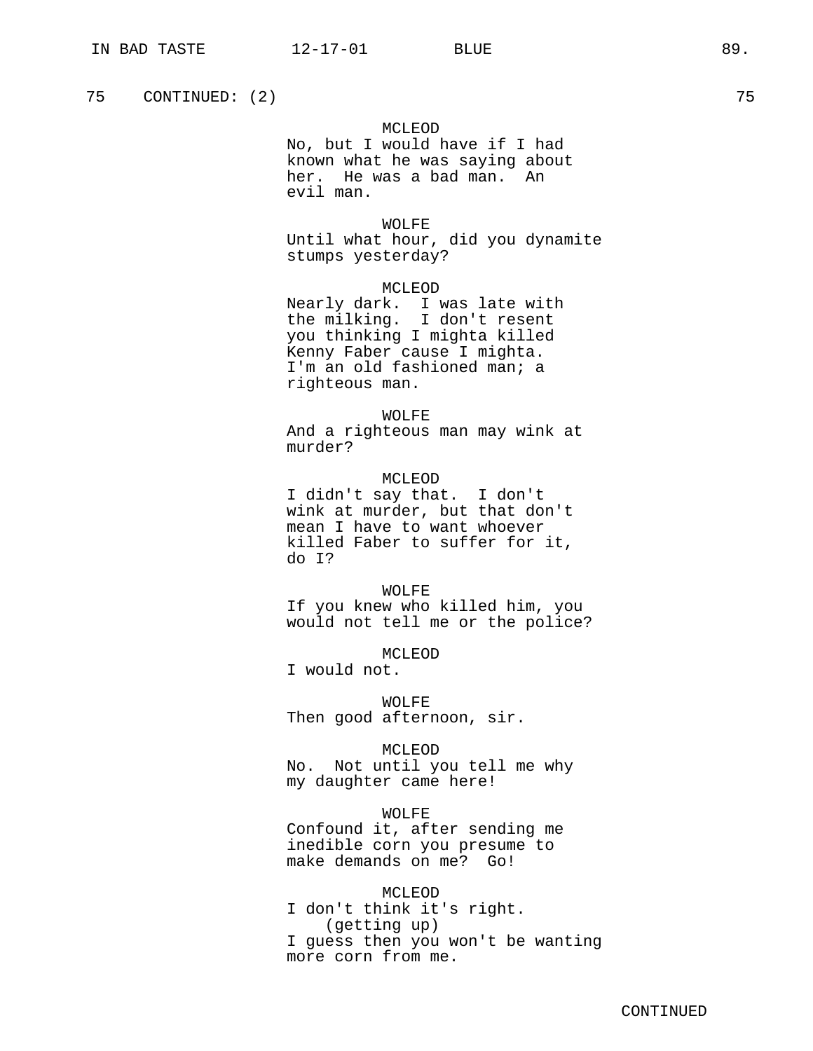75 CONTINUED: (2) 75

MCLEOD
No, but I would have if I had known what he was saying about her. He was a bad man. An evil man.

WOLFE
Until what hour, did you dynamite stumps yesterday?

MCLEOD
Nearly dark. I was late with the milking. I don't resent you thinking I mighta killed Kenny Faber cause I mighta. I'm an old fashioned man; a righteous man.

WOLFE
And a righteous man may wink at murder?

MCLEOD
I didn't say that. I don't wink at murder, but that don't mean I have to want whoever killed Faber to suffer for it, do I?

WOLFE
If you knew who killed him, you would not tell me or the police?

MCLEOD
I would not.

WOLFE
Then good afternoon, sir.

MCLEOD
No. Not until you tell me why my daughter came here!

WOLFE
Confound it, after sending me inedible corn you presume to make demands on me? Go!

MCLEOD
I don't think it's right.
(getting up)
I guess then you won't be wanting more corn from me.

CONTINUED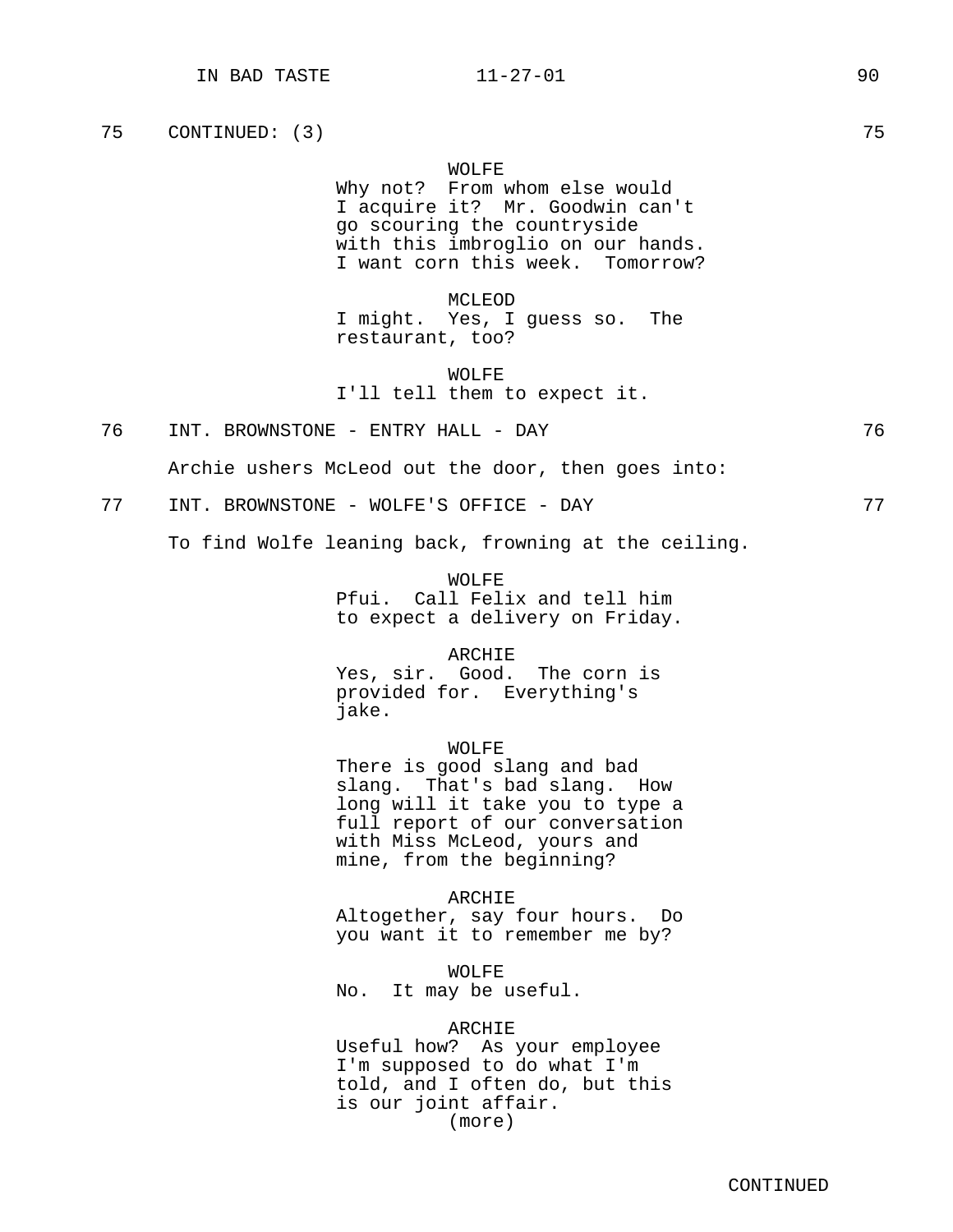75 CONTINUED: (3) 75

WOLFE

Why not? From whom else would I acquire it? Mr. Goodwin can't go scouring the countryside with this imbroglio on our hands. I want corn this week. Tomorrow?

MCLEOD

I might. Yes, I guess so. The restaurant, too?

WOLFE

I'll tell them to expect it.

76 INT. BROWNSTONE - ENTRY HALL - DAY 76

Archie ushers McLeod out the door, then goes into:

77 INT. BROWNSTONE - WOLFE'S OFFICE - DAY 77

To find Wolfe leaning back, frowning at the ceiling.

WOLFE

Pfui. Call Felix and tell him to expect a delivery on Friday.

ARCHIE

Yes, sir. Good. The corn is provided for. Everything's jake.

WOLFE

There is good slang and bad slang. That's bad slang. How long will it take you to type a full report of our conversation with Miss McLeod, yours and mine, from the beginning?

ARCHIE

Altogether, say four hours. Do you want it to remember me by?

WOLFE

No. It may be useful.

ARCHIE

Useful how? As your employee I'm supposed to do what I'm told, and I often do, but this is our joint affair.

(more)

CONTINUED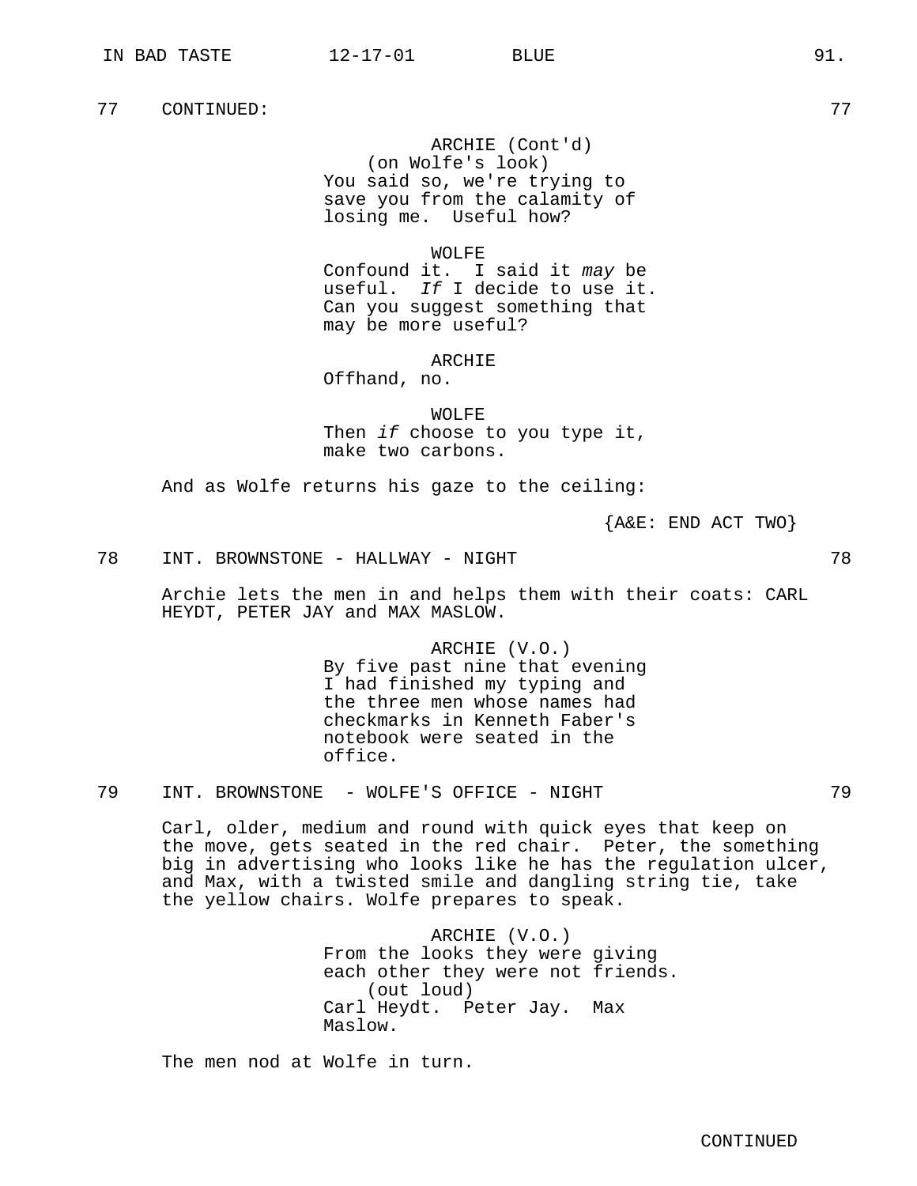77 CONTINUED: 77

ARCHIE (Cont'd)
(on Wolfe's look)
You said so, we're trying to save you from the calamity of losing me. Useful how?

WOLFE
Confound it. I said it *may* be useful. *If* I decide to use it. Can you suggest something that may be more useful?

ARCHIE
Offhand, no.

WOLFE
Then *if* choose to you type it, make two carbons.

And as Wolfe returns his gaze to the ceiling:

{A&E: END ACT TWO}

78 INT. BROWNSTONE - HALLWAY - NIGHT 78

Archie lets the men in and helps them with their coats: CARL HEYDT, PETER JAY and MAX MASLOW.

ARCHIE (V.O.)
By five past nine that evening I had finished my typing and the three men whose names had checkmarks in Kenneth Faber's notebook were seated in the office.

79 INT. BROWNSTONE - WOLFE'S OFFICE - NIGHT 79

Carl, older, medium and round with quick eyes that keep on the move, gets seated in the red chair. Peter, the something big in advertising who looks like he has the regulation ulcer, and Max, with a twisted smile and dangling string tie, take the yellow chairs. Wolfe prepares to speak.

ARCHIE (V.O.)
From the looks they were giving each other they were not friends.
(out loud)
Carl Heydt. Peter Jay. Max Maslow.

The men nod at Wolfe in turn.

CONTINUED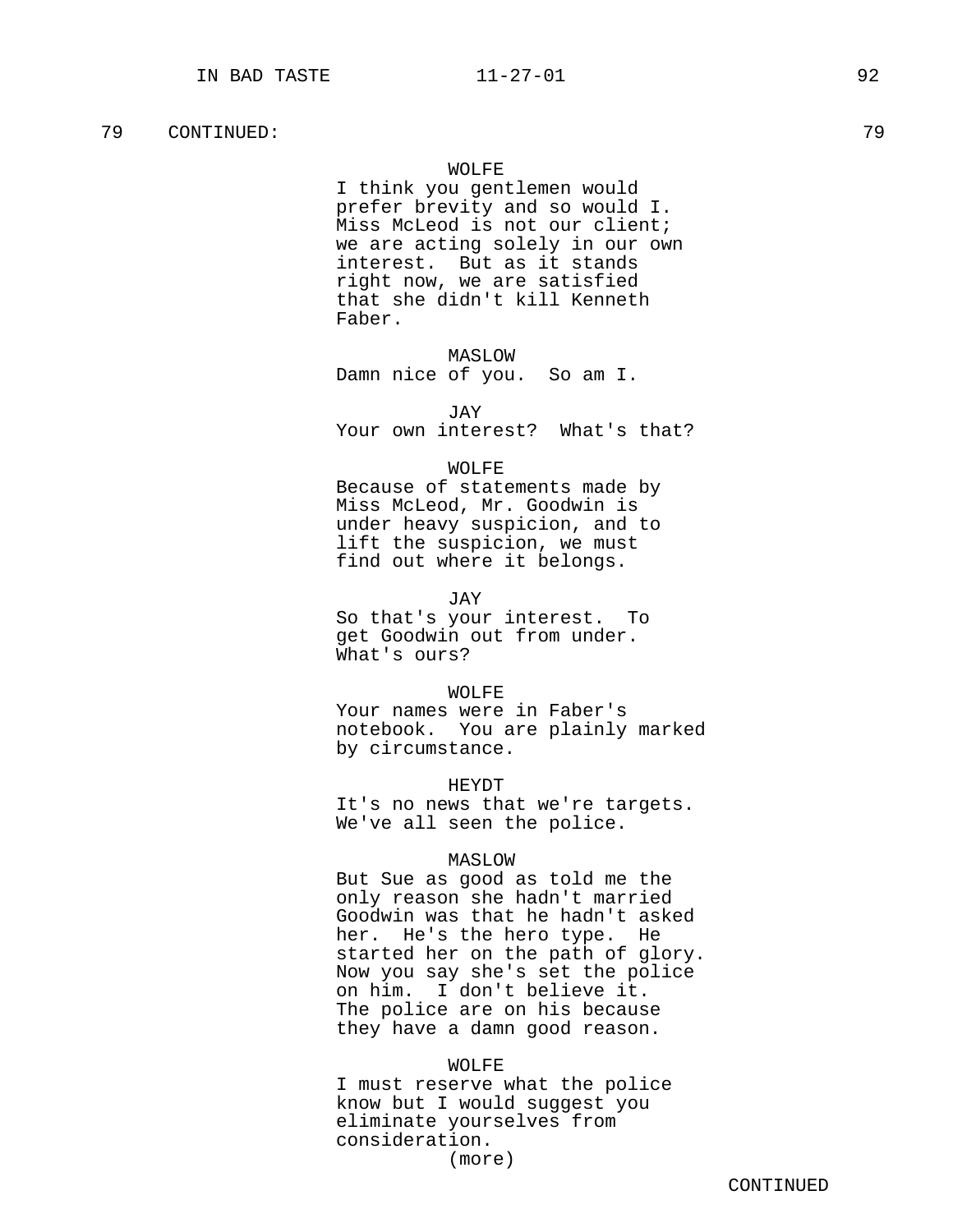79 CONTINUED: 79

WOLFE
I think you gentlemen would prefer brevity and so would I. Miss McLeod is not our client; we are acting solely in our own interest. But as it stands right now, we are satisfied that she didn't kill Kenneth Faber.

MASLOW
Damn nice of you. So am I.

JAY
Your own interest? What's that?

WOLFE
Because of statements made by Miss McLeod, Mr. Goodwin is under heavy suspicion, and to lift the suspicion, we must find out where it belongs.

JAY
So that's your interest. To get Goodwin out from under. What's ours?

WOLFE
Your names were in Faber's notebook. You are plainly marked by circumstance.

HEYDT
It's no news that we're targets. We've all seen the police.

MASLOW
But Sue as good as told me the only reason she hadn't married Goodwin was that he hadn't asked her. He's the hero type. He started her on the path of glory. Now you say she's set the police on him. I don't believe it. The police are on his because they have a damn good reason.

WOLFE
I must reserve what the police know but I would suggest you eliminate yourselves from consideration.
(more)

CONTINUED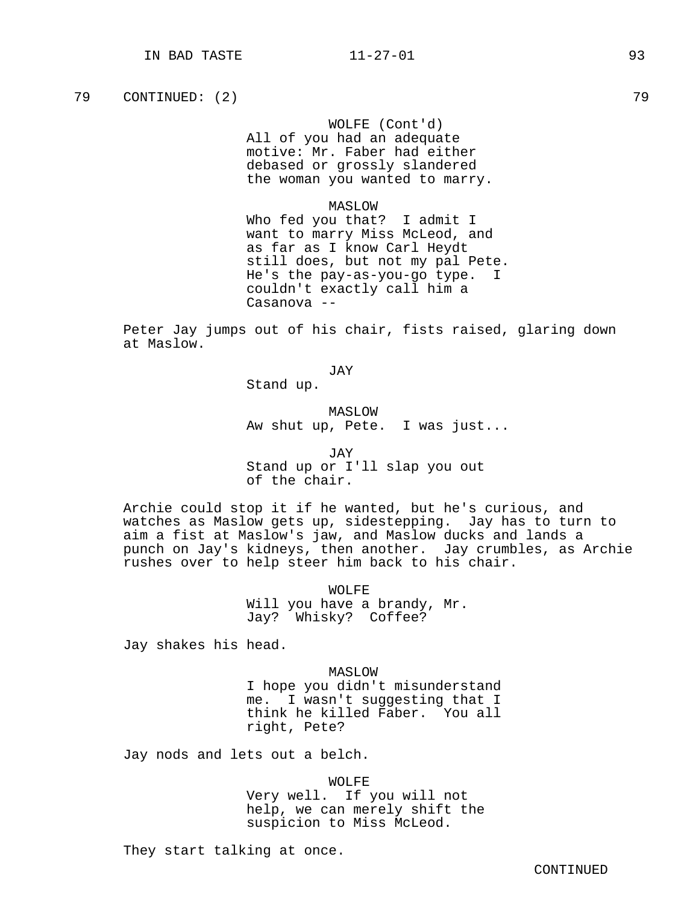79 CONTINUED: (2) 79

WOLFE (Cont'd)
All of you had an adequate motive: Mr. Faber had either debased or grossly slandered the woman you wanted to marry.

MASLOW
Who fed you that? I admit I want to marry Miss McLeod, and as far as I know Carl Heydt still does, but not my pal Pete. He's the pay-as-you-go type. I couldn't exactly call him a Casanova --

Peter Jay jumps out of his chair, fists raised, glaring down at Maslow.

JAY
Stand up.

MASLOW
Aw shut up, Pete. I was just...

JAY
Stand up or I'll slap you out of the chair.

Archie could stop it if he wanted, but he's curious, and watches as Maslow gets up, sidestepping. Jay has to turn to aim a fist at Maslow's jaw, and Maslow ducks and lands a punch on Jay's kidneys, then another. Jay crumbles, as Archie rushes over to help steer him back to his chair.

WOLFE
Will you have a brandy, Mr. Jay? Whisky? Coffee?

Jay shakes his head.

MASLOW
I hope you didn't misunderstand me. I wasn't suggesting that I think he killed Faber. You all right, Pete?

Jay nods and lets out a belch.

WOLFE
Very well. If you will not help, we can merely shift the suspicion to Miss McLeod.

They start talking at once.

CONTINUED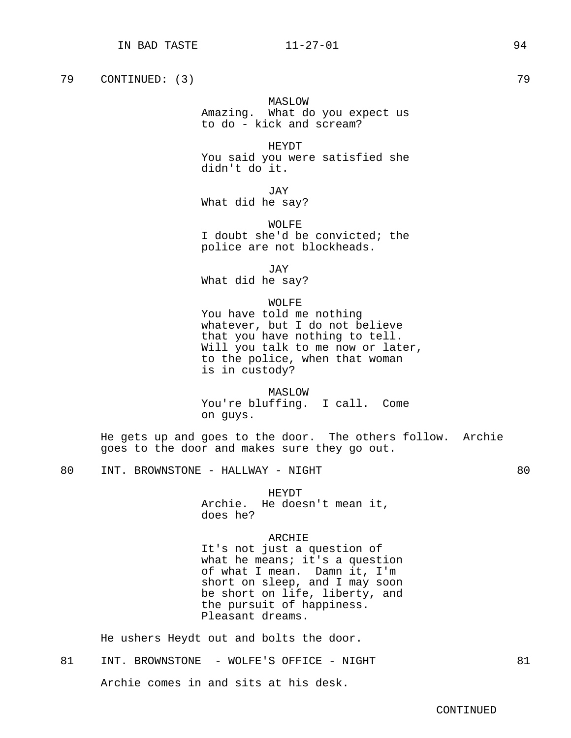79 CONTINUED: (3) 79

MASLOW
Amazing. What do you expect us to do - kick and scream?

HEYDT
You said you were satisfied she didn't do it.

JAY
What did he say?

WOLFE
I doubt she'd be convicted; the police are not blockheads.

JAY
What did he say?

WOLFE
You have told me nothing whatever, but I do not believe that you have nothing to tell. Will you talk to me now or later, to the police, when that woman is in custody?

MASLOW
You're bluffing. I call. Come on guys.

He gets up and goes to the door. The others follow. Archie goes to the door and makes sure they go out.

80 INT. BROWNSTONE - HALLWAY - NIGHT 80

HEYDT
Archie. He doesn't mean it, does he?

ARCHIE
It's not just a question of what he means; it's a question of what I mean. Damn it, I'm short on sleep, and I may soon be short on life, liberty, and the pursuit of happiness. Pleasant dreams.

He ushers Heydt out and bolts the door.

81 INT. BROWNSTONE - WOLFE'S OFFICE - NIGHT 81

Archie comes in and sits at his desk.

CONTINUED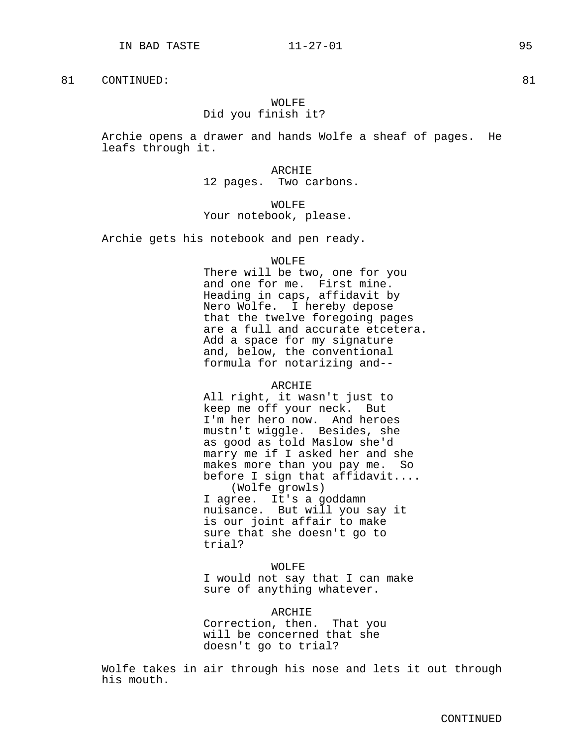81 CONTINUED: 81

WOLFE
Did you finish it?

Archie opens a drawer and hands Wolfe a sheaf of pages. He leafs through it.

ARCHIE
12 pages. Two carbons.

WOLFE
Your notebook, please.

Archie gets his notebook and pen ready.

WOLFE
There will be two, one for you and one for me. First mine. Heading in caps, affidavit by Nero Wolfe. I hereby depose that the twelve foregoing pages are a full and accurate etcetera. Add a space for my signature and, below, the conventional formula for notarizing and--

ARCHIE
All right, it wasn't just to keep me off your neck. But I'm her hero now. And heroes mustn't wiggle. Besides, she as good as told Maslow she'd marry me if I asked her and she makes more than you pay me. So before I sign that affidavit....
(Wolfe growls)
I agree. It's a goddamn nuisance. But will you say it is our joint affair to make sure that she doesn't go to trial?

WOLFE
I would not say that I can make sure of anything whatever.

ARCHIE
Correction, then. That you will be concerned that she doesn't go to trial?

Wolfe takes in air through his nose and lets it out through his mouth.

CONTINUED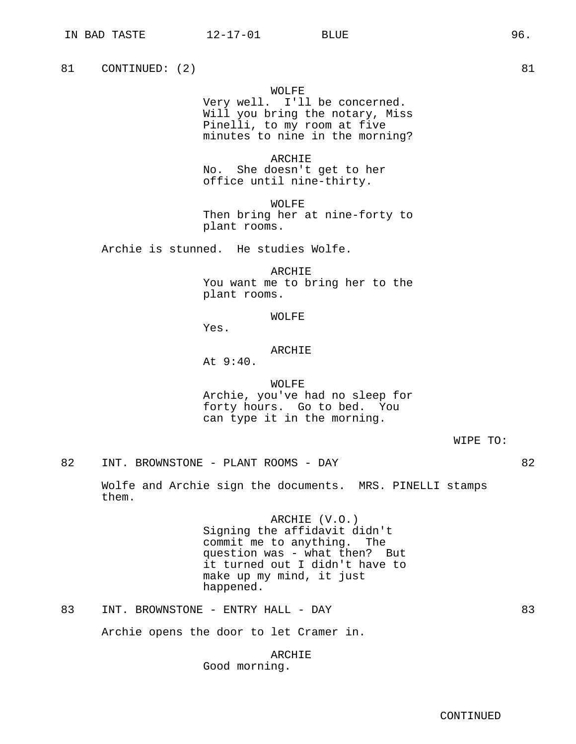81 CONTINUED: (2) 81

WOLFE
Very well. I'll be concerned. Will you bring the notary, Miss Pinelli, to my room at five minutes to nine in the morning?

ARCHIE
No. She doesn't get to her office until nine-thirty.

WOLFE
Then bring her at nine-forty to plant rooms.

Archie is stunned. He studies Wolfe.

ARCHIE
You want me to bring her to the plant rooms.

WOLFE
Yes.

ARCHIE
At 9:40.

WOLFE
Archie, you've had no sleep for forty hours. Go to bed. You can type it in the morning.

WIPE TO:

82 INT. BROWNSTONE - PLANT ROOMS - DAY 82

Wolfe and Archie sign the documents. MRS. PINELLI stamps them.

ARCHIE (V.O.)
Signing the affidavit didn't commit me to anything. The question was - what then? But it turned out I didn't have to make up my mind, it just happened.

83 INT. BROWNSTONE - ENTRY HALL - DAY 83

Archie opens the door to let Cramer in.

ARCHIE
Good morning.

CONTINUED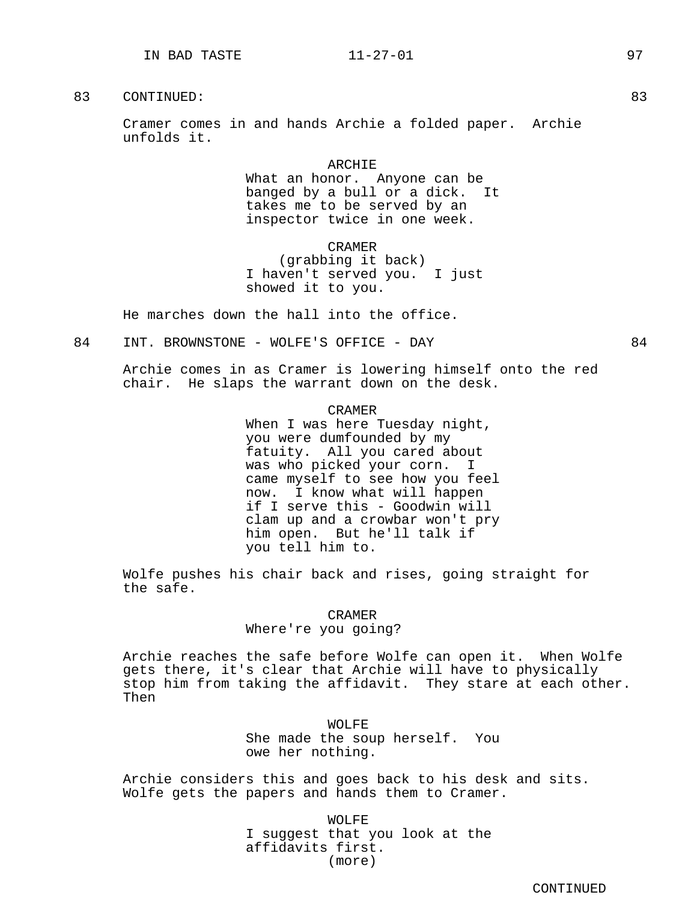83 CONTINUED: 83

Cramer comes in and hands Archie a folded paper. Archie unfolds it.

ARCHIE
What an honor. Anyone can be banged by a bull or a dick. It takes me to be served by an inspector twice in one week.

CRAMER
(grabbing it back)
I haven't served you. I just showed it to you.

He marches down the hall into the office.

84 INT. BROWNSTONE - WOLFE'S OFFICE - DAY 84

Archie comes in as Cramer is lowering himself onto the red chair. He slaps the warrant down on the desk.

CRAMER
When I was here Tuesday night, you were dumfounded by my fatuity. All you cared about was who picked your corn. I came myself to see how you feel now. I know what will happen if I serve this - Goodwin will clam up and a crowbar won't pry him open. But he'll talk if you tell him to.

Wolfe pushes his chair back and rises, going straight for the safe.

CRAMER
Where're you going?

Archie reaches the safe before Wolfe can open it. When Wolfe gets there, it's clear that Archie will have to physically stop him from taking the affidavit. They stare at each other. Then

WOLFE
She made the soup herself. You owe her nothing.

Archie considers this and goes back to his desk and sits. Wolfe gets the papers and hands them to Cramer.

WOLFE
I suggest that you look at the affidavits first.
(more)

CONTINUED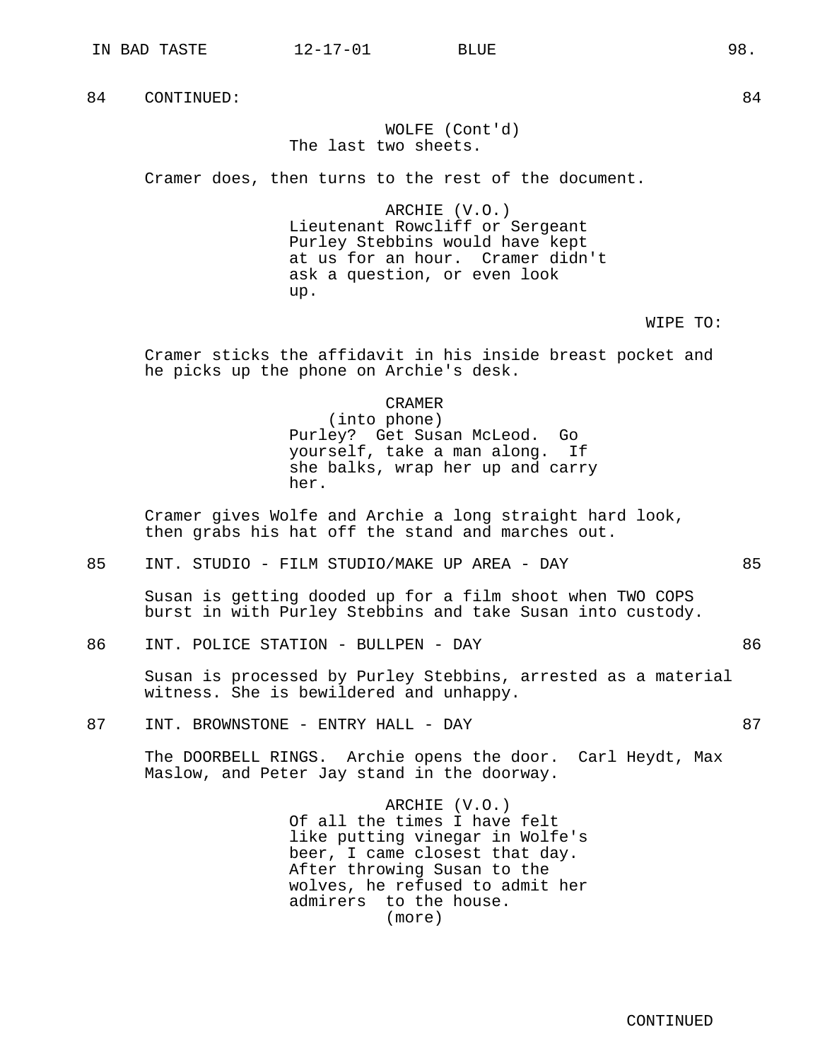84 CONTINUED: 84

WOLFE (Cont'd)
The last two sheets.

Cramer does, then turns to the rest of the document.

ARCHIE (V.O.)
Lieutenant Rowcliff or Sergeant Purley Stebbins would have kept at us for an hour. Cramer didn't ask a question, or even look up.

WIPE TO:

Cramer sticks the affidavit in his inside breast pocket and he picks up the phone on Archie's desk.

CRAMER
(into phone)
Purley? Get Susan McLeod. Go yourself, take a man along. If she balks, wrap her up and carry her.

Cramer gives Wolfe and Archie a long straight hard look, then grabs his hat off the stand and marches out.

85 INT. STUDIO - FILM STUDIO/MAKE UP AREA - DAY 85

Susan is getting dooded up for a film shoot when TWO COPS burst in with Purley Stebbins and take Susan into custody.

86 INT. POLICE STATION - BULLPEN - DAY 86

Susan is processed by Purley Stebbins, arrested as a material witness. She is bewildered and unhappy.

87 INT. BROWNSTONE - ENTRY HALL - DAY 87

The DOORBELL RINGS. Archie opens the door. Carl Heydt, Max Maslow, and Peter Jay stand in the doorway.

ARCHIE (V.O.)
Of all the times I have felt like putting vinegar in Wolfe's beer, I came closest that day. After throwing Susan to the wolves, he refused to admit her admirers to the house.
(more)

CONTINUED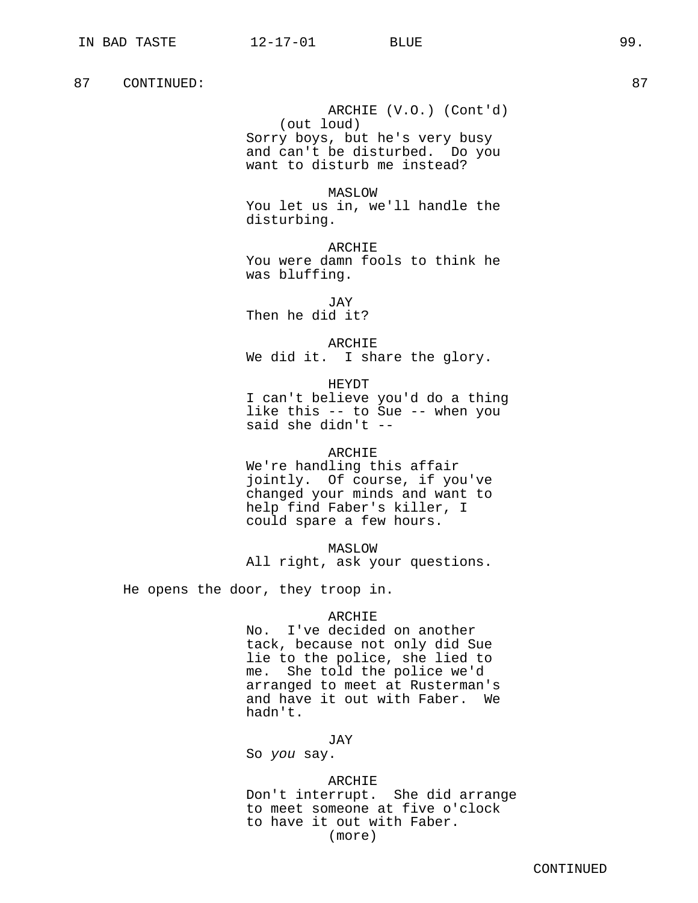87 CONTINUED: 87

ARCHIE (V.O.) (Cont'd)
(out loud)
Sorry boys, but he's very busy and can't be disturbed. Do you want to disturb me instead?

MASLOW
You let us in, we'll handle the disturbing.

ARCHIE
You were damn fools to think he was bluffing.

JAY
Then he did it?

ARCHIE
We did it. I share the glory.

HEYDT
I can't believe you'd do a thing like this -- to Sue -- when you said she didn't --

ARCHIE
We're handling this affair jointly. Of course, if you've changed your minds and want to help find Faber's killer, I could spare a few hours.

MASLOW
All right, ask your questions.

He opens the door, they troop in.

ARCHIE
No. I've decided on another tack, because not only did Sue lie to the police, she lied to me. She told the police we'd arranged to meet at Rusterman's and have it out with Faber. We hadn't.

JAY
So *you* say.

ARCHIE
Don't interrupt. She did arrange to meet someone at five o'clock to have it out with Faber.
(more)

CONTINUED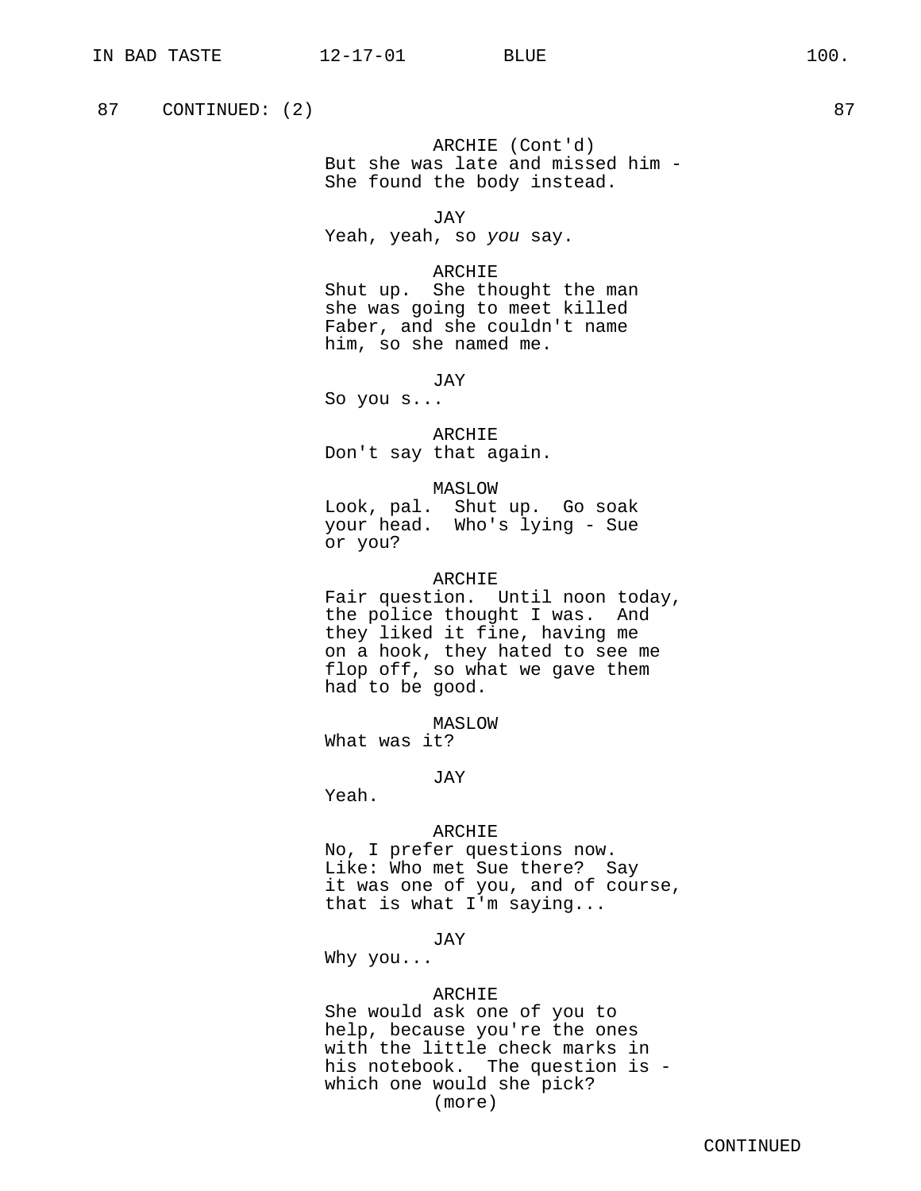87 CONTINUED: (2) 87

ARCHIE (Cont'd)
But she was late and missed him -
She found the body instead.

JAY
Yeah, yeah, so *you* say.

ARCHIE
Shut up. She thought the man
she was going to meet killed
Faber, and she couldn't name
him, so she named me.

JAY
So you s...

ARCHIE
Don't say that again.

MASLOW
Look, pal. Shut up. Go soak
your head. Who's lying - Sue
or you?

ARCHIE
Fair question. Until noon today,
the police thought I was. And
they liked it fine, having me
on a hook, they hated to see me
flop off, so what we gave them
had to be good.

MASLOW
What was it?

JAY
Yeah.

ARCHIE
No, I prefer questions now.
Like: Who met Sue there? Say
it was one of you, and of course,
that is what I'm saying...

JAY
Why you...

ARCHIE
She would ask one of you to
help, because you're the ones
with the little check marks in
his notebook. The question is -
which one would she pick?
(more)

CONTINUED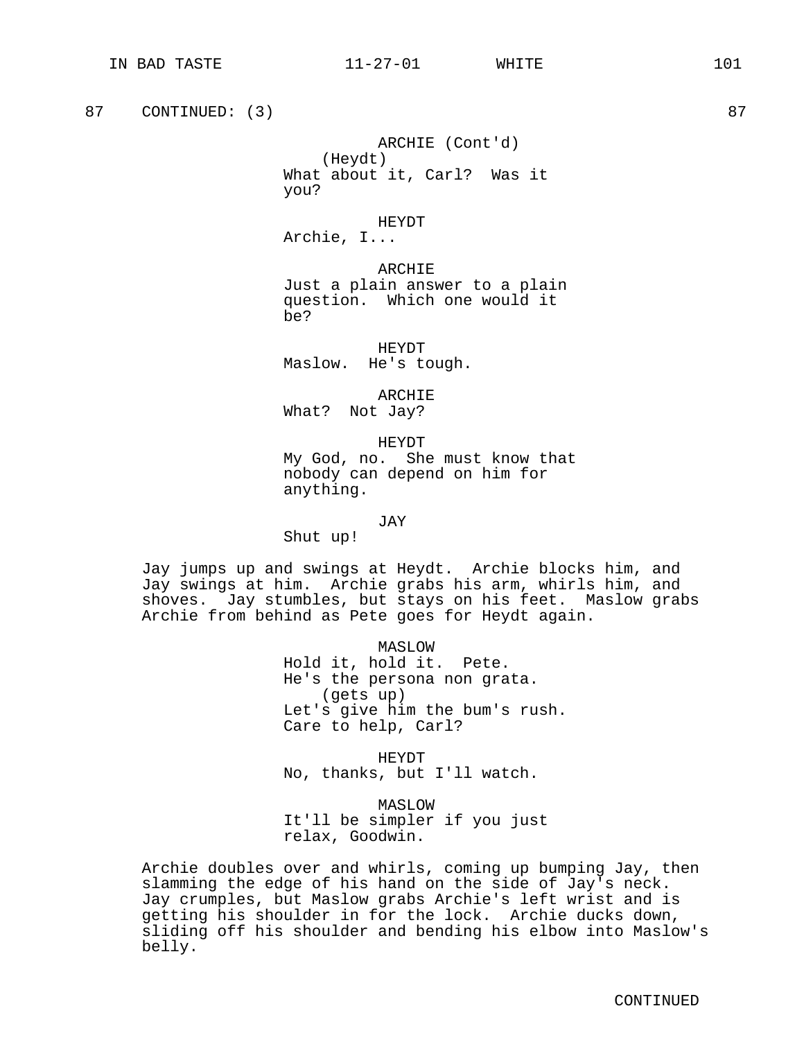87 CONTINUED: (3) 87

ARCHIE (Cont'd)
(Heydt)
What about it, Carl? Was it you?

HEYDT
Archie, I...

ARCHIE
Just a plain answer to a plain question. Which one would it be?

HEYDT
Maslow. He's tough.

ARCHIE
What? Not Jay?

HEYDT
My God, no. She must know that nobody can depend on him for anything.

JAY
Shut up!

Jay jumps up and swings at Heydt. Archie blocks him, and Jay swings at him. Archie grabs his arm, whirls him, and shoves. Jay stumbles, but stays on his feet. Maslow grabs Archie from behind as Pete goes for Heydt again.

MASLOW
Hold it, hold it. Pete.
He's the persona non grata.
(gets up)
Let's give him the bum's rush.
Care to help, Carl?

HEYDT
No, thanks, but I'll watch.

MASLOW
It'll be simpler if you just relax, Goodwin.

Archie doubles over and whirls, coming up bumping Jay, then slamming the edge of his hand on the side of Jay's neck. Jay crumples, but Maslow grabs Archie's left wrist and is getting his shoulder in for the lock. Archie ducks down, sliding off his shoulder and bending his elbow into Maslow's belly.

CONTINUED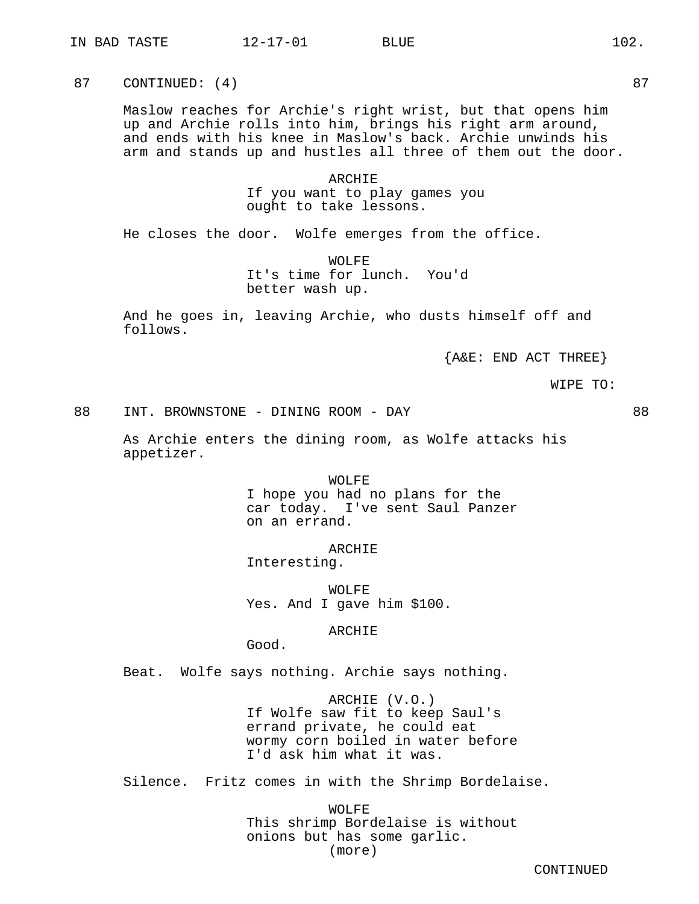87 CONTINUED: (4) 87

Maslow reaches for Archie's right wrist, but that opens him up and Archie rolls into him, brings his right arm around, and ends with his knee in Maslow's back. Archie unwinds his arm and stands up and hustles all three of them out the door.

ARCHIE
If you want to play games you ought to take lessons.

He closes the door. Wolfe emerges from the office.

WOLFE
It's time for lunch. You'd better wash up.

And he goes in, leaving Archie, who dusts himself off and follows.

{A&E: END ACT THREE}

WIPE TO:

88 INT. BROWNSTONE - DINING ROOM - DAY 88

As Archie enters the dining room, as Wolfe attacks his appetizer.

WOLFE
I hope you had no plans for the car today. I've sent Saul Panzer on an errand.

ARCHIE
Interesting.

WOLFE
Yes. And I gave him $100.

ARCHIE
Good.

Beat. Wolfe says nothing. Archie says nothing.

ARCHIE (V.O.)
If Wolfe saw fit to keep Saul's errand private, he could eat wormy corn boiled in water before I'd ask him what it was.

Silence. Fritz comes in with the Shrimp Bordelaise.

WOLFE
This shrimp Bordelaise is without onions but has some garlic.
(more)

CONTINUED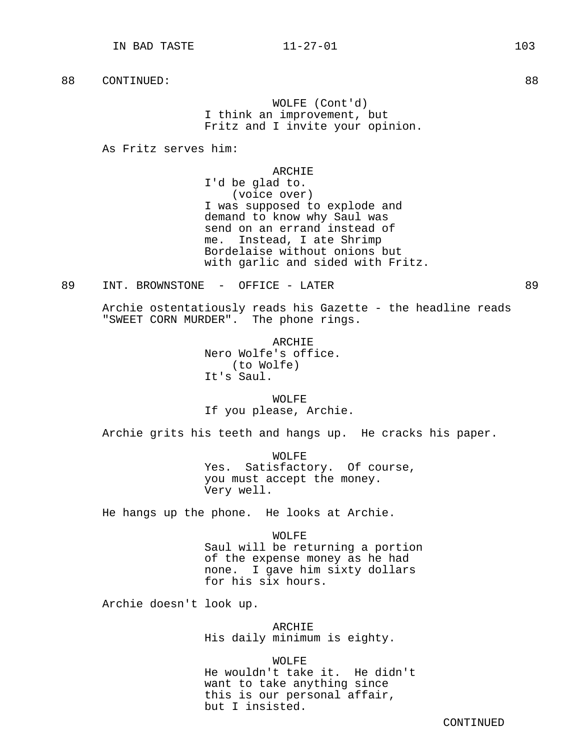88 CONTINUED: 88

WOLFE (Cont'd)
I think an improvement, but Fritz and I invite your opinion.

As Fritz serves him:

ARCHIE
I'd be glad to.
(voice over)
I was supposed to explode and demand to know why Saul was send on an errand instead of me. Instead, I ate Shrimp Bordelaise without onions but with garlic and sided with Fritz.

89 INT. BROWNSTONE - OFFICE - LATER 89

Archie ostentatiously reads his Gazette - the headline reads "SWEET CORN MURDER". The phone rings.

ARCHIE
Nero Wolfe's office.
(to Wolfe)
It's Saul.

WOLFE
If you please, Archie.

Archie grits his teeth and hangs up. He cracks his paper.

WOLFE
Yes. Satisfactory. Of course, you must accept the money. Very well.

He hangs up the phone. He looks at Archie.

WOLFE
Saul will be returning a portion of the expense money as he had none. I gave him sixty dollars for his six hours.

Archie doesn't look up.

ARCHIE
His daily minimum is eighty.

WOLFE
He wouldn't take it. He didn't want to take anything since this is our personal affair, but I insisted.

CONTINUED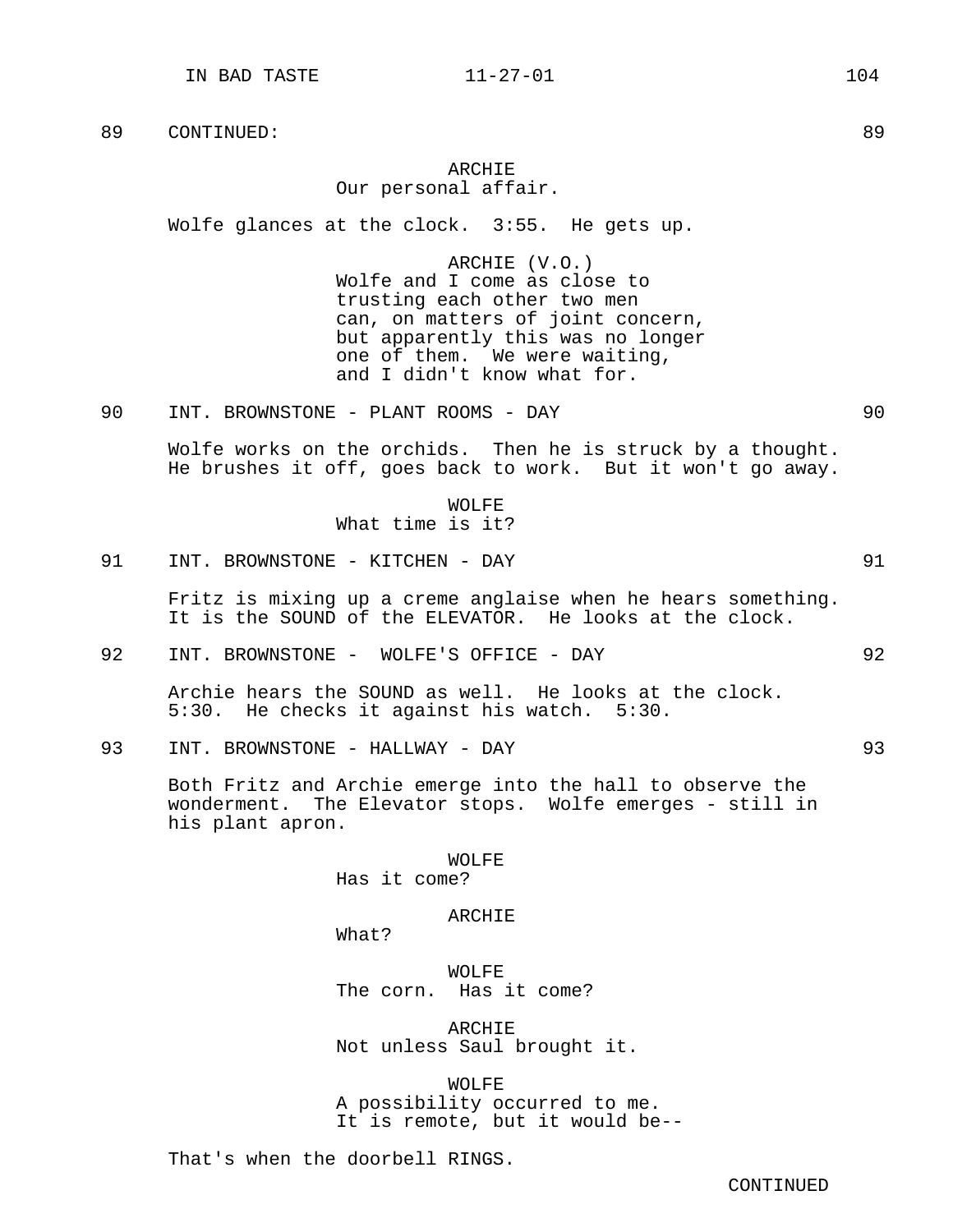89 CONTINUED: 89

ARCHIE
Our personal affair.

Wolfe glances at the clock. 3:55. He gets up.

ARCHIE (V.O.)
Wolfe and I come as close to
trusting each other two men
can, on matters of joint concern,
but apparently this was no longer
one of them. We were waiting,
and I didn't know what for.

90 INT. BROWNSTONE - PLANT ROOMS - DAY 90

Wolfe works on the orchids. Then he is struck by a thought.
He brushes it off, goes back to work. But it won't go away.

WOLFE
What time is it?

91 INT. BROWNSTONE - KITCHEN - DAY 91

Fritz is mixing up a creme anglaise when he hears something.
It is the SOUND of the ELEVATOR. He looks at the clock.

92 INT. BROWNSTONE - WOLFE'S OFFICE - DAY 92

Archie hears the SOUND as well. He looks at the clock.
5:30. He checks it against his watch. 5:30.

93 INT. BROWNSTONE - HALLWAY - DAY 93

Both Fritz and Archie emerge into the hall to observe the
wonderment. The Elevator stops. Wolfe emerges - still in
his plant apron.

WOLFE
Has it come?

ARCHIE
What?

WOLFE
The corn. Has it come?

ARCHIE
Not unless Saul brought it.

WOLFE
A possibility occurred to me.
It is remote, but it would be--

That's when the doorbell RINGS.

CONTINUED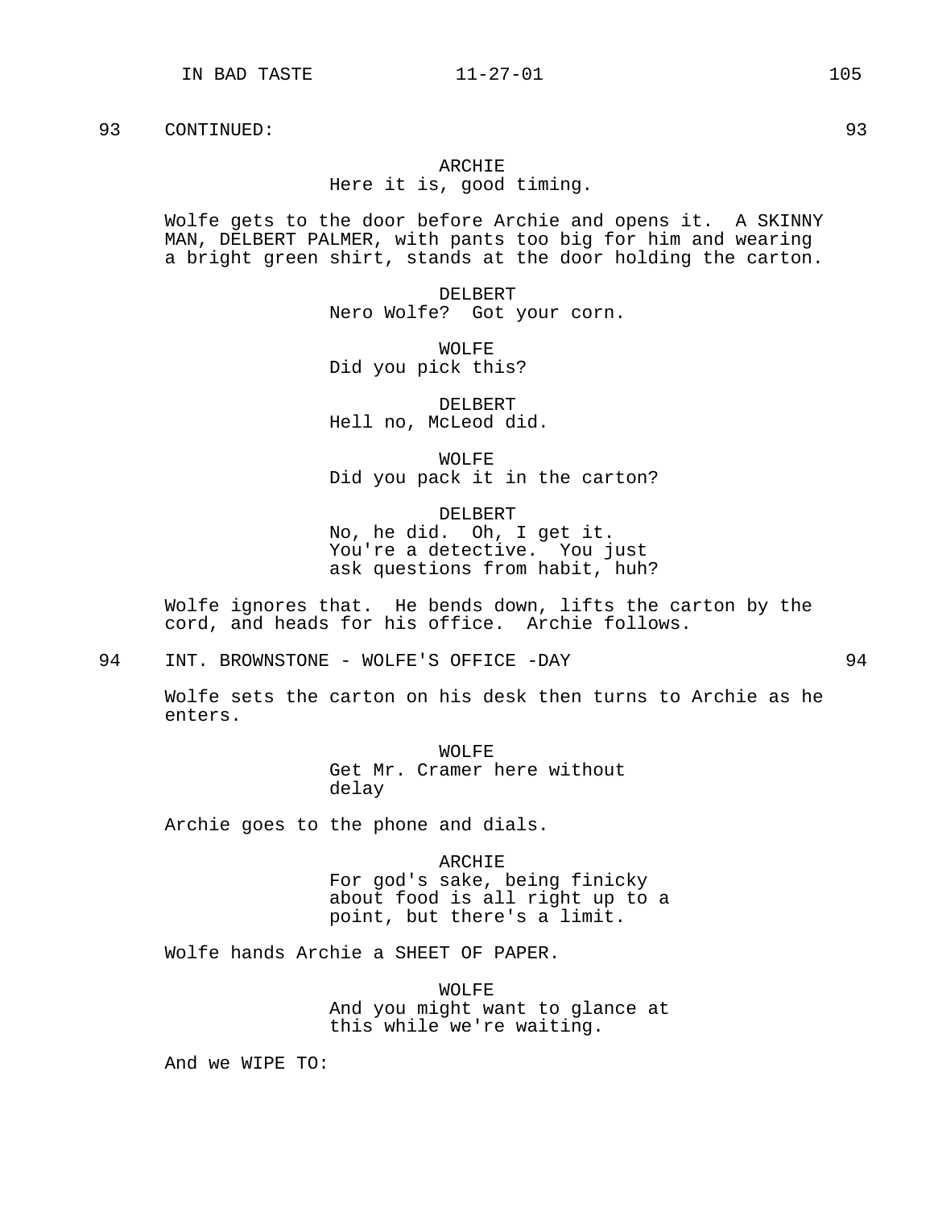93 CONTINUED: 93

ARCHIE
Here it is, good timing.

Wolfe gets to the door before Archie and opens it. A SKINNY MAN, DELBERT PALMER, with pants too big for him and wearing a bright green shirt, stands at the door holding the carton.

DELBERT
Nero Wolfe? Got your corn.

WOLFE
Did you pick this?

DELBERT
Hell no, McLeod did.

WOLFE
Did you pack it in the carton?

DELBERT
No, he did. Oh, I get it. You're a detective. You just ask questions from habit, huh?

Wolfe ignores that. He bends down, lifts the carton by the cord, and heads for his office. Archie follows.

94 INT. BROWNSTONE - WOLFE'S OFFICE -DAY 94

Wolfe sets the carton on his desk then turns to Archie as he enters.

WOLFE
Get Mr. Cramer here without delay

Archie goes to the phone and dials.

ARCHIE
For god's sake, being finicky about food is all right up to a point, but there's a limit.

Wolfe hands Archie a SHEET OF PAPER.

WOLFE
And you might want to glance at this while we're waiting.

And we WIPE TO: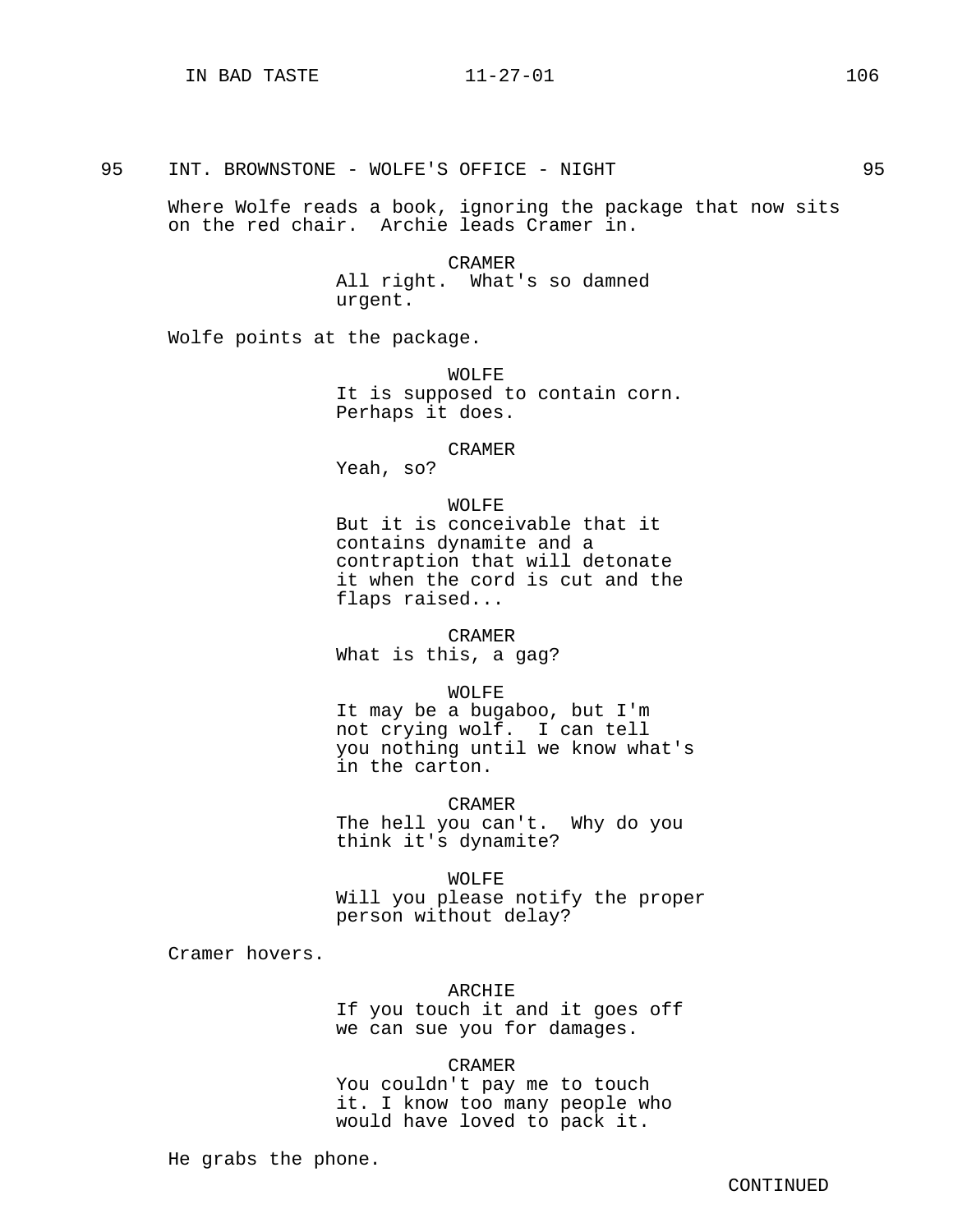95 INT. BROWNSTONE - WOLFE'S OFFICE - NIGHT 95

Where Wolfe reads a book, ignoring the package that now sits on the red chair. Archie leads Cramer in.

CRAMER
All right. What's so damned urgent.

Wolfe points at the package.

WOLFE
It is supposed to contain corn. Perhaps it does.

CRAMER
Yeah, so?

WOLFE
But it is conceivable that it contains dynamite and a contraption that will detonate it when the cord is cut and the flaps raised...

CRAMER
What is this, a gag?

WOLFE
It may be a bugaboo, but I'm not crying wolf. I can tell you nothing until we know what's in the carton.

CRAMER
The hell you can't. Why do you think it's dynamite?

WOLFE
Will you please notify the proper person without delay?

Cramer hovers.

ARCHIE
If you touch it and it goes off we can sue you for damages.

CRAMER
You couldn't pay me to touch it. I know too many people who would have loved to pack it.

He grabs the phone.

CONTINUED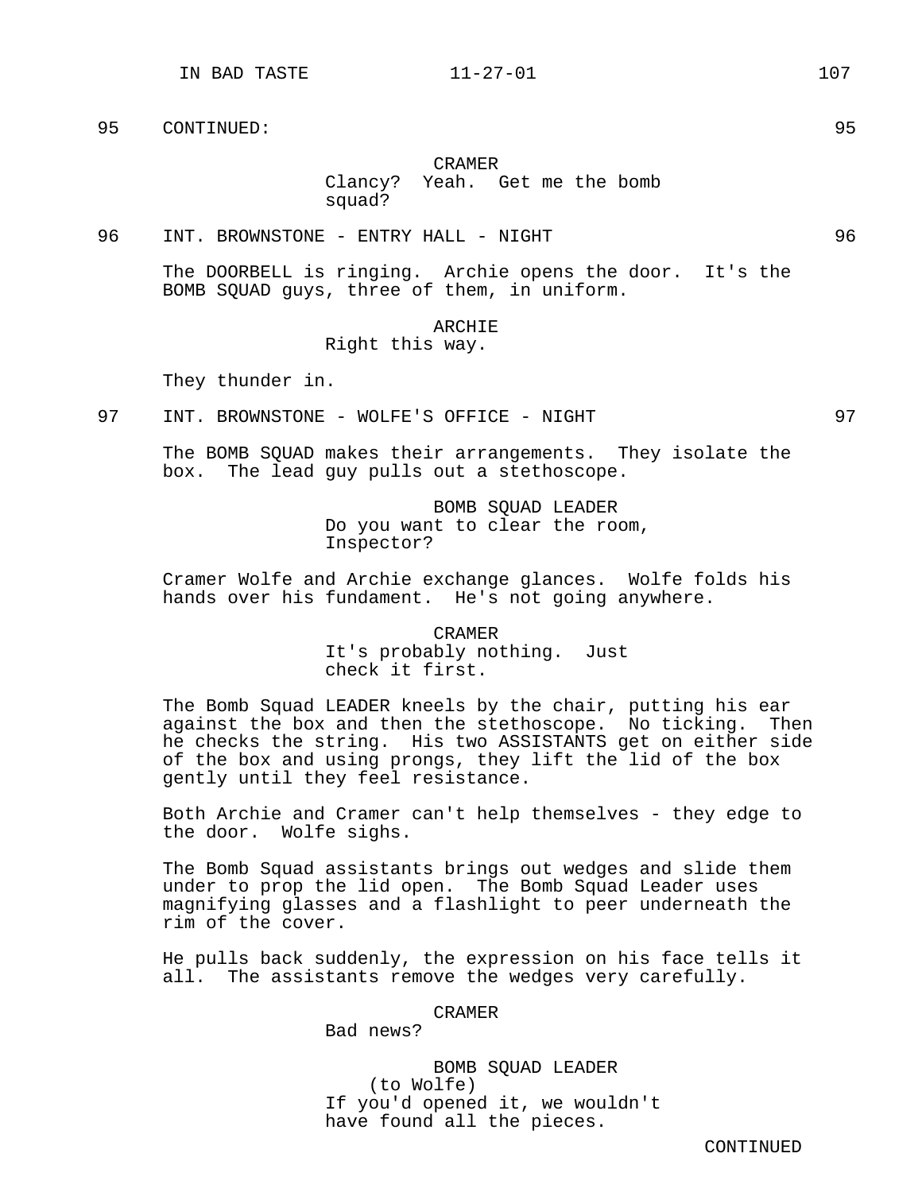95 CONTINUED: 95

CRAMER
Clancy? Yeah. Get me the bomb squad?

96 INT. BROWNSTONE - ENTRY HALL - NIGHT 96

The DOORBELL is ringing. Archie opens the door. It's the BOMB SQUAD guys, three of them, in uniform.

ARCHIE
Right this way.

They thunder in.

97 INT. BROWNSTONE - WOLFE'S OFFICE - NIGHT 97

The BOMB SQUAD makes their arrangements. They isolate the box. The lead guy pulls out a stethoscope.

BOMB SQUAD LEADER
Do you want to clear the room, Inspector?

Cramer Wolfe and Archie exchange glances. Wolfe folds his hands over his fundament. He's not going anywhere.

CRAMER
It's probably nothing. Just check it first.

The Bomb Squad LEADER kneels by the chair, putting his ear against the box and then the stethoscope. No ticking. Then he checks the string. His two ASSISTANTS get on either side of the box and using prongs, they lift the lid of the box gently until they feel resistance.

Both Archie and Cramer can't help themselves - they edge to the door. Wolfe sighs.

The Bomb Squad assistants brings out wedges and slide them under to prop the lid open. The Bomb Squad Leader uses magnifying glasses and a flashlight to peer underneath the rim of the cover.

He pulls back suddenly, the expression on his face tells it all. The assistants remove the wedges very carefully.

CRAMER
Bad news?

BOMB SQUAD LEADER
(to Wolfe)
If you'd opened it, we wouldn't have found all the pieces.

CONTINUED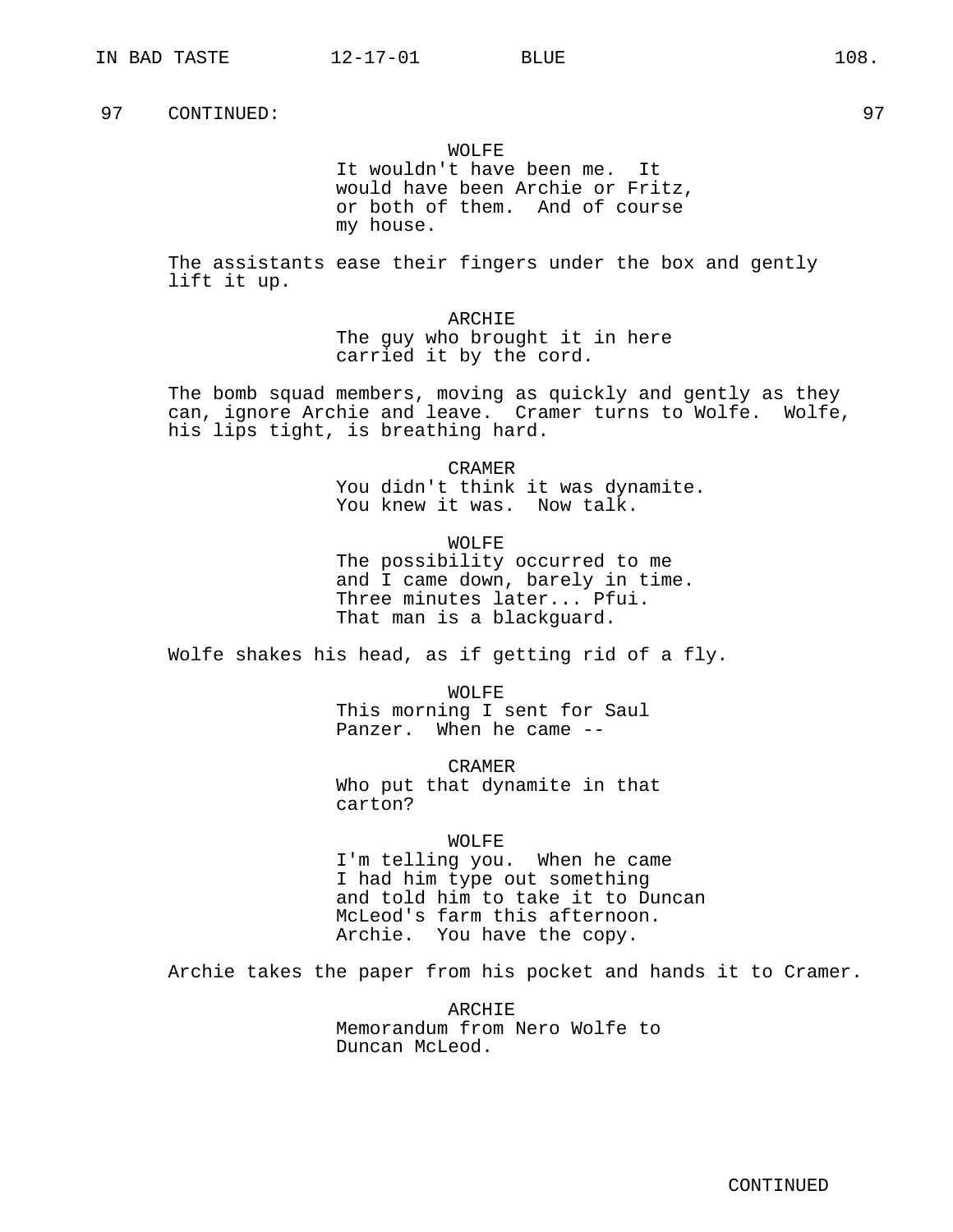97 CONTINUED: 97

WOLFE
It wouldn't have been me. It would have been Archie or Fritz, or both of them. And of course my house.

The assistants ease their fingers under the box and gently lift it up.

ARCHIE
The guy who brought it in here carried it by the cord.

The bomb squad members, moving as quickly and gently as they can, ignore Archie and leave. Cramer turns to Wolfe. Wolfe, his lips tight, is breathing hard.

CRAMER
You didn't think it was dynamite. You knew it was. Now talk.

WOLFE
The possibility occurred to me and I came down, barely in time. Three minutes later... Pfui. That man is a blackguard.

Wolfe shakes his head, as if getting rid of a fly.

WOLFE
This morning I sent for Saul Panzer. When he came --

CRAMER
Who put that dynamite in that carton?

WOLFE
I'm telling you. When he came I had him type out something and told him to take it to Duncan McLeod's farm this afternoon. Archie. You have the copy.

Archie takes the paper from his pocket and hands it to Cramer.

ARCHIE
Memorandum from Nero Wolfe to Duncan McLeod.

CONTINUED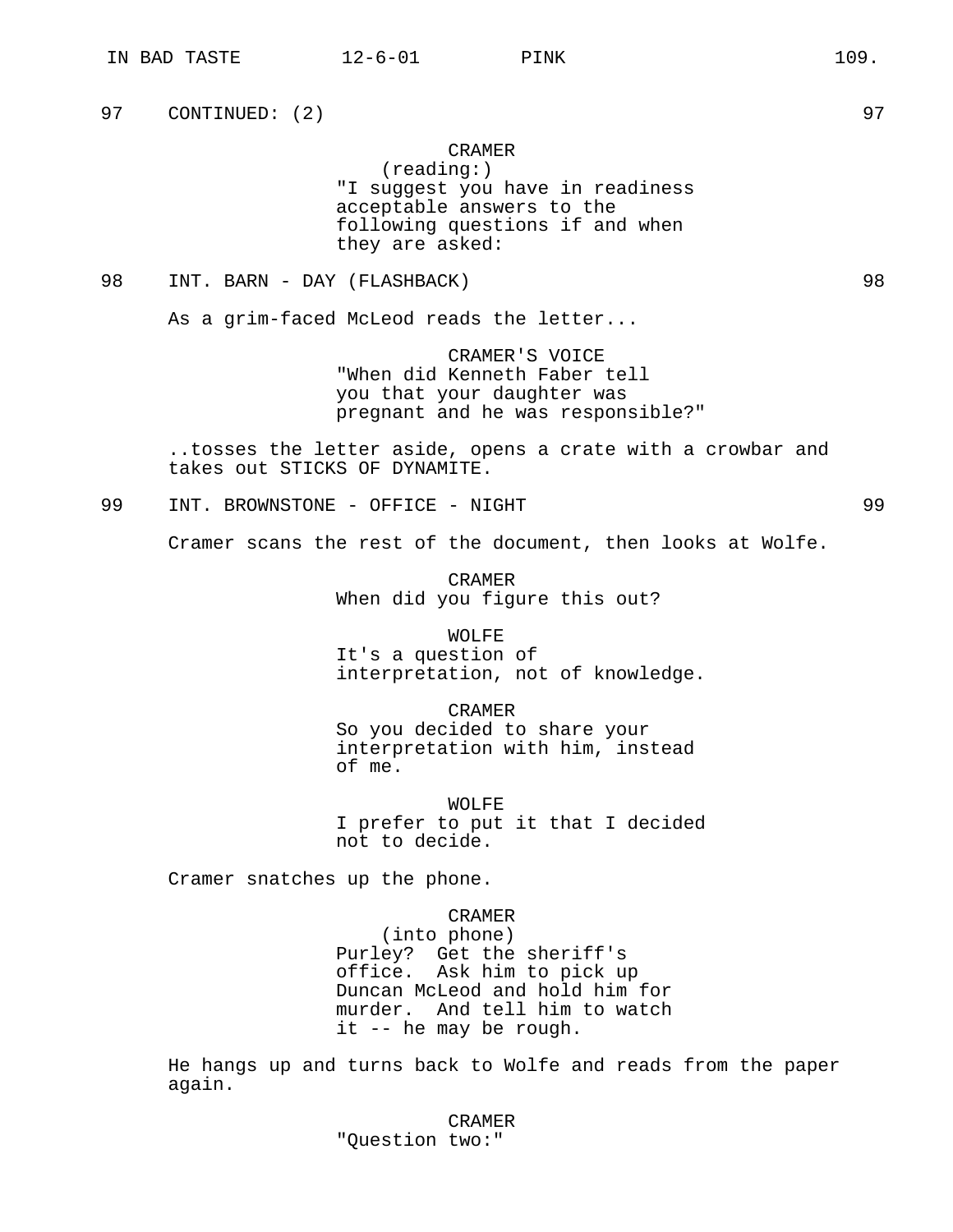97 CONTINUED: (2) 97

CRAMER
(reading:)
"I suggest you have in readiness acceptable answers to the following questions if and when they are asked:

98 INT. BARN - DAY (FLASHBACK) 98

As a grim-faced McLeod reads the letter...

CRAMER'S VOICE
"When did Kenneth Faber tell you that your daughter was pregnant and he was responsible?"

..tosses the letter aside, opens a crate with a crowbar and takes out STICKS OF DYNAMITE.

99 INT. BROWNSTONE - OFFICE - NIGHT 99

Cramer scans the rest of the document, then looks at Wolfe.

CRAMER
When did you figure this out?

WOLFE
It's a question of interpretation, not of knowledge.

CRAMER
So you decided to share your interpretation with him, instead of me.

WOLFE
I prefer to put it that I decided not to decide.

Cramer snatches up the phone.

CRAMER
(into phone)
Purley? Get the sheriff's office. Ask him to pick up Duncan McLeod and hold him for murder. And tell him to watch it -- he may be rough.

He hangs up and turns back to Wolfe and reads from the paper again.

CRAMER
"Question two:"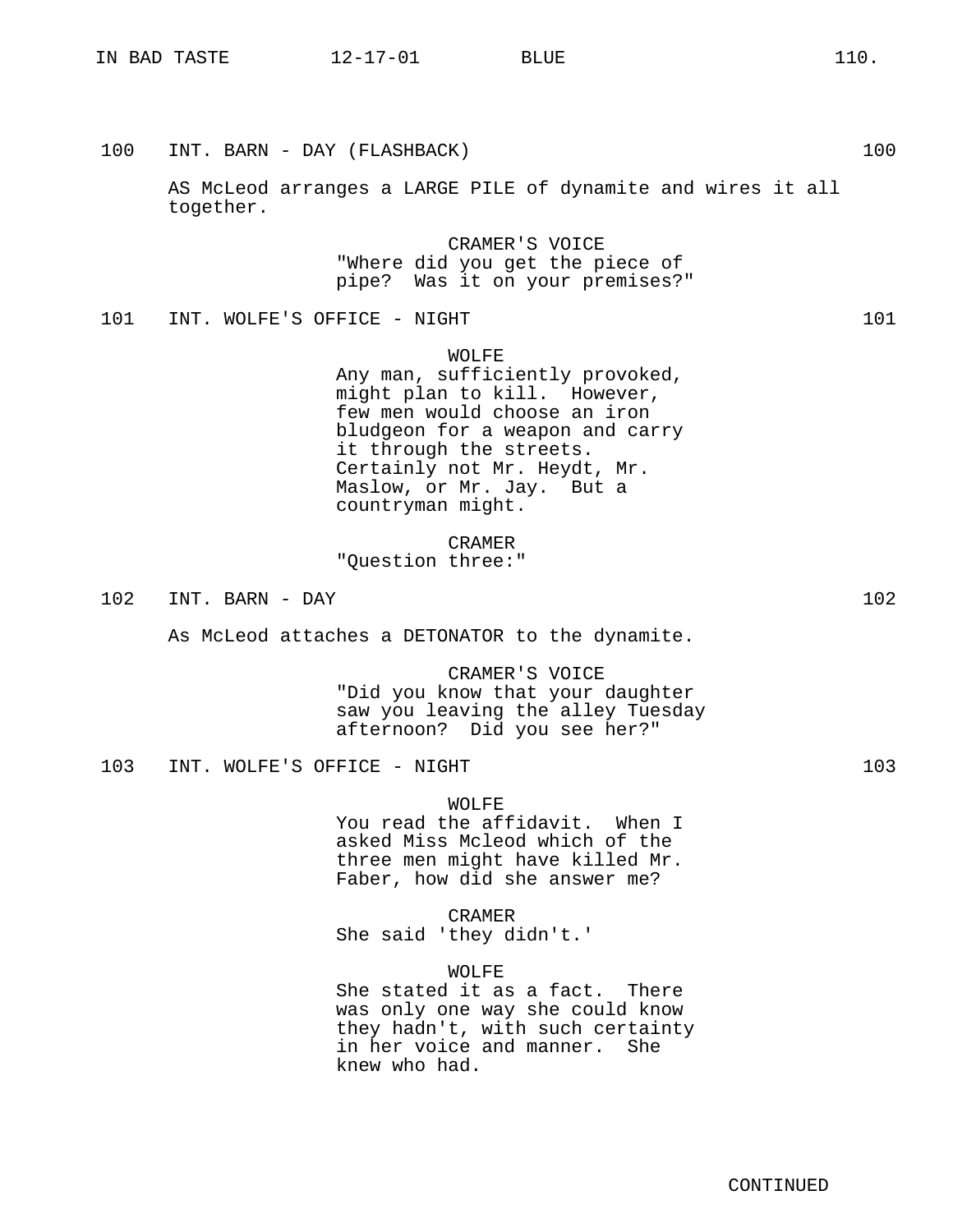100 INT. BARN - DAY (FLASHBACK) 100

AS McLeod arranges a LARGE PILE of dynamite and wires it all together.

CRAMER'S VOICE
"Where did you get the piece of pipe? Was it on your premises?"

101 INT. WOLFE'S OFFICE - NIGHT 101

WOLFE
Any man, sufficiently provoked, might plan to kill. However, few men would choose an iron bludgeon for a weapon and carry it through the streets. Certainly not Mr. Heydt, Mr. Maslow, or Mr. Jay. But a countryman might.

CRAMER
"Question three:"

102 INT. BARN - DAY 102

As McLeod attaches a DETONATOR to the dynamite.

CRAMER'S VOICE
"Did you know that your daughter saw you leaving the alley Tuesday afternoon? Did you see her?"

103 INT. WOLFE'S OFFICE - NIGHT 103

WOLFE
You read the affidavit. When I asked Miss Mcleod which of the three men might have killed Mr. Faber, how did she answer me?

CRAMER
She said 'they didn't.'

WOLFE
She stated it as a fact. There was only one way she could know they hadn't, with such certainty in her voice and manner. She knew who had.

CONTINUED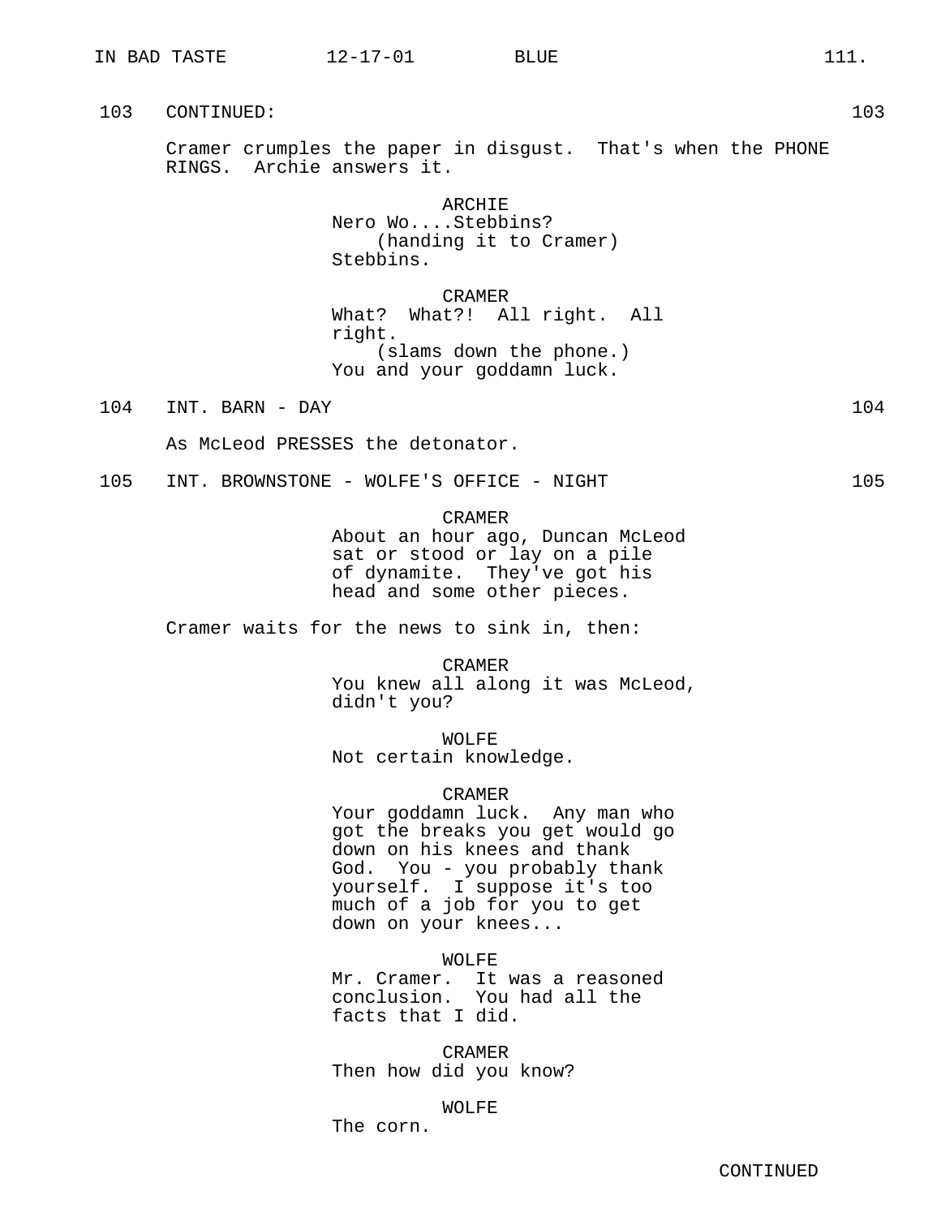103 CONTINUED: 103

Cramer crumples the paper in disgust. That's when the PHONE RINGS. Archie answers it.

ARCHIE
Nero Wo....Stebbins?
(handing it to Cramer)
Stebbins.

CRAMER
What? What?! All right. All right.
(slams down the phone.)
You and your goddamn luck.

104 INT. BARN - DAY 104

As McLeod PRESSES the detonator.

105 INT. BROWNSTONE - WOLFE'S OFFICE - NIGHT 105

CRAMER
About an hour ago, Duncan McLeod sat or stood or lay on a pile of dynamite. They've got his head and some other pieces.

Cramer waits for the news to sink in, then:

CRAMER
You knew all along it was McLeod, didn't you?

WOLFE
Not certain knowledge.

CRAMER
Your goddamn luck. Any man who got the breaks you get would go down on his knees and thank God. You - you probably thank yourself. I suppose it's too much of a job for you to get down on your knees...

WOLFE
Mr. Cramer. It was a reasoned conclusion. You had all the facts that I did.

CRAMER
Then how did you know?

WOLFE
The corn.

CONTINUED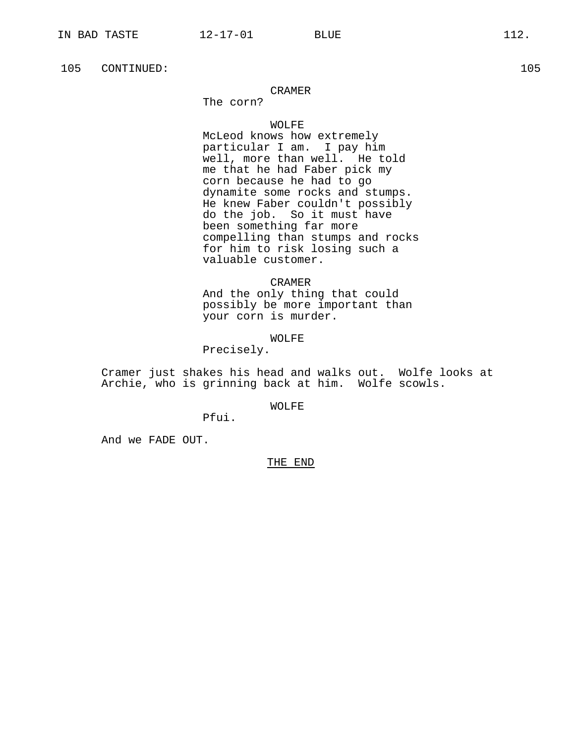105 CONTINUED: 105

CRAMER
The corn?

WOLFE
McLeod knows how extremely particular I am. I pay him well, more than well. He told me that he had Faber pick my corn because he had to go dynamite some rocks and stumps. He knew Faber couldn't possibly do the job. So it must have been something far more compelling than stumps and rocks for him to risk losing such a valuable customer.

CRAMER
And the only thing that could possibly be more important than your corn is murder.

WOLFE
Precisely.

Cramer just shakes his head and walks out. Wolfe looks at Archie, who is grinning back at him. Wolfe scowls.

WOLFE
Pfui.

And we FADE OUT.

THE END